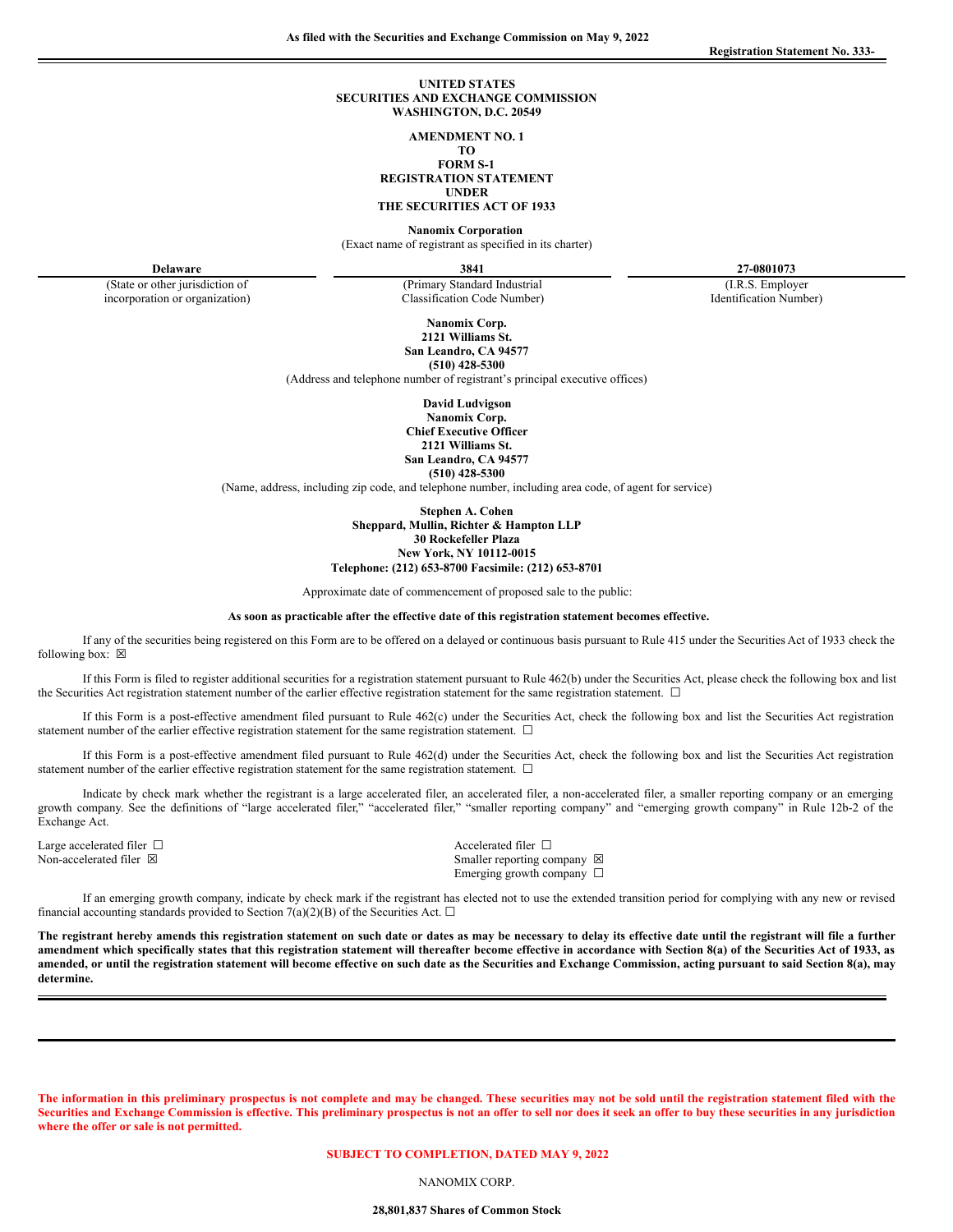**As filed with the Securities and Exchange Commission on May 9, 2022**

**Registration Statement No. 333-**

**UNITED STATES**
**SECURITIES AND EXCHANGE COMMISSION**
**WASHINGTON, D.C. 20549**

**AMENDMENT NO. 1**
**TO**
**FORM S-1**
**REGISTRATION STATEMENT**
**UNDER**
**THE SECURITIES ACT OF 1933**

**Nanomix Corporation**
(Exact name of registrant as specified in its charter)

| **Delaware** | **3841** | **27-0801073** |
|---|---|---|
| (State or other jurisdiction of incorporation or organization) | (Primary Standard Industrial Classification Code Number) | (I.R.S. Employer Identification Number) |

**Nanomix Corp.**
**2121 Williams St.**
**San Leandro, CA 94577**
**(510) 428-5300**
(Address and telephone number of registrant's principal executive offices)

**David Ludvigson**
**Nanomix Corp.**
**Chief Executive Officer**
**2121 Williams St.**
**San Leandro, CA 94577**
**(510) 428-5300**
(Name, address, including zip code, and telephone number, including area code, of agent for service)

**Stephen A. Cohen**
**Sheppard, Mullin, Richter & Hampton LLP**
**30 Rockefeller Plaza**
**New York, NY 10112-0015**
**Telephone: (212) 653-8700 Facsimile: (212) 653-8701**

Approximate date of commencement of proposed sale to the public:

**As soon as practicable after the effective date of this registration statement becomes effective.**

If any of the securities being registered on this Form are to be offered on a delayed or continuous basis pursuant to Rule 415 under the Securities Act of 1933 check the following box: ☒

If this Form is filed to register additional securities for a registration statement pursuant to Rule 462(b) under the Securities Act, please check the following box and list the Securities Act registration statement number of the earlier effective registration statement for the same registration statement. ☐

If this Form is a post-effective amendment filed pursuant to Rule 462(c) under the Securities Act, check the following box and list the Securities Act registration statement number of the earlier effective registration statement for the same registration statement. ☐

If this Form is a post-effective amendment filed pursuant to Rule 462(d) under the Securities Act, check the following box and list the Securities Act registration statement number of the earlier effective registration statement for the same registration statement. ☐

Indicate by check mark whether the registrant is a large accelerated filer, an accelerated filer, a non-accelerated filer, a smaller reporting company or an emerging growth company. See the definitions of "large accelerated filer," "accelerated filer," "smaller reporting company" and "emerging growth company" in Rule 12b-2 of the Exchange Act.

| | |
|---|---|
| Large accelerated filer ☐ | Accelerated filer ☐ |
| Non-accelerated filer ☒ | Smaller reporting company ☒ |
| | Emerging growth company ☐ |

If an emerging growth company, indicate by check mark if the registrant has elected not to use the extended transition period for complying with any new or revised financial accounting standards provided to Section 7(a)(2)(B) of the Securities Act. ☐

**The registrant hereby amends this registration statement on such date or dates as may be necessary to delay its effective date until the registrant will file a further amendment which specifically states that this registration statement will thereafter become effective in accordance with Section 8(a) of the Securities Act of 1933, as amended, or until the registration statement will become effective on such date as the Securities and Exchange Commission, acting pursuant to said Section 8(a), may determine.**

---

**The information in this preliminary prospectus is not complete and may be changed. These securities may not be sold until the registration statement filed with the Securities and Exchange Commission is effective. This preliminary prospectus is not an offer to sell nor does it seek an offer to buy these securities in any jurisdiction where the offer or sale is not permitted.**

**SUBJECT TO COMPLETION, DATED MAY 9, 2022**

NANOMIX CORP.

**28,801,837 Shares of Common Stock**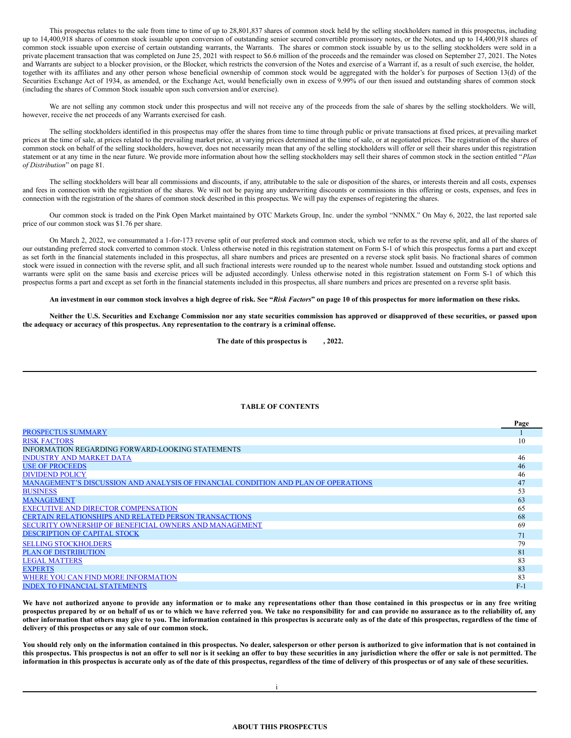This prospectus relates to the sale from time to time of up to 28,801,837 shares of common stock held by the selling stockholders named in this prospectus, including up to 14,400,918 shares of common stock issuable upon conversion of outstanding senior secured convertible promissory notes, or the Notes, and up to 14,400,918 shares of common stock issuable upon exercise of certain outstanding warrants, the Warrants. The shares or common stock issuable by us to the selling stockholders were sold in a private placement transaction that was completed on June 25, 2021 with respect to $6.6 million of the proceeds and the remainder was closed on September 27, 2021. The Notes and Warrants are subject to a blocker provision, or the Blocker, which restricts the conversion of the Notes and exercise of a Warrant if, as a result of such exercise, the holder, together with its affiliates and any other person whose beneficial ownership of common stock would be aggregated with the holder's for purposes of Section 13(d) of the Securities Exchange Act of 1934, as amended, or the Exchange Act, would beneficially own in excess of 9.99% of our then issued and outstanding shares of common stock (including the shares of Common Stock issuable upon such conversion and/or exercise).

We are not selling any common stock under this prospectus and will not receive any of the proceeds from the sale of shares by the selling stockholders. We will, however, receive the net proceeds of any Warrants exercised for cash.

The selling stockholders identified in this prospectus may offer the shares from time to time through public or private transactions at fixed prices, at prevailing market prices at the time of sale, at prices related to the prevailing market price, at varying prices determined at the time of sale, or at negotiated prices. The registration of the shares of common stock on behalf of the selling stockholders, however, does not necessarily mean that any of the selling stockholders will offer or sell their shares under this registration statement or at any time in the near future. We provide more information about how the selling stockholders may sell their shares of common stock in the section entitled "*Plan of Distribution*" on page 81.

The selling stockholders will bear all commissions and discounts, if any, attributable to the sale or disposition of the shares, or interests therein and all costs, expenses and fees in connection with the registration of the shares. We will not be paying any underwriting discounts or commissions in this offering or costs, expenses, and fees in connection with the registration of the shares of common stock described in this prospectus. We will pay the expenses of registering the shares.

Our common stock is traded on the Pink Open Market maintained by OTC Markets Group, Inc. under the symbol "NNMX." On May 6, 2022, the last reported sale price of our common stock was $1.76 per share.

On March 2, 2022, we consummated a 1-for-173 reverse split of our preferred stock and common stock, which we refer to as the reverse split, and all of the shares of our outstanding preferred stock converted to common stock. Unless otherwise noted in this registration statement on Form S-1 of which this prospectus forms a part and except as set forth in the financial statements included in this prospectus, all share numbers and prices are presented on a reverse stock split basis. No fractional shares of common stock were issued in connection with the reverse split, and all such fractional interests were rounded up to the nearest whole number. Issued and outstanding stock options and warrants were split on the same basis and exercise prices will be adjusted accordingly. Unless otherwise noted in this registration statement on Form S-1 of which this prospectus forms a part and except as set forth in the financial statements included in this prospectus, all share numbers and prices are presented on a reverse split basis.

**An investment in our common stock involves a high degree of risk. See "*Risk Factors*" on page 10 of this prospectus for more information on these risks.**

**Neither the U.S. Securities and Exchange Commission nor any state securities commission has approved or disapproved of these securities, or passed upon the adequacy or accuracy of this prospectus. Any representation to the contrary is a criminal offense.**

**The date of this prospectus is , 2022.**

**TABLE OF CONTENTS**

| | Page |
|---|---|
| PROSPECTUS SUMMARY | 1 |
| RISK FACTORS | 10 |
| INFORMATION REGARDING FORWARD-LOOKING STATEMENTS | |
| INDUSTRY AND MARKET DATA | 46 |
| USE OF PROCEEDS | 46 |
| DIVIDEND POLICY | 46 |
| MANAGEMENT'S DISCUSSION AND ANALYSIS OF FINANCIAL CONDITION AND PLAN OF OPERATIONS | 47 |
| BUSINESS | 53 |
| MANAGEMENT | 63 |
| EXECUTIVE AND DIRECTOR COMPENSATION | 65 |
| CERTAIN RELATIONSHIPS AND RELATED PERSON TRANSACTIONS | 68 |
| SECURITY OWNERSHIP OF BENEFICIAL OWNERS AND MANAGEMENT | 69 |
| DESCRIPTION OF CAPITAL STOCK | 71 |
| SELLING STOCKHOLDERS | 79 |
| PLAN OF DISTRIBUTION | 81 |
| LEGAL MATTERS | 83 |
| EXPERTS | 83 |
| WHERE YOU CAN FIND MORE INFORMATION | 83 |
| INDEX TO FINANCIAL STATEMENTS | F-1 |

**We have not authorized anyone to provide any information or to make any representations other than those contained in this prospectus or in any free writing prospectus prepared by or on behalf of us or to which we have referred you. We take no responsibility for and can provide no assurance as to the reliability of, any other information that others may give to you. The information contained in this prospectus is accurate only as of the date of this prospectus, regardless of the time of delivery of this prospectus or any sale of our common stock.**

**You should rely only on the information contained in this prospectus. No dealer, salesperson or other person is authorized to give information that is not contained in this prospectus. This prospectus is not an offer to sell nor is it seeking an offer to buy these securities in any jurisdiction where the offer or sale is not permitted. The information in this prospectus is accurate only as of the date of this prospectus, regardless of the time of delivery of this prospectus or of any sale of these securities.**

**ABOUT THIS PROSPECTUS**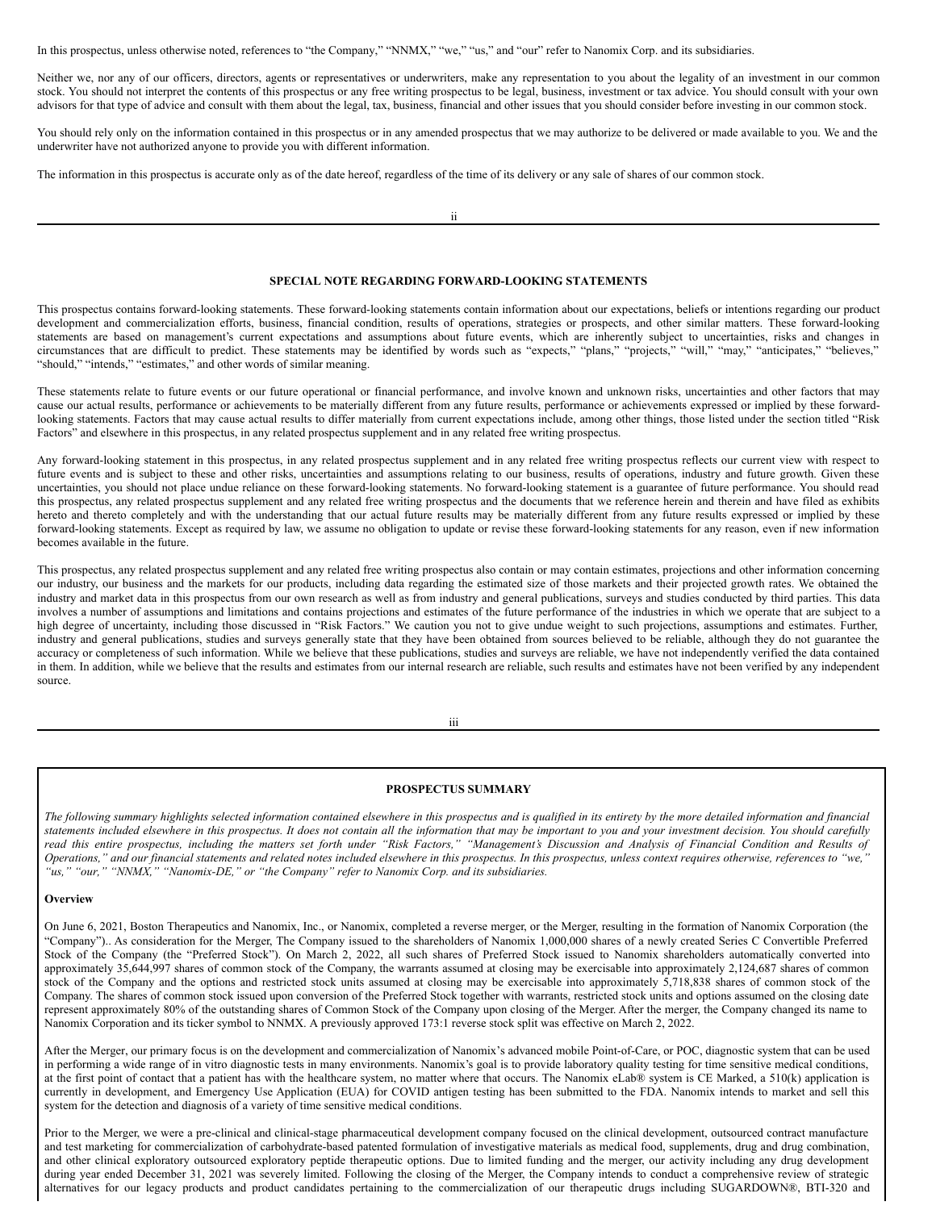In this prospectus, unless otherwise noted, references to "the Company," "NNMX," "we," "us," and "our" refer to Nanomix Corp. and its subsidiaries.

Neither we, nor any of our officers, directors, agents or representatives or underwriters, make any representation to you about the legality of an investment in our common stock. You should not interpret the contents of this prospectus or any free writing prospectus to be legal, business, investment or tax advice. You should consult with your own advisors for that type of advice and consult with them about the legal, tax, business, financial and other issues that you should consider before investing in our common stock.

You should rely only on the information contained in this prospectus or in any amended prospectus that we may authorize to be delivered or made available to you. We and the underwriter have not authorized anyone to provide you with different information.

The information in this prospectus is accurate only as of the date hereof, regardless of the time of its delivery or any sale of shares of our common stock.

## SPECIAL NOTE REGARDING FORWARD-LOOKING STATEMENTS

This prospectus contains forward-looking statements. These forward-looking statements contain information about our expectations, beliefs or intentions regarding our product development and commercialization efforts, business, financial condition, results of operations, strategies or prospects, and other similar matters. These forward-looking statements are based on management's current expectations and assumptions about future events, which are inherently subject to uncertainties, risks and changes in circumstances that are difficult to predict. These statements may be identified by words such as "expects," "plans," "projects," "will," "may," "anticipates," "believes," "should," "intends," "estimates," and other words of similar meaning.

These statements relate to future events or our future operational or financial performance, and involve known and unknown risks, uncertainties and other factors that may cause our actual results, performance or achievements to be materially different from any future results, performance or achievements expressed or implied by these forward-looking statements. Factors that may cause actual results to differ materially from current expectations include, among other things, those listed under the section titled "Risk Factors" and elsewhere in this prospectus, in any related prospectus supplement and in any related free writing prospectus.

Any forward-looking statement in this prospectus, in any related prospectus supplement and in any related free writing prospectus reflects our current view with respect to future events and is subject to these and other risks, uncertainties and assumptions relating to our business, results of operations, industry and future growth. Given these uncertainties, you should not place undue reliance on these forward-looking statements. No forward-looking statement is a guarantee of future performance. You should read this prospectus, any related prospectus supplement and any related free writing prospectus and the documents that we reference herein and therein and have filed as exhibits hereto and thereto completely and with the understanding that our actual future results may be materially different from any future results expressed or implied by these forward-looking statements. Except as required by law, we assume no obligation to update or revise these forward-looking statements for any reason, even if new information becomes available in the future.

This prospectus, any related prospectus supplement and any related free writing prospectus also contain or may contain estimates, projections and other information concerning our industry, our business and the markets for our products, including data regarding the estimated size of those markets and their projected growth rates. We obtained the industry and market data in this prospectus from our own research as well as from industry and general publications, surveys and studies conducted by third parties. This data involves a number of assumptions and limitations and contains projections and estimates of the future performance of the industries in which we operate that are subject to a high degree of uncertainty, including those discussed in "Risk Factors." We caution you not to give undue weight to such projections, assumptions and estimates. Further, industry and general publications, studies and surveys generally state that they have been obtained from sources believed to be reliable, although they do not guarantee the accuracy or completeness of such information. While we believe that these publications, studies and surveys are reliable, we have not independently verified the data contained in them. In addition, while we believe that the results and estimates from our internal research are reliable, such results and estimates have not been verified by any independent source.

## PROSPECTUS SUMMARY

*The following summary highlights selected information contained elsewhere in this prospectus and is qualified in its entirety by the more detailed information and financial statements included elsewhere in this prospectus. It does not contain all the information that may be important to you and your investment decision. You should carefully read this entire prospectus, including the matters set forth under "Risk Factors," "Management's Discussion and Analysis of Financial Condition and Results of Operations," and our financial statements and related notes included elsewhere in this prospectus. In this prospectus, unless context requires otherwise, references to "we," "us," "our," "NNMX," "Nanomix-DE," or "the Company" refer to Nanomix Corp. and its subsidiaries.*

**Overview**

On June 6, 2021, Boston Therapeutics and Nanomix, Inc., or Nanomix, completed a reverse merger, or the Merger, resulting in the formation of Nanomix Corporation (the "Company").. As consideration for the Merger, The Company issued to the shareholders of Nanomix 1,000,000 shares of a newly created Series C Convertible Preferred Stock of the Company (the "Preferred Stock"). On March 2, 2022, all such shares of Preferred Stock issued to Nanomix shareholders automatically converted into approximately 35,644,997 shares of common stock of the Company, the warrants assumed at closing may be exercisable into approximately 2,124,687 shares of common stock of the Company and the options and restricted stock units assumed at closing may be exercisable into approximately 5,718,838 shares of common stock of the Company. The shares of common stock issued upon conversion of the Preferred Stock together with warrants, restricted stock units and options assumed on the closing date represent approximately 80% of the outstanding shares of Common Stock of the Company upon closing of the Merger. After the merger, the Company changed its name to Nanomix Corporation and its ticker symbol to NNMX. A previously approved 173:1 reverse stock split was effective on March 2, 2022.

After the Merger, our primary focus is on the development and commercialization of Nanomix's advanced mobile Point-of-Care, or POC, diagnostic system that can be used in performing a wide range of in vitro diagnostic tests in many environments. Nanomix's goal is to provide laboratory quality testing for time sensitive medical conditions, at the first point of contact that a patient has with the healthcare system, no matter where that occurs. The Nanomix eLab® system is CE Marked, a 510(k) application is currently in development, and Emergency Use Application (EUA) for COVID antigen testing has been submitted to the FDA. Nanomix intends to market and sell this system for the detection and diagnosis of a variety of time sensitive medical conditions.

Prior to the Merger, we were a pre-clinical and clinical-stage pharmaceutical development company focused on the clinical development, outsourced contract manufacture and test marketing for commercialization of carbohydrate-based patented formulation of investigative materials as medical food, supplements, drug and drug combination, and other clinical exploratory outsourced exploratory peptide therapeutic options. Due to limited funding and the merger, our activity including any drug development during year ended December 31, 2021 was severely limited. Following the closing of the Merger, the Company intends to conduct a comprehensive review of strategic alternatives for our legacy products and product candidates pertaining to the commercialization of our therapeutic drugs including SUGARDOWN®, BTI-320 and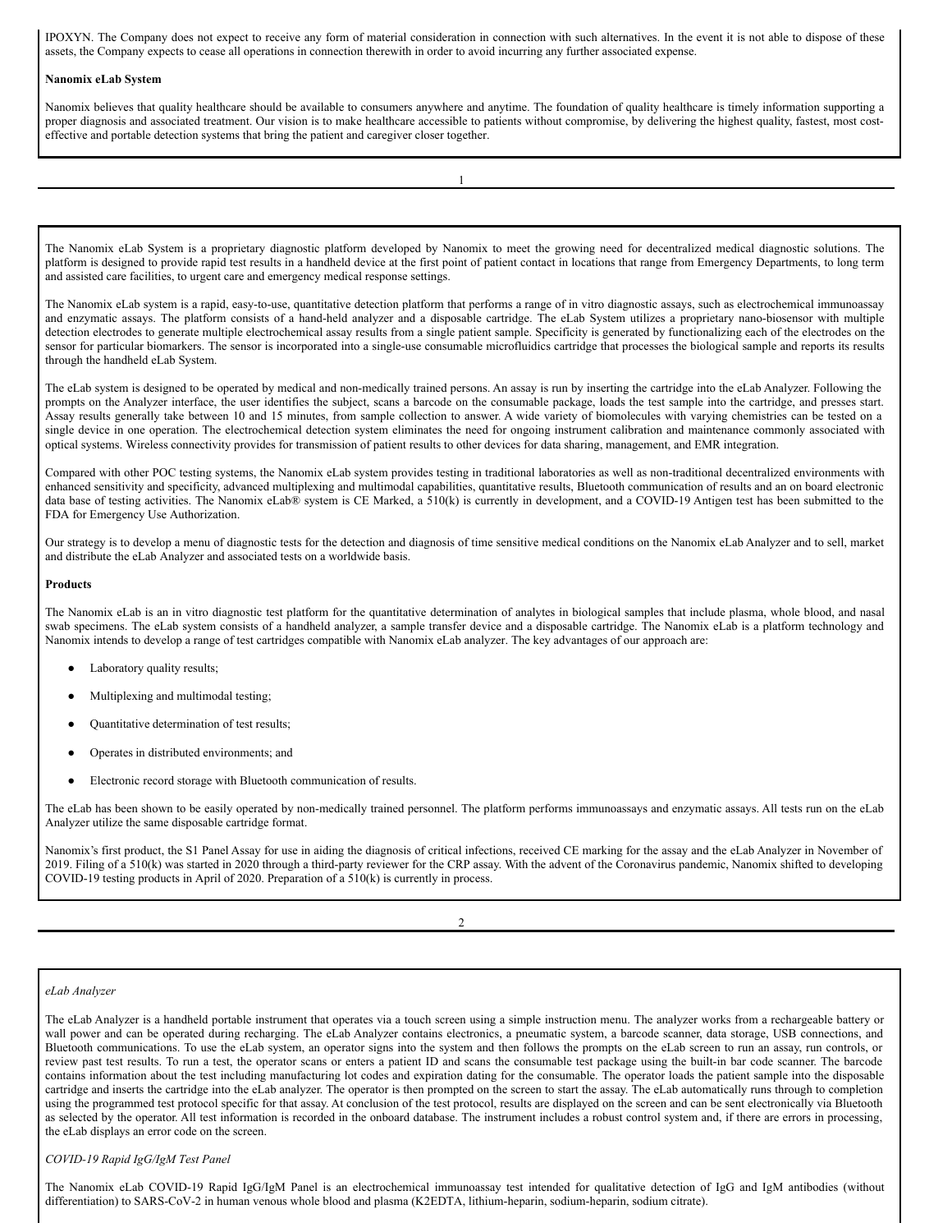IPOXYN. The Company does not expect to receive any form of material consideration in connection with such alternatives. In the event it is not able to dispose of these assets, the Company expects to cease all operations in connection therewith in order to avoid incurring any further associated expense.

**Nanomix eLab System**

Nanomix believes that quality healthcare should be available to consumers anywhere and anytime. The foundation of quality healthcare is timely information supporting a proper diagnosis and associated treatment. Our vision is to make healthcare accessible to patients without compromise, by delivering the highest quality, fastest, most cost-effective and portable detection systems that bring the patient and caregiver closer together.

The Nanomix eLab System is a proprietary diagnostic platform developed by Nanomix to meet the growing need for decentralized medical diagnostic solutions. The platform is designed to provide rapid test results in a handheld device at the first point of patient contact in locations that range from Emergency Departments, to long term and assisted care facilities, to urgent care and emergency medical response settings.

The Nanomix eLab system is a rapid, easy-to-use, quantitative detection platform that performs a range of in vitro diagnostic assays, such as electrochemical immunoassay and enzymatic assays. The platform consists of a hand-held analyzer and a disposable cartridge. The eLab System utilizes a proprietary nano-biosensor with multiple detection electrodes to generate multiple electrochemical assay results from a single patient sample. Specificity is generated by functionalizing each of the electrodes on the sensor for particular biomarkers. The sensor is incorporated into a single-use consumable microfluidics cartridge that processes the biological sample and reports its results through the handheld eLab System.

The eLab system is designed to be operated by medical and non-medically trained persons. An assay is run by inserting the cartridge into the eLab Analyzer. Following the prompts on the Analyzer interface, the user identifies the subject, scans a barcode on the consumable package, loads the test sample into the cartridge, and presses start. Assay results generally take between 10 and 15 minutes, from sample collection to answer. A wide variety of biomolecules with varying chemistries can be tested on a single device in one operation. The electrochemical detection system eliminates the need for ongoing instrument calibration and maintenance commonly associated with optical systems. Wireless connectivity provides for transmission of patient results to other devices for data sharing, management, and EMR integration.

Compared with other POC testing systems, the Nanomix eLab system provides testing in traditional laboratories as well as non-traditional decentralized environments with enhanced sensitivity and specificity, advanced multiplexing and multimodal capabilities, quantitative results, Bluetooth communication of results and an on board electronic data base of testing activities. The Nanomix eLab® system is CE Marked, a 510(k) is currently in development, and a COVID-19 Antigen test has been submitted to the FDA for Emergency Use Authorization.

Our strategy is to develop a menu of diagnostic tests for the detection and diagnosis of time sensitive medical conditions on the Nanomix eLab Analyzer and to sell, market and distribute the eLab Analyzer and associated tests on a worldwide basis.

**Products**

The Nanomix eLab is an in vitro diagnostic test platform for the quantitative determination of analytes in biological samples that include plasma, whole blood, and nasal swab specimens. The eLab system consists of a handheld analyzer, a sample transfer device and a disposable cartridge. The Nanomix eLab is a platform technology and Nanomix intends to develop a range of test cartridges compatible with Nanomix eLab analyzer. The key advantages of our approach are:

- Laboratory quality results;
- Multiplexing and multimodal testing;
- Quantitative determination of test results;
- Operates in distributed environments; and
- Electronic record storage with Bluetooth communication of results.

The eLab has been shown to be easily operated by non-medically trained personnel. The platform performs immunoassays and enzymatic assays. All tests run on the eLab Analyzer utilize the same disposable cartridge format.

Nanomix's first product, the S1 Panel Assay for use in aiding the diagnosis of critical infections, received CE marking for the assay and the eLab Analyzer in November of 2019. Filing of a 510(k) was started in 2020 through a third-party reviewer for the CRP assay. With the advent of the Coronavirus pandemic, Nanomix shifted to developing COVID-19 testing products in April of 2020. Preparation of a 510(k) is currently in process.

*eLab Analyzer*

The eLab Analyzer is a handheld portable instrument that operates via a touch screen using a simple instruction menu. The analyzer works from a rechargeable battery or wall power and can be operated during recharging. The eLab Analyzer contains electronics, a pneumatic system, a barcode scanner, data storage, USB connections, and Bluetooth communications. To use the eLab system, an operator signs into the system and then follows the prompts on the eLab screen to run an assay, run controls, or review past test results. To run a test, the operator scans or enters a patient ID and scans the consumable test package using the built-in bar code scanner. The barcode contains information about the test including manufacturing lot codes and expiration dating for the consumable. The operator loads the patient sample into the disposable cartridge and inserts the cartridge into the eLab analyzer. The operator is then prompted on the screen to start the assay. The eLab automatically runs through to completion using the programmed test protocol specific for that assay. At conclusion of the test protocol, results are displayed on the screen and can be sent electronically via Bluetooth as selected by the operator. All test information is recorded in the onboard database. The instrument includes a robust control system and, if there are errors in processing, the eLab displays an error code on the screen.

*COVID-19 Rapid IgG/IgM Test Panel*

The Nanomix eLab COVID-19 Rapid IgG/IgM Panel is an electrochemical immunoassay test intended for qualitative detection of IgG and IgM antibodies (without differentiation) to SARS-CoV-2 in human venous whole blood and plasma (K2EDTA, lithium-heparin, sodium-heparin, sodium citrate).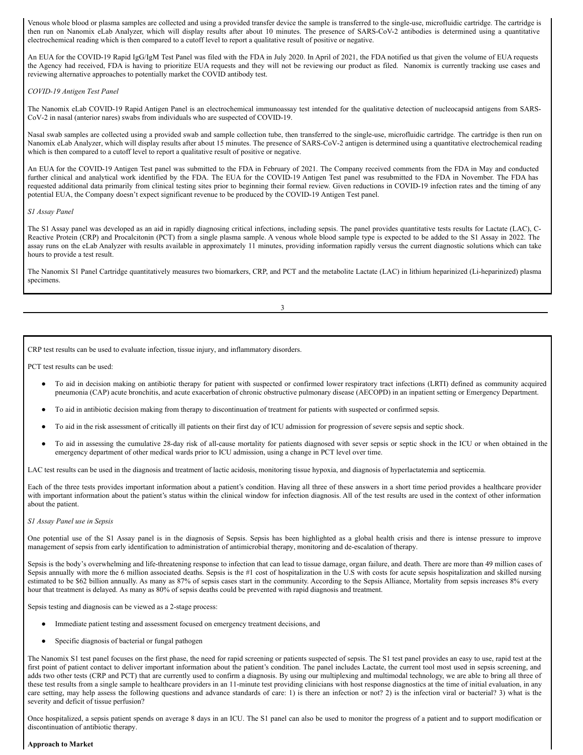Venous whole blood or plasma samples are collected and using a provided transfer device the sample is transferred to the single-use, microfluidic cartridge. The cartridge is then run on Nanomix eLab Analyzer, which will display results after about 10 minutes. The presence of SARS-CoV-2 antibodies is determined using a quantitative electrochemical reading which is then compared to a cutoff level to report a qualitative result of positive or negative.

An EUA for the COVID-19 Rapid IgG/IgM Test Panel was filed with the FDA in July 2020. In April of 2021, the FDA notified us that given the volume of EUA requests the Agency had received, FDA is having to prioritize EUA requests and they will not be reviewing our product as filed. Nanomix is currently tracking use cases and reviewing alternative approaches to potentially market the COVID antibody test.

*COVID-19 Antigen Test Panel*

The Nanomix eLab COVID-19 Rapid Antigen Panel is an electrochemical immunoassay test intended for the qualitative detection of nucleocapsid antigens from SARS-CoV-2 in nasal (anterior nares) swabs from individuals who are suspected of COVID-19.

Nasal swab samples are collected using a provided swab and sample collection tube, then transferred to the single-use, microfluidic cartridge. The cartridge is then run on Nanomix eLab Analyzer, which will display results after about 15 minutes. The presence of SARS-CoV-2 antigen is determined using a quantitative electrochemical reading which is then compared to a cutoff level to report a qualitative result of positive or negative.

An EUA for the COVID-19 Antigen Test panel was submitted to the FDA in February of 2021. The Company received comments from the FDA in May and conducted further clinical and analytical work identified by the FDA. The EUA for the COVID-19 Antigen Test panel was resubmitted to the FDA in November. The FDA has requested additional data primarily from clinical testing sites prior to beginning their formal review. Given reductions in COVID-19 infection rates and the timing of any potential EUA, the Company doesn't expect significant revenue to be produced by the COVID-19 Antigen Test panel.

*S1 Assay Panel*

The S1 Assay panel was developed as an aid in rapidly diagnosing critical infections, including sepsis. The panel provides quantitative tests results for Lactate (LAC), C-Reactive Protein (CRP) and Procalcitonin (PCT) from a single plasma sample. A venous whole blood sample type is expected to be added to the S1 Assay in 2022. The assay runs on the eLab Analyzer with results available in approximately 11 minutes, providing information rapidly versus the current diagnostic solutions which can take hours to provide a test result.

The Nanomix S1 Panel Cartridge quantitatively measures two biomarkers, CRP, and PCT and the metabolite Lactate (LAC) in lithium heparinized (Li-heparinized) plasma specimens.

CRP test results can be used to evaluate infection, tissue injury, and inflammatory disorders.

PCT test results can be used:

- To aid in decision making on antibiotic therapy for patient with suspected or confirmed lower respiratory tract infections (LRTI) defined as community acquired pneumonia (CAP) acute bronchitis, and acute exacerbation of chronic obstructive pulmonary disease (AECOPD) in an inpatient setting or Emergency Department.
- To aid in antibiotic decision making from therapy to discontinuation of treatment for patients with suspected or confirmed sepsis.
- To aid in the risk assessment of critically ill patients on their first day of ICU admission for progression of severe sepsis and septic shock.
- To aid in assessing the cumulative 28-day risk of all-cause mortality for patients diagnosed with sever sepsis or septic shock in the ICU or when obtained in the emergency department of other medical wards prior to ICU admission, using a change in PCT level over time.

LAC test results can be used in the diagnosis and treatment of lactic acidosis, monitoring tissue hypoxia, and diagnosis of hyperlactatemia and septicemia.

Each of the three tests provides important information about a patient's condition. Having all three of these answers in a short time period provides a healthcare provider with important information about the patient's status within the clinical window for infection diagnosis. All of the test results are used in the context of other information about the patient.

*S1 Assay Panel use in Sepsis*

One potential use of the S1 Assay panel is in the diagnosis of Sepsis. Sepsis has been highlighted as a global health crisis and there is intense pressure to improve management of sepsis from early identification to administration of antimicrobial therapy, monitoring and de-escalation of therapy.

Sepsis is the body's overwhelming and life-threatening response to infection that can lead to tissue damage, organ failure, and death. There are more than 49 million cases of Sepsis annually with more the 6 million associated deaths. Sepsis is the #1 cost of hospitalization in the U.S with costs for acute sepsis hospitalization and skilled nursing estimated to be $62 billion annually. As many as 87% of sepsis cases start in the community. According to the Sepsis Alliance, Mortality from sepsis increases 8% every hour that treatment is delayed. As many as 80% of sepsis deaths could be prevented with rapid diagnosis and treatment.

Sepsis testing and diagnosis can be viewed as a 2-stage process:

- Immediate patient testing and assessment focused on emergency treatment decisions, and
- Specific diagnosis of bacterial or fungal pathogen

The Nanomix S1 test panel focuses on the first phase, the need for rapid screening or patients suspected of sepsis. The S1 test panel provides an easy to use, rapid test at the first point of patient contact to deliver important information about the patient's condition. The panel includes Lactate, the current tool most used in sepsis screening, and adds two other tests (CRP and PCT) that are currently used to confirm a diagnosis. By using our multiplexing and multimodal technology, we are able to bring all three of these test results from a single sample to healthcare providers in an 11-minute test providing clinicians with host response diagnostics at the time of initial evaluation, in any care setting, may help assess the following questions and advance standards of care: 1) is there an infection or not? 2) is the infection viral or bacterial? 3) what is the severity and deficit of tissue perfusion?

Once hospitalized, a sepsis patient spends on average 8 days in an ICU. The S1 panel can also be used to monitor the progress of a patient and to support modification or discontinuation of antibiotic therapy.

**Approach to Market**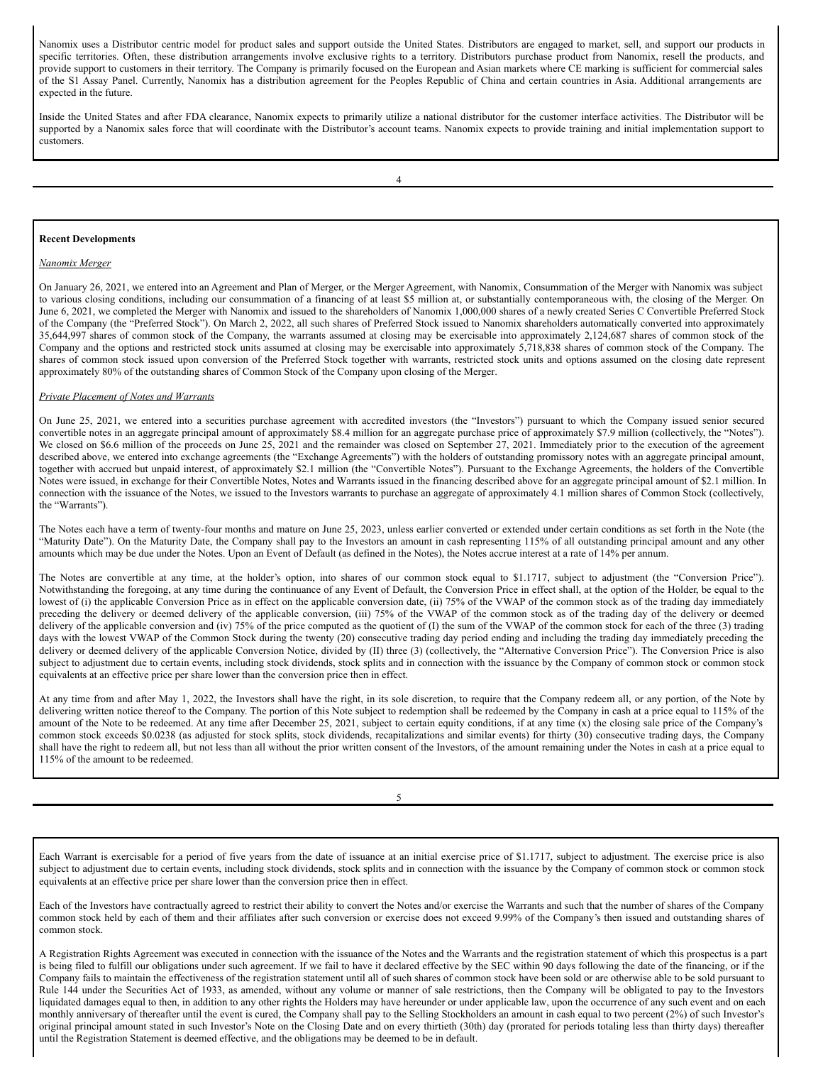Nanomix uses a Distributor centric model for product sales and support outside the United States. Distributors are engaged to market, sell, and support our products in specific territories. Often, these distribution arrangements involve exclusive rights to a territory. Distributors purchase product from Nanomix, resell the products, and provide support to customers in their territory. The Company is primarily focused on the European and Asian markets where CE marking is sufficient for commercial sales of the S1 Assay Panel. Currently, Nanomix has a distribution agreement for the Peoples Republic of China and certain countries in Asia. Additional arrangements are expected in the future.

Inside the United States and after FDA clearance, Nanomix expects to primarily utilize a national distributor for the customer interface activities. The Distributor will be supported by a Nanomix sales force that will coordinate with the Distributor's account teams. Nanomix expects to provide training and initial implementation support to customers.

**Recent Developments**

*Nanomix Merger*

On January 26, 2021, we entered into an Agreement and Plan of Merger, or the Merger Agreement, with Nanomix, Consummation of the Merger with Nanomix was subject to various closing conditions, including our consummation of a financing of at least $5 million at, or substantially contemporaneous with, the closing of the Merger. On June 6, 2021, we completed the Merger with Nanomix and issued to the shareholders of Nanomix 1,000,000 shares of a newly created Series C Convertible Preferred Stock of the Company (the "Preferred Stock"). On March 2, 2022, all such shares of Preferred Stock issued to Nanomix shareholders automatically converted into approximately 35,644,997 shares of common stock of the Company, the warrants assumed at closing may be exercisable into approximately 2,124,687 shares of common stock of the Company and the options and restricted stock units assumed at closing may be exercisable into approximately 5,718,838 shares of common stock of the Company. The shares of common stock issued upon conversion of the Preferred Stock together with warrants, restricted stock units and options assumed on the closing date represent approximately 80% of the outstanding shares of Common Stock of the Company upon closing of the Merger.

*Private Placement of Notes and Warrants*

On June 25, 2021, we entered into a securities purchase agreement with accredited investors (the "Investors") pursuant to which the Company issued senior secured convertible notes in an aggregate principal amount of approximately $8.4 million for an aggregate purchase price of approximately $7.9 million (collectively, the "Notes"). We closed on $6.6 million of the proceeds on June 25, 2021 and the remainder was closed on September 27, 2021. Immediately prior to the execution of the agreement described above, we entered into exchange agreements (the "Exchange Agreements") with the holders of outstanding promissory notes with an aggregate principal amount, together with accrued but unpaid interest, of approximately $2.1 million (the "Convertible Notes"). Pursuant to the Exchange Agreements, the holders of the Convertible Notes were issued, in exchange for their Convertible Notes, Notes and Warrants issued in the financing described above for an aggregate principal amount of $2.1 million. In connection with the issuance of the Notes, we issued to the Investors warrants to purchase an aggregate of approximately 4.1 million shares of Common Stock (collectively, the "Warrants").

The Notes each have a term of twenty-four months and mature on June 25, 2023, unless earlier converted or extended under certain conditions as set forth in the Note (the "Maturity Date"). On the Maturity Date, the Company shall pay to the Investors an amount in cash representing 115% of all outstanding principal amount and any other amounts which may be due under the Notes. Upon an Event of Default (as defined in the Notes), the Notes accrue interest at a rate of 14% per annum.

The Notes are convertible at any time, at the holder's option, into shares of our common stock equal to $1.1717, subject to adjustment (the "Conversion Price"). Notwithstanding the foregoing, at any time during the continuance of any Event of Default, the Conversion Price in effect shall, at the option of the Holder, be equal to the lowest of (i) the applicable Conversion Price as in effect on the applicable conversion date, (ii) 75% of the VWAP of the common stock as of the trading day immediately preceding the delivery or deemed delivery of the applicable conversion, (iii) 75% of the VWAP of the common stock as of the trading day of the delivery or deemed delivery of the applicable conversion and (iv) 75% of the price computed as the quotient of (I) the sum of the VWAP of the common stock for each of the three (3) trading days with the lowest VWAP of the Common Stock during the twenty (20) consecutive trading day period ending and including the trading day immediately preceding the delivery or deemed delivery of the applicable Conversion Notice, divided by (II) three (3) (collectively, the "Alternative Conversion Price"). The Conversion Price is also subject to adjustment due to certain events, including stock dividends, stock splits and in connection with the issuance by the Company of common stock or common stock equivalents at an effective price per share lower than the conversion price then in effect.

At any time from and after May 1, 2022, the Investors shall have the right, in its sole discretion, to require that the Company redeem all, or any portion, of the Note by delivering written notice thereof to the Company. The portion of this Note subject to redemption shall be redeemed by the Company in cash at a price equal to 115% of the amount of the Note to be redeemed. At any time after December 25, 2021, subject to certain equity conditions, if at any time (x) the closing sale price of the Company's common stock exceeds $0.0238 (as adjusted for stock splits, stock dividends, recapitalizations and similar events) for thirty (30) consecutive trading days, the Company shall have the right to redeem all, but not less than all without the prior written consent of the Investors, of the amount remaining under the Notes in cash at a price equal to 115% of the amount to be redeemed.

Each Warrant is exercisable for a period of five years from the date of issuance at an initial exercise price of $1.1717, subject to adjustment. The exercise price is also subject to adjustment due to certain events, including stock dividends, stock splits and in connection with the issuance by the Company of common stock or common stock equivalents at an effective price per share lower than the conversion price then in effect.

Each of the Investors have contractually agreed to restrict their ability to convert the Notes and/or exercise the Warrants and such that the number of shares of the Company common stock held by each of them and their affiliates after such conversion or exercise does not exceed 9.99% of the Company's then issued and outstanding shares of common stock.

A Registration Rights Agreement was executed in connection with the issuance of the Notes and the Warrants and the registration statement of which this prospectus is a part is being filed to fulfill our obligations under such agreement. If we fail to have it declared effective by the SEC within 90 days following the date of the financing, or if the Company fails to maintain the effectiveness of the registration statement until all of such shares of common stock have been sold or are otherwise able to be sold pursuant to Rule 144 under the Securities Act of 1933, as amended, without any volume or manner of sale restrictions, then the Company will be obligated to pay to the Investors liquidated damages equal to then, in addition to any other rights the Holders may have hereunder or under applicable law, upon the occurrence of any such event and on each monthly anniversary of thereafter until the event is cured, the Company shall pay to the Selling Stockholders an amount in cash equal to two percent (2%) of such Investor's original principal amount stated in such Investor's Note on the Closing Date and on every thirtieth (30th) day (prorated for periods totaling less than thirty days) thereafter until the Registration Statement is deemed effective, and the obligations may be deemed to be in default.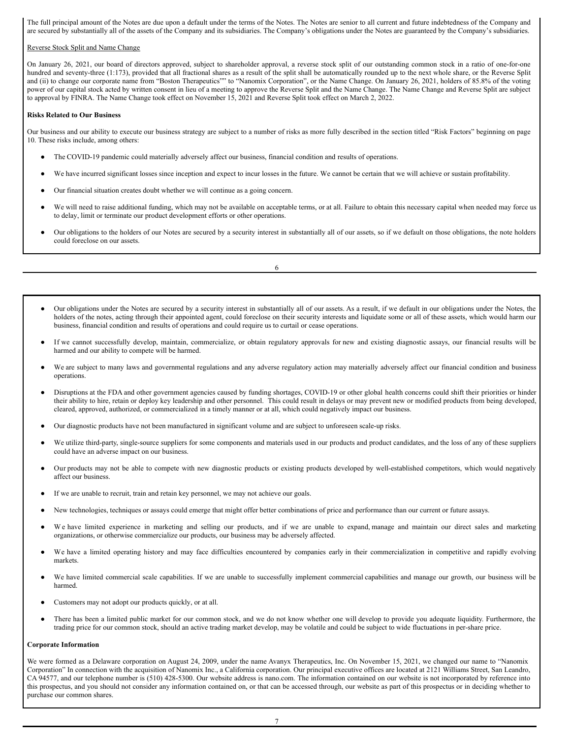The full principal amount of the Notes are due upon a default under the terms of the Notes. The Notes are senior to all current and future indebtedness of the Company and are secured by substantially all of the assets of the Company and its subsidiaries. The Company's obligations under the Notes are guaranteed by the Company's subsidiaries.

Reverse Stock Split and Name Change

On January 26, 2021, our board of directors approved, subject to shareholder approval, a reverse stock split of our outstanding common stock in a ratio of one-for-one hundred and seventy-three (1:173), provided that all fractional shares as a result of the split shall be automatically rounded up to the next whole share, or the Reverse Split and (ii) to change our corporate name from "Boston Therapeutics"" to "Nanomix Corporation", or the Name Change. On January 26, 2021, holders of 85.8% of the voting power of our capital stock acted by written consent in lieu of a meeting to approve the Reverse Split and the Name Change. The Name Change and Reverse Split are subject to approval by FINRA. The Name Change took effect on November 15, 2021 and Reverse Split took effect on March 2, 2022.

**Risks Related to Our Business**

Our business and our ability to execute our business strategy are subject to a number of risks as more fully described in the section titled "Risk Factors" beginning on page 10. These risks include, among others:

- The COVID-19 pandemic could materially adversely affect our business, financial condition and results of operations.
- We have incurred significant losses since inception and expect to incur losses in the future. We cannot be certain that we will achieve or sustain profitability.
- Our financial situation creates doubt whether we will continue as a going concern.
- We will need to raise additional funding, which may not be available on acceptable terms, or at all. Failure to obtain this necessary capital when needed may force us to delay, limit or terminate our product development efforts or other operations.
- Our obligations to the holders of our Notes are secured by a security interest in substantially all of our assets, so if we default on those obligations, the note holders could foreclose on our assets.
- Our obligations under the Notes are secured by a security interest in substantially all of our assets. As a result, if we default in our obligations under the Notes, the holders of the notes, acting through their appointed agent, could foreclose on their security interests and liquidate some or all of these assets, which would harm our business, financial condition and results of operations and could require us to curtail or cease operations.
- If we cannot successfully develop, maintain, commercialize, or obtain regulatory approvals for new and existing diagnostic assays, our financial results will be harmed and our ability to compete will be harmed.
- We are subject to many laws and governmental regulations and any adverse regulatory action may materially adversely affect our financial condition and business operations.
- Disruptions at the FDA and other government agencies caused by funding shortages, COVID-19 or other global health concerns could shift their priorities or hinder their ability to hire, retain or deploy key leadership and other personnel. This could result in delays or may prevent new or modified products from being developed, cleared, approved, authorized, or commercialized in a timely manner or at all, which could negatively impact our business.
- Our diagnostic products have not been manufactured in significant volume and are subject to unforeseen scale-up risks.
- We utilize third-party, single-source suppliers for some components and materials used in our products and product candidates, and the loss of any of these suppliers could have an adverse impact on our business.
- Our products may not be able to compete with new diagnostic products or existing products developed by well-established competitors, which would negatively affect our business.
- If we are unable to recruit, train and retain key personnel, we may not achieve our goals.
- New technologies, techniques or assays could emerge that might offer better combinations of price and performance than our current or future assays.
- We have limited experience in marketing and selling our products, and if we are unable to expand, manage and maintain our direct sales and marketing organizations, or otherwise commercialize our products, our business may be adversely affected.
- We have a limited operating history and may face difficulties encountered by companies early in their commercialization in competitive and rapidly evolving markets.
- We have limited commercial scale capabilities. If we are unable to successfully implement commercial capabilities and manage our growth, our business will be harmed.
- Customers may not adopt our products quickly, or at all.
- There has been a limited public market for our common stock, and we do not know whether one will develop to provide you adequate liquidity. Furthermore, the trading price for our common stock, should an active trading market develop, may be volatile and could be subject to wide fluctuations in per-share price.

**Corporate Information**

We were formed as a Delaware corporation on August 24, 2009, under the name Avanyx Therapeutics, Inc. On November 15, 2021, we changed our name to "Nanomix Corporation" In connection with the acquisition of Nanomix Inc., a California corporation. Our principal executive offices are located at 2121 Williams Street, San Leandro, CA 94577, and our telephone number is (510) 428-5300. Our website address is nano.com. The information contained on our website is not incorporated by reference into this prospectus, and you should not consider any information contained on, or that can be accessed through, our website as part of this prospectus or in deciding whether to purchase our common shares.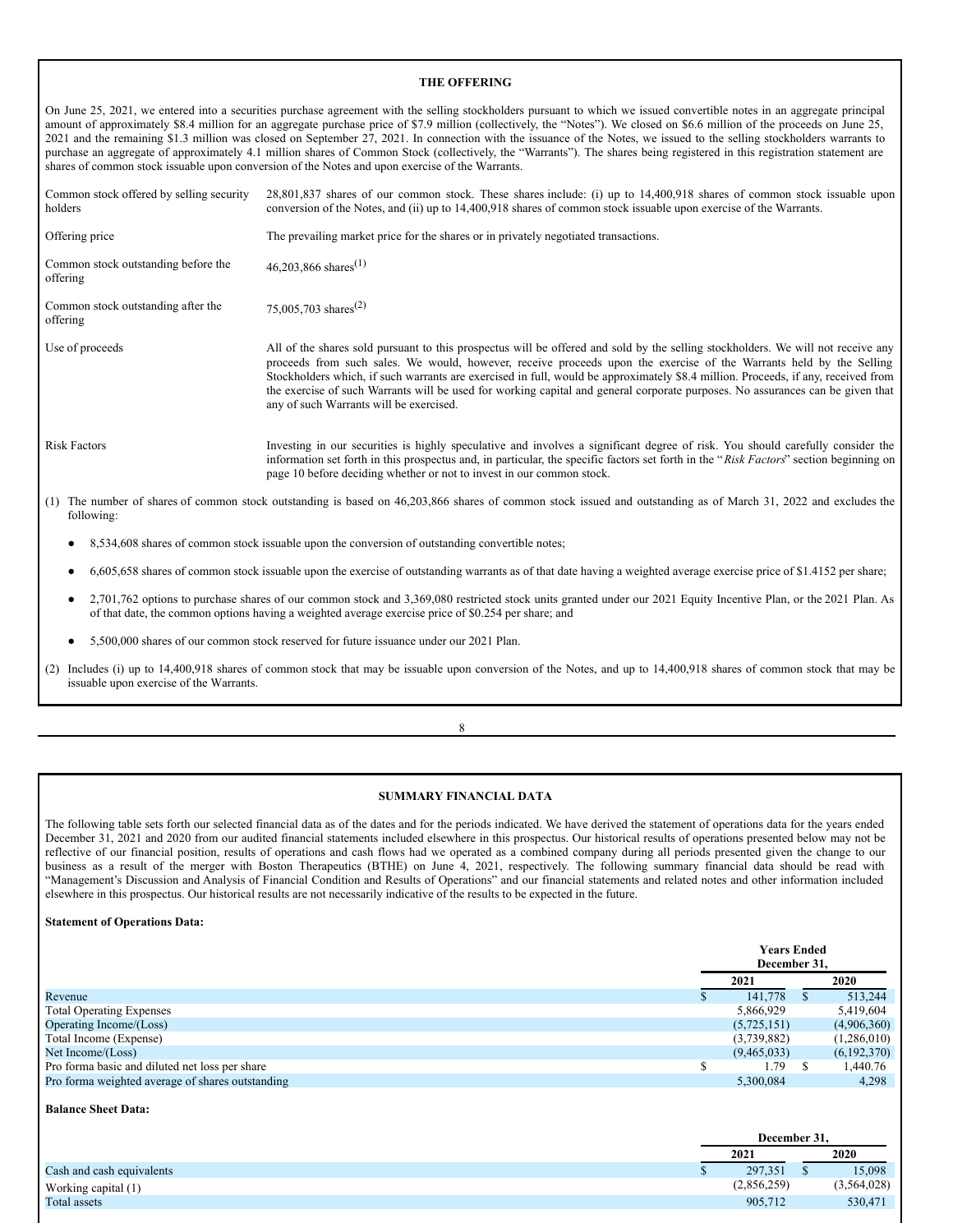## THE OFFERING

On June 25, 2021, we entered into a securities purchase agreement with the selling stockholders pursuant to which we issued convertible notes in an aggregate principal amount of approximately $8.4 million for an aggregate purchase price of $7.9 million (collectively, the "Notes"). We closed on $6.6 million of the proceeds on June 25, 2021 and the remaining $1.3 million was closed on September 27, 2021. In connection with the issuance of the Notes, we issued to the selling stockholders warrants to purchase an aggregate of approximately 4.1 million shares of Common Stock (collectively, the "Warrants"). The shares being registered in this registration statement are shares of common stock issuable upon conversion of the Notes and upon exercise of the Warrants.

| | |
|---|---|
| Common stock offered by selling security holders | 28,801,837 shares of our common stock. These shares include: (i) up to 14,400,918 shares of common stock issuable upon conversion of the Notes, and (ii) up to 14,400,918 shares of common stock issuable upon exercise of the Warrants. |
| Offering price | The prevailing market price for the shares or in privately negotiated transactions. |
| Common stock outstanding before the offering | 46,203,866 shares(1) |
| Common stock outstanding after the offering | 75,005,703 shares(2) |
| Use of proceeds | All of the shares sold pursuant to this prospectus will be offered and sold by the selling stockholders. We will not receive any proceeds from such sales. We would, however, receive proceeds upon the exercise of the Warrants held by the Selling Stockholders which, if such warrants are exercised in full, would be approximately $8.4 million. Proceeds, if any, received from the exercise of such Warrants will be used for working capital and general corporate purposes. No assurances can be given that any of such Warrants will be exercised. |
| Risk Factors | Investing in our securities is highly speculative and involves a significant degree of risk. You should carefully consider the information set forth in this prospectus and, in particular, the specific factors set forth in the "*Risk Factors*" section beginning on page 10 before deciding whether or not to invest in our common stock. |

(1) The number of shares of common stock outstanding is based on 46,203,866 shares of common stock issued and outstanding as of March 31, 2022 and excludes the following:

- 8,534,608 shares of common stock issuable upon the conversion of outstanding convertible notes;
- 6,605,658 shares of common stock issuable upon the exercise of outstanding warrants as of that date having a weighted average exercise price of $1.4152 per share;
- 2,701,762 options to purchase shares of our common stock and 3,369,080 restricted stock units granted under our 2021 Equity Incentive Plan, or the 2021 Plan. As of that date, the common options having a weighted average exercise price of $0.254 per share; and
- 5,500,000 shares of our common stock reserved for future issuance under our 2021 Plan.

(2) Includes (i) up to 14,400,918 shares of common stock that may be issuable upon conversion of the Notes, and up to 14,400,918 shares of common stock that may be issuable upon exercise of the Warrants.

## SUMMARY FINANCIAL DATA

The following table sets forth our selected financial data as of the dates and for the periods indicated. We have derived the statement of operations data for the years ended December 31, 2021 and 2020 from our audited financial statements included elsewhere in this prospectus. Our historical results of operations presented below may not be reflective of our financial position, results of operations and cash flows had we operated as a combined company during all periods presented given the change to our business as a result of the merger with Boston Therapeutics (BTHE) on June 4, 2021, respectively. The following summary financial data should be read with "Management's Discussion and Analysis of Financial Condition and Results of Operations" and our financial statements and related notes and other information included elsewhere in this prospectus. Our historical results are not necessarily indicative of the results to be expected in the future.

**Statement of Operations Data:**

| | Years Ended December 31, | |
|---|---|---|
| | 2021 | 2020 |
| Revenue | $ 141,778 | $ 513,244 |
| Total Operating Expenses | 5,866,929 | 5,419,604 |
| Operating Income/(Loss) | (5,725,151) | (4,906,360) |
| Total Income (Expense) | (3,739,882) | (1,286,010) |
| Net Income/(Loss) | (9,465,033) | (6,192,370) |
| Pro forma basic and diluted net loss per share | $ 1.79 | $ 1,440.76 |
| Pro forma weighted average of shares outstanding | 5,300,084 | 4,298 |

**Balance Sheet Data:**

| | December 31, | |
|---|---|---|
| | 2021 | 2020 |
| Cash and cash equivalents | $ 297,351 | $ 15,098 |
| Working capital (1) | (2,856,259) | (3,564,028) |
| Total assets | 905,712 | 530,471 |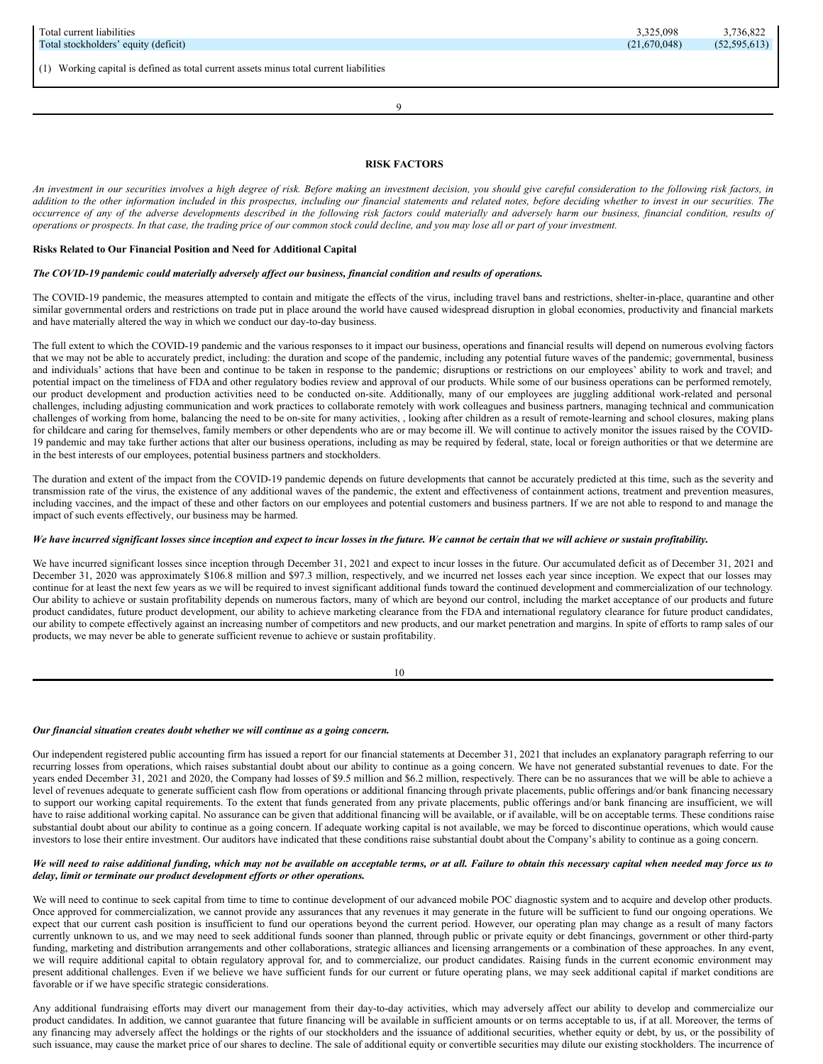| | | |
|---|---|---|
| Total current liabilities | 3,325,098 | 3,736,822 |
| Total stockholders' equity (deficit) | (21,670,048) | (52,595,613) |

(1) Working capital is defined as total current assets minus total current liabilities

## RISK FACTORS

*An investment in our securities involves a high degree of risk. Before making an investment decision, you should give careful consideration to the following risk factors, in addition to the other information included in this prospectus, including our financial statements and related notes, before deciding whether to invest in our securities. The occurrence of any of the adverse developments described in the following risk factors could materially and adversely harm our business, financial condition, results of operations or prospects. In that case, the trading price of our common stock could decline, and you may lose all or part of your investment.*

### Risks Related to Our Financial Position and Need for Additional Capital

***The COVID-19 pandemic could materially adversely affect our business, financial condition and results of operations.***

The COVID-19 pandemic, the measures attempted to contain and mitigate the effects of the virus, including travel bans and restrictions, shelter-in-place, quarantine and other similar governmental orders and restrictions on trade put in place around the world have caused widespread disruption in global economies, productivity and financial markets and have materially altered the way in which we conduct our day-to-day business.

The full extent to which the COVID-19 pandemic and the various responses to it impact our business, operations and financial results will depend on numerous evolving factors that we may not be able to accurately predict, including: the duration and scope of the pandemic, including any potential future waves of the pandemic; governmental, business and individuals' actions that have been and continue to be taken in response to the pandemic; disruptions or restrictions on our employees' ability to work and travel; and potential impact on the timeliness of FDA and other regulatory bodies review and approval of our products. While some of our business operations can be performed remotely, our product development and production activities need to be conducted on-site. Additionally, many of our employees are juggling additional work-related and personal challenges, including adjusting communication and work practices to collaborate remotely with work colleagues and business partners, managing technical and communication challenges of working from home, balancing the need to be on-site for many activities, , looking after children as a result of remote-learning and school closures, making plans for childcare and caring for themselves, family members or other dependents who are or may become ill. We will continue to actively monitor the issues raised by the COVID-19 pandemic and may take further actions that alter our business operations, including as may be required by federal, state, local or foreign authorities or that we determine are in the best interests of our employees, potential business partners and stockholders.

The duration and extent of the impact from the COVID-19 pandemic depends on future developments that cannot be accurately predicted at this time, such as the severity and transmission rate of the virus, the existence of any additional waves of the pandemic, the extent and effectiveness of containment actions, treatment and prevention measures, including vaccines, and the impact of these and other factors on our employees and potential customers and business partners. If we are not able to respond to and manage the impact of such events effectively, our business may be harmed.

***We have incurred significant losses since inception and expect to incur losses in the future. We cannot be certain that we will achieve or sustain profitability.***

We have incurred significant losses since inception through December 31, 2021 and expect to incur losses in the future. Our accumulated deficit as of December 31, 2021 and December 31, 2020 was approximately $106.8 million and $97.3 million, respectively, and we incurred net losses each year since inception. We expect that our losses may continue for at least the next few years as we will be required to invest significant additional funds toward the continued development and commercialization of our technology. Our ability to achieve or sustain profitability depends on numerous factors, many of which are beyond our control, including the market acceptance of our products and future product candidates, future product development, our ability to achieve marketing clearance from the FDA and international regulatory clearance for future product candidates, our ability to compete effectively against an increasing number of competitors and new products, and our market penetration and margins. In spite of efforts to ramp sales of our products, we may never be able to generate sufficient revenue to achieve or sustain profitability.

***Our financial situation creates doubt whether we will continue as a going concern.***

Our independent registered public accounting firm has issued a report for our financial statements at December 31, 2021 that includes an explanatory paragraph referring to our recurring losses from operations, which raises substantial doubt about our ability to continue as a going concern. We have not generated substantial revenues to date. For the years ended December 31, 2021 and 2020, the Company had losses of $9.5 million and $6.2 million, respectively. There can be no assurances that we will be able to achieve a level of revenues adequate to generate sufficient cash flow from operations or additional financing through private placements, public offerings and/or bank financing necessary to support our working capital requirements. To the extent that funds generated from any private placements, public offerings and/or bank financing are insufficient, we will have to raise additional working capital. No assurance can be given that additional financing will be available, or if available, will be on acceptable terms. These conditions raise substantial doubt about our ability to continue as a going concern. If adequate working capital is not available, we may be forced to discontinue operations, which would cause investors to lose their entire investment. Our auditors have indicated that these conditions raise substantial doubt about the Company's ability to continue as a going concern.

***We will need to raise additional funding, which may not be available on acceptable terms, or at all. Failure to obtain this necessary capital when needed may force us to delay, limit or terminate our product development efforts or other operations.***

We will need to continue to seek capital from time to time to continue development of our advanced mobile POC diagnostic system and to acquire and develop other products. Once approved for commercialization, we cannot provide any assurances that any revenues it may generate in the future will be sufficient to fund our ongoing operations. We expect that our current cash position is insufficient to fund our operations beyond the current period. However, our operating plan may change as a result of many factors currently unknown to us, and we may need to seek additional funds sooner than planned, through public or private equity or debt financings, government or other third-party funding, marketing and distribution arrangements and other collaborations, strategic alliances and licensing arrangements or a combination of these approaches. In any event, we will require additional capital to obtain regulatory approval for, and to commercialize, our product candidates. Raising funds in the current economic environment may present additional challenges. Even if we believe we have sufficient funds for our current or future operating plans, we may seek additional capital if market conditions are favorable or if we have specific strategic considerations.

Any additional fundraising efforts may divert our management from their day-to-day activities, which may adversely affect our ability to develop and commercialize our product candidates. In addition, we cannot guarantee that future financing will be available in sufficient amounts or on terms acceptable to us, if at all. Moreover, the terms of any financing may adversely affect the holdings or the rights of our stockholders and the issuance of additional securities, whether equity or debt, by us, or the possibility of such issuance, may cause the market price of our shares to decline. The sale of additional equity or convertible securities may dilute our existing stockholders. The incurrence of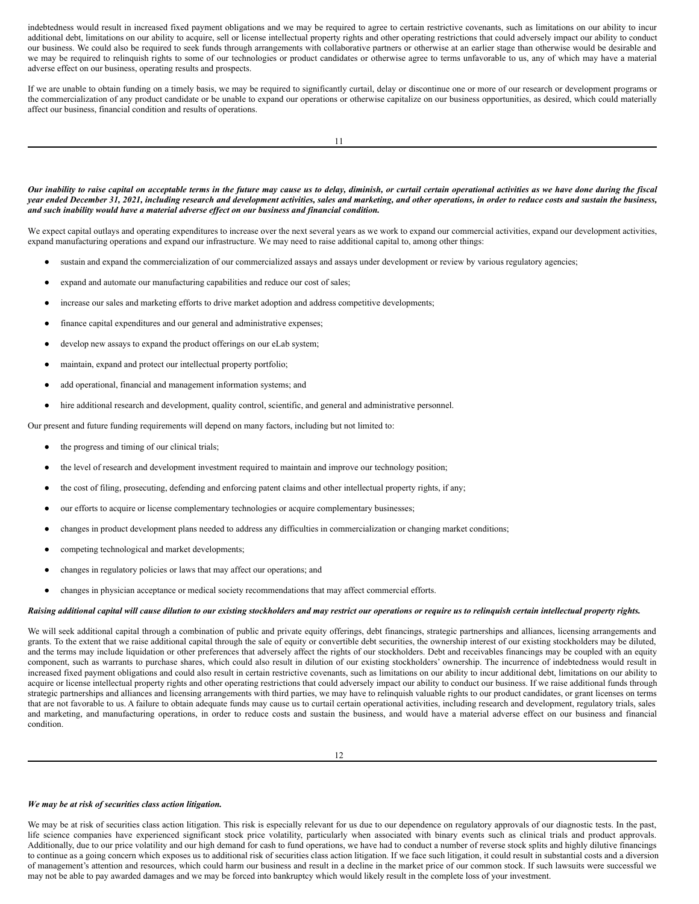indebtedness would result in increased fixed payment obligations and we may be required to agree to certain restrictive covenants, such as limitations on our ability to incur additional debt, limitations on our ability to acquire, sell or license intellectual property rights and other operating restrictions that could adversely impact our ability to conduct our business. We could also be required to seek funds through arrangements with collaborative partners or otherwise at an earlier stage than otherwise would be desirable and we may be required to relinquish rights to some of our technologies or product candidates or otherwise agree to terms unfavorable to us, any of which may have a material adverse effect on our business, operating results and prospects.

If we are unable to obtain funding on a timely basis, we may be required to significantly curtail, delay or discontinue one or more of our research or development programs or the commercialization of any product candidate or be unable to expand our operations or otherwise capitalize on our business opportunities, as desired, which could materially affect our business, financial condition and results of operations.

***Our inability to raise capital on acceptable terms in the future may cause us to delay, diminish, or curtail certain operational activities as we have done during the fiscal year ended December 31, 2021, including research and development activities, sales and marketing, and other operations, in order to reduce costs and sustain the business, and such inability would have a material adverse effect on our business and financial condition.***

We expect capital outlays and operating expenditures to increase over the next several years as we work to expand our commercial activities, expand our development activities, expand manufacturing operations and expand our infrastructure. We may need to raise additional capital to, among other things:

- sustain and expand the commercialization of our commercialized assays and assays under development or review by various regulatory agencies;
- expand and automate our manufacturing capabilities and reduce our cost of sales;
- increase our sales and marketing efforts to drive market adoption and address competitive developments;
- finance capital expenditures and our general and administrative expenses;
- develop new assays to expand the product offerings on our eLab system;
- maintain, expand and protect our intellectual property portfolio;
- add operational, financial and management information systems; and
- hire additional research and development, quality control, scientific, and general and administrative personnel.

Our present and future funding requirements will depend on many factors, including but not limited to:

- the progress and timing of our clinical trials;
- the level of research and development investment required to maintain and improve our technology position;
- the cost of filing, prosecuting, defending and enforcing patent claims and other intellectual property rights, if any;
- our efforts to acquire or license complementary technologies or acquire complementary businesses;
- changes in product development plans needed to address any difficulties in commercialization or changing market conditions;
- competing technological and market developments;
- changes in regulatory policies or laws that may affect our operations; and
- changes in physician acceptance or medical society recommendations that may affect commercial efforts.

***Raising additional capital will cause dilution to our existing stockholders and may restrict our operations or require us to relinquish certain intellectual property rights.***

We will seek additional capital through a combination of public and private equity offerings, debt financings, strategic partnerships and alliances, licensing arrangements and grants. To the extent that we raise additional capital through the sale of equity or convertible debt securities, the ownership interest of our existing stockholders may be diluted, and the terms may include liquidation or other preferences that adversely affect the rights of our stockholders. Debt and receivables financings may be coupled with an equity component, such as warrants to purchase shares, which could also result in dilution of our existing stockholders' ownership. The incurrence of indebtedness would result in increased fixed payment obligations and could also result in certain restrictive covenants, such as limitations on our ability to incur additional debt, limitations on our ability to acquire or license intellectual property rights and other operating restrictions that could adversely impact our ability to conduct our business. If we raise additional funds through strategic partnerships and alliances and licensing arrangements with third parties, we may have to relinquish valuable rights to our product candidates, or grant licenses on terms that are not favorable to us. A failure to obtain adequate funds may cause us to curtail certain operational activities, including research and development, regulatory trials, sales and marketing, and manufacturing operations, in order to reduce costs and sustain the business, and would have a material adverse effect on our business and financial condition.

***We may be at risk of securities class action litigation.***

We may be at risk of securities class action litigation. This risk is especially relevant for us due to our dependence on regulatory approvals of our diagnostic tests. In the past, life science companies have experienced significant stock price volatility, particularly when associated with binary events such as clinical trials and product approvals. Additionally, due to our price volatility and our high demand for cash to fund operations, we have had to conduct a number of reverse stock splits and highly dilutive financings to continue as a going concern which exposes us to additional risk of securities class action litigation. If we face such litigation, it could result in substantial costs and a diversion of management's attention and resources, which could harm our business and result in a decline in the market price of our common stock. If such lawsuits were successful we may not be able to pay awarded damages and we may be forced into bankruptcy which would likely result in the complete loss of your investment.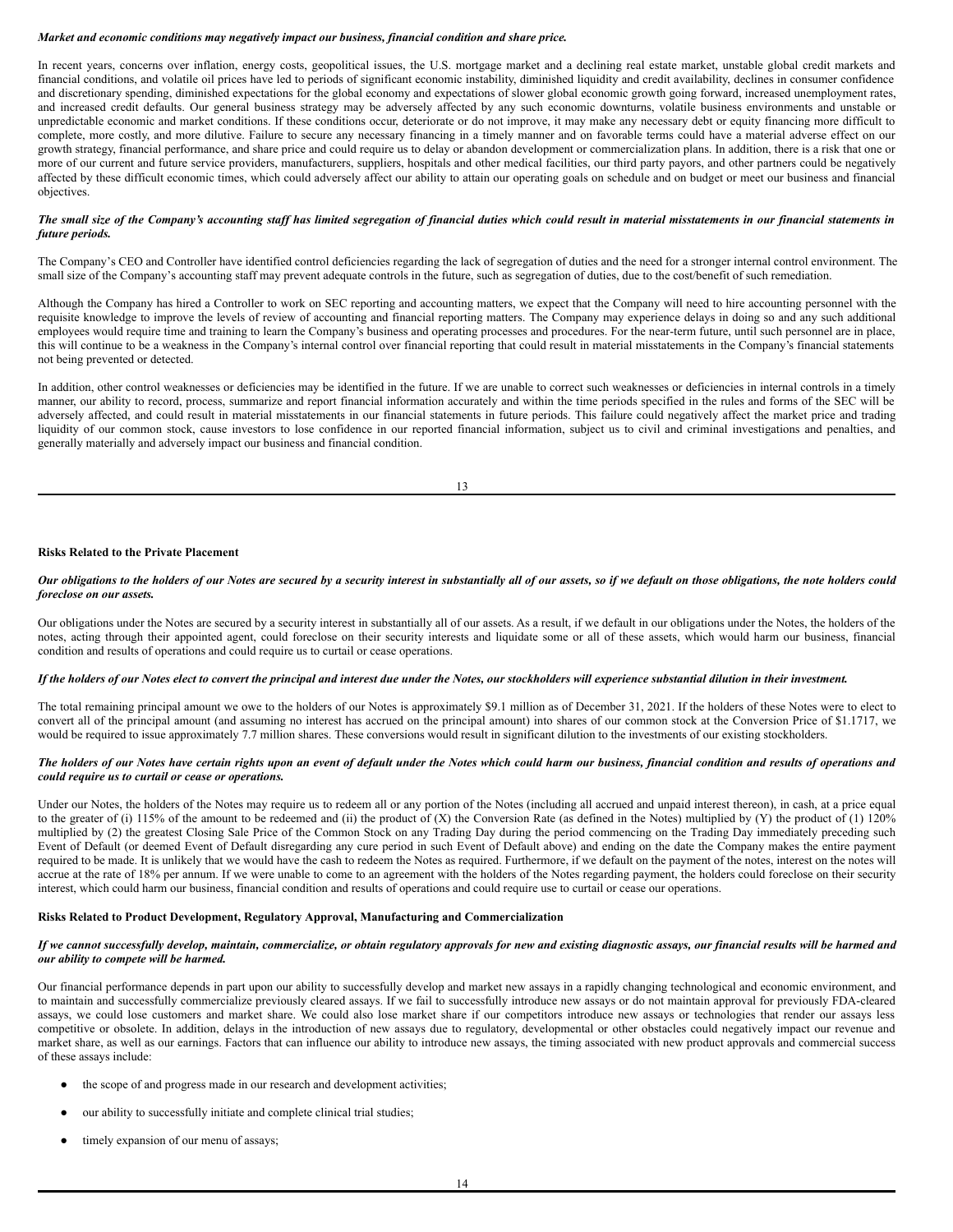***Market and economic conditions may negatively impact our business, financial condition and share price.***

In recent years, concerns over inflation, energy costs, geopolitical issues, the U.S. mortgage market and a declining real estate market, unstable global credit markets and financial conditions, and volatile oil prices have led to periods of significant economic instability, diminished liquidity and credit availability, declines in consumer confidence and discretionary spending, diminished expectations for the global economy and expectations of slower global economic growth going forward, increased unemployment rates, and increased credit defaults. Our general business strategy may be adversely affected by any such economic downturns, volatile business environments and unstable or unpredictable economic and market conditions. If these conditions occur, deteriorate or do not improve, it may make any necessary debt or equity financing more difficult to complete, more costly, and more dilutive. Failure to secure any necessary financing in a timely manner and on favorable terms could have a material adverse effect on our growth strategy, financial performance, and share price and could require us to delay or abandon development or commercialization plans. In addition, there is a risk that one or more of our current and future service providers, manufacturers, suppliers, hospitals and other medical facilities, our third party payors, and other partners could be negatively affected by these difficult economic times, which could adversely affect our ability to attain our operating goals on schedule and on budget or meet our business and financial objectives.

***The small size of the Company's accounting staff has limited segregation of financial duties which could result in material misstatements in our financial statements in future periods.***

The Company's CEO and Controller have identified control deficiencies regarding the lack of segregation of duties and the need for a stronger internal control environment. The small size of the Company's accounting staff may prevent adequate controls in the future, such as segregation of duties, due to the cost/benefit of such remediation.

Although the Company has hired a Controller to work on SEC reporting and accounting matters, we expect that the Company will need to hire accounting personnel with the requisite knowledge to improve the levels of review of accounting and financial reporting matters. The Company may experience delays in doing so and any such additional employees would require time and training to learn the Company's business and operating processes and procedures. For the near-term future, until such personnel are in place, this will continue to be a weakness in the Company's internal control over financial reporting that could result in material misstatements in the Company's financial statements not being prevented or detected.

In addition, other control weaknesses or deficiencies may be identified in the future. If we are unable to correct such weaknesses or deficiencies in internal controls in a timely manner, our ability to record, process, summarize and report financial information accurately and within the time periods specified in the rules and forms of the SEC will be adversely affected, and could result in material misstatements in our financial statements in future periods. This failure could negatively affect the market price and trading liquidity of our common stock, cause investors to lose confidence in our reported financial information, subject us to civil and criminal investigations and penalties, and generally materially and adversely impact our business and financial condition.

**Risks Related to the Private Placement**

***Our obligations to the holders of our Notes are secured by a security interest in substantially all of our assets, so if we default on those obligations, the note holders could foreclose on our assets.***

Our obligations under the Notes are secured by a security interest in substantially all of our assets. As a result, if we default in our obligations under the Notes, the holders of the notes, acting through their appointed agent, could foreclose on their security interests and liquidate some or all of these assets, which would harm our business, financial condition and results of operations and could require us to curtail or cease operations.

***If the holders of our Notes elect to convert the principal and interest due under the Notes, our stockholders will experience substantial dilution in their investment.***

The total remaining principal amount we owe to the holders of our Notes is approximately $9.1 million as of December 31, 2021. If the holders of these Notes were to elect to convert all of the principal amount (and assuming no interest has accrued on the principal amount) into shares of our common stock at the Conversion Price of $1.1717, we would be required to issue approximately 7.7 million shares. These conversions would result in significant dilution to the investments of our existing stockholders.

***The holders of our Notes have certain rights upon an event of default under the Notes which could harm our business, financial condition and results of operations and could require us to curtail or cease or operations.***

Under our Notes, the holders of the Notes may require us to redeem all or any portion of the Notes (including all accrued and unpaid interest thereon), in cash, at a price equal to the greater of (i) 115% of the amount to be redeemed and (ii) the product of (X) the Conversion Rate (as defined in the Notes) multiplied by (Y) the product of (1) 120% multiplied by (2) the greatest Closing Sale Price of the Common Stock on any Trading Day during the period commencing on the Trading Day immediately preceding such Event of Default (or deemed Event of Default disregarding any cure period in such Event of Default above) and ending on the date the Company makes the entire payment required to be made. It is unlikely that we would have the cash to redeem the Notes as required. Furthermore, if we default on the payment of the notes, interest on the notes will accrue at the rate of 18% per annum. If we were unable to come to an agreement with the holders of the Notes regarding payment, the holders could foreclose on their security interest, which could harm our business, financial condition and results of operations and could require use to curtail or cease our operations.

**Risks Related to Product Development, Regulatory Approval, Manufacturing and Commercialization**

***If we cannot successfully develop, maintain, commercialize, or obtain regulatory approvals for new and existing diagnostic assays, our financial results will be harmed and our ability to compete will be harmed.***

Our financial performance depends in part upon our ability to successfully develop and market new assays in a rapidly changing technological and economic environment, and to maintain and successfully commercialize previously cleared assays. If we fail to successfully introduce new assays or do not maintain approval for previously FDA-cleared assays, we could lose customers and market share. We could also lose market share if our competitors introduce new assays or technologies that render our assays less competitive or obsolete. In addition, delays in the introduction of new assays due to regulatory, developmental or other obstacles could negatively impact our revenue and market share, as well as our earnings. Factors that can influence our ability to introduce new assays, the timing associated with new product approvals and commercial success of these assays include:

- the scope of and progress made in our research and development activities;
- our ability to successfully initiate and complete clinical trial studies;
- timely expansion of our menu of assays;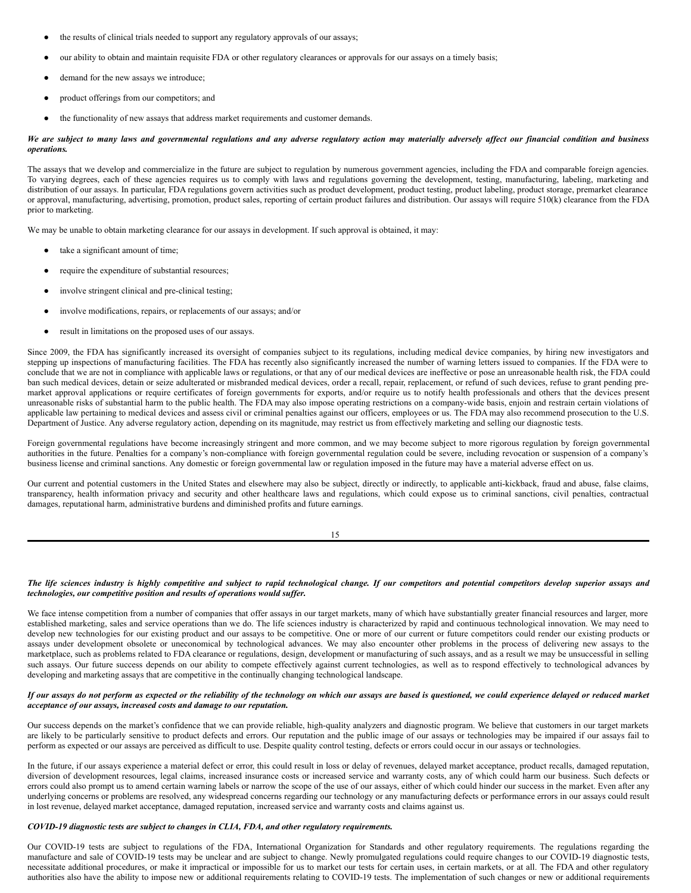- the results of clinical trials needed to support any regulatory approvals of our assays;
- our ability to obtain and maintain requisite FDA or other regulatory clearances or approvals for our assays on a timely basis;
- demand for the new assays we introduce;
- product offerings from our competitors; and
- the functionality of new assays that address market requirements and customer demands.

***We are subject to many laws and governmental regulations and any adverse regulatory action may materially adversely affect our financial condition and business operations.***

The assays that we develop and commercialize in the future are subject to regulation by numerous government agencies, including the FDA and comparable foreign agencies. To varying degrees, each of these agencies requires us to comply with laws and regulations governing the development, testing, manufacturing, labeling, marketing and distribution of our assays. In particular, FDA regulations govern activities such as product development, product testing, product labeling, product storage, premarket clearance or approval, manufacturing, advertising, promotion, product sales, reporting of certain product failures and distribution. Our assays will require 510(k) clearance from the FDA prior to marketing.

We may be unable to obtain marketing clearance for our assays in development. If such approval is obtained, it may:

- take a significant amount of time;
- require the expenditure of substantial resources;
- involve stringent clinical and pre-clinical testing;
- involve modifications, repairs, or replacements of our assays; and/or
- result in limitations on the proposed uses of our assays.

Since 2009, the FDA has significantly increased its oversight of companies subject to its regulations, including medical device companies, by hiring new investigators and stepping up inspections of manufacturing facilities. The FDA has recently also significantly increased the number of warning letters issued to companies. If the FDA were to conclude that we are not in compliance with applicable laws or regulations, or that any of our medical devices are ineffective or pose an unreasonable health risk, the FDA could ban such medical devices, detain or seize adulterated or misbranded medical devices, order a recall, repair, replacement, or refund of such devices, refuse to grant pending pre-market approval applications or require certificates of foreign governments for exports, and/or require us to notify health professionals and others that the devices present unreasonable risks of substantial harm to the public health. The FDA may also impose operating restrictions on a company-wide basis, enjoin and restrain certain violations of applicable law pertaining to medical devices and assess civil or criminal penalties against our officers, employees or us. The FDA may also recommend prosecution to the U.S. Department of Justice. Any adverse regulatory action, depending on its magnitude, may restrict us from effectively marketing and selling our diagnostic tests.

Foreign governmental regulations have become increasingly stringent and more common, and we may become subject to more rigorous regulation by foreign governmental authorities in the future. Penalties for a company's non-compliance with foreign governmental regulation could be severe, including revocation or suspension of a company's business license and criminal sanctions. Any domestic or foreign governmental law or regulation imposed in the future may have a material adverse effect on us.

Our current and potential customers in the United States and elsewhere may also be subject, directly or indirectly, to applicable anti-kickback, fraud and abuse, false claims, transparency, health information privacy and security and other healthcare laws and regulations, which could expose us to criminal sanctions, civil penalties, contractual damages, reputational harm, administrative burdens and diminished profits and future earnings.

***The life sciences industry is highly competitive and subject to rapid technological change. If our competitors and potential competitors develop superior assays and technologies, our competitive position and results of operations would suffer.***

We face intense competition from a number of companies that offer assays in our target markets, many of which have substantially greater financial resources and larger, more established marketing, sales and service operations than we do. The life sciences industry is characterized by rapid and continuous technological innovation. We may need to develop new technologies for our existing product and our assays to be competitive. One or more of our current or future competitors could render our existing products or assays under development obsolete or uneconomical by technological advances. We may also encounter other problems in the process of delivering new assays to the marketplace, such as problems related to FDA clearance or regulations, design, development or manufacturing of such assays, and as a result we may be unsuccessful in selling such assays. Our future success depends on our ability to compete effectively against current technologies, as well as to respond effectively to technological advances by developing and marketing assays that are competitive in the continually changing technological landscape.

***If our assays do not perform as expected or the reliability of the technology on which our assays are based is questioned, we could experience delayed or reduced market acceptance of our assays, increased costs and damage to our reputation.***

Our success depends on the market's confidence that we can provide reliable, high-quality analyzers and diagnostic program. We believe that customers in our target markets are likely to be particularly sensitive to product defects and errors. Our reputation and the public image of our assays or technologies may be impaired if our assays fail to perform as expected or our assays are perceived as difficult to use. Despite quality control testing, defects or errors could occur in our assays or technologies.

In the future, if our assays experience a material defect or error, this could result in loss or delay of revenues, delayed market acceptance, product recalls, damaged reputation, diversion of development resources, legal claims, increased insurance costs or increased service and warranty costs, any of which could harm our business. Such defects or errors could also prompt us to amend certain warning labels or narrow the scope of the use of our assays, either of which could hinder our success in the market. Even after any underlying concerns or problems are resolved, any widespread concerns regarding our technology or any manufacturing defects or performance errors in our assays could result in lost revenue, delayed market acceptance, damaged reputation, increased service and warranty costs and claims against us.

***COVID-19 diagnostic tests are subject to changes in CLIA, FDA, and other regulatory requirements.***

Our COVID-19 tests are subject to regulations of the FDA, International Organization for Standards and other regulatory requirements. The regulations regarding the manufacture and sale of COVID-19 tests may be unclear and are subject to change. Newly promulgated regulations could require changes to our COVID-19 diagnostic tests, necessitate additional procedures, or make it impractical or impossible for us to market our tests for certain uses, in certain markets, or at all. The FDA and other regulatory authorities also have the ability to impose new or additional requirements relating to COVID-19 tests. The implementation of such changes or new or additional requirements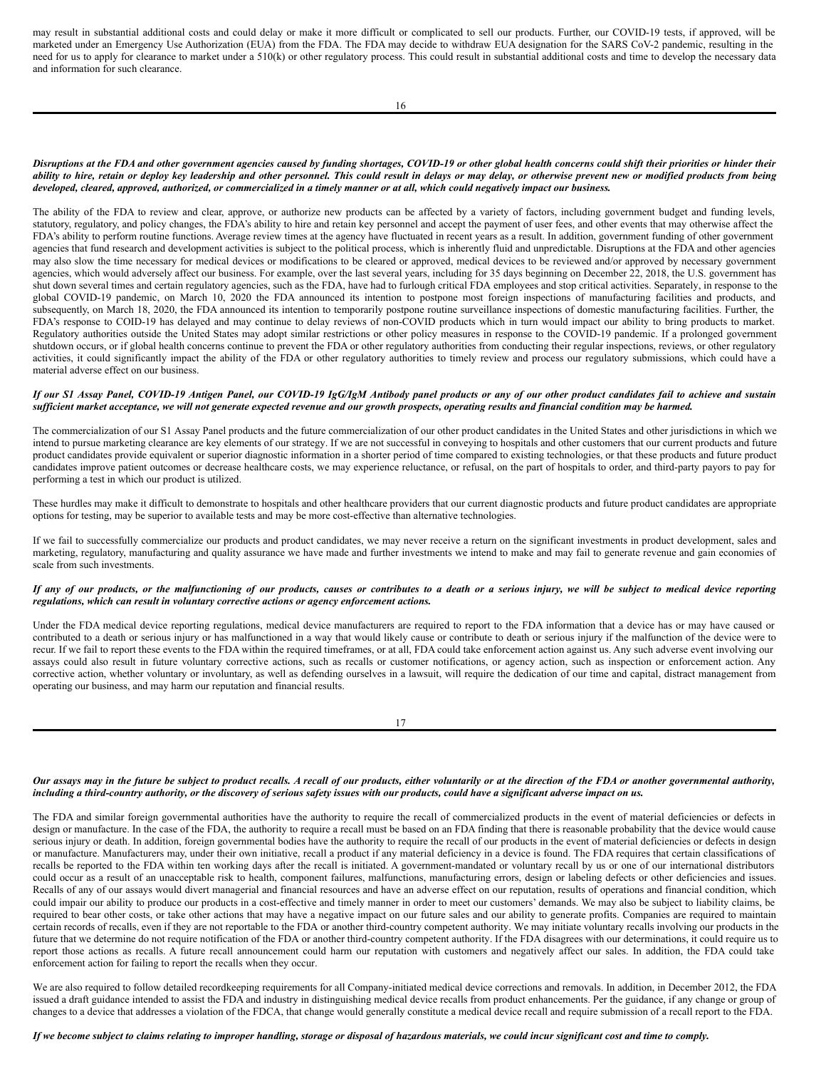may result in substantial additional costs and could delay or make it more difficult or complicated to sell our products. Further, our COVID-19 tests, if approved, will be marketed under an Emergency Use Authorization (EUA) from the FDA. The FDA may decide to withdraw EUA designation for the SARS CoV-2 pandemic, resulting in the need for us to apply for clearance to market under a 510(k) or other regulatory process. This could result in substantial additional costs and time to develop the necessary data and information for such clearance.

***Disruptions at the FDA and other government agencies caused by funding shortages, COVID-19 or other global health concerns could shift their priorities or hinder their ability to hire, retain or deploy key leadership and other personnel. This could result in delays or may delay, or otherwise prevent new or modified products from being developed, cleared, approved, authorized, or commercialized in a timely manner or at all, which could negatively impact our business.***

The ability of the FDA to review and clear, approve, or authorize new products can be affected by a variety of factors, including government budget and funding levels, statutory, regulatory, and policy changes, the FDA's ability to hire and retain key personnel and accept the payment of user fees, and other events that may otherwise affect the FDA's ability to perform routine functions. Average review times at the agency have fluctuated in recent years as a result. In addition, government funding of other government agencies that fund research and development activities is subject to the political process, which is inherently fluid and unpredictable. Disruptions at the FDA and other agencies may also slow the time necessary for medical devices or modifications to be cleared or approved, medical devices to be reviewed and/or approved by necessary government agencies, which would adversely affect our business. For example, over the last several years, including for 35 days beginning on December 22, 2018, the U.S. government has shut down several times and certain regulatory agencies, such as the FDA, have had to furlough critical FDA employees and stop critical activities. Separately, in response to the global COVID-19 pandemic, on March 10, 2020 the FDA announced its intention to postpone most foreign inspections of manufacturing facilities and products, and subsequently, on March 18, 2020, the FDA announced its intention to temporarily postpone routine surveillance inspections of domestic manufacturing facilities. Further, the FDA's response to COID-19 has delayed and may continue to delay reviews of non-COVID products which in turn would impact our ability to bring products to market. Regulatory authorities outside the United States may adopt similar restrictions or other policy measures in response to the COVID-19 pandemic. If a prolonged government shutdown occurs, or if global health concerns continue to prevent the FDA or other regulatory authorities from conducting their regular inspections, reviews, or other regulatory activities, it could significantly impact the ability of the FDA or other regulatory authorities to timely review and process our regulatory submissions, which could have a material adverse effect on our business.

***If our S1 Assay Panel, COVID-19 Antigen Panel, our COVID-19 IgG/IgM Antibody panel products or any of our other product candidates fail to achieve and sustain sufficient market acceptance, we will not generate expected revenue and our growth prospects, operating results and financial condition may be harmed.***

The commercialization of our S1 Assay Panel products and the future commercialization of our other product candidates in the United States and other jurisdictions in which we intend to pursue marketing clearance are key elements of our strategy. If we are not successful in conveying to hospitals and other customers that our current products and future product candidates provide equivalent or superior diagnostic information in a shorter period of time compared to existing technologies, or that these products and future product candidates improve patient outcomes or decrease healthcare costs, we may experience reluctance, or refusal, on the part of hospitals to order, and third-party payors to pay for performing a test in which our product is utilized.

These hurdles may make it difficult to demonstrate to hospitals and other healthcare providers that our current diagnostic products and future product candidates are appropriate options for testing, may be superior to available tests and may be more cost-effective than alternative technologies.

If we fail to successfully commercialize our products and product candidates, we may never receive a return on the significant investments in product development, sales and marketing, regulatory, manufacturing and quality assurance we have made and further investments we intend to make and may fail to generate revenue and gain economies of scale from such investments.

***If any of our products, or the malfunctioning of our products, causes or contributes to a death or a serious injury, we will be subject to medical device reporting regulations, which can result in voluntary corrective actions or agency enforcement actions.***

Under the FDA medical device reporting regulations, medical device manufacturers are required to report to the FDA information that a device has or may have caused or contributed to a death or serious injury or has malfunctioned in a way that would likely cause or contribute to death or serious injury if the malfunction of the device were to recur. If we fail to report these events to the FDA within the required timeframes, or at all, FDA could take enforcement action against us. Any such adverse event involving our assays could also result in future voluntary corrective actions, such as recalls or customer notifications, or agency action, such as inspection or enforcement action. Any corrective action, whether voluntary or involuntary, as well as defending ourselves in a lawsuit, will require the dedication of our time and capital, distract management from operating our business, and may harm our reputation and financial results.

***Our assays may in the future be subject to product recalls. A recall of our products, either voluntarily or at the direction of the FDA or another governmental authority, including a third-country authority, or the discovery of serious safety issues with our products, could have a significant adverse impact on us.***

The FDA and similar foreign governmental authorities have the authority to require the recall of commercialized products in the event of material deficiencies or defects in design or manufacture. In the case of the FDA, the authority to require a recall must be based on an FDA finding that there is reasonable probability that the device would cause serious injury or death. In addition, foreign governmental bodies have the authority to require the recall of our products in the event of material deficiencies or defects in design or manufacture. Manufacturers may, under their own initiative, recall a product if any material deficiency in a device is found. The FDA requires that certain classifications of recalls be reported to the FDA within ten working days after the recall is initiated. A government-mandated or voluntary recall by us or one of our international distributors could occur as a result of an unacceptable risk to health, component failures, malfunctions, manufacturing errors, design or labeling defects or other deficiencies and issues. Recalls of any of our assays would divert managerial and financial resources and have an adverse effect on our reputation, results of operations and financial condition, which could impair our ability to produce our products in a cost-effective and timely manner in order to meet our customers' demands. We may also be subject to liability claims, be required to bear other costs, or take other actions that may have a negative impact on our future sales and our ability to generate profits. Companies are required to maintain certain records of recalls, even if they are not reportable to the FDA or another third-country competent authority. We may initiate voluntary recalls involving our products in the future that we determine do not require notification of the FDA or another third-country competent authority. If the FDA disagrees with our determinations, it could require us to report those actions as recalls. A future recall announcement could harm our reputation with customers and negatively affect our sales. In addition, the FDA could take enforcement action for failing to report the recalls when they occur.

We are also required to follow detailed recordkeeping requirements for all Company-initiated medical device corrections and removals. In addition, in December 2012, the FDA issued a draft guidance intended to assist the FDA and industry in distinguishing medical device recalls from product enhancements. Per the guidance, if any change or group of changes to a device that addresses a violation of the FDCA, that change would generally constitute a medical device recall and require submission of a recall report to the FDA.

***If we become subject to claims relating to improper handling, storage or disposal of hazardous materials, we could incur significant cost and time to comply.***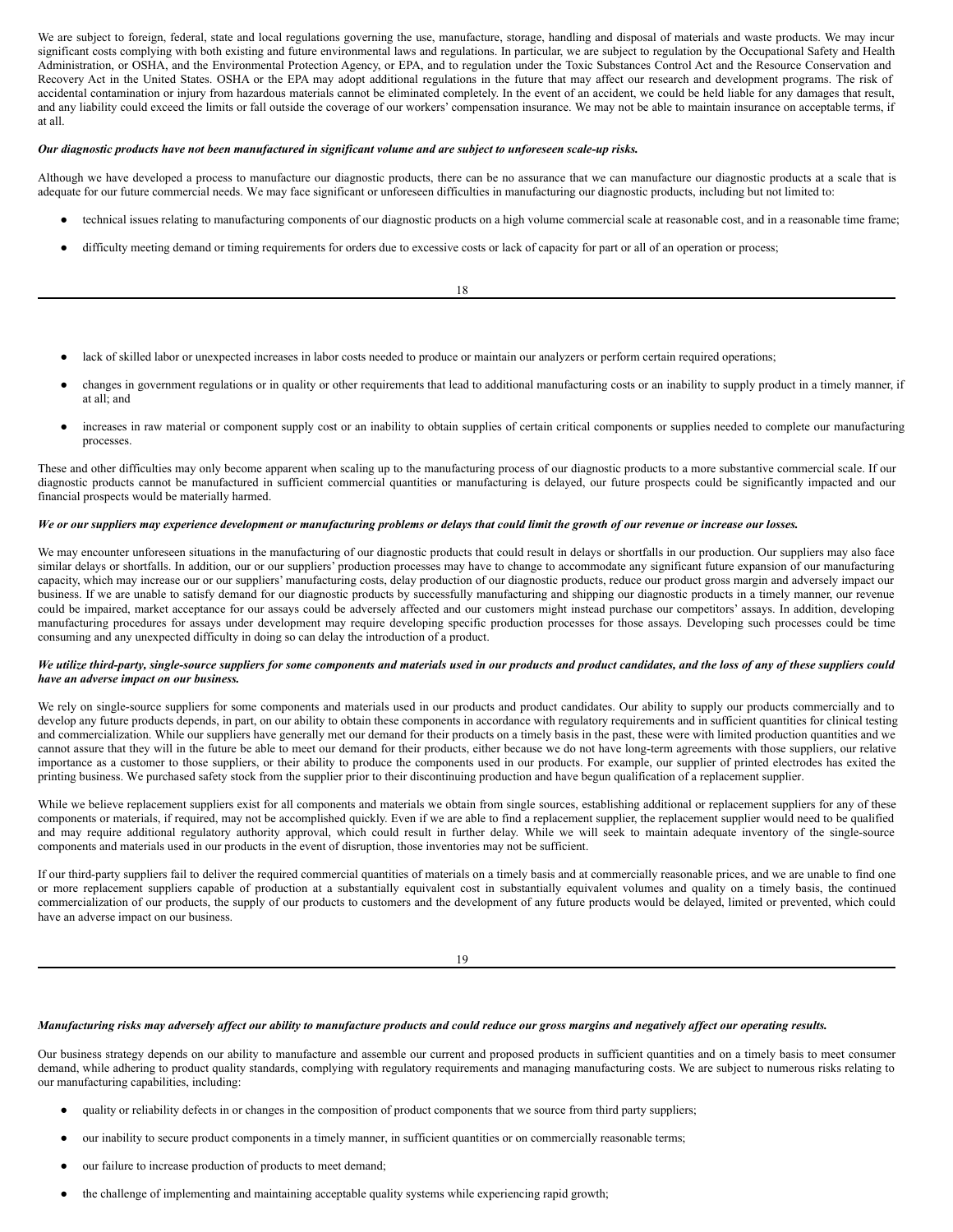We are subject to foreign, federal, state and local regulations governing the use, manufacture, storage, handling and disposal of materials and waste products. We may incur significant costs complying with both existing and future environmental laws and regulations. In particular, we are subject to regulation by the Occupational Safety and Health Administration, or OSHA, and the Environmental Protection Agency, or EPA, and to regulation under the Toxic Substances Control Act and the Resource Conservation and Recovery Act in the United States. OSHA or the EPA may adopt additional regulations in the future that may affect our research and development programs. The risk of accidental contamination or injury from hazardous materials cannot be eliminated completely. In the event of an accident, we could be held liable for any damages that result, and any liability could exceed the limits or fall outside the coverage of our workers' compensation insurance. We may not be able to maintain insurance on acceptable terms, if at all.

***Our diagnostic products have not been manufactured in significant volume and are subject to unforeseen scale-up risks.***

Although we have developed a process to manufacture our diagnostic products, there can be no assurance that we can manufacture our diagnostic products at a scale that is adequate for our future commercial needs. We may face significant or unforeseen difficulties in manufacturing our diagnostic products, including but not limited to:

- technical issues relating to manufacturing components of our diagnostic products on a high volume commercial scale at reasonable cost, and in a reasonable time frame;
- difficulty meeting demand or timing requirements for orders due to excessive costs or lack of capacity for part or all of an operation or process;
- lack of skilled labor or unexpected increases in labor costs needed to produce or maintain our analyzers or perform certain required operations;
- changes in government regulations or in quality or other requirements that lead to additional manufacturing costs or an inability to supply product in a timely manner, if at all; and
- increases in raw material or component supply cost or an inability to obtain supplies of certain critical components or supplies needed to complete our manufacturing processes.

These and other difficulties may only become apparent when scaling up to the manufacturing process of our diagnostic products to a more substantive commercial scale. If our diagnostic products cannot be manufactured in sufficient commercial quantities or manufacturing is delayed, our future prospects could be significantly impacted and our financial prospects would be materially harmed.

***We or our suppliers may experience development or manufacturing problems or delays that could limit the growth of our revenue or increase our losses.***

We may encounter unforeseen situations in the manufacturing of our diagnostic products that could result in delays or shortfalls in our production. Our suppliers may also face similar delays or shortfalls. In addition, our or our suppliers' production processes may have to change to accommodate any significant future expansion of our manufacturing capacity, which may increase our or our suppliers' manufacturing costs, delay production of our diagnostic products, reduce our product gross margin and adversely impact our business. If we are unable to satisfy demand for our diagnostic products by successfully manufacturing and shipping our diagnostic products in a timely manner, our revenue could be impaired, market acceptance for our assays could be adversely affected and our customers might instead purchase our competitors' assays. In addition, developing manufacturing procedures for assays under development may require developing specific production processes for those assays. Developing such processes could be time consuming and any unexpected difficulty in doing so can delay the introduction of a product.

***We utilize third-party, single-source suppliers for some components and materials used in our products and product candidates, and the loss of any of these suppliers could have an adverse impact on our business.***

We rely on single-source suppliers for some components and materials used in our products and product candidates. Our ability to supply our products commercially and to develop any future products depends, in part, on our ability to obtain these components in accordance with regulatory requirements and in sufficient quantities for clinical testing and commercialization. While our suppliers have generally met our demand for their products on a timely basis in the past, these were with limited production quantities and we cannot assure that they will in the future be able to meet our demand for their products, either because we do not have long-term agreements with those suppliers, our relative importance as a customer to those suppliers, or their ability to produce the components used in our products. For example, our supplier of printed electrodes has exited the printing business. We purchased safety stock from the supplier prior to their discontinuing production and have begun qualification of a replacement supplier.

While we believe replacement suppliers exist for all components and materials we obtain from single sources, establishing additional or replacement suppliers for any of these components or materials, if required, may not be accomplished quickly. Even if we are able to find a replacement supplier, the replacement supplier would need to be qualified and may require additional regulatory authority approval, which could result in further delay. While we will seek to maintain adequate inventory of the single-source components and materials used in our products in the event of disruption, those inventories may not be sufficient.

If our third-party suppliers fail to deliver the required commercial quantities of materials on a timely basis and at commercially reasonable prices, and we are unable to find one or more replacement suppliers capable of production at a substantially equivalent cost in substantially equivalent volumes and quality on a timely basis, the continued commercialization of our products, the supply of our products to customers and the development of any future products would be delayed, limited or prevented, which could have an adverse impact on our business.

***Manufacturing risks may adversely affect our ability to manufacture products and could reduce our gross margins and negatively affect our operating results.***

Our business strategy depends on our ability to manufacture and assemble our current and proposed products in sufficient quantities and on a timely basis to meet consumer demand, while adhering to product quality standards, complying with regulatory requirements and managing manufacturing costs. We are subject to numerous risks relating to our manufacturing capabilities, including:

- quality or reliability defects in or changes in the composition of product components that we source from third party suppliers;
- our inability to secure product components in a timely manner, in sufficient quantities or on commercially reasonable terms;
- our failure to increase production of products to meet demand;
- the challenge of implementing and maintaining acceptable quality systems while experiencing rapid growth;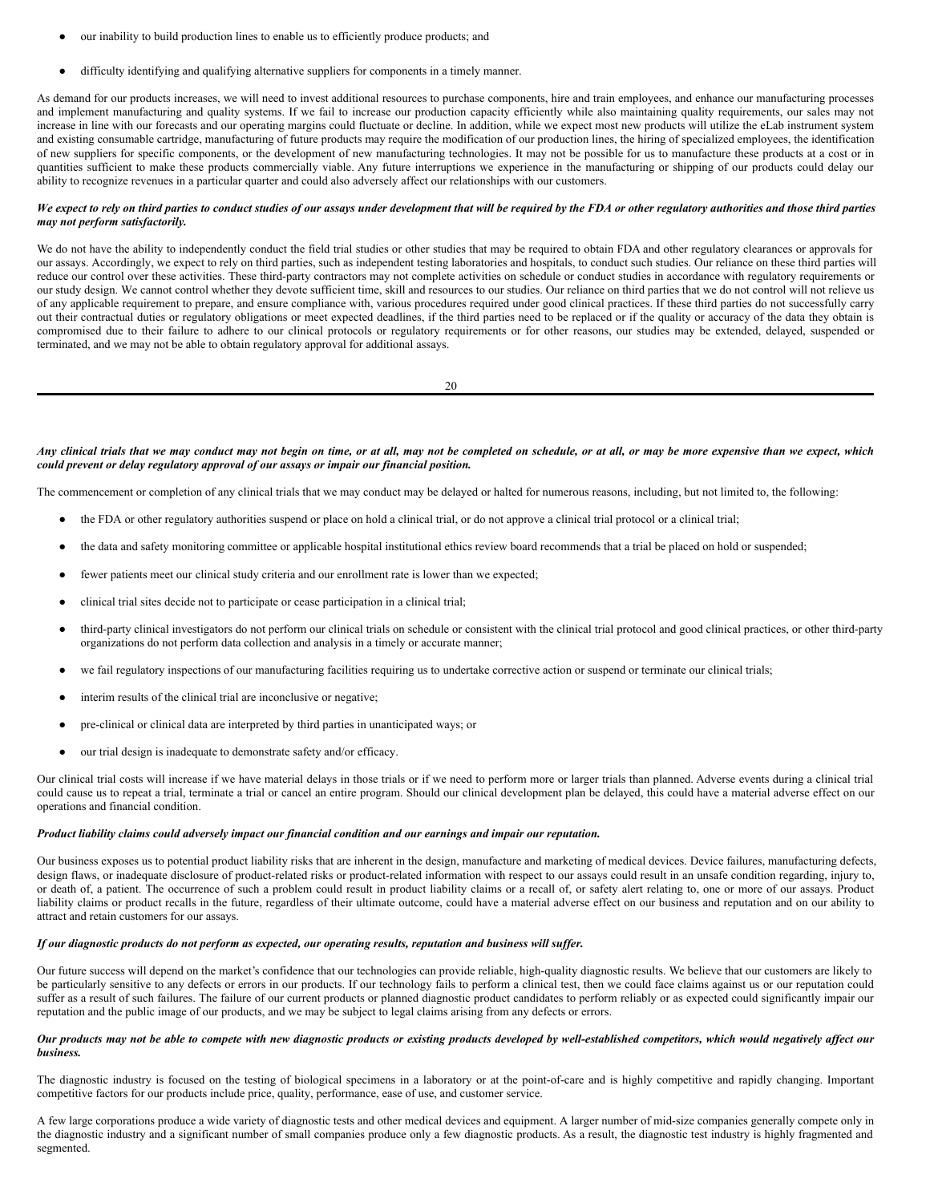- our inability to build production lines to enable us to efficiently produce products; and
- difficulty identifying and qualifying alternative suppliers for components in a timely manner.

As demand for our products increases, we will need to invest additional resources to purchase components, hire and train employees, and enhance our manufacturing processes and implement manufacturing and quality systems. If we fail to increase our production capacity efficiently while also maintaining quality requirements, our sales may not increase in line with our forecasts and our operating margins could fluctuate or decline. In addition, while we expect most new products will utilize the eLab instrument system and existing consumable cartridge, manufacturing of future products may require the modification of our production lines, the hiring of specialized employees, the identification of new suppliers for specific components, or the development of new manufacturing technologies. It may not be possible for us to manufacture these products at a cost or in quantities sufficient to make these products commercially viable. Any future interruptions we experience in the manufacturing or shipping of our products could delay our ability to recognize revenues in a particular quarter and could also adversely affect our relationships with our customers.

***We expect to rely on third parties to conduct studies of our assays under development that will be required by the FDA or other regulatory authorities and those third parties may not perform satisfactorily.***

We do not have the ability to independently conduct the field trial studies or other studies that may be required to obtain FDA and other regulatory clearances or approvals for our assays. Accordingly, we expect to rely on third parties, such as independent testing laboratories and hospitals, to conduct such studies. Our reliance on these third parties will reduce our control over these activities. These third-party contractors may not complete activities on schedule or conduct studies in accordance with regulatory requirements or our study design. We cannot control whether they devote sufficient time, skill and resources to our studies. Our reliance on third parties that we do not control will not relieve us of any applicable requirement to prepare, and ensure compliance with, various procedures required under good clinical practices. If these third parties do not successfully carry out their contractual duties or regulatory obligations or meet expected deadlines, if the third parties need to be replaced or if the quality or accuracy of the data they obtain is compromised due to their failure to adhere to our clinical protocols or regulatory requirements or for other reasons, our studies may be extended, delayed, suspended or terminated, and we may not be able to obtain regulatory approval for additional assays.

***Any clinical trials that we may conduct may not begin on time, or at all, may not be completed on schedule, or at all, or may be more expensive than we expect, which could prevent or delay regulatory approval of our assays or impair our financial position.***

The commencement or completion of any clinical trials that we may conduct may be delayed or halted for numerous reasons, including, but not limited to, the following:

- the FDA or other regulatory authorities suspend or place on hold a clinical trial, or do not approve a clinical trial protocol or a clinical trial;
- the data and safety monitoring committee or applicable hospital institutional ethics review board recommends that a trial be placed on hold or suspended;
- fewer patients meet our clinical study criteria and our enrollment rate is lower than we expected;
- clinical trial sites decide not to participate or cease participation in a clinical trial;
- third-party clinical investigators do not perform our clinical trials on schedule or consistent with the clinical trial protocol and good clinical practices, or other third-party organizations do not perform data collection and analysis in a timely or accurate manner;
- we fail regulatory inspections of our manufacturing facilities requiring us to undertake corrective action or suspend or terminate our clinical trials;
- interim results of the clinical trial are inconclusive or negative;
- pre-clinical or clinical data are interpreted by third parties in unanticipated ways; or
- our trial design is inadequate to demonstrate safety and/or efficacy.

Our clinical trial costs will increase if we have material delays in those trials or if we need to perform more or larger trials than planned. Adverse events during a clinical trial could cause us to repeat a trial, terminate a trial or cancel an entire program. Should our clinical development plan be delayed, this could have a material adverse effect on our operations and financial condition.

***Product liability claims could adversely impact our financial condition and our earnings and impair our reputation.***

Our business exposes us to potential product liability risks that are inherent in the design, manufacture and marketing of medical devices. Device failures, manufacturing defects, design flaws, or inadequate disclosure of product-related risks or product-related information with respect to our assays could result in an unsafe condition regarding, injury to, or death of, a patient. The occurrence of such a problem could result in product liability claims or a recall of, or safety alert relating to, one or more of our assays. Product liability claims or product recalls in the future, regardless of their ultimate outcome, could have a material adverse effect on our business and reputation and on our ability to attract and retain customers for our assays.

***If our diagnostic products do not perform as expected, our operating results, reputation and business will suffer.***

Our future success will depend on the market's confidence that our technologies can provide reliable, high-quality diagnostic results. We believe that our customers are likely to be particularly sensitive to any defects or errors in our products. If our technology fails to perform a clinical test, then we could face claims against us or our reputation could suffer as a result of such failures. The failure of our current products or planned diagnostic product candidates to perform reliably or as expected could significantly impair our reputation and the public image of our products, and we may be subject to legal claims arising from any defects or errors.

***Our products may not be able to compete with new diagnostic products or existing products developed by well-established competitors, which would negatively affect our business.***

The diagnostic industry is focused on the testing of biological specimens in a laboratory or at the point-of-care and is highly competitive and rapidly changing. Important competitive factors for our products include price, quality, performance, ease of use, and customer service.

A few large corporations produce a wide variety of diagnostic tests and other medical devices and equipment. A larger number of mid-size companies generally compete only in the diagnostic industry and a significant number of small companies produce only a few diagnostic products. As a result, the diagnostic test industry is highly fragmented and segmented.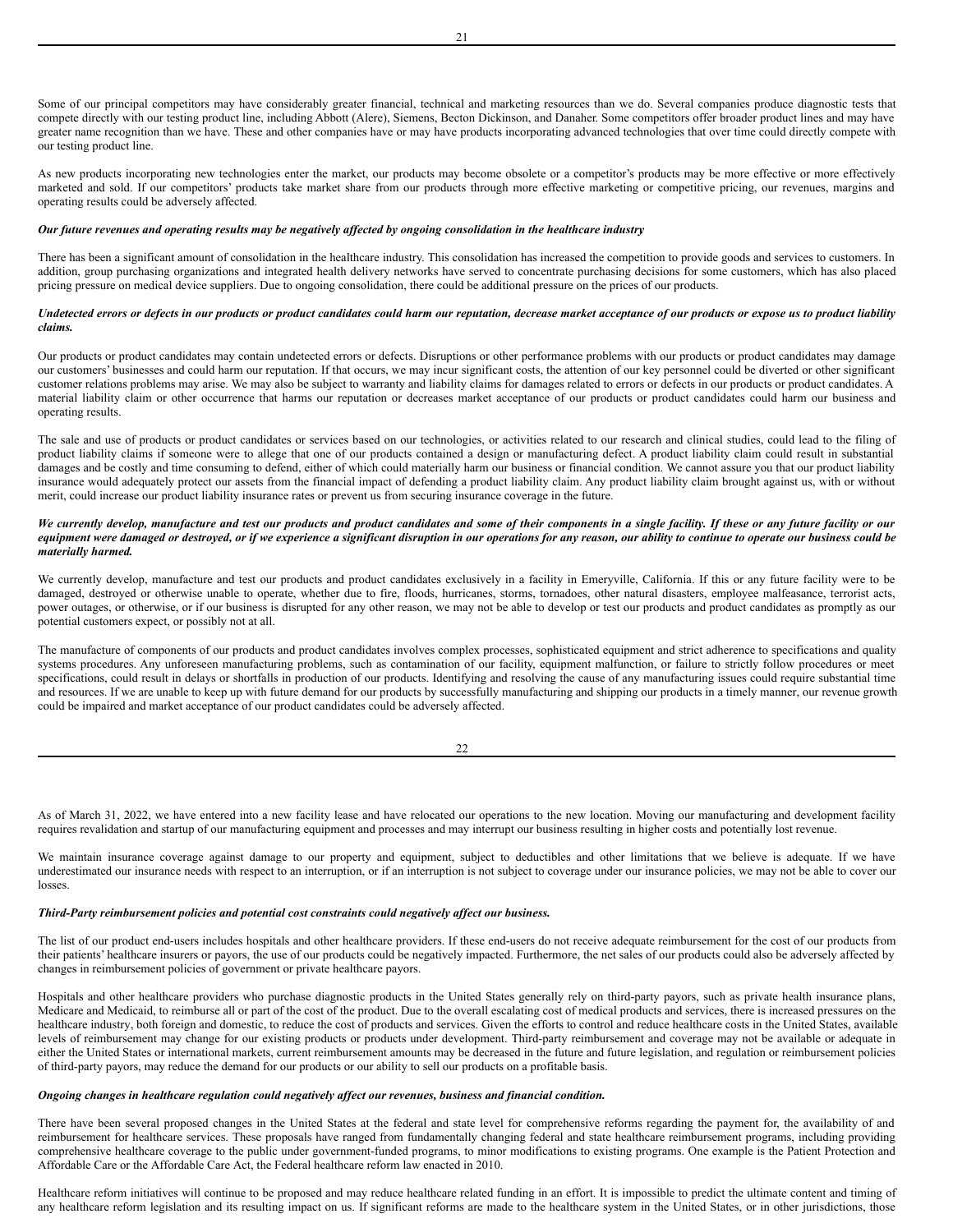Some of our principal competitors may have considerably greater financial, technical and marketing resources than we do. Several companies produce diagnostic tests that compete directly with our testing product line, including Abbott (Alere), Siemens, Becton Dickinson, and Danaher. Some competitors offer broader product lines and may have greater name recognition than we have. These and other companies have or may have products incorporating advanced technologies that over time could directly compete with our testing product line.

As new products incorporating new technologies enter the market, our products may become obsolete or a competitor's products may be more effective or more effectively marketed and sold. If our competitors' products take market share from our products through more effective marketing or competitive pricing, our revenues, margins and operating results could be adversely affected.

***Our future revenues and operating results may be negatively affected by ongoing consolidation in the healthcare industry***

There has been a significant amount of consolidation in the healthcare industry. This consolidation has increased the competition to provide goods and services to customers. In addition, group purchasing organizations and integrated health delivery networks have served to concentrate purchasing decisions for some customers, which has also placed pricing pressure on medical device suppliers. Due to ongoing consolidation, there could be additional pressure on the prices of our products.

***Undetected errors or defects in our products or product candidates could harm our reputation, decrease market acceptance of our products or expose us to product liability claims.***

Our products or product candidates may contain undetected errors or defects. Disruptions or other performance problems with our products or product candidates may damage our customers' businesses and could harm our reputation. If that occurs, we may incur significant costs, the attention of our key personnel could be diverted or other significant customer relations problems may arise. We may also be subject to warranty and liability claims for damages related to errors or defects in our products or product candidates. A material liability claim or other occurrence that harms our reputation or decreases market acceptance of our products or product candidates could harm our business and operating results.

The sale and use of products or product candidates or services based on our technologies, or activities related to our research and clinical studies, could lead to the filing of product liability claims if someone were to allege that one of our products contained a design or manufacturing defect. A product liability claim could result in substantial damages and be costly and time consuming to defend, either of which could materially harm our business or financial condition. We cannot assure you that our product liability insurance would adequately protect our assets from the financial impact of defending a product liability claim. Any product liability claim brought against us, with or without merit, could increase our product liability insurance rates or prevent us from securing insurance coverage in the future.

***We currently develop, manufacture and test our products and product candidates and some of their components in a single facility. If these or any future facility or our equipment were damaged or destroyed, or if we experience a significant disruption in our operations for any reason, our ability to continue to operate our business could be materially harmed.***

We currently develop, manufacture and test our products and product candidates exclusively in a facility in Emeryville, California. If this or any future facility were to be damaged, destroyed or otherwise unable to operate, whether due to fire, floods, hurricanes, storms, tornadoes, other natural disasters, employee malfeasance, terrorist acts, power outages, or otherwise, or if our business is disrupted for any other reason, we may not be able to develop or test our products and product candidates as promptly as our potential customers expect, or possibly not at all.

The manufacture of components of our products and product candidates involves complex processes, sophisticated equipment and strict adherence to specifications and quality systems procedures. Any unforeseen manufacturing problems, such as contamination of our facility, equipment malfunction, or failure to strictly follow procedures or meet specifications, could result in delays or shortfalls in production of our products. Identifying and resolving the cause of any manufacturing issues could require substantial time and resources. If we are unable to keep up with future demand for our products by successfully manufacturing and shipping our products in a timely manner, our revenue growth could be impaired and market acceptance of our product candidates could be adversely affected.

As of March 31, 2022, we have entered into a new facility lease and have relocated our operations to the new location. Moving our manufacturing and development facility requires revalidation and startup of our manufacturing equipment and processes and may interrupt our business resulting in higher costs and potentially lost revenue.

We maintain insurance coverage against damage to our property and equipment, subject to deductibles and other limitations that we believe is adequate. If we have underestimated our insurance needs with respect to an interruption, or if an interruption is not subject to coverage under our insurance policies, we may not be able to cover our losses.

***Third-Party reimbursement policies and potential cost constraints could negatively affect our business.***

The list of our product end-users includes hospitals and other healthcare providers. If these end-users do not receive adequate reimbursement for the cost of our products from their patients' healthcare insurers or payors, the use of our products could be negatively impacted. Furthermore, the net sales of our products could also be adversely affected by changes in reimbursement policies of government or private healthcare payors.

Hospitals and other healthcare providers who purchase diagnostic products in the United States generally rely on third-party payors, such as private health insurance plans, Medicare and Medicaid, to reimburse all or part of the cost of the product. Due to the overall escalating cost of medical products and services, there is increased pressures on the healthcare industry, both foreign and domestic, to reduce the cost of products and services. Given the efforts to control and reduce healthcare costs in the United States, available levels of reimbursement may change for our existing products or products under development. Third-party reimbursement and coverage may not be available or adequate in either the United States or international markets, current reimbursement amounts may be decreased in the future and future legislation, and regulation or reimbursement policies of third-party payors, may reduce the demand for our products or our ability to sell our products on a profitable basis.

***Ongoing changes in healthcare regulation could negatively affect our revenues, business and financial condition.***

There have been several proposed changes in the United States at the federal and state level for comprehensive reforms regarding the payment for, the availability of and reimbursement for healthcare services. These proposals have ranged from fundamentally changing federal and state healthcare reimbursement programs, including providing comprehensive healthcare coverage to the public under government-funded programs, to minor modifications to existing programs. One example is the Patient Protection and Affordable Care or the Affordable Care Act, the Federal healthcare reform law enacted in 2010.

Healthcare reform initiatives will continue to be proposed and may reduce healthcare related funding in an effort. It is impossible to predict the ultimate content and timing of any healthcare reform legislation and its resulting impact on us. If significant reforms are made to the healthcare system in the United States, or in other jurisdictions, those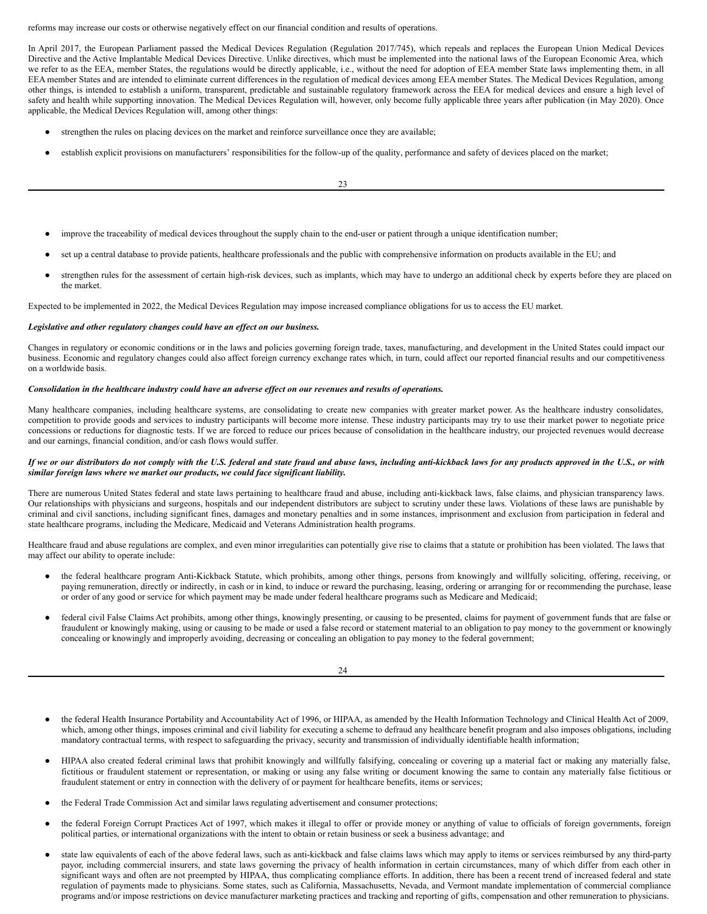reforms may increase our costs or otherwise negatively effect on our financial condition and results of operations.

In April 2017, the European Parliament passed the Medical Devices Regulation (Regulation 2017/745), which repeals and replaces the European Union Medical Devices Directive and the Active Implantable Medical Devices Directive. Unlike directives, which must be implemented into the national laws of the European Economic Area, which we refer to as the EEA, member States, the regulations would be directly applicable, i.e., without the need for adoption of EEA member State laws implementing them, in all EEA member States and are intended to eliminate current differences in the regulation of medical devices among EEA member States. The Medical Devices Regulation, among other things, is intended to establish a uniform, transparent, predictable and sustainable regulatory framework across the EEA for medical devices and ensure a high level of safety and health while supporting innovation. The Medical Devices Regulation will, however, only become fully applicable three years after publication (in May 2020). Once applicable, the Medical Devices Regulation will, among other things:

- strengthen the rules on placing devices on the market and reinforce surveillance once they are available;
- establish explicit provisions on manufacturers' responsibilities for the follow-up of the quality, performance and safety of devices placed on the market;
- improve the traceability of medical devices throughout the supply chain to the end-user or patient through a unique identification number;
- set up a central database to provide patients, healthcare professionals and the public with comprehensive information on products available in the EU; and
- strengthen rules for the assessment of certain high-risk devices, such as implants, which may have to undergo an additional check by experts before they are placed on the market.

Expected to be implemented in 2022, the Medical Devices Regulation may impose increased compliance obligations for us to access the EU market.

***Legislative and other regulatory changes could have an effect on our business.***

Changes in regulatory or economic conditions or in the laws and policies governing foreign trade, taxes, manufacturing, and development in the United States could impact our business. Economic and regulatory changes could also affect foreign currency exchange rates which, in turn, could affect our reported financial results and our competitiveness on a worldwide basis.

***Consolidation in the healthcare industry could have an adverse effect on our revenues and results of operations.***

Many healthcare companies, including healthcare systems, are consolidating to create new companies with greater market power. As the healthcare industry consolidates, competition to provide goods and services to industry participants will become more intense. These industry participants may try to use their market power to negotiate price concessions or reductions for diagnostic tests. If we are forced to reduce our prices because of consolidation in the healthcare industry, our projected revenues would decrease and our earnings, financial condition, and/or cash flows would suffer.

***If we or our distributors do not comply with the U.S. federal and state fraud and abuse laws, including anti-kickback laws for any products approved in the U.S., or with similar foreign laws where we market our products, we could face significant liability.***

There are numerous United States federal and state laws pertaining to healthcare fraud and abuse, including anti-kickback laws, false claims, and physician transparency laws. Our relationships with physicians and surgeons, hospitals and our independent distributors are subject to scrutiny under these laws. Violations of these laws are punishable by criminal and civil sanctions, including significant fines, damages and monetary penalties and in some instances, imprisonment and exclusion from participation in federal and state healthcare programs, including the Medicare, Medicaid and Veterans Administration health programs.

Healthcare fraud and abuse regulations are complex, and even minor irregularities can potentially give rise to claims that a statute or prohibition has been violated. The laws that may affect our ability to operate include:

- the federal healthcare program Anti-Kickback Statute, which prohibits, among other things, persons from knowingly and willfully soliciting, offering, receiving, or paying remuneration, directly or indirectly, in cash or in kind, to induce or reward the purchasing, leasing, ordering or arranging for or recommending the purchase, lease or order of any good or service for which payment may be made under federal healthcare programs such as Medicare and Medicaid;
- federal civil False Claims Act prohibits, among other things, knowingly presenting, or causing to be presented, claims for payment of government funds that are false or fraudulent or knowingly making, using or causing to be made or used a false record or statement material to an obligation to pay money to the government or knowingly concealing or knowingly and improperly avoiding, decreasing or concealing an obligation to pay money to the federal government;
- the federal Health Insurance Portability and Accountability Act of 1996, or HIPAA, as amended by the Health Information Technology and Clinical Health Act of 2009, which, among other things, imposes criminal and civil liability for executing a scheme to defraud any healthcare benefit program and also imposes obligations, including mandatory contractual terms, with respect to safeguarding the privacy, security and transmission of individually identifiable health information;
- HIPAA also created federal criminal laws that prohibit knowingly and willfully falsifying, concealing or covering up a material fact or making any materially false, fictitious or fraudulent statement or representation, or making or using any false writing or document knowing the same to contain any materially false fictitious or fraudulent statement or entry in connection with the delivery of or payment for healthcare benefits, items or services;
- the Federal Trade Commission Act and similar laws regulating advertisement and consumer protections;
- the federal Foreign Corrupt Practices Act of 1997, which makes it illegal to offer or provide money or anything of value to officials of foreign governments, foreign political parties, or international organizations with the intent to obtain or retain business or seek a business advantage; and
- state law equivalents of each of the above federal laws, such as anti-kickback and false claims laws which may apply to items or services reimbursed by any third-party payor, including commercial insurers, and state laws governing the privacy of health information in certain circumstances, many of which differ from each other in significant ways and often are not preempted by HIPAA, thus complicating compliance efforts. In addition, there has been a recent trend of increased federal and state regulation of payments made to physicians. Some states, such as California, Massachusetts, Nevada, and Vermont mandate implementation of commercial compliance programs and/or impose restrictions on device manufacturer marketing practices and tracking and reporting of gifts, compensation and other remuneration to physicians.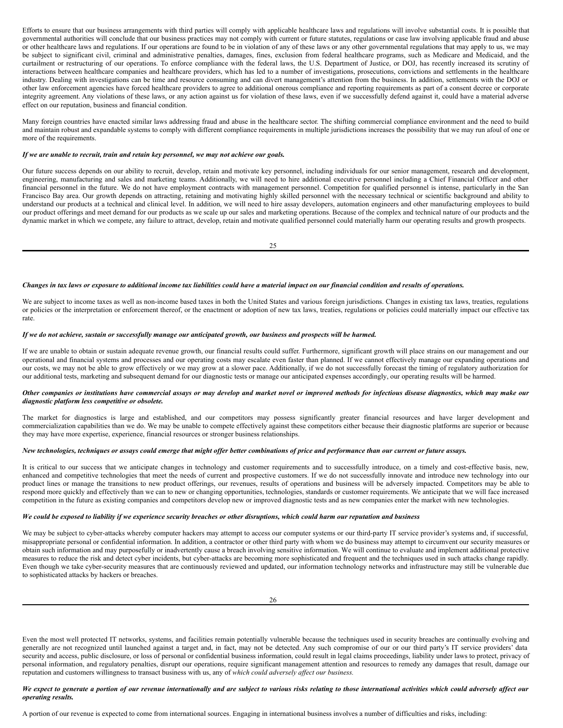Efforts to ensure that our business arrangements with third parties will comply with applicable healthcare laws and regulations will involve substantial costs. It is possible that governmental authorities will conclude that our business practices may not comply with current or future statutes, regulations or case law involving applicable fraud and abuse or other healthcare laws and regulations. If our operations are found to be in violation of any of these laws or any other governmental regulations that may apply to us, we may be subject to significant civil, criminal and administrative penalties, damages, fines, exclusion from federal healthcare programs, such as Medicare and Medicaid, and the curtailment or restructuring of our operations. To enforce compliance with the federal laws, the U.S. Department of Justice, or DOJ, has recently increased its scrutiny of interactions between healthcare companies and healthcare providers, which has led to a number of investigations, prosecutions, convictions and settlements in the healthcare industry. Dealing with investigations can be time and resource consuming and can divert management's attention from the business. In addition, settlements with the DOJ or other law enforcement agencies have forced healthcare providers to agree to additional onerous compliance and reporting requirements as part of a consent decree or corporate integrity agreement. Any violations of these laws, or any action against us for violation of these laws, even if we successfully defend against it, could have a material adverse effect on our reputation, business and financial condition.

Many foreign countries have enacted similar laws addressing fraud and abuse in the healthcare sector. The shifting commercial compliance environment and the need to build and maintain robust and expandable systems to comply with different compliance requirements in multiple jurisdictions increases the possibility that we may run afoul of one or more of the requirements.

***If we are unable to recruit, train and retain key personnel, we may not achieve our goals.***

Our future success depends on our ability to recruit, develop, retain and motivate key personnel, including individuals for our senior management, research and development, engineering, manufacturing and sales and marketing teams. Additionally, we will need to hire additional executive personnel including a Chief Financial Officer and other financial personnel in the future. We do not have employment contracts with management personnel. Competition for qualified personnel is intense, particularly in the San Francisco Bay area. Our growth depends on attracting, retaining and motivating highly skilled personnel with the necessary technical or scientific background and ability to understand our products at a technical and clinical level. In addition, we will need to hire assay developers, automation engineers and other manufacturing employees to build our product offerings and meet demand for our products as we scale up our sales and marketing operations. Because of the complex and technical nature of our products and the dynamic market in which we compete, any failure to attract, develop, retain and motivate qualified personnel could materially harm our operating results and growth prospects.

***Changes in tax laws or exposure to additional income tax liabilities could have a material impact on our financial condition and results of operations.***

We are subject to income taxes as well as non-income based taxes in both the United States and various foreign jurisdictions. Changes in existing tax laws, treaties, regulations or policies or the interpretation or enforcement thereof, or the enactment or adoption of new tax laws, treaties, regulations or policies could materially impact our effective tax rate.

***If we do not achieve, sustain or successfully manage our anticipated growth, our business and prospects will be harmed.***

If we are unable to obtain or sustain adequate revenue growth, our financial results could suffer. Furthermore, significant growth will place strains on our management and our operational and financial systems and processes and our operating costs may escalate even faster than planned. If we cannot effectively manage our expanding operations and our costs, we may not be able to grow effectively or we may grow at a slower pace. Additionally, if we do not successfully forecast the timing of regulatory authorization for our additional tests, marketing and subsequent demand for our diagnostic tests or manage our anticipated expenses accordingly, our operating results will be harmed.

***Other companies or institutions have commercial assays or may develop and market novel or improved methods for infectious disease diagnostics, which may make our diagnostic platform less competitive or obsolete.***

The market for diagnostics is large and established, and our competitors may possess significantly greater financial resources and have larger development and commercialization capabilities than we do. We may be unable to compete effectively against these competitors either because their diagnostic platforms are superior or because they may have more expertise, experience, financial resources or stronger business relationships.

***New technologies, techniques or assays could emerge that might offer better combinations of price and performance than our current or future assays.***

It is critical to our success that we anticipate changes in technology and customer requirements and to successfully introduce, on a timely and cost-effective basis, new, enhanced and competitive technologies that meet the needs of current and prospective customers. If we do not successfully innovate and introduce new technology into our product lines or manage the transitions to new product offerings, our revenues, results of operations and business will be adversely impacted. Competitors may be able to respond more quickly and effectively than we can to new or changing opportunities, technologies, standards or customer requirements. We anticipate that we will face increased competition in the future as existing companies and competitors develop new or improved diagnostic tests and as new companies enter the market with new technologies.

***We could be exposed to liability if we experience security breaches or other disruptions, which could harm our reputation and business***

We may be subject to cyber-attacks whereby computer hackers may attempt to access our computer systems or our third-party IT service provider's systems and, if successful, misappropriate personal or confidential information. In addition, a contractor or other third party with whom we do business may attempt to circumvent our security measures or obtain such information and may purposefully or inadvertently cause a breach involving sensitive information. We will continue to evaluate and implement additional protective measures to reduce the risk and detect cyber incidents, but cyber-attacks are becoming more sophisticated and frequent and the techniques used in such attacks change rapidly. Even though we take cyber-security measures that are continuously reviewed and updated, our information technology networks and infrastructure may still be vulnerable due to sophisticated attacks by hackers or breaches.

Even the most well protected IT networks, systems, and facilities remain potentially vulnerable because the techniques used in security breaches are continually evolving and generally are not recognized until launched against a target and, in fact, may not be detected. Any such compromise of our or our third party's IT service providers' data security and access, public disclosure, or loss of personal or confidential business information, could result in legal claims proceedings, liability under laws to protect, privacy of personal information, and regulatory penalties, disrupt our operations, require significant management attention and resources to remedy any damages that result, damage our reputation and customers willingness to transact business with us, any of *which could adversely affect our business.*

***We expect to generate a portion of our revenue internationally and are subject to various risks relating to those international activities which could adversely affect our operating results.***

A portion of our revenue is expected to come from international sources. Engaging in international business involves a number of difficulties and risks, including: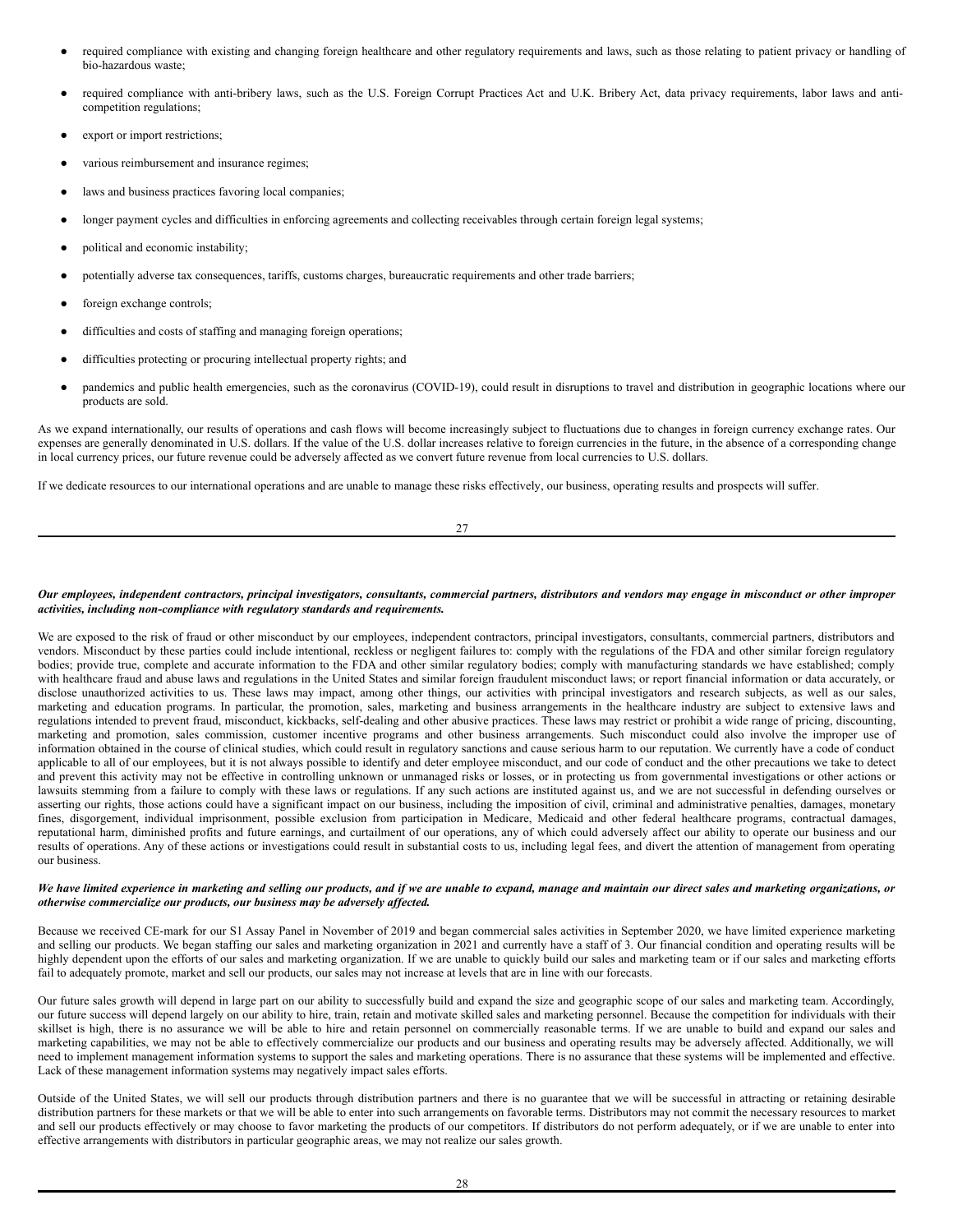- required compliance with existing and changing foreign healthcare and other regulatory requirements and laws, such as those relating to patient privacy or handling of bio-hazardous waste;
- required compliance with anti-bribery laws, such as the U.S. Foreign Corrupt Practices Act and U.K. Bribery Act, data privacy requirements, labor laws and anti-competition regulations;
- export or import restrictions;
- various reimbursement and insurance regimes;
- laws and business practices favoring local companies;
- longer payment cycles and difficulties in enforcing agreements and collecting receivables through certain foreign legal systems;
- political and economic instability;
- potentially adverse tax consequences, tariffs, customs charges, bureaucratic requirements and other trade barriers;
- foreign exchange controls;
- difficulties and costs of staffing and managing foreign operations;
- difficulties protecting or procuring intellectual property rights; and
- pandemics and public health emergencies, such as the coronavirus (COVID-19), could result in disruptions to travel and distribution in geographic locations where our products are sold.

As we expand internationally, our results of operations and cash flows will become increasingly subject to fluctuations due to changes in foreign currency exchange rates. Our expenses are generally denominated in U.S. dollars. If the value of the U.S. dollar increases relative to foreign currencies in the future, in the absence of a corresponding change in local currency prices, our future revenue could be adversely affected as we convert future revenue from local currencies to U.S. dollars.

If we dedicate resources to our international operations and are unable to manage these risks effectively, our business, operating results and prospects will suffer.

***Our employees, independent contractors, principal investigators, consultants, commercial partners, distributors and vendors may engage in misconduct or other improper activities, including non-compliance with regulatory standards and requirements.***

We are exposed to the risk of fraud or other misconduct by our employees, independent contractors, principal investigators, consultants, commercial partners, distributors and vendors. Misconduct by these parties could include intentional, reckless or negligent failures to: comply with the regulations of the FDA and other similar foreign regulatory bodies; provide true, complete and accurate information to the FDA and other similar regulatory bodies; comply with manufacturing standards we have established; comply with healthcare fraud and abuse laws and regulations in the United States and similar foreign fraudulent misconduct laws; or report financial information or data accurately, or disclose unauthorized activities to us. These laws may impact, among other things, our activities with principal investigators and research subjects, as well as our sales, marketing and education programs. In particular, the promotion, sales, marketing and business arrangements in the healthcare industry are subject to extensive laws and regulations intended to prevent fraud, misconduct, kickbacks, self-dealing and other abusive practices. These laws may restrict or prohibit a wide range of pricing, discounting, marketing and promotion, sales commission, customer incentive programs and other business arrangements. Such misconduct could also involve the improper use of information obtained in the course of clinical studies, which could result in regulatory sanctions and cause serious harm to our reputation. We currently have a code of conduct applicable to all of our employees, but it is not always possible to identify and deter employee misconduct, and our code of conduct and the other precautions we take to detect and prevent this activity may not be effective in controlling unknown or unmanaged risks or losses, or in protecting us from governmental investigations or other actions or lawsuits stemming from a failure to comply with these laws or regulations. If any such actions are instituted against us, and we are not successful in defending ourselves or asserting our rights, those actions could have a significant impact on our business, including the imposition of civil, criminal and administrative penalties, damages, monetary fines, disgorgement, individual imprisonment, possible exclusion from participation in Medicare, Medicaid and other federal healthcare programs, contractual damages, reputational harm, diminished profits and future earnings, and curtailment of our operations, any of which could adversely affect our ability to operate our business and our results of operations. Any of these actions or investigations could result in substantial costs to us, including legal fees, and divert the attention of management from operating our business.

***We have limited experience in marketing and selling our products, and if we are unable to expand, manage and maintain our direct sales and marketing organizations, or otherwise commercialize our products, our business may be adversely affected.***

Because we received CE-mark for our S1 Assay Panel in November of 2019 and began commercial sales activities in September 2020, we have limited experience marketing and selling our products. We began staffing our sales and marketing organization in 2021 and currently have a staff of 3. Our financial condition and operating results will be highly dependent upon the efforts of our sales and marketing organization. If we are unable to quickly build our sales and marketing team or if our sales and marketing efforts fail to adequately promote, market and sell our products, our sales may not increase at levels that are in line with our forecasts.

Our future sales growth will depend in large part on our ability to successfully build and expand the size and geographic scope of our sales and marketing team. Accordingly, our future success will depend largely on our ability to hire, train, retain and motivate skilled sales and marketing personnel. Because the competition for individuals with their skillset is high, there is no assurance we will be able to hire and retain personnel on commercially reasonable terms. If we are unable to build and expand our sales and marketing capabilities, we may not be able to effectively commercialize our products and our business and operating results may be adversely affected. Additionally, we will need to implement management information systems to support the sales and marketing operations. There is no assurance that these systems will be implemented and effective. Lack of these management information systems may negatively impact sales efforts.

Outside of the United States, we will sell our products through distribution partners and there is no guarantee that we will be successful in attracting or retaining desirable distribution partners for these markets or that we will be able to enter into such arrangements on favorable terms. Distributors may not commit the necessary resources to market and sell our products effectively or may choose to favor marketing the products of our competitors. If distributors do not perform adequately, or if we are unable to enter into effective arrangements with distributors in particular geographic areas, we may not realize our sales growth.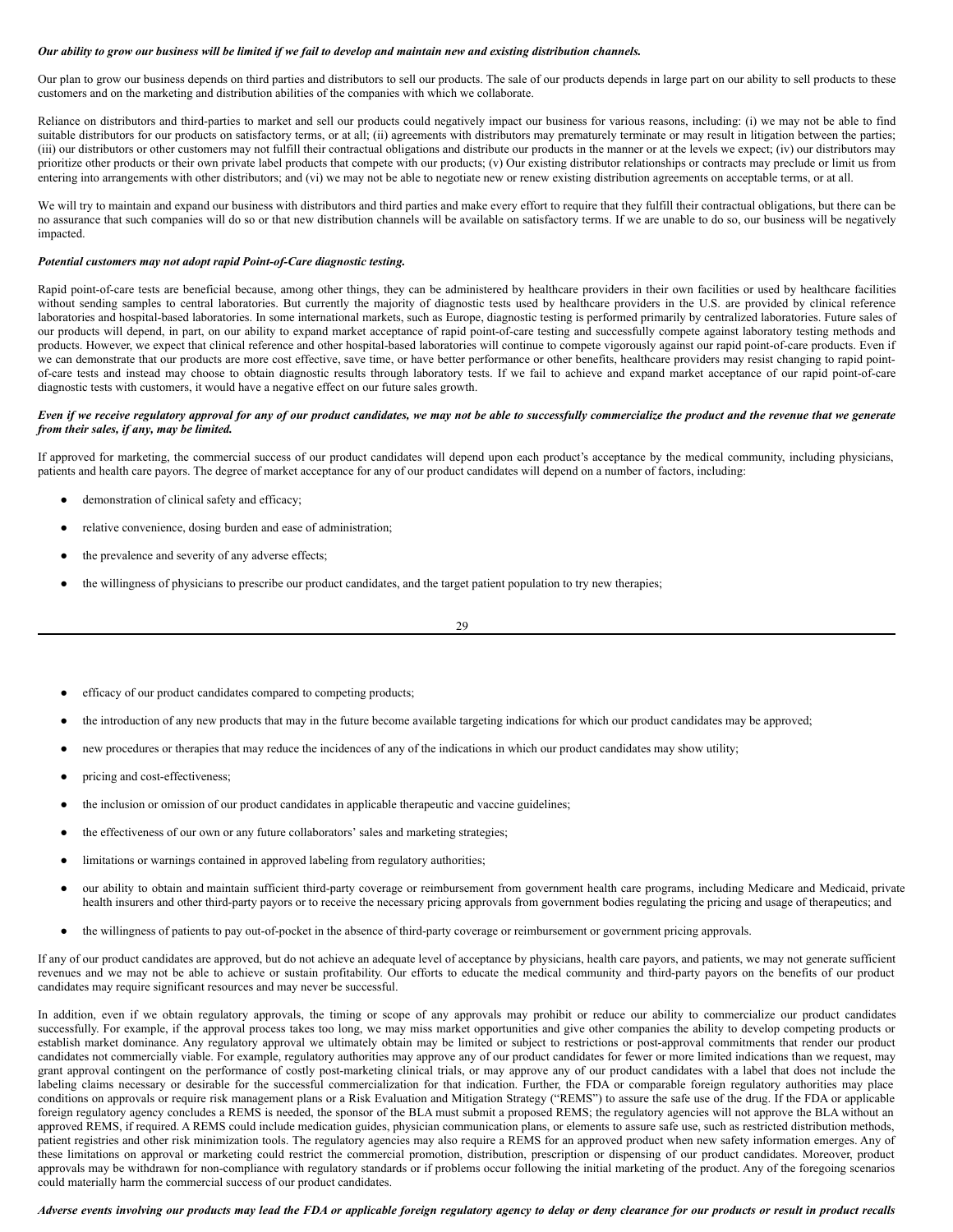***Our ability to grow our business will be limited if we fail to develop and maintain new and existing distribution channels.***

Our plan to grow our business depends on third parties and distributors to sell our products. The sale of our products depends in large part on our ability to sell products to these customers and on the marketing and distribution abilities of the companies with which we collaborate.

Reliance on distributors and third-parties to market and sell our products could negatively impact our business for various reasons, including: (i) we may not be able to find suitable distributors for our products on satisfactory terms, or at all; (ii) agreements with distributors may prematurely terminate or may result in litigation between the parties; (iii) our distributors or other customers may not fulfill their contractual obligations and distribute our products in the manner or at the levels we expect; (iv) our distributors may prioritize other products or their own private label products that compete with our products; (v) Our existing distributor relationships or contracts may preclude or limit us from entering into arrangements with other distributors; and (vi) we may not be able to negotiate new or renew existing distribution agreements on acceptable terms, or at all.

We will try to maintain and expand our business with distributors and third parties and make every effort to require that they fulfill their contractual obligations, but there can be no assurance that such companies will do so or that new distribution channels will be available on satisfactory terms. If we are unable to do so, our business will be negatively impacted.

***Potential customers may not adopt rapid Point-of-Care diagnostic testing.***

Rapid point-of-care tests are beneficial because, among other things, they can be administered by healthcare providers in their own facilities or used by healthcare facilities without sending samples to central laboratories. But currently the majority of diagnostic tests used by healthcare providers in the U.S. are provided by clinical reference laboratories and hospital-based laboratories. In some international markets, such as Europe, diagnostic testing is performed primarily by centralized laboratories. Future sales of our products will depend, in part, on our ability to expand market acceptance of rapid point-of-care testing and successfully compete against laboratory testing methods and products. However, we expect that clinical reference and other hospital-based laboratories will continue to compete vigorously against our rapid point-of-care products. Even if we can demonstrate that our products are more cost effective, save time, or have better performance or other benefits, healthcare providers may resist changing to rapid point-of-care tests and instead may choose to obtain diagnostic results through laboratory tests. If we fail to achieve and expand market acceptance of our rapid point-of-care diagnostic tests with customers, it would have a negative effect on our future sales growth.

***Even if we receive regulatory approval for any of our product candidates, we may not be able to successfully commercialize the product and the revenue that we generate from their sales, if any, may be limited.***

If approved for marketing, the commercial success of our product candidates will depend upon each product's acceptance by the medical community, including physicians, patients and health care payors. The degree of market acceptance for any of our product candidates will depend on a number of factors, including:

- demonstration of clinical safety and efficacy;
- relative convenience, dosing burden and ease of administration;
- the prevalence and severity of any adverse effects;
- the willingness of physicians to prescribe our product candidates, and the target patient population to try new therapies;
- efficacy of our product candidates compared to competing products;
- the introduction of any new products that may in the future become available targeting indications for which our product candidates may be approved;
- new procedures or therapies that may reduce the incidences of any of the indications in which our product candidates may show utility;
- pricing and cost-effectiveness;
- the inclusion or omission of our product candidates in applicable therapeutic and vaccine guidelines;
- the effectiveness of our own or any future collaborators' sales and marketing strategies;
- limitations or warnings contained in approved labeling from regulatory authorities;
- our ability to obtain and maintain sufficient third-party coverage or reimbursement from government health care programs, including Medicare and Medicaid, private health insurers and other third-party payors or to receive the necessary pricing approvals from government bodies regulating the pricing and usage of therapeutics; and
- the willingness of patients to pay out-of-pocket in the absence of third-party coverage or reimbursement or government pricing approvals.

If any of our product candidates are approved, but do not achieve an adequate level of acceptance by physicians, health care payors, and patients, we may not generate sufficient revenues and we may not be able to achieve or sustain profitability. Our efforts to educate the medical community and third-party payors on the benefits of our product candidates may require significant resources and may never be successful.

In addition, even if we obtain regulatory approvals, the timing or scope of any approvals may prohibit or reduce our ability to commercialize our product candidates successfully. For example, if the approval process takes too long, we may miss market opportunities and give other companies the ability to develop competing products or establish market dominance. Any regulatory approval we ultimately obtain may be limited or subject to restrictions or post-approval commitments that render our product candidates not commercially viable. For example, regulatory authorities may approve any of our product candidates for fewer or more limited indications than we request, may grant approval contingent on the performance of costly post-marketing clinical trials, or may approve any of our product candidates with a label that does not include the labeling claims necessary or desirable for the successful commercialization for that indication. Further, the FDA or comparable foreign regulatory authorities may place conditions on approvals or require risk management plans or a Risk Evaluation and Mitigation Strategy ("REMS") to assure the safe use of the drug. If the FDA or applicable foreign regulatory agency concludes a REMS is needed, the sponsor of the BLA must submit a proposed REMS; the regulatory agencies will not approve the BLA without an approved REMS, if required. A REMS could include medication guides, physician communication plans, or elements to assure safe use, such as restricted distribution methods, patient registries and other risk minimization tools. The regulatory agencies may also require a REMS for an approved product when new safety information emerges. Any of these limitations on approval or marketing could restrict the commercial promotion, distribution, prescription or dispensing of our product candidates. Moreover, product approvals may be withdrawn for non-compliance with regulatory standards or if problems occur following the initial marketing of the product. Any of the foregoing scenarios could materially harm the commercial success of our product candidates.

***Adverse events involving our products may lead the FDA or applicable foreign regulatory agency to delay or deny clearance for our products or result in product recalls***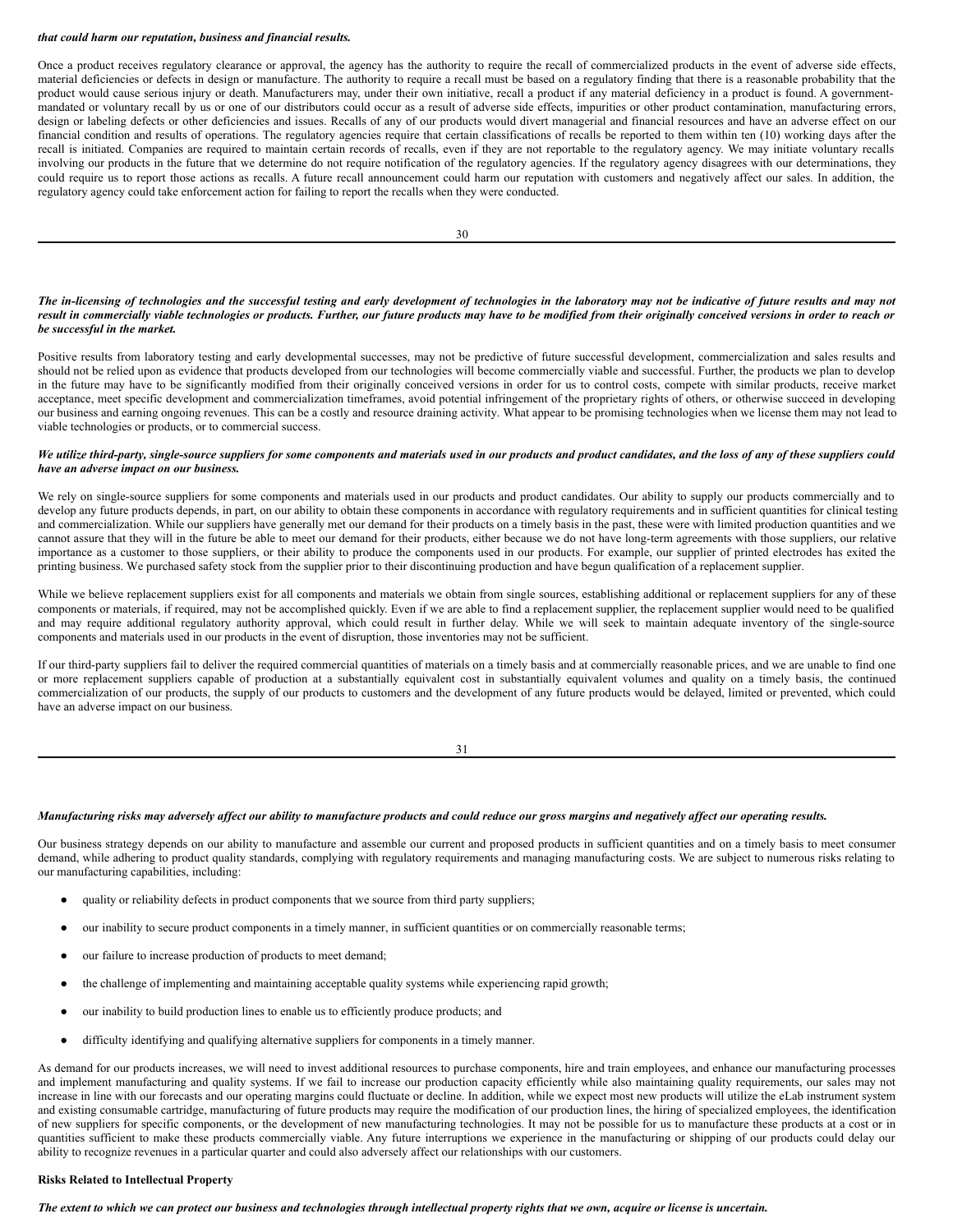*that could harm our reputation, business and financial results.*

Once a product receives regulatory clearance or approval, the agency has the authority to require the recall of commercialized products in the event of adverse side effects, material deficiencies or defects in design or manufacture. The authority to require a recall must be based on a regulatory finding that there is a reasonable probability that the product would cause serious injury or death. Manufacturers may, under their own initiative, recall a product if any material deficiency in a product is found. A government-mandated or voluntary recall by us or one of our distributors could occur as a result of adverse side effects, impurities or other product contamination, manufacturing errors, design or labeling defects or other deficiencies and issues. Recalls of any of our products would divert managerial and financial resources and have an adverse effect on our financial condition and results of operations. The regulatory agencies require that certain classifications of recalls be reported to them within ten (10) working days after the recall is initiated. Companies are required to maintain certain records of recalls, even if they are not reportable to the regulatory agency. We may initiate voluntary recalls involving our products in the future that we determine do not require notification of the regulatory agencies. If the regulatory agency disagrees with our determinations, they could require us to report those actions as recalls. A future recall announcement could harm our reputation with customers and negatively affect our sales. In addition, the regulatory agency could take enforcement action for failing to report the recalls when they were conducted.

***The in-licensing of technologies and the successful testing and early development of technologies in the laboratory may not be indicative of future results and may not result in commercially viable technologies or products. Further, our future products may have to be modified from their originally conceived versions in order to reach or be successful in the market.***

Positive results from laboratory testing and early developmental successes, may not be predictive of future successful development, commercialization and sales results and should not be relied upon as evidence that products developed from our technologies will become commercially viable and successful. Further, the products we plan to develop in the future may have to be significantly modified from their originally conceived versions in order for us to control costs, compete with similar products, receive market acceptance, meet specific development and commercialization timeframes, avoid potential infringement of the proprietary rights of others, or otherwise succeed in developing our business and earning ongoing revenues. This can be a costly and resource draining activity. What appear to be promising technologies when we license them may not lead to viable technologies or products, or to commercial success.

***We utilize third-party, single-source suppliers for some components and materials used in our products and product candidates, and the loss of any of these suppliers could have an adverse impact on our business.***

We rely on single-source suppliers for some components and materials used in our products and product candidates. Our ability to supply our products commercially and to develop any future products depends, in part, on our ability to obtain these components in accordance with regulatory requirements and in sufficient quantities for clinical testing and commercialization. While our suppliers have generally met our demand for their products on a timely basis in the past, these were with limited production quantities and we cannot assure that they will in the future be able to meet our demand for their products, either because we do not have long-term agreements with those suppliers, our relative importance as a customer to those suppliers, or their ability to produce the components used in our products. For example, our supplier of printed electrodes has exited the printing business. We purchased safety stock from the supplier prior to their discontinuing production and have begun qualification of a replacement supplier.

While we believe replacement suppliers exist for all components and materials we obtain from single sources, establishing additional or replacement suppliers for any of these components or materials, if required, may not be accomplished quickly. Even if we are able to find a replacement supplier, the replacement supplier would need to be qualified and may require additional regulatory authority approval, which could result in further delay. While we will seek to maintain adequate inventory of the single-source components and materials used in our products in the event of disruption, those inventories may not be sufficient.

If our third-party suppliers fail to deliver the required commercial quantities of materials on a timely basis and at commercially reasonable prices, and we are unable to find one or more replacement suppliers capable of production at a substantially equivalent cost in substantially equivalent volumes and quality on a timely basis, the continued commercialization of our products, the supply of our products to customers and the development of any future products would be delayed, limited or prevented, which could have an adverse impact on our business.

***Manufacturing risks may adversely affect our ability to manufacture products and could reduce our gross margins and negatively affect our operating results.***

Our business strategy depends on our ability to manufacture and assemble our current and proposed products in sufficient quantities and on a timely basis to meet consumer demand, while adhering to product quality standards, complying with regulatory requirements and managing manufacturing costs. We are subject to numerous risks relating to our manufacturing capabilities, including:

- quality or reliability defects in product components that we source from third party suppliers;
- our inability to secure product components in a timely manner, in sufficient quantities or on commercially reasonable terms;
- our failure to increase production of products to meet demand;
- the challenge of implementing and maintaining acceptable quality systems while experiencing rapid growth;
- our inability to build production lines to enable us to efficiently produce products; and
- difficulty identifying and qualifying alternative suppliers for components in a timely manner.

As demand for our products increases, we will need to invest additional resources to purchase components, hire and train employees, and enhance our manufacturing processes and implement manufacturing and quality systems. If we fail to increase our production capacity efficiently while also maintaining quality requirements, our sales may not increase in line with our forecasts and our operating margins could fluctuate or decline. In addition, while we expect most new products will utilize the eLab instrument system and existing consumable cartridge, manufacturing of future products may require the modification of our production lines, the hiring of specialized employees, the identification of new suppliers for specific components, or the development of new manufacturing technologies. It may not be possible for us to manufacture these products at a cost or in quantities sufficient to make these products commercially viable. Any future interruptions we experience in the manufacturing or shipping of our products could delay our ability to recognize revenues in a particular quarter and could also adversely affect our relationships with our customers.

**Risks Related to Intellectual Property**

***The extent to which we can protect our business and technologies through intellectual property rights that we own, acquire or license is uncertain.***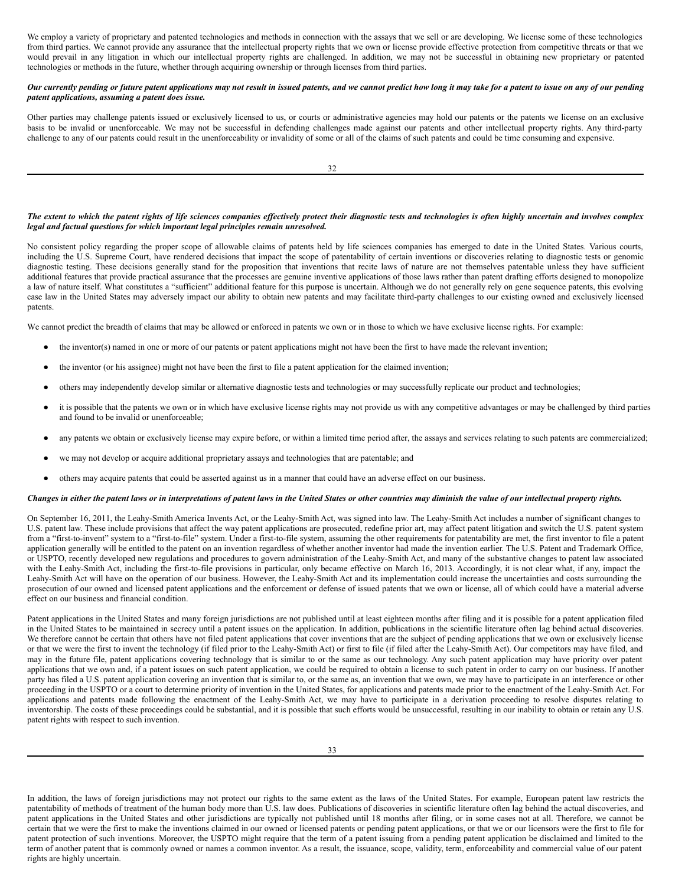We employ a variety of proprietary and patented technologies and methods in connection with the assays that we sell or are developing. We license some of these technologies from third parties. We cannot provide any assurance that the intellectual property rights that we own or license provide effective protection from competitive threats or that we would prevail in any litigation in which our intellectual property rights are challenged. In addition, we may not be successful in obtaining new proprietary or patented technologies or methods in the future, whether through acquiring ownership or through licenses from third parties.

***Our currently pending or future patent applications may not result in issued patents, and we cannot predict how long it may take for a patent to issue on any of our pending patent applications, assuming a patent does issue.***

Other parties may challenge patents issued or exclusively licensed to us, or courts or administrative agencies may hold our patents or the patents we license on an exclusive basis to be invalid or unenforceable. We may not be successful in defending challenges made against our patents and other intellectual property rights. Any third-party challenge to any of our patents could result in the unenforceability or invalidity of some or all of the claims of such patents and could be time consuming and expensive.

***The extent to which the patent rights of life sciences companies effectively protect their diagnostic tests and technologies is often highly uncertain and involves complex legal and factual questions for which important legal principles remain unresolved.***

No consistent policy regarding the proper scope of allowable claims of patents held by life sciences companies has emerged to date in the United States. Various courts, including the U.S. Supreme Court, have rendered decisions that impact the scope of patentability of certain inventions or discoveries relating to diagnostic tests or genomic diagnostic testing. These decisions generally stand for the proposition that inventions that recite laws of nature are not themselves patentable unless they have sufficient additional features that provide practical assurance that the processes are genuine inventive applications of those laws rather than patent drafting efforts designed to monopolize a law of nature itself. What constitutes a "sufficient" additional feature for this purpose is uncertain. Although we do not generally rely on gene sequence patents, this evolving case law in the United States may adversely impact our ability to obtain new patents and may facilitate third-party challenges to our existing owned and exclusively licensed patents.

We cannot predict the breadth of claims that may be allowed or enforced in patents we own or in those to which we have exclusive license rights. For example:

- the inventor(s) named in one or more of our patents or patent applications might not have been the first to have made the relevant invention;
- the inventor (or his assignee) might not have been the first to file a patent application for the claimed invention;
- others may independently develop similar or alternative diagnostic tests and technologies or may successfully replicate our product and technologies;
- it is possible that the patents we own or in which have exclusive license rights may not provide us with any competitive advantages or may be challenged by third parties and found to be invalid or unenforceable;
- any patents we obtain or exclusively license may expire before, or within a limited time period after, the assays and services relating to such patents are commercialized;
- we may not develop or acquire additional proprietary assays and technologies that are patentable; and
- others may acquire patents that could be asserted against us in a manner that could have an adverse effect on our business.

***Changes in either the patent laws or in interpretations of patent laws in the United States or other countries may diminish the value of our intellectual property rights.***

On September 16, 2011, the Leahy-Smith America Invents Act, or the Leahy-Smith Act, was signed into law. The Leahy-Smith Act includes a number of significant changes to U.S. patent law. These include provisions that affect the way patent applications are prosecuted, redefine prior art, may affect patent litigation and switch the U.S. patent system from a "first-to-invent" system to a "first-to-file" system. Under a first-to-file system, assuming the other requirements for patentability are met, the first inventor to file a patent application generally will be entitled to the patent on an invention regardless of whether another inventor had made the invention earlier. The U.S. Patent and Trademark Office, or USPTO, recently developed new regulations and procedures to govern administration of the Leahy-Smith Act, and many of the substantive changes to patent law associated with the Leahy-Smith Act, including the first-to-file provisions in particular, only became effective on March 16, 2013. Accordingly, it is not clear what, if any, impact the Leahy-Smith Act will have on the operation of our business. However, the Leahy-Smith Act and its implementation could increase the uncertainties and costs surrounding the prosecution of our owned and licensed patent applications and the enforcement or defense of issued patents that we own or license, all of which could have a material adverse effect on our business and financial condition.

Patent applications in the United States and many foreign jurisdictions are not published until at least eighteen months after filing and it is possible for a patent application filed in the United States to be maintained in secrecy until a patent issues on the application. In addition, publications in the scientific literature often lag behind actual discoveries. We therefore cannot be certain that others have not filed patent applications that cover inventions that are the subject of pending applications that we own or exclusively license or that we were the first to invent the technology (if filed prior to the Leahy-Smith Act) or first to file (if filed after the Leahy-Smith Act). Our competitors may have filed, and may in the future file, patent applications covering technology that is similar to or the same as our technology. Any such patent application may have priority over patent applications that we own and, if a patent issues on such patent application, we could be required to obtain a license to such patent in order to carry on our business. If another party has filed a U.S. patent application covering an invention that is similar to, or the same as, an invention that we own, we may have to participate in an interference or other proceeding in the USPTO or a court to determine priority of invention in the United States, for applications and patents made prior to the enactment of the Leahy-Smith Act. For applications and patents made following the enactment of the Leahy-Smith Act, we may have to participate in a derivation proceeding to resolve disputes relating to inventorship. The costs of these proceedings could be substantial, and it is possible that such efforts would be unsuccessful, resulting in our inability to obtain or retain any U.S. patent rights with respect to such invention.

In addition, the laws of foreign jurisdictions may not protect our rights to the same extent as the laws of the United States. For example, European patent law restricts the patentability of methods of treatment of the human body more than U.S. law does. Publications of discoveries in scientific literature often lag behind the actual discoveries, and patent applications in the United States and other jurisdictions are typically not published until 18 months after filing, or in some cases not at all. Therefore, we cannot be certain that we were the first to make the inventions claimed in our owned or licensed patents or pending patent applications, or that we or our licensors were the first to file for patent protection of such inventions. Moreover, the USPTO might require that the term of a patent issuing from a pending patent application be disclaimed and limited to the term of another patent that is commonly owned or names a common inventor. As a result, the issuance, scope, validity, term, enforceability and commercial value of our patent rights are highly uncertain.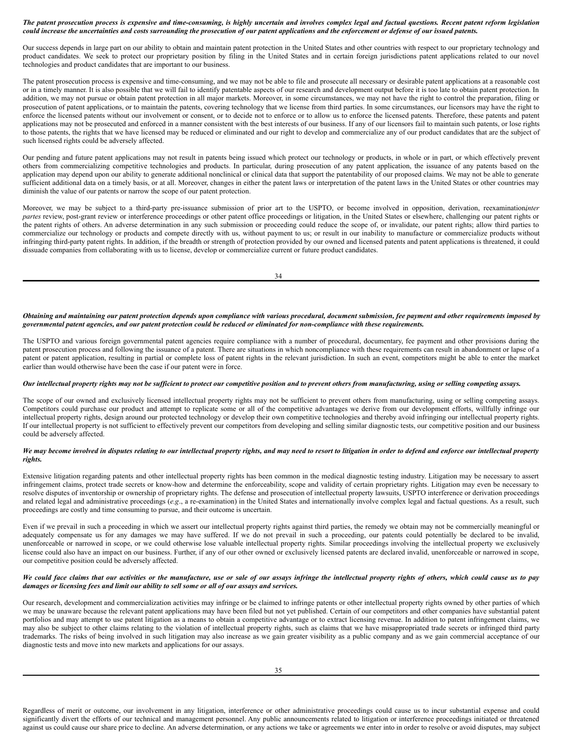***The patent prosecution process is expensive and time-consuming, is highly uncertain and involves complex legal and factual questions. Recent patent reform legislation could increase the uncertainties and costs surrounding the prosecution of our patent applications and the enforcement or defense of our issued patents.***

Our success depends in large part on our ability to obtain and maintain patent protection in the United States and other countries with respect to our proprietary technology and product candidates. We seek to protect our proprietary position by filing in the United States and in certain foreign jurisdictions patent applications related to our novel technologies and product candidates that are important to our business.

The patent prosecution process is expensive and time-consuming, and we may not be able to file and prosecute all necessary or desirable patent applications at a reasonable cost or in a timely manner. It is also possible that we will fail to identify patentable aspects of our research and development output before it is too late to obtain patent protection. In addition, we may not pursue or obtain patent protection in all major markets. Moreover, in some circumstances, we may not have the right to control the preparation, filing or prosecution of patent applications, or to maintain the patents, covering technology that we license from third parties. In some circumstances, our licensors may have the right to enforce the licensed patents without our involvement or consent, or to decide not to enforce or to allow us to enforce the licensed patents. Therefore, these patents and patent applications may not be prosecuted and enforced in a manner consistent with the best interests of our business. If any of our licensors fail to maintain such patents, or lose rights to those patents, the rights that we have licensed may be reduced or eliminated and our right to develop and commercialize any of our product candidates that are the subject of such licensed rights could be adversely affected.

Our pending and future patent applications may not result in patents being issued which protect our technology or products, in whole or in part, or which effectively prevent others from commercializing competitive technologies and products. In particular, during prosecution of any patent application, the issuance of any patents based on the application may depend upon our ability to generate additional nonclinical or clinical data that support the patentability of our proposed claims. We may not be able to generate sufficient additional data on a timely basis, or at all. Moreover, changes in either the patent laws or interpretation of the patent laws in the United States or other countries may diminish the value of our patents or narrow the scope of our patent protection.

Moreover, we may be subject to a third-party pre-issuance submission of prior art to the USPTO, or become involved in opposition, derivation, reexamination, *inter partes* review, post-grant review or interference proceedings or other patent office proceedings or litigation, in the United States or elsewhere, challenging our patent rights or the patent rights of others. An adverse determination in any such submission or proceeding could reduce the scope of, or invalidate, our patent rights; allow third parties to commercialize our technology or products and compete directly with us, without payment to us; or result in our inability to manufacture or commercialize products without infringing third-party patent rights. In addition, if the breadth or strength of protection provided by our owned and licensed patents and patent applications is threatened, it could dissuade companies from collaborating with us to license, develop or commercialize current or future product candidates.

***Obtaining and maintaining our patent protection depends upon compliance with various procedural, document submission, fee payment and other requirements imposed by governmental patent agencies, and our patent protection could be reduced or eliminated for non-compliance with these requirements.***

The USPTO and various foreign governmental patent agencies require compliance with a number of procedural, documentary, fee payment and other provisions during the patent prosecution process and following the issuance of a patent. There are situations in which noncompliance with these requirements can result in abandonment or lapse of a patent or patent application, resulting in partial or complete loss of patent rights in the relevant jurisdiction. In such an event, competitors might be able to enter the market earlier than would otherwise have been the case if our patent were in force.

***Our intellectual property rights may not be sufficient to protect our competitive position and to prevent others from manufacturing, using or selling competing assays.***

The scope of our owned and exclusively licensed intellectual property rights may not be sufficient to prevent others from manufacturing, using or selling competing assays. Competitors could purchase our product and attempt to replicate some or all of the competitive advantages we derive from our development efforts, willfully infringe our intellectual property rights, design around our protected technology or develop their own competitive technologies and thereby avoid infringing our intellectual property rights. If our intellectual property is not sufficient to effectively prevent our competitors from developing and selling similar diagnostic tests, our competitive position and our business could be adversely affected.

***We may become involved in disputes relating to our intellectual property rights, and may need to resort to litigation in order to defend and enforce our intellectual property rights.***

Extensive litigation regarding patents and other intellectual property rights has been common in the medical diagnostic testing industry. Litigation may be necessary to assert infringement claims, protect trade secrets or know-how and determine the enforceability, scope and validity of certain proprietary rights. Litigation may even be necessary to resolve disputes of inventorship or ownership of proprietary rights. The defense and prosecution of intellectual property lawsuits, USPTO interference or derivation proceedings and related legal and administrative proceedings (*e.g*., a re-examination) in the United States and internationally involve complex legal and factual questions. As a result, such proceedings are costly and time consuming to pursue, and their outcome is uncertain.

Even if we prevail in such a proceeding in which we assert our intellectual property rights against third parties, the remedy we obtain may not be commercially meaningful or adequately compensate us for any damages we may have suffered. If we do not prevail in such a proceeding, our patents could potentially be declared to be invalid, unenforceable or narrowed in scope, or we could otherwise lose valuable intellectual property rights. Similar proceedings involving the intellectual property we exclusively license could also have an impact on our business. Further, if any of our other owned or exclusively licensed patents are declared invalid, unenforceable or narrowed in scope, our competitive position could be adversely affected.

***We could face claims that our activities or the manufacture, use or sale of our assays infringe the intellectual property rights of others, which could cause us to pay damages or licensing fees and limit our ability to sell some or all of our assays and services.***

Our research, development and commercialization activities may infringe or be claimed to infringe patents or other intellectual property rights owned by other parties of which we may be unaware because the relevant patent applications may have been filed but not yet published. Certain of our competitors and other companies have substantial patent portfolios and may attempt to use patent litigation as a means to obtain a competitive advantage or to extract licensing revenue. In addition to patent infringement claims, we may also be subject to other claims relating to the violation of intellectual property rights, such as claims that we have misappropriated trade secrets or infringed third party trademarks. The risks of being involved in such litigation may also increase as we gain greater visibility as a public company and as we gain commercial acceptance of our diagnostic tests and move into new markets and applications for our assays.

Regardless of merit or outcome, our involvement in any litigation, interference or other administrative proceedings could cause us to incur substantial expense and could significantly divert the efforts of our technical and management personnel. Any public announcements related to litigation or interference proceedings initiated or threatened against us could cause our share price to decline. An adverse determination, or any actions we take or agreements we enter into in order to resolve or avoid disputes, may subject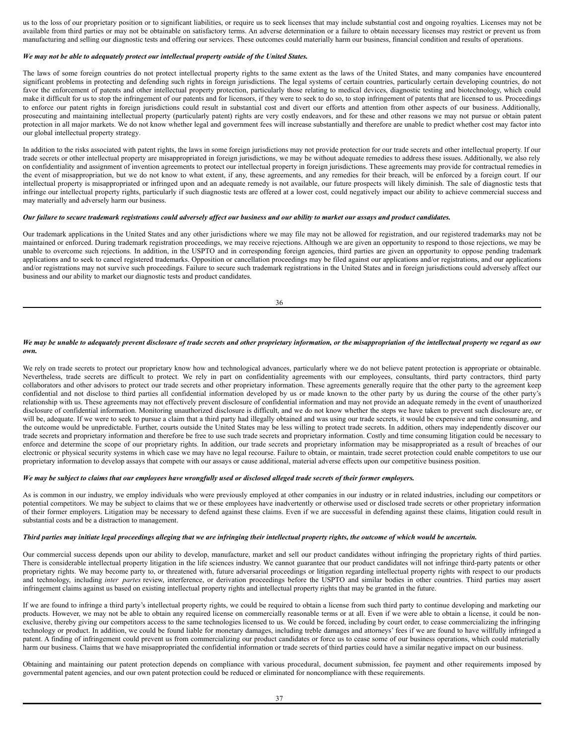us to the loss of our proprietary position or to significant liabilities, or require us to seek licenses that may include substantial cost and ongoing royalties. Licenses may not be available from third parties or may not be obtainable on satisfactory terms. An adverse determination or a failure to obtain necessary licenses may restrict or prevent us from manufacturing and selling our diagnostic tests and offering our services. These outcomes could materially harm our business, financial condition and results of operations.

***We may not be able to adequately protect our intellectual property outside of the United States.***

The laws of some foreign countries do not protect intellectual property rights to the same extent as the laws of the United States, and many companies have encountered significant problems in protecting and defending such rights in foreign jurisdictions. The legal systems of certain countries, particularly certain developing countries, do not favor the enforcement of patents and other intellectual property protection, particularly those relating to medical devices, diagnostic testing and biotechnology, which could make it difficult for us to stop the infringement of our patents and for licensors, if they were to seek to do so, to stop infringement of patents that are licensed to us. Proceedings to enforce our patent rights in foreign jurisdictions could result in substantial cost and divert our efforts and attention from other aspects of our business. Additionally, prosecuting and maintaining intellectual property (particularly patent) rights are very costly endeavors, and for these and other reasons we may not pursue or obtain patent protection in all major markets. We do not know whether legal and government fees will increase substantially and therefore are unable to predict whether cost may factor into our global intellectual property strategy.

In addition to the risks associated with patent rights, the laws in some foreign jurisdictions may not provide protection for our trade secrets and other intellectual property. If our trade secrets or other intellectual property are misappropriated in foreign jurisdictions, we may be without adequate remedies to address these issues. Additionally, we also rely on confidentiality and assignment of invention agreements to protect our intellectual property in foreign jurisdictions. These agreements may provide for contractual remedies in the event of misappropriation, but we do not know to what extent, if any, these agreements, and any remedies for their breach, will be enforced by a foreign court. If our intellectual property is misappropriated or infringed upon and an adequate remedy is not available, our future prospects will likely diminish. The sale of diagnostic tests that infringe our intellectual property rights, particularly if such diagnostic tests are offered at a lower cost, could negatively impact our ability to achieve commercial success and may materially and adversely harm our business.

***Our failure to secure trademark registrations could adversely affect our business and our ability to market our assays and product candidates.***

Our trademark applications in the United States and any other jurisdictions where we may file may not be allowed for registration, and our registered trademarks may not be maintained or enforced. During trademark registration proceedings, we may receive rejections. Although we are given an opportunity to respond to those rejections, we may be unable to overcome such rejections. In addition, in the USPTO and in corresponding foreign agencies, third parties are given an opportunity to oppose pending trademark applications and to seek to cancel registered trademarks. Opposition or cancellation proceedings may be filed against our applications and/or registrations, and our applications and/or registrations may not survive such proceedings. Failure to secure such trademark registrations in the United States and in foreign jurisdictions could adversely affect our business and our ability to market our diagnostic tests and product candidates.

***We may be unable to adequately prevent disclosure of trade secrets and other proprietary information, or the misappropriation of the intellectual property we regard as our own.***

We rely on trade secrets to protect our proprietary know how and technological advances, particularly where we do not believe patent protection is appropriate or obtainable. Nevertheless, trade secrets are difficult to protect. We rely in part on confidentiality agreements with our employees, consultants, third party contractors, third party collaborators and other advisors to protect our trade secrets and other proprietary information. These agreements generally require that the other party to the agreement keep confidential and not disclose to third parties all confidential information developed by us or made known to the other party by us during the course of the other party's relationship with us. These agreements may not effectively prevent disclosure of confidential information and may not provide an adequate remedy in the event of unauthorized disclosure of confidential information. Monitoring unauthorized disclosure is difficult, and we do not know whether the steps we have taken to prevent such disclosure are, or will be, adequate. If we were to seek to pursue a claim that a third party had illegally obtained and was using our trade secrets, it would be expensive and time consuming, and the outcome would be unpredictable. Further, courts outside the United States may be less willing to protect trade secrets. In addition, others may independently discover our trade secrets and proprietary information and therefore be free to use such trade secrets and proprietary information. Costly and time consuming litigation could be necessary to enforce and determine the scope of our proprietary rights. In addition, our trade secrets and proprietary information may be misappropriated as a result of breaches of our electronic or physical security systems in which case we may have no legal recourse. Failure to obtain, or maintain, trade secret protection could enable competitors to use our proprietary information to develop assays that compete with our assays or cause additional, material adverse effects upon our competitive business position.

***We may be subject to claims that our employees have wrongfully used or disclosed alleged trade secrets of their former employers.***

As is common in our industry, we employ individuals who were previously employed at other companies in our industry or in related industries, including our competitors or potential competitors. We may be subject to claims that we or these employees have inadvertently or otherwise used or disclosed trade secrets or other proprietary information of their former employers. Litigation may be necessary to defend against these claims. Even if we are successful in defending against these claims, litigation could result in substantial costs and be a distraction to management.

***Third parties may initiate legal proceedings alleging that we are infringing their intellectual property rights, the outcome of which would be uncertain.***

Our commercial success depends upon our ability to develop, manufacture, market and sell our product candidates without infringing the proprietary rights of third parties. There is considerable intellectual property litigation in the life sciences industry. We cannot guarantee that our product candidates will not infringe third-party patents or other proprietary rights. We may become party to, or threatened with, future adversarial proceedings or litigation regarding intellectual property rights with respect to our products and technology, including *inter partes* review, interference, or derivation proceedings before the USPTO and similar bodies in other countries. Third parties may assert infringement claims against us based on existing intellectual property rights and intellectual property rights that may be granted in the future.

If we are found to infringe a third party's intellectual property rights, we could be required to obtain a license from such third party to continue developing and marketing our products. However, we may not be able to obtain any required license on commercially reasonable terms or at all. Even if we were able to obtain a license, it could be non-exclusive, thereby giving our competitors access to the same technologies licensed to us. We could be forced, including by court order, to cease commercializing the infringing technology or product. In addition, we could be found liable for monetary damages, including treble damages and attorneys' fees if we are found to have willfully infringed a patent. A finding of infringement could prevent us from commercializing our product candidates or force us to cease some of our business operations, which could materially harm our business. Claims that we have misappropriated the confidential information or trade secrets of third parties could have a similar negative impact on our business.

Obtaining and maintaining our patent protection depends on compliance with various procedural, document submission, fee payment and other requirements imposed by governmental patent agencies, and our own patent protection could be reduced or eliminated for noncompliance with these requirements.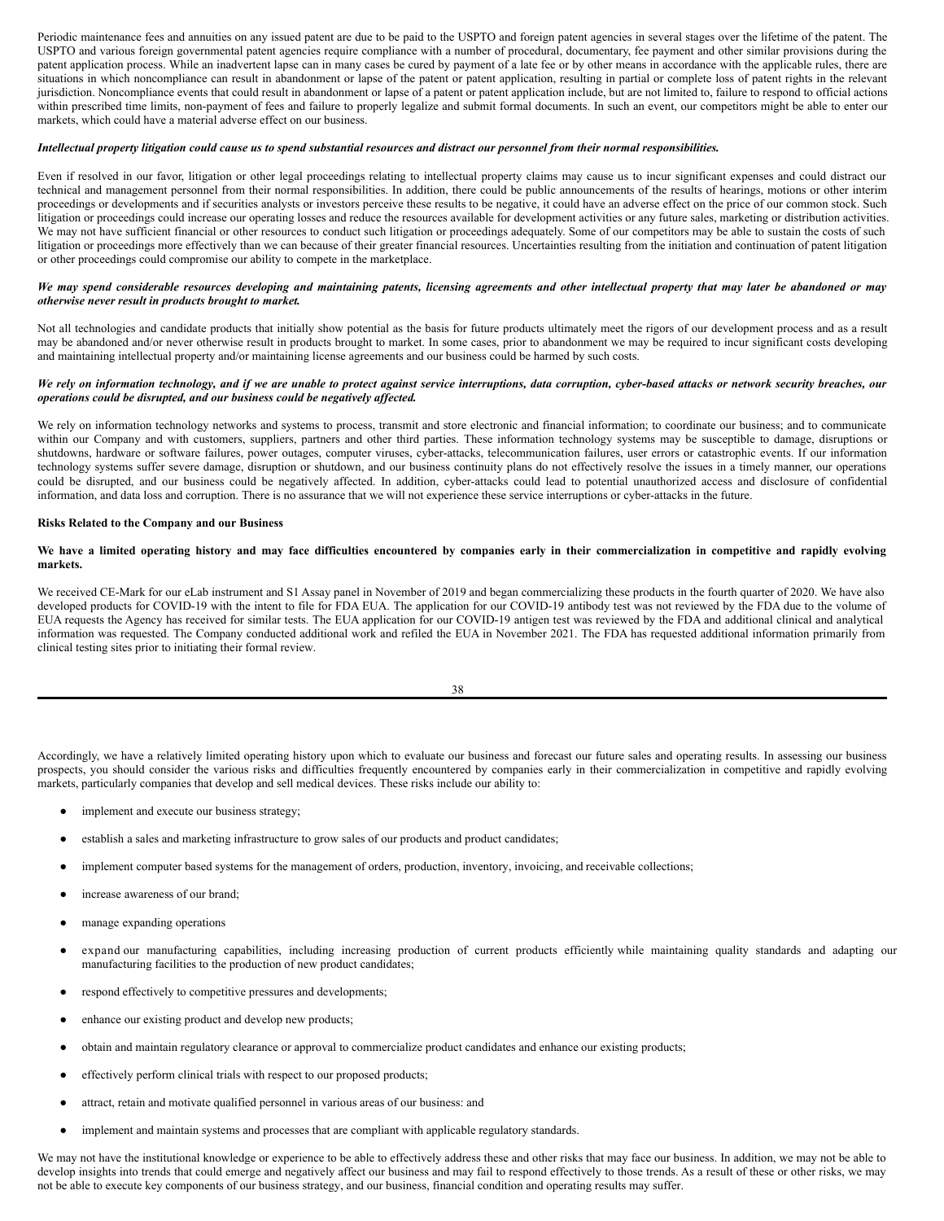Periodic maintenance fees and annuities on any issued patent are due to be paid to the USPTO and foreign patent agencies in several stages over the lifetime of the patent. The USPTO and various foreign governmental patent agencies require compliance with a number of procedural, documentary, fee payment and other similar provisions during the patent application process. While an inadvertent lapse can in many cases be cured by payment of a late fee or by other means in accordance with the applicable rules, there are situations in which noncompliance can result in abandonment or lapse of the patent or patent application, resulting in partial or complete loss of patent rights in the relevant jurisdiction. Noncompliance events that could result in abandonment or lapse of a patent or patent application include, but are not limited to, failure to respond to official actions within prescribed time limits, non-payment of fees and failure to properly legalize and submit formal documents. In such an event, our competitors might be able to enter our markets, which could have a material adverse effect on our business.

***Intellectual property litigation could cause us to spend substantial resources and distract our personnel from their normal responsibilities.***

Even if resolved in our favor, litigation or other legal proceedings relating to intellectual property claims may cause us to incur significant expenses and could distract our technical and management personnel from their normal responsibilities. In addition, there could be public announcements of the results of hearings, motions or other interim proceedings or developments and if securities analysts or investors perceive these results to be negative, it could have an adverse effect on the price of our common stock. Such litigation or proceedings could increase our operating losses and reduce the resources available for development activities or any future sales, marketing or distribution activities. We may not have sufficient financial or other resources to conduct such litigation or proceedings adequately. Some of our competitors may be able to sustain the costs of such litigation or proceedings more effectively than we can because of their greater financial resources. Uncertainties resulting from the initiation and continuation of patent litigation or other proceedings could compromise our ability to compete in the marketplace.

***We may spend considerable resources developing and maintaining patents, licensing agreements and other intellectual property that may later be abandoned or may otherwise never result in products brought to market.***

Not all technologies and candidate products that initially show potential as the basis for future products ultimately meet the rigors of our development process and as a result may be abandoned and/or never otherwise result in products brought to market. In some cases, prior to abandonment we may be required to incur significant costs developing and maintaining intellectual property and/or maintaining license agreements and our business could be harmed by such costs.

***We rely on information technology, and if we are unable to protect against service interruptions, data corruption, cyber-based attacks or network security breaches, our operations could be disrupted, and our business could be negatively affected.***

We rely on information technology networks and systems to process, transmit and store electronic and financial information; to coordinate our business; and to communicate within our Company and with customers, suppliers, partners and other third parties. These information technology systems may be susceptible to damage, disruptions or shutdowns, hardware or software failures, power outages, computer viruses, cyber-attacks, telecommunication failures, user errors or catastrophic events. If our information technology systems suffer severe damage, disruption or shutdown, and our business continuity plans do not effectively resolve the issues in a timely manner, our operations could be disrupted, and our business could be negatively affected. In addition, cyber-attacks could lead to potential unauthorized access and disclosure of confidential information, and data loss and corruption. There is no assurance that we will not experience these service interruptions or cyber-attacks in the future.

**Risks Related to the Company and our Business**

**We have a limited operating history and may face difficulties encountered by companies early in their commercialization in competitive and rapidly evolving markets.**

We received CE-Mark for our eLab instrument and S1 Assay panel in November of 2019 and began commercializing these products in the fourth quarter of 2020. We have also developed products for COVID-19 with the intent to file for FDA EUA. The application for our COVID-19 antibody test was not reviewed by the FDA due to the volume of EUA requests the Agency has received for similar tests. The EUA application for our COVID-19 antigen test was reviewed by the FDA and additional clinical and analytical information was requested. The Company conducted additional work and refiled the EUA in November 2021. The FDA has requested additional information primarily from clinical testing sites prior to initiating their formal review.

Accordingly, we have a relatively limited operating history upon which to evaluate our business and forecast our future sales and operating results. In assessing our business prospects, you should consider the various risks and difficulties frequently encountered by companies early in their commercialization in competitive and rapidly evolving markets, particularly companies that develop and sell medical devices. These risks include our ability to:

- implement and execute our business strategy;
- establish a sales and marketing infrastructure to grow sales of our products and product candidates;
- implement computer based systems for the management of orders, production, inventory, invoicing, and receivable collections;
- increase awareness of our brand;
- manage expanding operations
- expand our manufacturing capabilities, including increasing production of current products efficiently while maintaining quality standards and adapting our manufacturing facilities to the production of new product candidates;
- respond effectively to competitive pressures and developments;
- enhance our existing product and develop new products;
- obtain and maintain regulatory clearance or approval to commercialize product candidates and enhance our existing products;
- effectively perform clinical trials with respect to our proposed products;
- attract, retain and motivate qualified personnel in various areas of our business: and
- implement and maintain systems and processes that are compliant with applicable regulatory standards.

We may not have the institutional knowledge or experience to be able to effectively address these and other risks that may face our business. In addition, we may not be able to develop insights into trends that could emerge and negatively affect our business and may fail to respond effectively to those trends. As a result of these or other risks, we may not be able to execute key components of our business strategy, and our business, financial condition and operating results may suffer.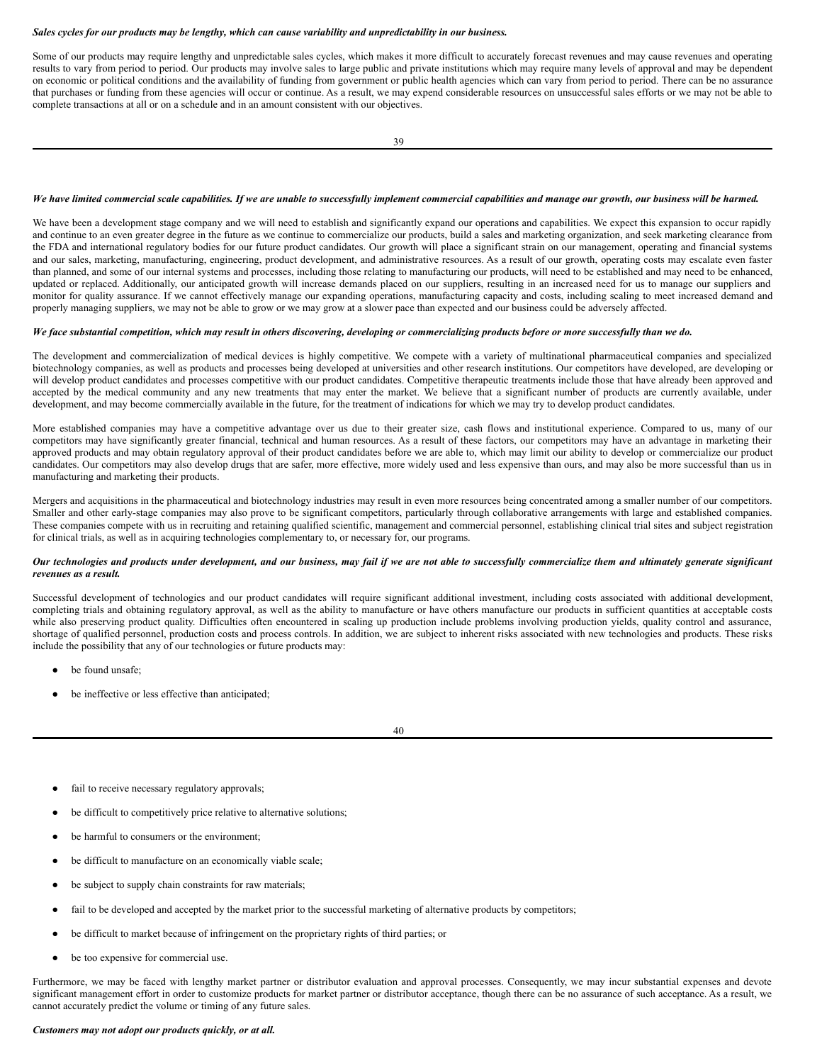***Sales cycles for our products may be lengthy, which can cause variability and unpredictability in our business.***

Some of our products may require lengthy and unpredictable sales cycles, which makes it more difficult to accurately forecast revenues and may cause revenues and operating results to vary from period to period. Our products may involve sales to large public and private institutions which may require many levels of approval and may be dependent on economic or political conditions and the availability of funding from government or public health agencies which can vary from period to period. There can be no assurance that purchases or funding from these agencies will occur or continue. As a result, we may expend considerable resources on unsuccessful sales efforts or we may not be able to complete transactions at all or on a schedule and in an amount consistent with our objectives.

***We have limited commercial scale capabilities. If we are unable to successfully implement commercial capabilities and manage our growth, our business will be harmed.***

We have been a development stage company and we will need to establish and significantly expand our operations and capabilities. We expect this expansion to occur rapidly and continue to an even greater degree in the future as we continue to commercialize our products, build a sales and marketing organization, and seek marketing clearance from the FDA and international regulatory bodies for our future product candidates. Our growth will place a significant strain on our management, operating and financial systems and our sales, marketing, manufacturing, engineering, product development, and administrative resources. As a result of our growth, operating costs may escalate even faster than planned, and some of our internal systems and processes, including those relating to manufacturing our products, will need to be established and may need to be enhanced, updated or replaced. Additionally, our anticipated growth will increase demands placed on our suppliers, resulting in an increased need for us to manage our suppliers and monitor for quality assurance. If we cannot effectively manage our expanding operations, manufacturing capacity and costs, including scaling to meet increased demand and properly managing suppliers, we may not be able to grow or we may grow at a slower pace than expected and our business could be adversely affected.

***We face substantial competition, which may result in others discovering, developing or commercializing products before or more successfully than we do.***

The development and commercialization of medical devices is highly competitive. We compete with a variety of multinational pharmaceutical companies and specialized biotechnology companies, as well as products and processes being developed at universities and other research institutions. Our competitors have developed, are developing or will develop product candidates and processes competitive with our product candidates. Competitive therapeutic treatments include those that have already been approved and accepted by the medical community and any new treatments that may enter the market. We believe that a significant number of products are currently available, under development, and may become commercially available in the future, for the treatment of indications for which we may try to develop product candidates.

More established companies may have a competitive advantage over us due to their greater size, cash flows and institutional experience. Compared to us, many of our competitors may have significantly greater financial, technical and human resources. As a result of these factors, our competitors may have an advantage in marketing their approved products and may obtain regulatory approval of their product candidates before we are able to, which may limit our ability to develop or commercialize our product candidates. Our competitors may also develop drugs that are safer, more effective, more widely used and less expensive than ours, and may also be more successful than us in manufacturing and marketing their products.

Mergers and acquisitions in the pharmaceutical and biotechnology industries may result in even more resources being concentrated among a smaller number of our competitors. Smaller and other early-stage companies may also prove to be significant competitors, particularly through collaborative arrangements with large and established companies. These companies compete with us in recruiting and retaining qualified scientific, management and commercial personnel, establishing clinical trial sites and subject registration for clinical trials, as well as in acquiring technologies complementary to, or necessary for, our programs.

***Our technologies and products under development, and our business, may fail if we are not able to successfully commercialize them and ultimately generate significant revenues as a result.***

Successful development of technologies and our product candidates will require significant additional investment, including costs associated with additional development, completing trials and obtaining regulatory approval, as well as the ability to manufacture or have others manufacture our products in sufficient quantities at acceptable costs while also preserving product quality. Difficulties often encountered in scaling up production include problems involving production yields, quality control and assurance, shortage of qualified personnel, production costs and process controls. In addition, we are subject to inherent risks associated with new technologies and products. These risks include the possibility that any of our technologies or future products may:

- be found unsafe;
- be ineffective or less effective than anticipated;
- fail to receive necessary regulatory approvals;
- be difficult to competitively price relative to alternative solutions;
- be harmful to consumers or the environment;
- be difficult to manufacture on an economically viable scale;
- be subject to supply chain constraints for raw materials;
- fail to be developed and accepted by the market prior to the successful marketing of alternative products by competitors;
- be difficult to market because of infringement on the proprietary rights of third parties; or
- be too expensive for commercial use.

Furthermore, we may be faced with lengthy market partner or distributor evaluation and approval processes. Consequently, we may incur substantial expenses and devote significant management effort in order to customize products for market partner or distributor acceptance, though there can be no assurance of such acceptance. As a result, we cannot accurately predict the volume or timing of any future sales.

***Customers may not adopt our products quickly, or at all.***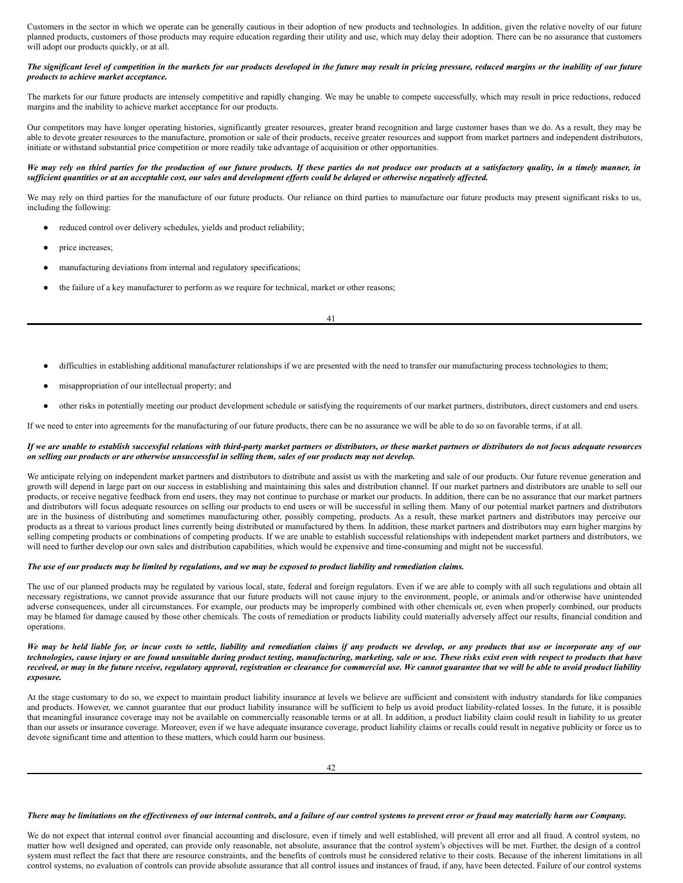Customers in the sector in which we operate can be generally cautious in their adoption of new products and technologies. In addition, given the relative novelty of our future planned products, customers of those products may require education regarding their utility and use, which may delay their adoption. There can be no assurance that customers will adopt our products quickly, or at all.

***The significant level of competition in the markets for our products developed in the future may result in pricing pressure, reduced margins or the inability of our future products to achieve market acceptance.***

The markets for our future products are intensely competitive and rapidly changing. We may be unable to compete successfully, which may result in price reductions, reduced margins and the inability to achieve market acceptance for our products.

Our competitors may have longer operating histories, significantly greater resources, greater brand recognition and large customer bases than we do. As a result, they may be able to devote greater resources to the manufacture, promotion or sale of their products, receive greater resources and support from market partners and independent distributors, initiate or withstand substantial price competition or more readily take advantage of acquisition or other opportunities.

***We may rely on third parties for the production of our future products. If these parties do not produce our products at a satisfactory quality, in a timely manner, in sufficient quantities or at an acceptable cost, our sales and development efforts could be delayed or otherwise negatively affected.***

We may rely on third parties for the manufacture of our future products. Our reliance on third parties to manufacture our future products may present significant risks to us, including the following:

- reduced control over delivery schedules, yields and product reliability;
- price increases;
- manufacturing deviations from internal and regulatory specifications;
- the failure of a key manufacturer to perform as we require for technical, market or other reasons;
- difficulties in establishing additional manufacturer relationships if we are presented with the need to transfer our manufacturing process technologies to them;
- misappropriation of our intellectual property; and
- other risks in potentially meeting our product development schedule or satisfying the requirements of our market partners, distributors, direct customers and end users.

If we need to enter into agreements for the manufacturing of our future products, there can be no assurance we will be able to do so on favorable terms, if at all.

***If we are unable to establish successful relations with third-party market partners or distributors, or these market partners or distributors do not focus adequate resources on selling our products or are otherwise unsuccessful in selling them, sales of our products may not develop.***

We anticipate relying on independent market partners and distributors to distribute and assist us with the marketing and sale of our products. Our future revenue generation and growth will depend in large part on our success in establishing and maintaining this sales and distribution channel. If our market partners and distributors are unable to sell our products, or receive negative feedback from end users, they may not continue to purchase or market our products. In addition, there can be no assurance that our market partners and distributors will focus adequate resources on selling our products to end users or will be successful in selling them. Many of our potential market partners and distributors are in the business of distributing and sometimes manufacturing other, possibly competing, products. As a result, these market partners and distributors may perceive our products as a threat to various product lines currently being distributed or manufactured by them. In addition, these market partners and distributors may earn higher margins by selling competing products or combinations of competing products. If we are unable to establish successful relationships with independent market partners and distributors, we will need to further develop our own sales and distribution capabilities, which would be expensive and time-consuming and might not be successful.

***The use of our products may be limited by regulations, and we may be exposed to product liability and remediation claims.***

The use of our planned products may be regulated by various local, state, federal and foreign regulators. Even if we are able to comply with all such regulations and obtain all necessary registrations, we cannot provide assurance that our future products will not cause injury to the environment, people, or animals and/or otherwise have unintended adverse consequences, under all circumstances. For example, our products may be improperly combined with other chemicals or, even when properly combined, our products may be blamed for damage caused by those other chemicals. The costs of remediation or products liability could materially adversely affect our results, financial condition and operations.

***We may be held liable for, or incur costs to settle, liability and remediation claims if any products we develop, or any products that use or incorporate any of our technologies, cause injury or are found unsuitable during product testing, manufacturing, marketing, sale or use. These risks exist even with respect to products that have received, or may in the future receive, regulatory approval, registration or clearance for commercial use. We cannot guarantee that we will be able to avoid product liability exposure.***

At the stage customary to do so, we expect to maintain product liability insurance at levels we believe are sufficient and consistent with industry standards for like companies and products. However, we cannot guarantee that our product liability insurance will be sufficient to help us avoid product liability-related losses. In the future, it is possible that meaningful insurance coverage may not be available on commercially reasonable terms or at all. In addition, a product liability claim could result in liability to us greater than our assets or insurance coverage. Moreover, even if we have adequate insurance coverage, product liability claims or recalls could result in negative publicity or force us to devote significant time and attention to these matters, which could harm our business.

***There may be limitations on the effectiveness of our internal controls, and a failure of our control systems to prevent error or fraud may materially harm our Company.***

We do not expect that internal control over financial accounting and disclosure, even if timely and well established, will prevent all error and all fraud. A control system, no matter how well designed and operated, can provide only reasonable, not absolute, assurance that the control system's objectives will be met. Further, the design of a control system must reflect the fact that there are resource constraints, and the benefits of controls must be considered relative to their costs. Because of the inherent limitations in all control systems, no evaluation of controls can provide absolute assurance that all control issues and instances of fraud, if any, have been detected. Failure of our control systems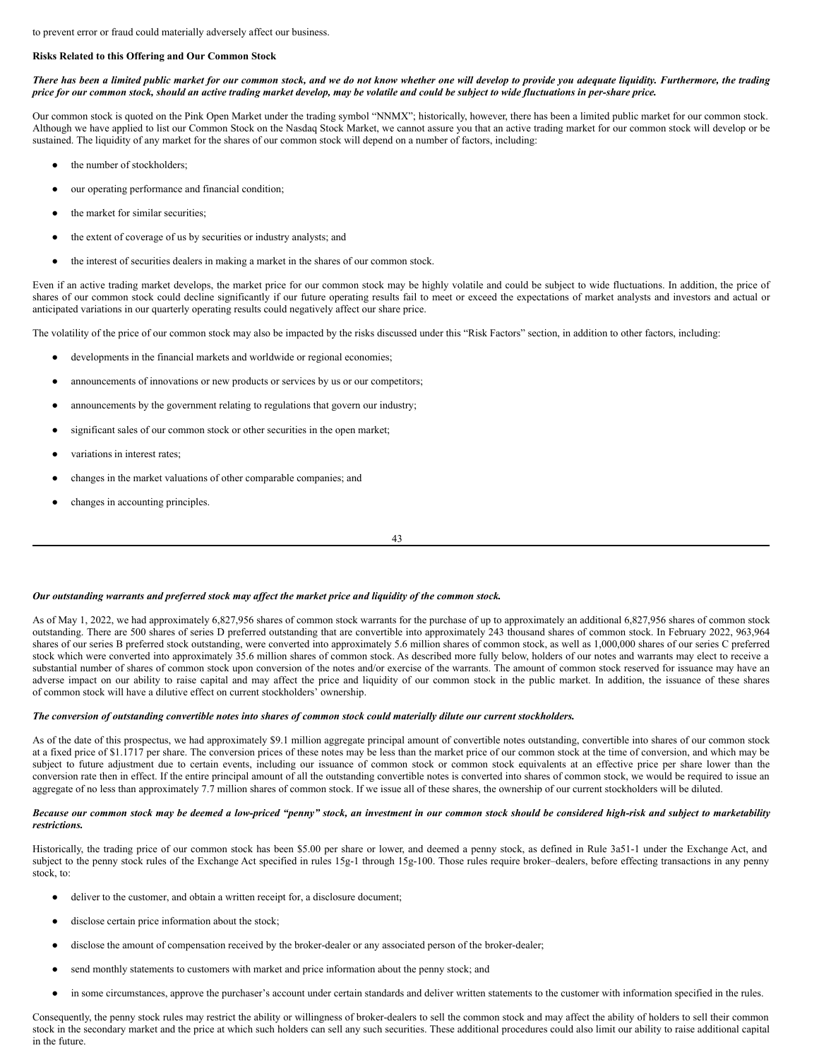to prevent error or fraud could materially adversely affect our business.

**Risks Related to this Offering and Our Common Stock**

***There has been a limited public market for our common stock, and we do not know whether one will develop to provide you adequate liquidity. Furthermore, the trading price for our common stock, should an active trading market develop, may be volatile and could be subject to wide fluctuations in per-share price.***

Our common stock is quoted on the Pink Open Market under the trading symbol "NNMX"; historically, however, there has been a limited public market for our common stock. Although we have applied to list our Common Stock on the Nasdaq Stock Market, we cannot assure you that an active trading market for our common stock will develop or be sustained. The liquidity of any market for the shares of our common stock will depend on a number of factors, including:

- the number of stockholders;
- our operating performance and financial condition;
- the market for similar securities;
- the extent of coverage of us by securities or industry analysts; and
- the interest of securities dealers in making a market in the shares of our common stock.

Even if an active trading market develops, the market price for our common stock may be highly volatile and could be subject to wide fluctuations. In addition, the price of shares of our common stock could decline significantly if our future operating results fail to meet or exceed the expectations of market analysts and investors and actual or anticipated variations in our quarterly operating results could negatively affect our share price.

The volatility of the price of our common stock may also be impacted by the risks discussed under this "Risk Factors" section, in addition to other factors, including:

- developments in the financial markets and worldwide or regional economies;
- announcements of innovations or new products or services by us or our competitors;
- announcements by the government relating to regulations that govern our industry;
- significant sales of our common stock or other securities in the open market;
- variations in interest rates;
- changes in the market valuations of other comparable companies; and
- changes in accounting principles.

***Our outstanding warrants and preferred stock may affect the market price and liquidity of the common stock.***

As of May 1, 2022, we had approximately 6,827,956 shares of common stock warrants for the purchase of up to approximately an additional 6,827,956 shares of common stock outstanding. There are 500 shares of series D preferred outstanding that are convertible into approximately 243 thousand shares of common stock. In February 2022, 963,964 shares of our series B preferred stock outstanding, were converted into approximately 5.6 million shares of common stock, as well as 1,000,000 shares of our series C preferred stock which were converted into approximately 35.6 million shares of common stock. As described more fully below, holders of our notes and warrants may elect to receive a substantial number of shares of common stock upon conversion of the notes and/or exercise of the warrants. The amount of common stock reserved for issuance may have an adverse impact on our ability to raise capital and may affect the price and liquidity of our common stock in the public market. In addition, the issuance of these shares of common stock will have a dilutive effect on current stockholders' ownership.

***The conversion of outstanding convertible notes into shares of common stock could materially dilute our current stockholders.***

As of the date of this prospectus, we had approximately $9.1 million aggregate principal amount of convertible notes outstanding, convertible into shares of our common stock at a fixed price of $1.1717 per share. The conversion prices of these notes may be less than the market price of our common stock at the time of conversion, and which may be subject to future adjustment due to certain events, including our issuance of common stock or common stock equivalents at an effective price per share lower than the conversion rate then in effect. If the entire principal amount of all the outstanding convertible notes is converted into shares of common stock, we would be required to issue an aggregate of no less than approximately 7.7 million shares of common stock. If we issue all of these shares, the ownership of our current stockholders will be diluted.

***Because our common stock may be deemed a low-priced "penny" stock, an investment in our common stock should be considered high-risk and subject to marketability restrictions.***

Historically, the trading price of our common stock has been $5.00 per share or lower, and deemed a penny stock, as defined in Rule 3a51-1 under the Exchange Act, and subject to the penny stock rules of the Exchange Act specified in rules 15g-1 through 15g-100. Those rules require broker–dealers, before effecting transactions in any penny stock, to:

- deliver to the customer, and obtain a written receipt for, a disclosure document;
- disclose certain price information about the stock;
- disclose the amount of compensation received by the broker-dealer or any associated person of the broker-dealer;
- send monthly statements to customers with market and price information about the penny stock; and
- in some circumstances, approve the purchaser's account under certain standards and deliver written statements to the customer with information specified in the rules.

Consequently, the penny stock rules may restrict the ability or willingness of broker-dealers to sell the common stock and may affect the ability of holders to sell their common stock in the secondary market and the price at which such holders can sell any such securities. These additional procedures could also limit our ability to raise additional capital in the future.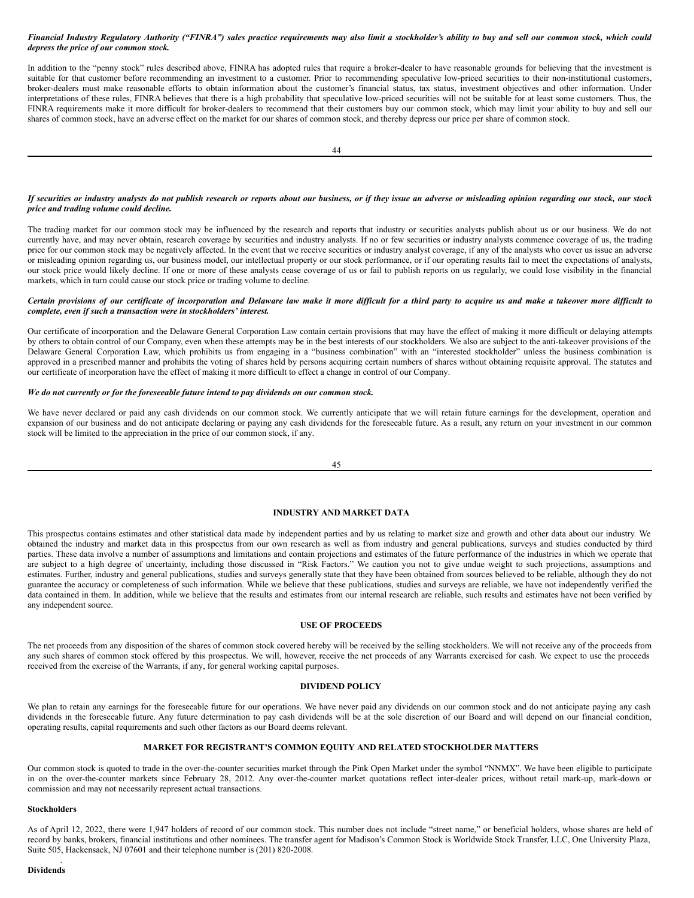***Financial Industry Regulatory Authority ("FINRA") sales practice requirements may also limit a stockholder's ability to buy and sell our common stock, which could depress the price of our common stock.***

In addition to the "penny stock" rules described above, FINRA has adopted rules that require a broker-dealer to have reasonable grounds for believing that the investment is suitable for that customer before recommending an investment to a customer. Prior to recommending speculative low-priced securities to their non-institutional customers, broker-dealers must make reasonable efforts to obtain information about the customer's financial status, tax status, investment objectives and other information. Under interpretations of these rules, FINRA believes that there is a high probability that speculative low-priced securities will not be suitable for at least some customers. Thus, the FINRA requirements make it more difficult for broker-dealers to recommend that their customers buy our common stock, which may limit your ability to buy and sell our shares of common stock, have an adverse effect on the market for our shares of common stock, and thereby depress our price per share of common stock.

***If securities or industry analysts do not publish research or reports about our business, or if they issue an adverse or misleading opinion regarding our stock, our stock price and trading volume could decline.***

The trading market for our common stock may be influenced by the research and reports that industry or securities analysts publish about us or our business. We do not currently have, and may never obtain, research coverage by securities and industry analysts. If no or few securities or industry analysts commence coverage of us, the trading price for our common stock may be negatively affected. In the event that we receive securities or industry analyst coverage, if any of the analysts who cover us issue an adverse or misleading opinion regarding us, our business model, our intellectual property or our stock performance, or if our operating results fail to meet the expectations of analysts, our stock price would likely decline. If one or more of these analysts cease coverage of us or fail to publish reports on us regularly, we could lose visibility in the financial markets, which in turn could cause our stock price or trading volume to decline.

***Certain provisions of our certificate of incorporation and Delaware law make it more difficult for a third party to acquire us and make a takeover more difficult to complete, even if such a transaction were in stockholders' interest.***

Our certificate of incorporation and the Delaware General Corporation Law contain certain provisions that may have the effect of making it more difficult or delaying attempts by others to obtain control of our Company, even when these attempts may be in the best interests of our stockholders. We also are subject to the anti-takeover provisions of the Delaware General Corporation Law, which prohibits us from engaging in a "business combination" with an "interested stockholder" unless the business combination is approved in a prescribed manner and prohibits the voting of shares held by persons acquiring certain numbers of shares without obtaining requisite approval. The statutes and our certificate of incorporation have the effect of making it more difficult to effect a change in control of our Company.

***We do not currently or for the foreseeable future intend to pay dividends on our common stock.***

We have never declared or paid any cash dividends on our common stock. We currently anticipate that we will retain future earnings for the development, operation and expansion of our business and do not anticipate declaring or paying any cash dividends for the foreseeable future. As a result, any return on your investment in our common stock will be limited to the appreciation in the price of our common stock, if any.

## INDUSTRY AND MARKET DATA

This prospectus contains estimates and other statistical data made by independent parties and by us relating to market size and growth and other data about our industry. We obtained the industry and market data in this prospectus from our own research as well as from industry and general publications, surveys and studies conducted by third parties. These data involve a number of assumptions and limitations and contain projections and estimates of the future performance of the industries in which we operate that are subject to a high degree of uncertainty, including those discussed in "Risk Factors." We caution you not to give undue weight to such projections, assumptions and estimates. Further, industry and general publications, studies and surveys generally state that they have been obtained from sources believed to be reliable, although they do not guarantee the accuracy or completeness of such information. While we believe that these publications, studies and surveys are reliable, we have not independently verified the data contained in them. In addition, while we believe that the results and estimates from our internal research are reliable, such results and estimates have not been verified by any independent source.

## USE OF PROCEEDS

The net proceeds from any disposition of the shares of common stock covered hereby will be received by the selling stockholders. We will not receive any of the proceeds from any such shares of common stock offered by this prospectus. We will, however, receive the net proceeds of any Warrants exercised for cash. We expect to use the proceeds received from the exercise of the Warrants, if any, for general working capital purposes.

## DIVIDEND POLICY

We plan to retain any earnings for the foreseeable future for our operations. We have never paid any dividends on our common stock and do not anticipate paying any cash dividends in the foreseeable future. Any future determination to pay cash dividends will be at the sole discretion of our Board and will depend on our financial condition, operating results, capital requirements and such other factors as our Board deems relevant.

## MARKET FOR REGISTRANT'S COMMON EQUITY AND RELATED STOCKHOLDER MATTERS

Our common stock is quoted to trade in the over-the-counter securities market through the Pink Open Market under the symbol "NNMX". We have been eligible to participate in on the over-the-counter markets since February 28, 2012. Any over-the-counter market quotations reflect inter-dealer prices, without retail mark-up, mark-down or commission and may not necessarily represent actual transactions.

**Stockholders**

As of April 12, 2022, there were 1,947 holders of record of our common stock. This number does not include "street name," or beneficial holders, whose shares are held of record by banks, brokers, financial institutions and other nominees. The transfer agent for Madison's Common Stock is Worldwide Stock Transfer, LLC, One University Plaza, Suite 505, Hackensack, NJ 07601 and their telephone number is (201) 820-2008.

**Dividends**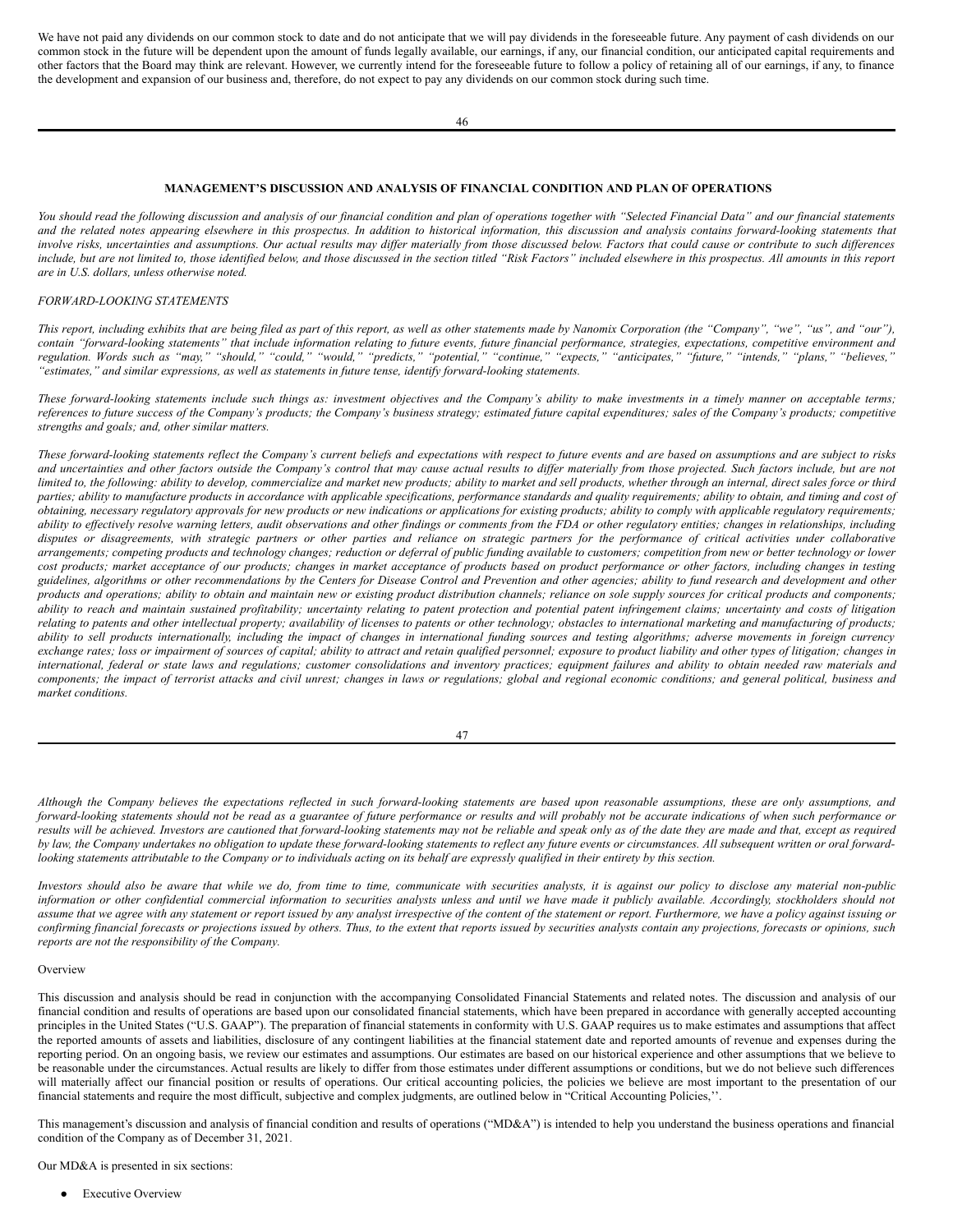We have not paid any dividends on our common stock to date and do not anticipate that we will pay dividends in the foreseeable future. Any payment of cash dividends on our common stock in the future will be dependent upon the amount of funds legally available, our earnings, if any, our financial condition, our anticipated capital requirements and other factors that the Board may think are relevant. However, we currently intend for the foreseeable future to follow a policy of retaining all of our earnings, if any, to finance the development and expansion of our business and, therefore, do not expect to pay any dividends on our common stock during such time.

## MANAGEMENT'S DISCUSSION AND ANALYSIS OF FINANCIAL CONDITION AND PLAN OF OPERATIONS

*You should read the following discussion and analysis of our financial condition and plan of operations together with "Selected Financial Data" and our financial statements and the related notes appearing elsewhere in this prospectus. In addition to historical information, this discussion and analysis contains forward-looking statements that involve risks, uncertainties and assumptions. Our actual results may differ materially from those discussed below. Factors that could cause or contribute to such differences include, but are not limited to, those identified below, and those discussed in the section titled "Risk Factors" included elsewhere in this prospectus. All amounts in this report are in U.S. dollars, unless otherwise noted.*

*FORWARD-LOOKING STATEMENTS*

*This report, including exhibits that are being filed as part of this report, as well as other statements made by Nanomix Corporation (the "Company", "we", "us", and "our"), contain "forward-looking statements" that include information relating to future events, future financial performance, strategies, expectations, competitive environment and regulation. Words such as "may," "should," "could," "would," "predicts," "potential," "continue," "expects," "anticipates," "future," "intends," "plans," "believes," "estimates," and similar expressions, as well as statements in future tense, identify forward-looking statements.*

*These forward-looking statements include such things as: investment objectives and the Company's ability to make investments in a timely manner on acceptable terms; references to future success of the Company's products; the Company's business strategy; estimated future capital expenditures; sales of the Company's products; competitive strengths and goals; and, other similar matters.*

*These forward-looking statements reflect the Company's current beliefs and expectations with respect to future events and are based on assumptions and are subject to risks and uncertainties and other factors outside the Company's control that may cause actual results to differ materially from those projected. Such factors include, but are not limited to, the following: ability to develop, commercialize and market new products; ability to market and sell products, whether through an internal, direct sales force or third parties; ability to manufacture products in accordance with applicable specifications, performance standards and quality requirements; ability to obtain, and timing and cost of obtaining, necessary regulatory approvals for new products or new indications or applications for existing products; ability to comply with applicable regulatory requirements; ability to effectively resolve warning letters, audit observations and other findings or comments from the FDA or other regulatory entities; changes in relationships, including disputes or disagreements, with strategic partners or other parties and reliance on strategic partners for the performance of critical activities under collaborative arrangements; competing products and technology changes; reduction or deferral of public funding available to customers; competition from new or better technology or lower cost products; market acceptance of our products; changes in market acceptance of products based on product performance or other factors, including changes in testing guidelines, algorithms or other recommendations by the Centers for Disease Control and Prevention and other agencies; ability to fund research and development and other products and operations; ability to obtain and maintain new or existing product distribution channels; reliance on sole supply sources for critical products and components; ability to reach and maintain sustained profitability; uncertainty relating to patent protection and potential patent infringement claims; uncertainty and costs of litigation relating to patents and other intellectual property; availability of licenses to patents or other technology; obstacles to international marketing and manufacturing of products; ability to sell products internationally, including the impact of changes in international funding sources and testing algorithms; adverse movements in foreign currency exchange rates; loss or impairment of sources of capital; ability to attract and retain qualified personnel; exposure to product liability and other types of litigation; changes in international, federal or state laws and regulations; customer consolidations and inventory practices; equipment failures and ability to obtain needed raw materials and components; the impact of terrorist attacks and civil unrest; changes in laws or regulations; global and regional economic conditions; and general political, business and market conditions.*

*Although the Company believes the expectations reflected in such forward-looking statements are based upon reasonable assumptions, these are only assumptions, and forward-looking statements should not be read as a guarantee of future performance or results and will probably not be accurate indications of when such performance or results will be achieved. Investors are cautioned that forward-looking statements may not be reliable and speak only as of the date they are made and that, except as required by law, the Company undertakes no obligation to update these forward-looking statements to reflect any future events or circumstances. All subsequent written or oral forward-looking statements attributable to the Company or to individuals acting on its behalf are expressly qualified in their entirety by this section.*

*Investors should also be aware that while we do, from time to time, communicate with securities analysts, it is against our policy to disclose any material non-public information or other confidential commercial information to securities analysts unless and until we have made it publicly available. Accordingly, stockholders should not assume that we agree with any statement or report issued by any analyst irrespective of the content of the statement or report. Furthermore, we have a policy against issuing or confirming financial forecasts or projections issued by others. Thus, to the extent that reports issued by securities analysts contain any projections, forecasts or opinions, such reports are not the responsibility of the Company.*

Overview

This discussion and analysis should be read in conjunction with the accompanying Consolidated Financial Statements and related notes. The discussion and analysis of our financial condition and results of operations are based upon our consolidated financial statements, which have been prepared in accordance with generally accepted accounting principles in the United States ("U.S. GAAP"). The preparation of financial statements in conformity with U.S. GAAP requires us to make estimates and assumptions that affect the reported amounts of assets and liabilities, disclosure of any contingent liabilities at the financial statement date and reported amounts of revenue and expenses during the reporting period. On an ongoing basis, we review our estimates and assumptions. Our estimates are based on our historical experience and other assumptions that we believe to be reasonable under the circumstances. Actual results are likely to differ from those estimates under different assumptions or conditions, but we do not believe such differences will materially affect our financial position or results of operations. Our critical accounting policies, the policies we believe are most important to the presentation of our financial statements and require the most difficult, subjective and complex judgments, are outlined below in "Critical Accounting Policies,''.

This management's discussion and analysis of financial condition and results of operations ("MD&A") is intended to help you understand the business operations and financial condition of the Company as of December 31, 2021.

Our MD&A is presented in six sections:

- Executive Overview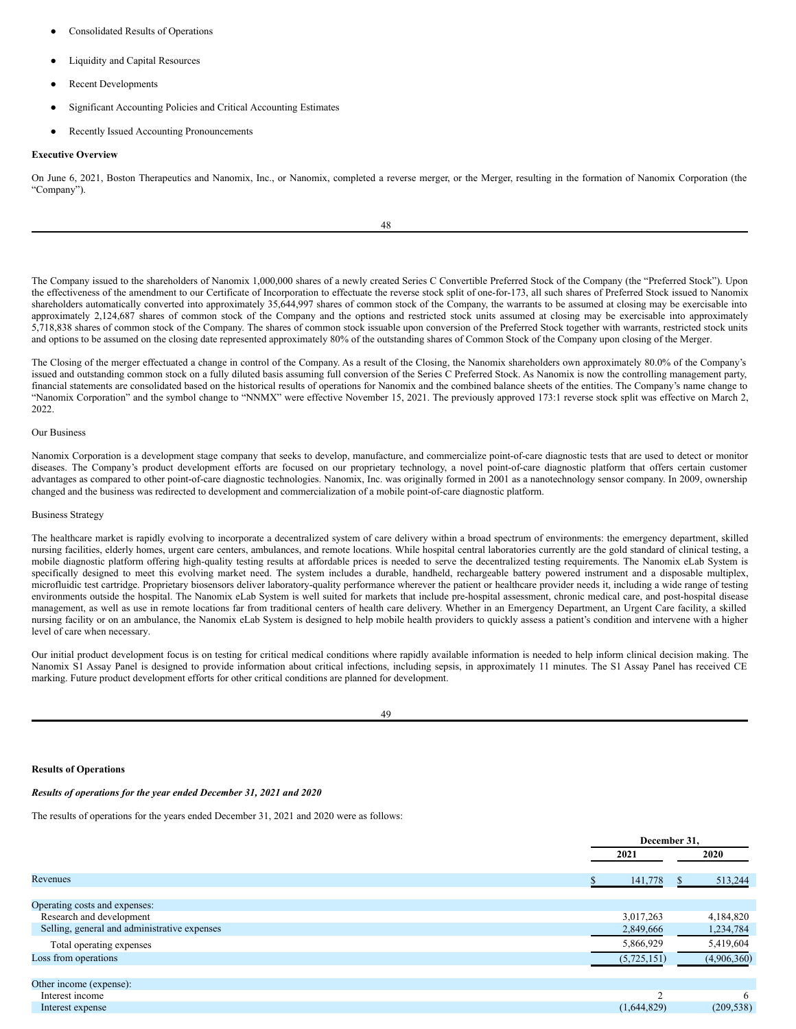- Consolidated Results of Operations
- Liquidity and Capital Resources
- Recent Developments
- Significant Accounting Policies and Critical Accounting Estimates
- Recently Issued Accounting Pronouncements

**Executive Overview**

On June 6, 2021, Boston Therapeutics and Nanomix, Inc., or Nanomix, completed a reverse merger, or the Merger, resulting in the formation of Nanomix Corporation (the "Company").

The Company issued to the shareholders of Nanomix 1,000,000 shares of a newly created Series C Convertible Preferred Stock of the Company (the "Preferred Stock"). Upon the effectiveness of the amendment to our Certificate of Incorporation to effectuate the reverse stock split of one-for-173, all such shares of Preferred Stock issued to Nanomix shareholders automatically converted into approximately 35,644,997 shares of common stock of the Company, the warrants to be assumed at closing may be exercisable into approximately 2,124,687 shares of common stock of the Company and the options and restricted stock units assumed at closing may be exercisable into approximately 5,718,838 shares of common stock of the Company. The shares of common stock issuable upon conversion of the Preferred Stock together with warrants, restricted stock units and options to be assumed on the closing date represented approximately 80% of the outstanding shares of Common Stock of the Company upon closing of the Merger.

The Closing of the merger effectuated a change in control of the Company. As a result of the Closing, the Nanomix shareholders own approximately 80.0% of the Company's issued and outstanding common stock on a fully diluted basis assuming full conversion of the Series C Preferred Stock. As Nanomix is now the controlling management party, financial statements are consolidated based on the historical results of operations for Nanomix and the combined balance sheets of the entities. The Company's name change to "Nanomix Corporation" and the symbol change to "NNMX" were effective November 15, 2021. The previously approved 173:1 reverse stock split was effective on March 2, 2022.

Our Business

Nanomix Corporation is a development stage company that seeks to develop, manufacture, and commercialize point-of-care diagnostic tests that are used to detect or monitor diseases. The Company's product development efforts are focused on our proprietary technology, a novel point-of-care diagnostic platform that offers certain customer advantages as compared to other point-of-care diagnostic technologies. Nanomix, Inc. was originally formed in 2001 as a nanotechnology sensor company. In 2009, ownership changed and the business was redirected to development and commercialization of a mobile point-of-care diagnostic platform.

Business Strategy

The healthcare market is rapidly evolving to incorporate a decentralized system of care delivery within a broad spectrum of environments: the emergency department, skilled nursing facilities, elderly homes, urgent care centers, ambulances, and remote locations. While hospital central laboratories currently are the gold standard of clinical testing, a mobile diagnostic platform offering high-quality testing results at affordable prices is needed to serve the decentralized testing requirements. The Nanomix eLab System is specifically designed to meet this evolving market need. The system includes a durable, handheld, rechargeable battery powered instrument and a disposable multiplex, microfluidic test cartridge. Proprietary biosensors deliver laboratory-quality performance wherever the patient or healthcare provider needs it, including a wide range of testing environments outside the hospital. The Nanomix eLab System is well suited for markets that include pre-hospital assessment, chronic medical care, and post-hospital disease management, as well as use in remote locations far from traditional centers of health care delivery. Whether in an Emergency Department, an Urgent Care facility, a skilled nursing facility or on an ambulance, the Nanomix eLab System is designed to help mobile health providers to quickly assess a patient's condition and intervene with a higher level of care when necessary.

Our initial product development focus is on testing for critical medical conditions where rapidly available information is needed to help inform clinical decision making. The Nanomix S1 Assay Panel is designed to provide information about critical infections, including sepsis, in approximately 11 minutes. The S1 Assay Panel has received CE marking. Future product development efforts for other critical conditions are planned for development.

**Results of Operations**

***Results of operations for the year ended December 31, 2021 and 2020***

The results of operations for the years ended December 31, 2021 and 2020 were as follows:

| | December 31, | |
|---|---|---|
| | 2021 | 2020 |
| Revenues | $ 141,778 | $ 513,244 |
| Operating costs and expenses: | | |
| Research and development | 3,017,263 | 4,184,820 |
| Selling, general and administrative expenses | 2,849,666 | 1,234,784 |
| Total operating expenses | 5,866,929 | 5,419,604 |
| Loss from operations | (5,725,151) | (4,906,360) |
| Other income (expense): | | |
| Interest income | 2 | 6 |
| Interest expense | (1,644,829) | (209,538) |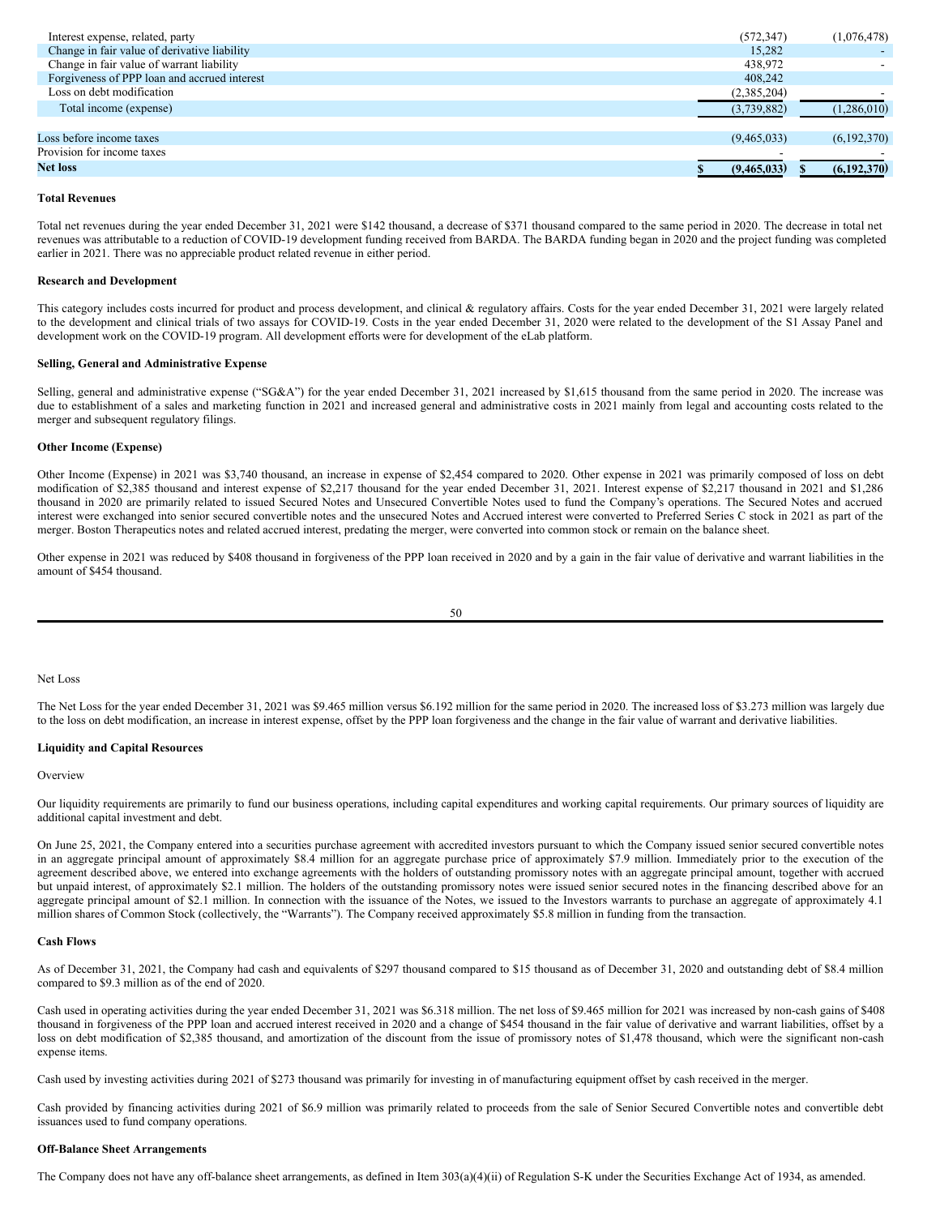| | | |
|---|---|---|
| Interest expense, related, party | (572,347) | (1,076,478) |
| Change in fair value of derivative liability | 15,282 | - |
| Change in fair value of warrant liability | 438,972 | - |
| Forgiveness of PPP loan and accrued interest | 408,242 | |
| Loss on debt modification | (2,385,204) | - |
| Total income (expense) | (3,739,882) | (1,286,010) |
| | | |
| Loss before income taxes | (9,465,033) | (6,192,370) |
| Provision for income taxes | - | - |
| **Net loss** | **$ (9,465,033)** | **$ (6,192,370)** |

**Total Revenues**

Total net revenues during the year ended December 31, 2021 were $142 thousand, a decrease of $371 thousand compared to the same period in 2020. The decrease in total net revenues was attributable to a reduction of COVID-19 development funding received from BARDA. The BARDA funding began in 2020 and the project funding was completed earlier in 2021. There was no appreciable product related revenue in either period.

**Research and Development**

This category includes costs incurred for product and process development, and clinical & regulatory affairs. Costs for the year ended December 31, 2021 were largely related to the development and clinical trials of two assays for COVID-19. Costs in the year ended December 31, 2020 were related to the development of the S1 Assay Panel and development work on the COVID-19 program. All development efforts were for development of the eLab platform.

**Selling, General and Administrative Expense**

Selling, general and administrative expense ("SG&A") for the year ended December 31, 2021 increased by $1,615 thousand from the same period in 2020. The increase was due to establishment of a sales and marketing function in 2021 and increased general and administrative costs in 2021 mainly from legal and accounting costs related to the merger and subsequent regulatory filings.

**Other Income (Expense)**

Other Income (Expense) in 2021 was $3,740 thousand, an increase in expense of $2,454 compared to 2020. Other expense in 2021 was primarily composed of loss on debt modification of $2,385 thousand and interest expense of $2,217 thousand for the year ended December 31, 2021. Interest expense of $2,217 thousand in 2021 and $1,286 thousand in 2020 are primarily related to issued Secured Notes and Unsecured Convertible Notes used to fund the Company's operations. The Secured Notes and accrued interest were exchanged into senior secured convertible notes and the unsecured Notes and Accrued interest were converted to Preferred Series C stock in 2021 as part of the merger. Boston Therapeutics notes and related accrued interest, predating the merger, were converted into common stock or remain on the balance sheet.

Other expense in 2021 was reduced by $408 thousand in forgiveness of the PPP loan received in 2020 and by a gain in the fair value of derivative and warrant liabilities in the amount of $454 thousand.

Net Loss

The Net Loss for the year ended December 31, 2021 was $9.465 million versus $6.192 million for the same period in 2020. The increased loss of $3.273 million was largely due to the loss on debt modification, an increase in interest expense, offset by the PPP loan forgiveness and the change in the fair value of warrant and derivative liabilities.

**Liquidity and Capital Resources**

Overview

Our liquidity requirements are primarily to fund our business operations, including capital expenditures and working capital requirements. Our primary sources of liquidity are additional capital investment and debt.

On June 25, 2021, the Company entered into a securities purchase agreement with accredited investors pursuant to which the Company issued senior secured convertible notes in an aggregate principal amount of approximately $8.4 million for an aggregate purchase price of approximately $7.9 million. Immediately prior to the execution of the agreement described above, we entered into exchange agreements with the holders of outstanding promissory notes with an aggregate principal amount, together with accrued but unpaid interest, of approximately $2.1 million. The holders of the outstanding promissory notes were issued senior secured notes in the financing described above for an aggregate principal amount of $2.1 million. In connection with the issuance of the Notes, we issued to the Investors warrants to purchase an aggregate of approximately 4.1 million shares of Common Stock (collectively, the "Warrants"). The Company received approximately $5.8 million in funding from the transaction.

**Cash Flows**

As of December 31, 2021, the Company had cash and equivalents of $297 thousand compared to $15 thousand as of December 31, 2020 and outstanding debt of $8.4 million compared to $9.3 million as of the end of 2020.

Cash used in operating activities during the year ended December 31, 2021 was $6.318 million. The net loss of $9.465 million for 2021 was increased by non-cash gains of $408 thousand in forgiveness of the PPP loan and accrued interest received in 2020 and a change of $454 thousand in the fair value of derivative and warrant liabilities, offset by a loss on debt modification of $2,385 thousand, and amortization of the discount from the issue of promissory notes of $1,478 thousand, which were the significant non-cash expense items.

Cash used by investing activities during 2021 of $273 thousand was primarily for investing in of manufacturing equipment offset by cash received in the merger.

Cash provided by financing activities during 2021 of $6.9 million was primarily related to proceeds from the sale of Senior Secured Convertible notes and convertible debt issuances used to fund company operations.

**Off-Balance Sheet Arrangements**

The Company does not have any off-balance sheet arrangements, as defined in Item 303(a)(4)(ii) of Regulation S-K under the Securities Exchange Act of 1934, as amended.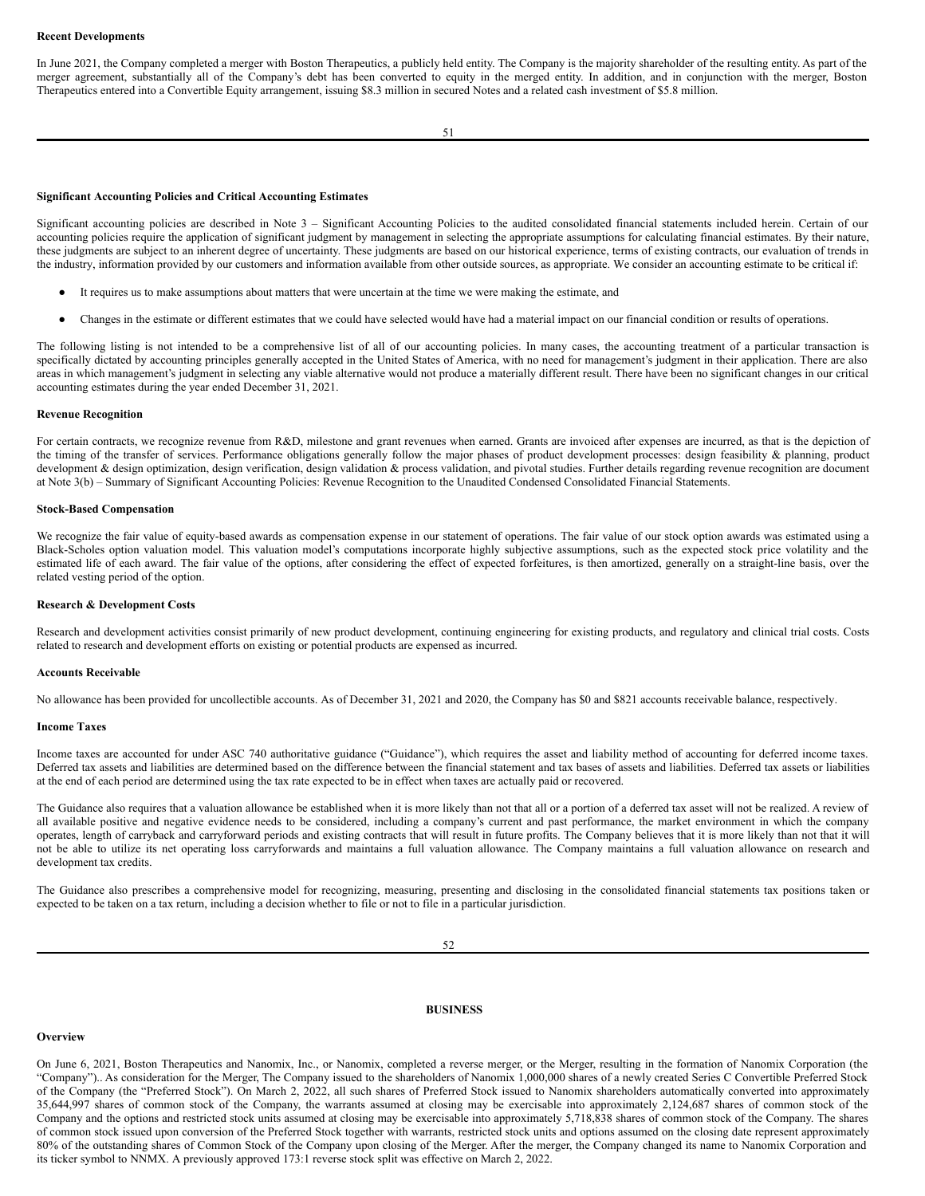**Recent Developments**

In June 2021, the Company completed a merger with Boston Therapeutics, a publicly held entity. The Company is the majority shareholder of the resulting entity. As part of the merger agreement, substantially all of the Company's debt has been converted to equity in the merged entity. In addition, and in conjunction with the merger, Boston Therapeutics entered into a Convertible Equity arrangement, issuing $8.3 million in secured Notes and a related cash investment of $5.8 million.

**Significant Accounting Policies and Critical Accounting Estimates**

Significant accounting policies are described in Note 3 – Significant Accounting Policies to the audited consolidated financial statements included herein. Certain of our accounting policies require the application of significant judgment by management in selecting the appropriate assumptions for calculating financial estimates. By their nature, these judgments are subject to an inherent degree of uncertainty. These judgments are based on our historical experience, terms of existing contracts, our evaluation of trends in the industry, information provided by our customers and information available from other outside sources, as appropriate. We consider an accounting estimate to be critical if:

- It requires us to make assumptions about matters that were uncertain at the time we were making the estimate, and
- Changes in the estimate or different estimates that we could have selected would have had a material impact on our financial condition or results of operations.

The following listing is not intended to be a comprehensive list of all of our accounting policies. In many cases, the accounting treatment of a particular transaction is specifically dictated by accounting principles generally accepted in the United States of America, with no need for management's judgment in their application. There are also areas in which management's judgment in selecting any viable alternative would not produce a materially different result. There have been no significant changes in our critical accounting estimates during the year ended December 31, 2021.

**Revenue Recognition**

For certain contracts, we recognize revenue from R&D, milestone and grant revenues when earned. Grants are invoiced after expenses are incurred, as that is the depiction of the timing of the transfer of services. Performance obligations generally follow the major phases of product development processes: design feasibility & planning, product development & design optimization, design verification, design validation & process validation, and pivotal studies. Further details regarding revenue recognition are document at Note 3(b) – Summary of Significant Accounting Policies: Revenue Recognition to the Unaudited Condensed Consolidated Financial Statements.

**Stock-Based Compensation**

We recognize the fair value of equity-based awards as compensation expense in our statement of operations. The fair value of our stock option awards was estimated using a Black-Scholes option valuation model. This valuation model's computations incorporate highly subjective assumptions, such as the expected stock price volatility and the estimated life of each award. The fair value of the options, after considering the effect of expected forfeitures, is then amortized, generally on a straight-line basis, over the related vesting period of the option.

**Research & Development Costs**

Research and development activities consist primarily of new product development, continuing engineering for existing products, and regulatory and clinical trial costs. Costs related to research and development efforts on existing or potential products are expensed as incurred.

**Accounts Receivable**

No allowance has been provided for uncollectible accounts. As of December 31, 2021 and 2020, the Company has $0 and $821 accounts receivable balance, respectively.

**Income Taxes**

Income taxes are accounted for under ASC 740 authoritative guidance ("Guidance"), which requires the asset and liability method of accounting for deferred income taxes. Deferred tax assets and liabilities are determined based on the difference between the financial statement and tax bases of assets and liabilities. Deferred tax assets or liabilities at the end of each period are determined using the tax rate expected to be in effect when taxes are actually paid or recovered.

The Guidance also requires that a valuation allowance be established when it is more likely than not that all or a portion of a deferred tax asset will not be realized. A review of all available positive and negative evidence needs to be considered, including a company's current and past performance, the market environment in which the company operates, length of carryback and carryforward periods and existing contracts that will result in future profits. The Company believes that it is more likely than not that it will not be able to utilize its net operating loss carryforwards and maintains a full valuation allowance. The Company maintains a full valuation allowance on research and development tax credits.

The Guidance also prescribes a comprehensive model for recognizing, measuring, presenting and disclosing in the consolidated financial statements tax positions taken or expected to be taken on a tax return, including a decision whether to file or not to file in a particular jurisdiction.

# BUSINESS

**Overview**

On June 6, 2021, Boston Therapeutics and Nanomix, Inc., or Nanomix, completed a reverse merger, or the Merger, resulting in the formation of Nanomix Corporation (the "Company").. As consideration for the Merger, The Company issued to the shareholders of Nanomix 1,000,000 shares of a newly created Series C Convertible Preferred Stock of the Company (the "Preferred Stock"). On March 2, 2022, all such shares of Preferred Stock issued to Nanomix shareholders automatically converted into approximately 35,644,997 shares of common stock of the Company, the warrants assumed at closing may be exercisable into approximately 2,124,687 shares of common stock of the Company and the options and restricted stock units assumed at closing may be exercisable into approximately 5,718,838 shares of common stock of the Company. The shares of common stock issued upon conversion of the Preferred Stock together with warrants, restricted stock units and options assumed on the closing date represent approximately 80% of the outstanding shares of Common Stock of the Company upon closing of the Merger. After the merger, the Company changed its name to Nanomix Corporation and its ticker symbol to NNMX. A previously approved 173:1 reverse stock split was effective on March 2, 2022.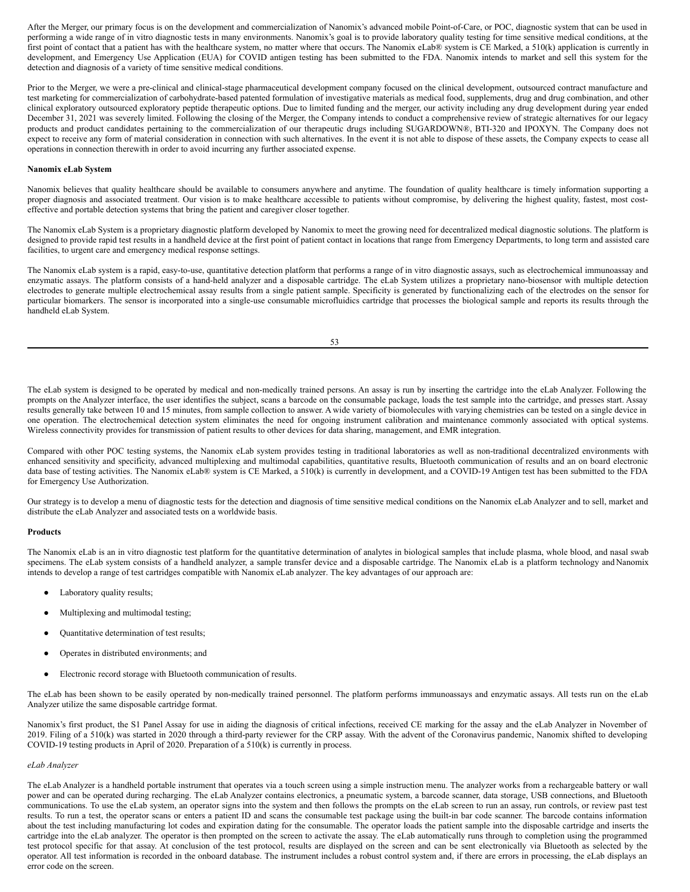After the Merger, our primary focus is on the development and commercialization of Nanomix's advanced mobile Point-of-Care, or POC, diagnostic system that can be used in performing a wide range of in vitro diagnostic tests in many environments. Nanomix's goal is to provide laboratory quality testing for time sensitive medical conditions, at the first point of contact that a patient has with the healthcare system, no matter where that occurs. The Nanomix eLab® system is CE Marked, a 510(k) application is currently in development, and Emergency Use Application (EUA) for COVID antigen testing has been submitted to the FDA. Nanomix intends to market and sell this system for the detection and diagnosis of a variety of time sensitive medical conditions.

Prior to the Merger, we were a pre-clinical and clinical-stage pharmaceutical development company focused on the clinical development, outsourced contract manufacture and test marketing for commercialization of carbohydrate-based patented formulation of investigative materials as medical food, supplements, drug and drug combination, and other clinical exploratory outsourced exploratory peptide therapeutic options. Due to limited funding and the merger, our activity including any drug development during year ended December 31, 2021 was severely limited. Following the closing of the Merger, the Company intends to conduct a comprehensive review of strategic alternatives for our legacy products and product candidates pertaining to the commercialization of our therapeutic drugs including SUGARDOWN®, BTI-320 and IPOXYN. The Company does not expect to receive any form of material consideration in connection with such alternatives. In the event it is not able to dispose of these assets, the Company expects to cease all operations in connection therewith in order to avoid incurring any further associated expense.

**Nanomix eLab System**

Nanomix believes that quality healthcare should be available to consumers anywhere and anytime. The foundation of quality healthcare is timely information supporting a proper diagnosis and associated treatment. Our vision is to make healthcare accessible to patients without compromise, by delivering the highest quality, fastest, most cost-effective and portable detection systems that bring the patient and caregiver closer together.

The Nanomix eLab System is a proprietary diagnostic platform developed by Nanomix to meet the growing need for decentralized medical diagnostic solutions. The platform is designed to provide rapid test results in a handheld device at the first point of patient contact in locations that range from Emergency Departments, to long term and assisted care facilities, to urgent care and emergency medical response settings.

The Nanomix eLab system is a rapid, easy-to-use, quantitative detection platform that performs a range of in vitro diagnostic assays, such as electrochemical immunoassay and enzymatic assays. The platform consists of a hand-held analyzer and a disposable cartridge. The eLab System utilizes a proprietary nano-biosensor with multiple detection electrodes to generate multiple electrochemical assay results from a single patient sample. Specificity is generated by functionalizing each of the electrodes on the sensor for particular biomarkers. The sensor is incorporated into a single-use consumable microfluidics cartridge that processes the biological sample and reports its results through the handheld eLab System.

The eLab system is designed to be operated by medical and non-medically trained persons. An assay is run by inserting the cartridge into the eLab Analyzer. Following the prompts on the Analyzer interface, the user identifies the subject, scans a barcode on the consumable package, loads the test sample into the cartridge, and presses start. Assay results generally take between 10 and 15 minutes, from sample collection to answer. A wide variety of biomolecules with varying chemistries can be tested on a single device in one operation. The electrochemical detection system eliminates the need for ongoing instrument calibration and maintenance commonly associated with optical systems. Wireless connectivity provides for transmission of patient results to other devices for data sharing, management, and EMR integration.

Compared with other POC testing systems, the Nanomix eLab system provides testing in traditional laboratories as well as non-traditional decentralized environments with enhanced sensitivity and specificity, advanced multiplexing and multimodal capabilities, quantitative results, Bluetooth communication of results and an on board electronic data base of testing activities. The Nanomix eLab® system is CE Marked, a 510(k) is currently in development, and a COVID-19 Antigen test has been submitted to the FDA for Emergency Use Authorization.

Our strategy is to develop a menu of diagnostic tests for the detection and diagnosis of time sensitive medical conditions on the Nanomix eLab Analyzer and to sell, market and distribute the eLab Analyzer and associated tests on a worldwide basis.

**Products**

The Nanomix eLab is an in vitro diagnostic test platform for the quantitative determination of analytes in biological samples that include plasma, whole blood, and nasal swab specimens. The eLab system consists of a handheld analyzer, a sample transfer device and a disposable cartridge. The Nanomix eLab is a platform technology and Nanomix intends to develop a range of test cartridges compatible with Nanomix eLab analyzer. The key advantages of our approach are:

- Laboratory quality results;
- Multiplexing and multimodal testing;
- Quantitative determination of test results;
- Operates in distributed environments; and
- Electronic record storage with Bluetooth communication of results.

The eLab has been shown to be easily operated by non-medically trained personnel. The platform performs immunoassays and enzymatic assays. All tests run on the eLab Analyzer utilize the same disposable cartridge format.

Nanomix's first product, the S1 Panel Assay for use in aiding the diagnosis of critical infections, received CE marking for the assay and the eLab Analyzer in November of 2019. Filing of a 510(k) was started in 2020 through a third-party reviewer for the CRP assay. With the advent of the Coronavirus pandemic, Nanomix shifted to developing COVID-19 testing products in April of 2020. Preparation of a 510(k) is currently in process.

*eLab Analyzer*

The eLab Analyzer is a handheld portable instrument that operates via a touch screen using a simple instruction menu. The analyzer works from a rechargeable battery or wall power and can be operated during recharging. The eLab Analyzer contains electronics, a pneumatic system, a barcode scanner, data storage, USB connections, and Bluetooth communications. To use the eLab system, an operator signs into the system and then follows the prompts on the eLab screen to run an assay, run controls, or review past test results. To run a test, the operator scans or enters a patient ID and scans the consumable test package using the built-in bar code scanner. The barcode contains information about the test including manufacturing lot codes and expiration dating for the consumable. The operator loads the patient sample into the disposable cartridge and inserts the cartridge into the eLab analyzer. The operator is then prompted on the screen to activate the assay. The eLab automatically runs through to completion using the programmed test protocol specific for that assay. At conclusion of the test protocol, results are displayed on the screen and can be sent electronically via Bluetooth as selected by the operator. All test information is recorded in the onboard database. The instrument includes a robust control system and, if there are errors in processing, the eLab displays an error code on the screen.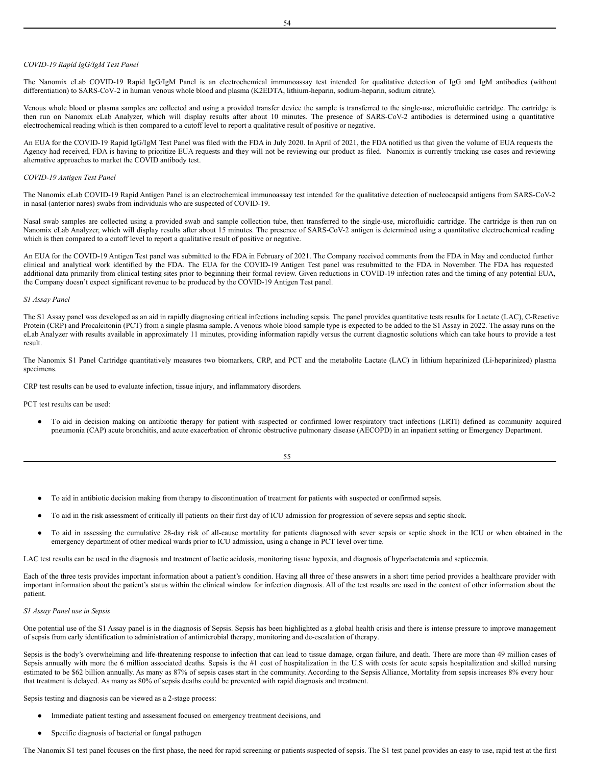*COVID-19 Rapid IgG/IgM Test Panel*

The Nanomix eLab COVID-19 Rapid IgG/IgM Panel is an electrochemical immunoassay test intended for qualitative detection of IgG and IgM antibodies (without differentiation) to SARS-CoV-2 in human venous whole blood and plasma (K2EDTA, lithium-heparin, sodium-heparin, sodium citrate).

Venous whole blood or plasma samples are collected and using a provided transfer device the sample is transferred to the single-use, microfluidic cartridge. The cartridge is then run on Nanomix eLab Analyzer, which will display results after about 10 minutes. The presence of SARS-CoV-2 antibodies is determined using a quantitative electrochemical reading which is then compared to a cutoff level to report a qualitative result of positive or negative.

An EUA for the COVID-19 Rapid IgG/IgM Test Panel was filed with the FDA in July 2020. In April of 2021, the FDA notified us that given the volume of EUA requests the Agency had received, FDA is having to prioritize EUA requests and they will not be reviewing our product as filed. Nanomix is currently tracking use cases and reviewing alternative approaches to market the COVID antibody test.

*COVID-19 Antigen Test Panel*

The Nanomix eLab COVID-19 Rapid Antigen Panel is an electrochemical immunoassay test intended for the qualitative detection of nucleocapsid antigens from SARS-CoV-2 in nasal (anterior nares) swabs from individuals who are suspected of COVID-19.

Nasal swab samples are collected using a provided swab and sample collection tube, then transferred to the single-use, microfluidic cartridge. The cartridge is then run on Nanomix eLab Analyzer, which will display results after about 15 minutes. The presence of SARS-CoV-2 antigen is determined using a quantitative electrochemical reading which is then compared to a cutoff level to report a qualitative result of positive or negative.

An EUA for the COVID-19 Antigen Test panel was submitted to the FDA in February of 2021. The Company received comments from the FDA in May and conducted further clinical and analytical work identified by the FDA. The EUA for the COVID-19 Antigen Test panel was resubmitted to the FDA in November. The FDA has requested additional data primarily from clinical testing sites prior to beginning their formal review. Given reductions in COVID-19 infection rates and the timing of any potential EUA, the Company doesn't expect significant revenue to be produced by the COVID-19 Antigen Test panel.

*S1 Assay Panel*

The S1 Assay panel was developed as an aid in rapidly diagnosing critical infections including sepsis. The panel provides quantitative tests results for Lactate (LAC), C-Reactive Protein (CRP) and Procalcitonin (PCT) from a single plasma sample. A venous whole blood sample type is expected to be added to the S1 Assay in 2022. The assay runs on the eLab Analyzer with results available in approximately 11 minutes, providing information rapidly versus the current diagnostic solutions which can take hours to provide a test result.

The Nanomix S1 Panel Cartridge quantitatively measures two biomarkers, CRP, and PCT and the metabolite Lactate (LAC) in lithium heparinized (Li-heparinized) plasma specimens.

CRP test results can be used to evaluate infection, tissue injury, and inflammatory disorders.

PCT test results can be used:

- To aid in decision making on antibiotic therapy for patient with suspected or confirmed lower respiratory tract infections (LRTI) defined as community acquired pneumonia (CAP) acute bronchitis, and acute exacerbation of chronic obstructive pulmonary disease (AECOPD) in an inpatient setting or Emergency Department.
- To aid in antibiotic decision making from therapy to discontinuation of treatment for patients with suspected or confirmed sepsis.
- To aid in the risk assessment of critically ill patients on their first day of ICU admission for progression of severe sepsis and septic shock.
- To aid in assessing the cumulative 28-day risk of all-cause mortality for patients diagnosed with sever sepsis or septic shock in the ICU or when obtained in the emergency department of other medical wards prior to ICU admission, using a change in PCT level over time.

LAC test results can be used in the diagnosis and treatment of lactic acidosis, monitoring tissue hypoxia, and diagnosis of hyperlactatemia and septicemia.

Each of the three tests provides important information about a patient's condition. Having all three of these answers in a short time period provides a healthcare provider with important information about the patient's status within the clinical window for infection diagnosis. All of the test results are used in the context of other information about the patient.

*S1 Assay Panel use in Sepsis*

One potential use of the S1 Assay panel is in the diagnosis of Sepsis. Sepsis has been highlighted as a global health crisis and there is intense pressure to improve management of sepsis from early identification to administration of antimicrobial therapy, monitoring and de-escalation of therapy.

Sepsis is the body's overwhelming and life-threatening response to infection that can lead to tissue damage, organ failure, and death. There are more than 49 million cases of Sepsis annually with more the 6 million associated deaths. Sepsis is the #1 cost of hospitalization in the U.S with costs for acute sepsis hospitalization and skilled nursing estimated to be $62 billion annually. As many as 87% of sepsis cases start in the community. According to the Sepsis Alliance, Mortality from sepsis increases 8% every hour that treatment is delayed. As many as 80% of sepsis deaths could be prevented with rapid diagnosis and treatment.

Sepsis testing and diagnosis can be viewed as a 2-stage process:

- Immediate patient testing and assessment focused on emergency treatment decisions, and
- Specific diagnosis of bacterial or fungal pathogen

The Nanomix S1 test panel focuses on the first phase, the need for rapid screening or patients suspected of sepsis. The S1 test panel provides an easy to use, rapid test at the first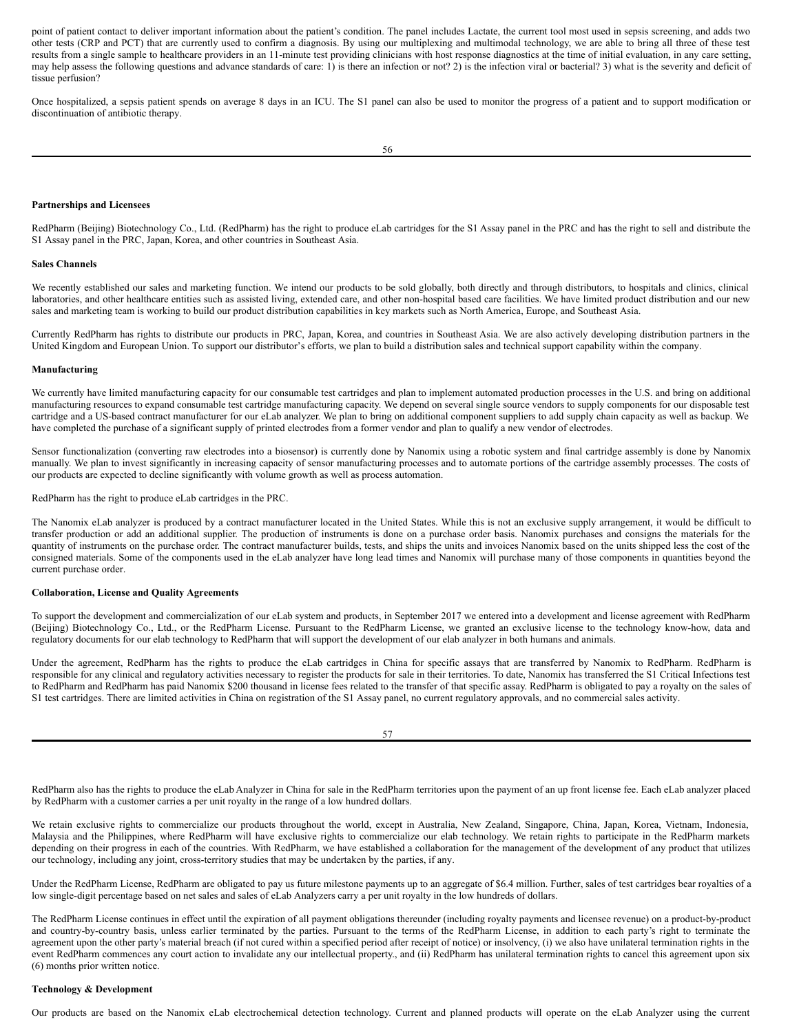point of patient contact to deliver important information about the patient's condition. The panel includes Lactate, the current tool most used in sepsis screening, and adds two other tests (CRP and PCT) that are currently used to confirm a diagnosis. By using our multiplexing and multimodal technology, we are able to bring all three of these test results from a single sample to healthcare providers in an 11-minute test providing clinicians with host response diagnostics at the time of initial evaluation, in any care setting, may help assess the following questions and advance standards of care: 1) is there an infection or not? 2) is the infection viral or bacterial? 3) what is the severity and deficit of tissue perfusion?

Once hospitalized, a sepsis patient spends on average 8 days in an ICU. The S1 panel can also be used to monitor the progress of a patient and to support modification or discontinuation of antibiotic therapy.

**Partnerships and Licensees**

RedPharm (Beijing) Biotechnology Co., Ltd. (RedPharm) has the right to produce eLab cartridges for the S1 Assay panel in the PRC and has the right to sell and distribute the S1 Assay panel in the PRC, Japan, Korea, and other countries in Southeast Asia.

**Sales Channels**

We recently established our sales and marketing function. We intend our products to be sold globally, both directly and through distributors, to hospitals and clinics, clinical laboratories, and other healthcare entities such as assisted living, extended care, and other non-hospital based care facilities. We have limited product distribution and our new sales and marketing team is working to build our product distribution capabilities in key markets such as North America, Europe, and Southeast Asia.

Currently RedPharm has rights to distribute our products in PRC, Japan, Korea, and countries in Southeast Asia. We are also actively developing distribution partners in the United Kingdom and European Union. To support our distributor's efforts, we plan to build a distribution sales and technical support capability within the company.

**Manufacturing**

We currently have limited manufacturing capacity for our consumable test cartridges and plan to implement automated production processes in the U.S. and bring on additional manufacturing resources to expand consumable test cartridge manufacturing capacity. We depend on several single source vendors to supply components for our disposable test cartridge and a US-based contract manufacturer for our eLab analyzer. We plan to bring on additional component suppliers to add supply chain capacity as well as backup. We have completed the purchase of a significant supply of printed electrodes from a former vendor and plan to qualify a new vendor of electrodes.

Sensor functionalization (converting raw electrodes into a biosensor) is currently done by Nanomix using a robotic system and final cartridge assembly is done by Nanomix manually. We plan to invest significantly in increasing capacity of sensor manufacturing processes and to automate portions of the cartridge assembly processes. The costs of our products are expected to decline significantly with volume growth as well as process automation.

RedPharm has the right to produce eLab cartridges in the PRC.

The Nanomix eLab analyzer is produced by a contract manufacturer located in the United States. While this is not an exclusive supply arrangement, it would be difficult to transfer production or add an additional supplier. The production of instruments is done on a purchase order basis. Nanomix purchases and consigns the materials for the quantity of instruments on the purchase order. The contract manufacturer builds, tests, and ships the units and invoices Nanomix based on the units shipped less the cost of the consigned materials. Some of the components used in the eLab analyzer have long lead times and Nanomix will purchase many of those components in quantities beyond the current purchase order.

**Collaboration, License and Quality Agreements**

To support the development and commercialization of our eLab system and products, in September 2017 we entered into a development and license agreement with RedPharm (Beijing) Biotechnology Co., Ltd., or the RedPharm License. Pursuant to the RedPharm License, we granted an exclusive license to the technology know-how, data and regulatory documents for our elab technology to RedPharm that will support the development of our elab analyzer in both humans and animals.

Under the agreement, RedPharm has the rights to produce the eLab cartridges in China for specific assays that are transferred by Nanomix to RedPharm. RedPharm is responsible for any clinical and regulatory activities necessary to register the products for sale in their territories. To date, Nanomix has transferred the S1 Critical Infections test to RedPharm and RedPharm has paid Nanomix $200 thousand in license fees related to the transfer of that specific assay. RedPharm is obligated to pay a royalty on the sales of S1 test cartridges. There are limited activities in China on registration of the S1 Assay panel, no current regulatory approvals, and no commercial sales activity.

RedPharm also has the rights to produce the eLab Analyzer in China for sale in the RedPharm territories upon the payment of an up front license fee. Each eLab analyzer placed by RedPharm with a customer carries a per unit royalty in the range of a low hundred dollars.

We retain exclusive rights to commercialize our products throughout the world, except in Australia, New Zealand, Singapore, China, Japan, Korea, Vietnam, Indonesia, Malaysia and the Philippines, where RedPharm will have exclusive rights to commercialize our elab technology. We retain rights to participate in the RedPharm markets depending on their progress in each of the countries. With RedPharm, we have established a collaboration for the management of the development of any product that utilizes our technology, including any joint, cross-territory studies that may be undertaken by the parties, if any.

Under the RedPharm License, RedPharm are obligated to pay us future milestone payments up to an aggregate of $6.4 million. Further, sales of test cartridges bear royalties of a low single-digit percentage based on net sales and sales of eLab Analyzers carry a per unit royalty in the low hundreds of dollars.

The RedPharm License continues in effect until the expiration of all payment obligations thereunder (including royalty payments and licensee revenue) on a product-by-product and country-by-country basis, unless earlier terminated by the parties. Pursuant to the terms of the RedPharm License, in addition to each party's right to terminate the agreement upon the other party's material breach (if not cured within a specified period after receipt of notice) or insolvency, (i) we also have unilateral termination rights in the event RedPharm commences any court action to invalidate any our intellectual property., and (ii) RedPharm has unilateral termination rights to cancel this agreement upon six (6) months prior written notice.

**Technology & Development**

Our products are based on the Nanomix eLab electrochemical detection technology. Current and planned products will operate on the eLab Analyzer using the current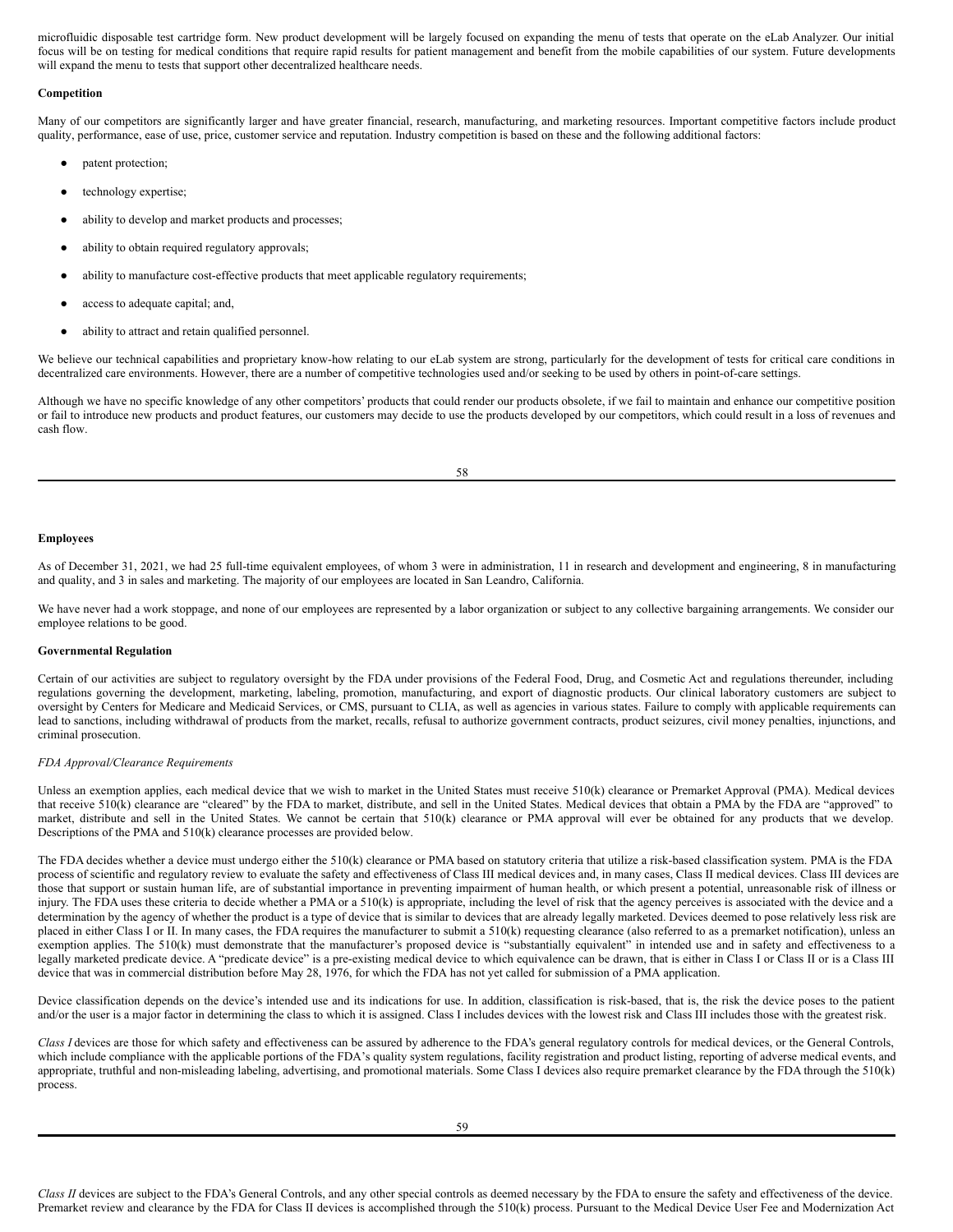microfluidic disposable test cartridge form. New product development will be largely focused on expanding the menu of tests that operate on the eLab Analyzer. Our initial focus will be on testing for medical conditions that require rapid results for patient management and benefit from the mobile capabilities of our system. Future developments will expand the menu to tests that support other decentralized healthcare needs.

**Competition**

Many of our competitors are significantly larger and have greater financial, research, manufacturing, and marketing resources. Important competitive factors include product quality, performance, ease of use, price, customer service and reputation. Industry competition is based on these and the following additional factors:

- patent protection;
- technology expertise;
- ability to develop and market products and processes;
- ability to obtain required regulatory approvals;
- ability to manufacture cost-effective products that meet applicable regulatory requirements;
- access to adequate capital; and,
- ability to attract and retain qualified personnel.

We believe our technical capabilities and proprietary know-how relating to our eLab system are strong, particularly for the development of tests for critical care conditions in decentralized care environments. However, there are a number of competitive technologies used and/or seeking to be used by others in point-of-care settings.

Although we have no specific knowledge of any other competitors' products that could render our products obsolete, if we fail to maintain and enhance our competitive position or fail to introduce new products and product features, our customers may decide to use the products developed by our competitors, which could result in a loss of revenues and cash flow.

**Employees**

As of December 31, 2021, we had 25 full-time equivalent employees, of whom 3 were in administration, 11 in research and development and engineering, 8 in manufacturing and quality, and 3 in sales and marketing. The majority of our employees are located in San Leandro, California.

We have never had a work stoppage, and none of our employees are represented by a labor organization or subject to any collective bargaining arrangements. We consider our employee relations to be good.

**Governmental Regulation**

Certain of our activities are subject to regulatory oversight by the FDA under provisions of the Federal Food, Drug, and Cosmetic Act and regulations thereunder, including regulations governing the development, marketing, labeling, promotion, manufacturing, and export of diagnostic products. Our clinical laboratory customers are subject to oversight by Centers for Medicare and Medicaid Services, or CMS, pursuant to CLIA, as well as agencies in various states. Failure to comply with applicable requirements can lead to sanctions, including withdrawal of products from the market, recalls, refusal to authorize government contracts, product seizures, civil money penalties, injunctions, and criminal prosecution.

*FDA Approval/Clearance Requirements*

Unless an exemption applies, each medical device that we wish to market in the United States must receive 510(k) clearance or Premarket Approval (PMA). Medical devices that receive 510(k) clearance are "cleared" by the FDA to market, distribute, and sell in the United States. Medical devices that obtain a PMA by the FDA are "approved" to market, distribute and sell in the United States. We cannot be certain that 510(k) clearance or PMA approval will ever be obtained for any products that we develop. Descriptions of the PMA and 510(k) clearance processes are provided below.

The FDA decides whether a device must undergo either the 510(k) clearance or PMA based on statutory criteria that utilize a risk-based classification system. PMA is the FDA process of scientific and regulatory review to evaluate the safety and effectiveness of Class III medical devices and, in many cases, Class II medical devices. Class III devices are those that support or sustain human life, are of substantial importance in preventing impairment of human health, or which present a potential, unreasonable risk of illness or injury. The FDA uses these criteria to decide whether a PMA or a 510(k) is appropriate, including the level of risk that the agency perceives is associated with the device and a determination by the agency of whether the product is a type of device that is similar to devices that are already legally marketed. Devices deemed to pose relatively less risk are placed in either Class I or II. In many cases, the FDA requires the manufacturer to submit a 510(k) requesting clearance (also referred to as a premarket notification), unless an exemption applies. The 510(k) must demonstrate that the manufacturer's proposed device is "substantially equivalent" in intended use and in safety and effectiveness to a legally marketed predicate device. A "predicate device" is a pre-existing medical device to which equivalence can be drawn, that is either in Class I or Class II or is a Class III device that was in commercial distribution before May 28, 1976, for which the FDA has not yet called for submission of a PMA application.

Device classification depends on the device's intended use and its indications for use. In addition, classification is risk-based, that is, the risk the device poses to the patient and/or the user is a major factor in determining the class to which it is assigned. Class I includes devices with the lowest risk and Class III includes those with the greatest risk.

*Class I* devices are those for which safety and effectiveness can be assured by adherence to the FDA's general regulatory controls for medical devices, or the General Controls, which include compliance with the applicable portions of the FDA's quality system regulations, facility registration and product listing, reporting of adverse medical events, and appropriate, truthful and non-misleading labeling, advertising, and promotional materials. Some Class I devices also require premarket clearance by the FDA through the 510(k) process.

*Class II* devices are subject to the FDA's General Controls, and any other special controls as deemed necessary by the FDA to ensure the safety and effectiveness of the device. Premarket review and clearance by the FDA for Class II devices is accomplished through the 510(k) process. Pursuant to the Medical Device User Fee and Modernization Act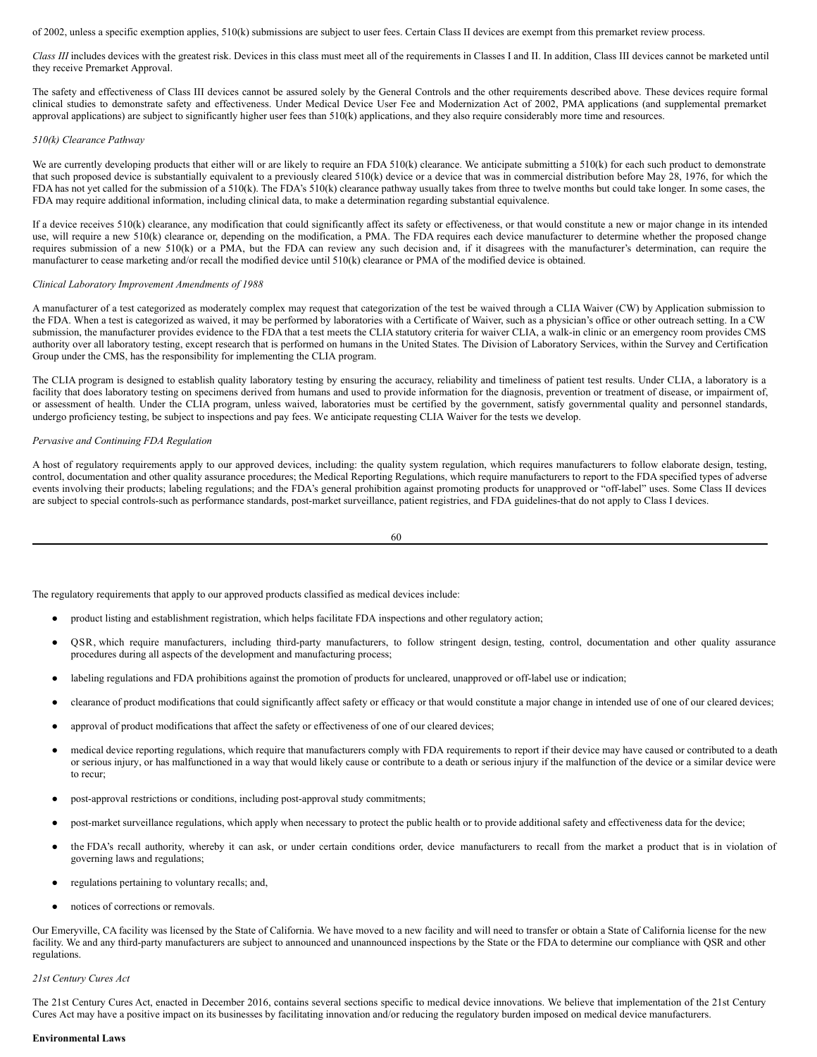of 2002, unless a specific exemption applies, 510(k) submissions are subject to user fees. Certain Class II devices are exempt from this premarket review process.

*Class III* includes devices with the greatest risk. Devices in this class must meet all of the requirements in Classes I and II. In addition, Class III devices cannot be marketed until they receive Premarket Approval.

The safety and effectiveness of Class III devices cannot be assured solely by the General Controls and the other requirements described above. These devices require formal clinical studies to demonstrate safety and effectiveness. Under Medical Device User Fee and Modernization Act of 2002, PMA applications (and supplemental premarket approval applications) are subject to significantly higher user fees than 510(k) applications, and they also require considerably more time and resources.

*510(k) Clearance Pathway*

We are currently developing products that either will or are likely to require an FDA 510(k) clearance. We anticipate submitting a 510(k) for each such product to demonstrate that such proposed device is substantially equivalent to a previously cleared 510(k) device or a device that was in commercial distribution before May 28, 1976, for which the FDA has not yet called for the submission of a 510(k). The FDA's 510(k) clearance pathway usually takes from three to twelve months but could take longer. In some cases, the FDA may require additional information, including clinical data, to make a determination regarding substantial equivalence.

If a device receives 510(k) clearance, any modification that could significantly affect its safety or effectiveness, or that would constitute a new or major change in its intended use, will require a new 510(k) clearance or, depending on the modification, a PMA. The FDA requires each device manufacturer to determine whether the proposed change requires submission of a new 510(k) or a PMA, but the FDA can review any such decision and, if it disagrees with the manufacturer's determination, can require the manufacturer to cease marketing and/or recall the modified device until 510(k) clearance or PMA of the modified device is obtained.

*Clinical Laboratory Improvement Amendments of 1988*

A manufacturer of a test categorized as moderately complex may request that categorization of the test be waived through a CLIA Waiver (CW) by Application submission to the FDA. When a test is categorized as waived, it may be performed by laboratories with a Certificate of Waiver, such as a physician's office or other outreach setting. In a CW submission, the manufacturer provides evidence to the FDA that a test meets the CLIA statutory criteria for waiver CLIA, a walk-in clinic or an emergency room provides CMS authority over all laboratory testing, except research that is performed on humans in the United States. The Division of Laboratory Services, within the Survey and Certification Group under the CMS, has the responsibility for implementing the CLIA program.

The CLIA program is designed to establish quality laboratory testing by ensuring the accuracy, reliability and timeliness of patient test results. Under CLIA, a laboratory is a facility that does laboratory testing on specimens derived from humans and used to provide information for the diagnosis, prevention or treatment of disease, or impairment of, or assessment of health. Under the CLIA program, unless waived, laboratories must be certified by the government, satisfy governmental quality and personnel standards, undergo proficiency testing, be subject to inspections and pay fees. We anticipate requesting CLIA Waiver for the tests we develop.

*Pervasive and Continuing FDA Regulation*

A host of regulatory requirements apply to our approved devices, including: the quality system regulation, which requires manufacturers to follow elaborate design, testing, control, documentation and other quality assurance procedures; the Medical Reporting Regulations, which require manufacturers to report to the FDA specified types of adverse events involving their products; labeling regulations; and the FDA's general prohibition against promoting products for unapproved or "off-label" uses. Some Class II devices are subject to special controls-such as performance standards, post-market surveillance, patient registries, and FDA guidelines-that do not apply to Class I devices.

The regulatory requirements that apply to our approved products classified as medical devices include:

- product listing and establishment registration, which helps facilitate FDA inspections and other regulatory action;
- QSR, which require manufacturers, including third-party manufacturers, to follow stringent design, testing, control, documentation and other quality assurance procedures during all aspects of the development and manufacturing process;
- labeling regulations and FDA prohibitions against the promotion of products for uncleared, unapproved or off-label use or indication;
- clearance of product modifications that could significantly affect safety or efficacy or that would constitute a major change in intended use of one of our cleared devices;
- approval of product modifications that affect the safety or effectiveness of one of our cleared devices;
- medical device reporting regulations, which require that manufacturers comply with FDA requirements to report if their device may have caused or contributed to a death or serious injury, or has malfunctioned in a way that would likely cause or contribute to a death or serious injury if the malfunction of the device or a similar device were to recur;
- post-approval restrictions or conditions, including post-approval study commitments;
- post-market surveillance regulations, which apply when necessary to protect the public health or to provide additional safety and effectiveness data for the device;
- the FDA's recall authority, whereby it can ask, or under certain conditions order, device manufacturers to recall from the market a product that is in violation of governing laws and regulations;
- regulations pertaining to voluntary recalls; and,
- notices of corrections or removals.

Our Emeryville, CA facility was licensed by the State of California. We have moved to a new facility and will need to transfer or obtain a State of California license for the new facility. We and any third-party manufacturers are subject to announced and unannounced inspections by the State or the FDA to determine our compliance with QSR and other regulations.

*21st Century Cures Act*

The 21st Century Cures Act, enacted in December 2016, contains several sections specific to medical device innovations. We believe that implementation of the 21st Century Cures Act may have a positive impact on its businesses by facilitating innovation and/or reducing the regulatory burden imposed on medical device manufacturers.

**Environmental Laws**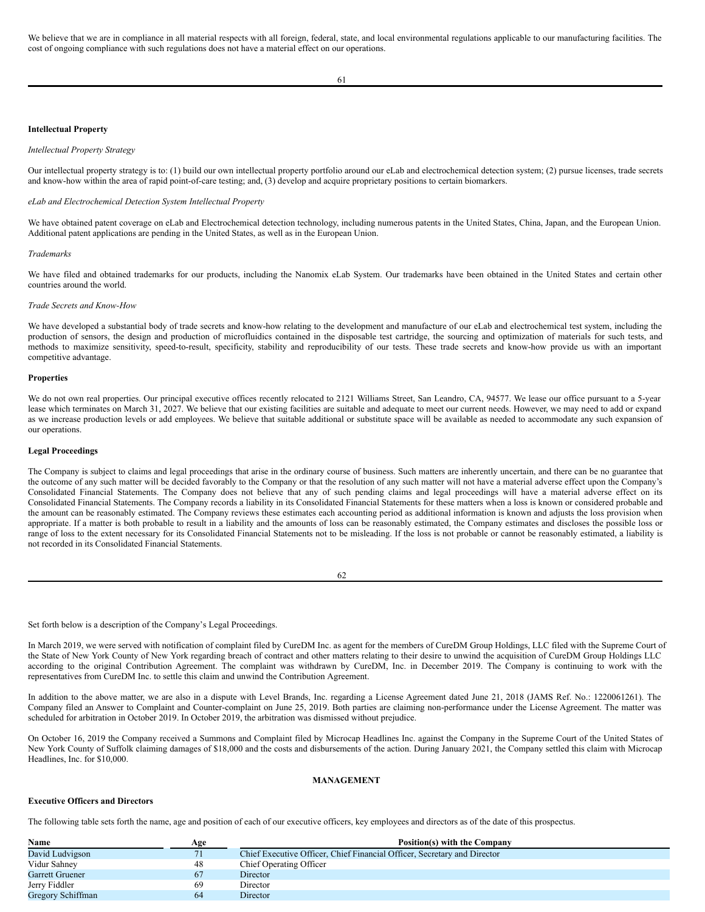We believe that we are in compliance in all material respects with all foreign, federal, state, and local environmental regulations applicable to our manufacturing facilities. The cost of ongoing compliance with such regulations does not have a material effect on our operations.

**Intellectual Property**

*Intellectual Property Strategy*

Our intellectual property strategy is to: (1) build our own intellectual property portfolio around our eLab and electrochemical detection system; (2) pursue licenses, trade secrets and know-how within the area of rapid point-of-care testing; and, (3) develop and acquire proprietary positions to certain biomarkers.

*eLab and Electrochemical Detection System Intellectual Property*

We have obtained patent coverage on eLab and Electrochemical detection technology, including numerous patents in the United States, China, Japan, and the European Union. Additional patent applications are pending in the United States, as well as in the European Union.

*Trademarks*

We have filed and obtained trademarks for our products, including the Nanomix eLab System. Our trademarks have been obtained in the United States and certain other countries around the world.

*Trade Secrets and Know-How*

We have developed a substantial body of trade secrets and know-how relating to the development and manufacture of our eLab and electrochemical test system, including the production of sensors, the design and production of microfluidics contained in the disposable test cartridge, the sourcing and optimization of materials for such tests, and methods to maximize sensitivity, speed-to-result, specificity, stability and reproducibility of our tests. These trade secrets and know-how provide us with an important competitive advantage.

**Properties**

We do not own real properties. Our principal executive offices recently relocated to 2121 Williams Street, San Leandro, CA, 94577. We lease our office pursuant to a 5-year lease which terminates on March 31, 2027. We believe that our existing facilities are suitable and adequate to meet our current needs. However, we may need to add or expand as we increase production levels or add employees. We believe that suitable additional or substitute space will be available as needed to accommodate any such expansion of our operations.

**Legal Proceedings**

The Company is subject to claims and legal proceedings that arise in the ordinary course of business. Such matters are inherently uncertain, and there can be no guarantee that the outcome of any such matter will be decided favorably to the Company or that the resolution of any such matter will not have a material adverse effect upon the Company's Consolidated Financial Statements. The Company does not believe that any of such pending claims and legal proceedings will have a material adverse effect on its Consolidated Financial Statements. The Company records a liability in its Consolidated Financial Statements for these matters when a loss is known or considered probable and the amount can be reasonably estimated. The Company reviews these estimates each accounting period as additional information is known and adjusts the loss provision when appropriate. If a matter is both probable to result in a liability and the amounts of loss can be reasonably estimated, the Company estimates and discloses the possible loss or range of loss to the extent necessary for its Consolidated Financial Statements not to be misleading. If the loss is not probable or cannot be reasonably estimated, a liability is not recorded in its Consolidated Financial Statements.

Set forth below is a description of the Company's Legal Proceedings.

In March 2019, we were served with notification of complaint filed by CureDM Inc. as agent for the members of CureDM Group Holdings, LLC filed with the Supreme Court of the State of New York County of New York regarding breach of contract and other matters relating to their desire to unwind the acquisition of CureDM Group Holdings LLC according to the original Contribution Agreement. The complaint was withdrawn by CureDM, Inc. in December 2019. The Company is continuing to work with the representatives from CureDM Inc. to settle this claim and unwind the Contribution Agreement.

In addition to the above matter, we are also in a dispute with Level Brands, Inc. regarding a License Agreement dated June 21, 2018 (JAMS Ref. No.: 1220061261). The Company filed an Answer to Complaint and Counter-complaint on June 25, 2019. Both parties are claiming non-performance under the License Agreement. The matter was scheduled for arbitration in October 2019. In October 2019, the arbitration was dismissed without prejudice.

On October 16, 2019 the Company received a Summons and Complaint filed by Microcap Headlines Inc. against the Company in the Supreme Court of the United States of New York County of Suffolk claiming damages of $18,000 and the costs and disbursements of the action. During January 2021, the Company settled this claim with Microcap Headlines, Inc. for $10,000.

## MANAGEMENT

**Executive Officers and Directors**

The following table sets forth the name, age and position of each of our executive officers, key employees and directors as of the date of this prospectus.

| Name | Age | Position(s) with the Company |
|---|---|---|
| David Ludvigson | 71 | Chief Executive Officer, Chief Financial Officer, Secretary and Director |
| Vidur Sahney | 48 | Chief Operating Officer |
| Garrett Gruener | 67 | Director |
| Jerry Fiddler | 69 | Director |
| Gregory Schiffman | 64 | Director |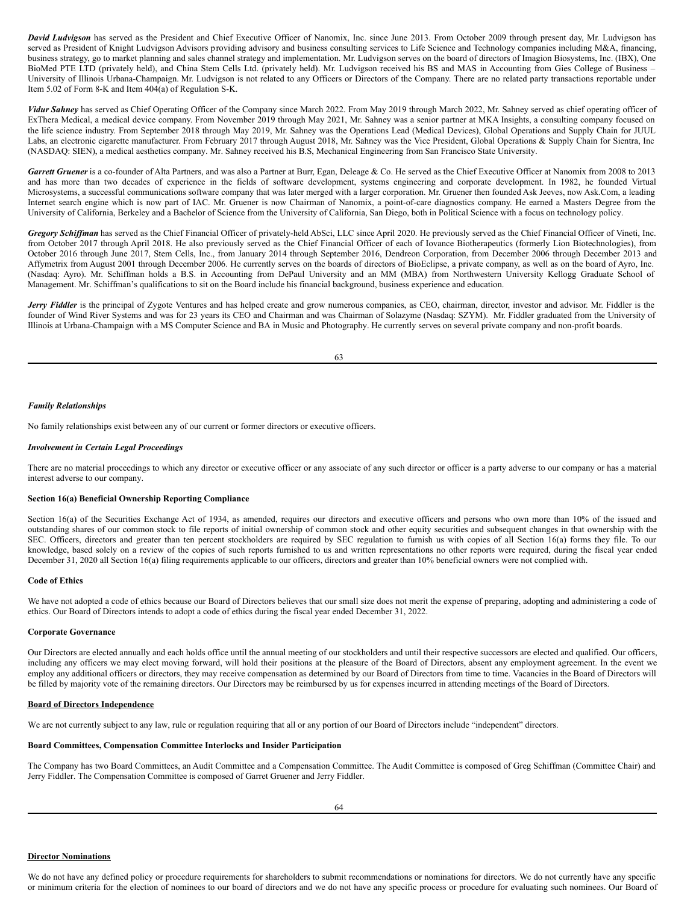***David Ludvigson*** has served as the President and Chief Executive Officer of Nanomix, Inc. since June 2013. From October 2009 through present day, Mr. Ludvigson has served as President of Knight Ludvigson Advisors providing advisory and business consulting services to Life Science and Technology companies including M&A, financing, business strategy, go to market planning and sales channel strategy and implementation. Mr. Ludvigson serves on the board of directors of Imagion Biosystems, Inc. (IBX), One BioMed PTE LTD (privately held), and China Stem Cells Ltd. (privately held). Mr. Ludvigson received his BS and MAS in Accounting from Gies College of Business – University of Illinois Urbana-Champaign. Mr. Ludvigson is not related to any Officers or Directors of the Company. There are no related party transactions reportable under Item 5.02 of Form 8-K and Item 404(a) of Regulation S-K.

***Vidur Sahney*** has served as Chief Operating Officer of the Company since March 2022. From May 2019 through March 2022, Mr. Sahney served as chief operating officer of ExThera Medical, a medical device company. From November 2019 through May 2021, Mr. Sahney was a senior partner at MKA Insights, a consulting company focused on the life science industry. From September 2018 through May 2019, Mr. Sahney was the Operations Lead (Medical Devices), Global Operations and Supply Chain for JUUL Labs, an electronic cigarette manufacturer. From February 2017 through August 2018, Mr. Sahney was the Vice President, Global Operations & Supply Chain for Sientra, Inc (NASDAQ: SIEN), a medical aesthetics company. Mr. Sahney received his B.S, Mechanical Engineering from San Francisco State University.

***Garrett Gruener*** is a co-founder of Alta Partners, and was also a Partner at Burr, Egan, Deleage & Co. He served as the Chief Executive Officer at Nanomix from 2008 to 2013 and has more than two decades of experience in the fields of software development, systems engineering and corporate development. In 1982, he founded Virtual Microsystems, a successful communications software company that was later merged with a larger corporation. Mr. Gruener then founded Ask Jeeves, now Ask.Com, a leading Internet search engine which is now part of IAC. Mr. Gruener is now Chairman of Nanomix, a point-of-care diagnostics company. He earned a Masters Degree from the University of California, Berkeley and a Bachelor of Science from the University of California, San Diego, both in Political Science with a focus on technology policy.

***Gregory Schiffman*** has served as the Chief Financial Officer of privately-held AbSci, LLC since April 2020. He previously served as the Chief Financial Officer of Vineti, Inc. from October 2017 through April 2018. He also previously served as the Chief Financial Officer of each of Iovance Biotherapeutics (formerly Lion Biotechnologies), from October 2016 through June 2017, Stem Cells, Inc., from January 2014 through September 2016, Dendreon Corporation, from December 2006 through December 2013 and Affymetrix from August 2001 through December 2006. He currently serves on the boards of directors of BioEclipse, a private company, as well as on the board of Ayro, Inc. (Nasdaq: Ayro). Mr. Schiffman holds a B.S. in Accounting from DePaul University and an MM (MBA) from Northwestern University Kellogg Graduate School of Management. Mr. Schiffman's qualifications to sit on the Board include his financial background, business experience and education.

***Jerry Fiddler*** is the principal of Zygote Ventures and has helped create and grow numerous companies, as CEO, chairman, director, investor and advisor. Mr. Fiddler is the founder of Wind River Systems and was for 23 years its CEO and Chairman and was Chairman of Solazyme (Nasdaq: SZYM). Mr. Fiddler graduated from the University of Illinois at Urbana-Champaign with a MS Computer Science and BA in Music and Photography. He currently serves on several private company and non-profit boards.

*Family Relationships*

No family relationships exist between any of our current or former directors or executive officers.

*Involvement in Certain Legal Proceedings*

There are no material proceedings to which any director or executive officer or any associate of any such director or officer is a party adverse to our company or has a material interest adverse to our company.

**Section 16(a) Beneficial Ownership Reporting Compliance**

Section 16(a) of the Securities Exchange Act of 1934, as amended, requires our directors and executive officers and persons who own more than 10% of the issued and outstanding shares of our common stock to file reports of initial ownership of common stock and other equity securities and subsequent changes in that ownership with the SEC. Officers, directors and greater than ten percent stockholders are required by SEC regulation to furnish us with copies of all Section 16(a) forms they file. To our knowledge, based solely on a review of the copies of such reports furnished to us and written representations no other reports were required, during the fiscal year ended December 31, 2020 all Section 16(a) filing requirements applicable to our officers, directors and greater than 10% beneficial owners were not complied with.

**Code of Ethics**

We have not adopted a code of ethics because our Board of Directors believes that our small size does not merit the expense of preparing, adopting and administering a code of ethics. Our Board of Directors intends to adopt a code of ethics during the fiscal year ended December 31, 2022.

**Corporate Governance**

Our Directors are elected annually and each holds office until the annual meeting of our stockholders and until their respective successors are elected and qualified. Our officers, including any officers we may elect moving forward, will hold their positions at the pleasure of the Board of Directors, absent any employment agreement. In the event we employ any additional officers or directors, they may receive compensation as determined by our Board of Directors from time to time. Vacancies in the Board of Directors will be filled by majority vote of the remaining directors. Our Directors may be reimbursed by us for expenses incurred in attending meetings of the Board of Directors.

**Board of Directors Independence**

We are not currently subject to any law, rule or regulation requiring that all or any portion of our Board of Directors include "independent" directors.

**Board Committees, Compensation Committee Interlocks and Insider Participation**

The Company has two Board Committees, an Audit Committee and a Compensation Committee. The Audit Committee is composed of Greg Schiffman (Committee Chair) and Jerry Fiddler. The Compensation Committee is composed of Garret Gruener and Jerry Fiddler.

**Director Nominations**

We do not have any defined policy or procedure requirements for shareholders to submit recommendations or nominations for directors. We do not currently have any specific or minimum criteria for the election of nominees to our board of directors and we do not have any specific process or procedure for evaluating such nominees. Our Board of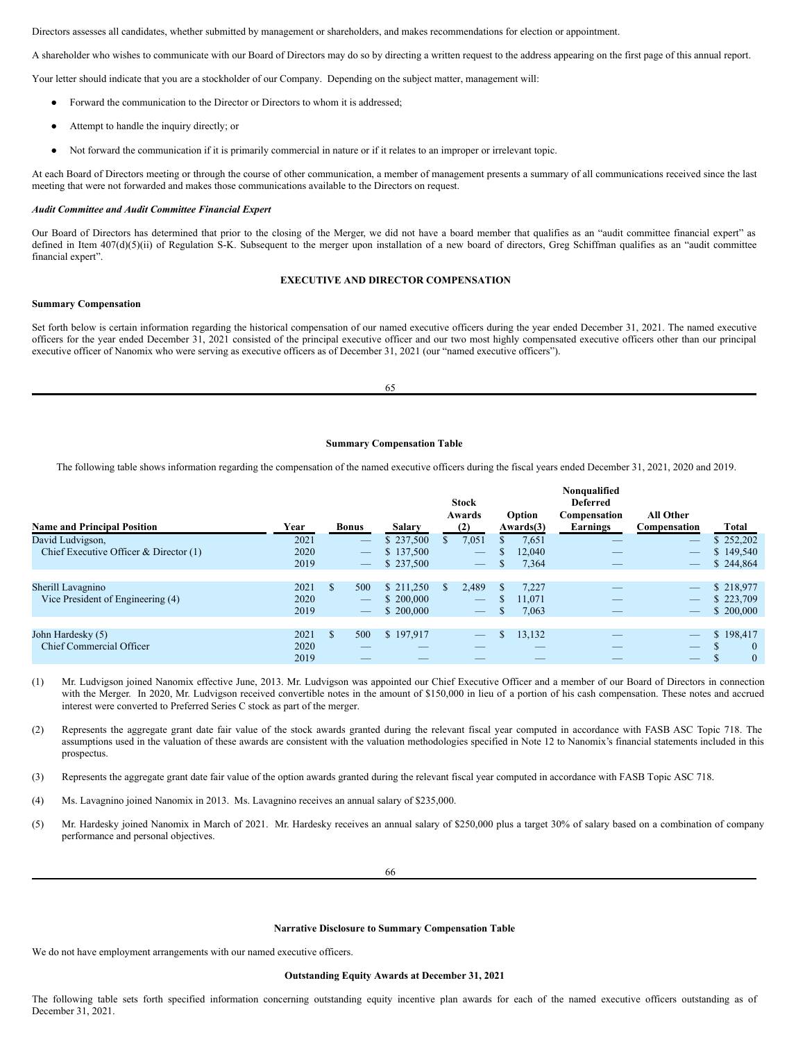Directors assesses all candidates, whether submitted by management or shareholders, and makes recommendations for election or appointment.

A shareholder who wishes to communicate with our Board of Directors may do so by directing a written request to the address appearing on the first page of this annual report.

Your letter should indicate that you are a stockholder of our Company. Depending on the subject matter, management will:

- Forward the communication to the Director or Directors to whom it is addressed;
- Attempt to handle the inquiry directly; or
- Not forward the communication if it is primarily commercial in nature or if it relates to an improper or irrelevant topic.

At each Board of Directors meeting or through the course of other communication, a member of management presents a summary of all communications received since the last meeting that were not forwarded and makes those communications available to the Directors on request.

***Audit Committee and Audit Committee Financial Expert***

Our Board of Directors has determined that prior to the closing of the Merger, we did not have a board member that qualifies as an "audit committee financial expert" as defined in Item 407(d)(5)(ii) of Regulation S-K. Subsequent to the merger upon installation of a new board of directors, Greg Schiffman qualifies as an "audit committee financial expert".

## EXECUTIVE AND DIRECTOR COMPENSATION

**Summary Compensation**

Set forth below is certain information regarding the historical compensation of our named executive officers during the year ended December 31, 2021. The named executive officers for the year ended December 31, 2021 consisted of the principal executive officer and our two most highly compensated executive officers other than our principal executive officer of Nanomix who were serving as executive officers as of December 31, 2021 (our "named executive officers").

**Summary Compensation Table**

The following table shows information regarding the compensation of the named executive officers during the fiscal years ended December 31, 2021, 2020 and 2019.

| Name and Principal Position | Year | Bonus | Salary | Stock Awards (2) | Option Awards(3) | Nonqualified Deferred Compensation Earnings | All Other Compensation | Total |
|---|---|---|---|---|---|---|---|---|
| David Ludvigson, | 2021 | — | $ 237,500 | $ 7,051 | $ 7,651 | — | — | $ 252,202 |
| Chief Executive Officer & Director (1) | 2020 | — | $ 137,500 | — | $ 12,040 | — | — | $ 149,540 |
| | 2019 | — | $ 237,500 | — | $ 7,364 | — | — | $ 244,864 |
| Sherill Lavagnino | 2021 | $ 500 | $ 211,250 | $ 2,489 | $ 7,227 | — | — | $ 218,977 |
| Vice President of Engineering (4) | 2020 | — | $ 200,000 | — | $ 11,071 | — | — | $ 223,709 |
| | 2019 | — | $ 200,000 | — | $ 7,063 | — | — | $ 200,000 |
| John Hardesky (5) | 2021 | $ 500 | $ 197,917 | — | $ 13,132 | — | — | $ 198,417 |
| Chief Commercial Officer | 2020 | — | — | — | — | — | — | $ 0 |
| | 2019 | — | — | — | — | — | — | $ 0 |

(1) Mr. Ludvigson joined Nanomix effective June, 2013. Mr. Ludvigson was appointed our Chief Executive Officer and a member of our Board of Directors in connection with the Merger. In 2020, Mr. Ludvigson received convertible notes in the amount of $150,000 in lieu of a portion of his cash compensation. These notes and accrued interest were converted to Preferred Series C stock as part of the merger.

(2) Represents the aggregate grant date fair value of the stock awards granted during the relevant fiscal year computed in accordance with FASB ASC Topic 718. The assumptions used in the valuation of these awards are consistent with the valuation methodologies specified in Note 12 to Nanomix's financial statements included in this prospectus.

(3) Represents the aggregate grant date fair value of the option awards granted during the relevant fiscal year computed in accordance with FASB Topic ASC 718.

(4) Ms. Lavagnino joined Nanomix in 2013. Ms. Lavagnino receives an annual salary of $235,000.

(5) Mr. Hardesky joined Nanomix in March of 2021. Mr. Hardesky receives an annual salary of $250,000 plus a target 30% of salary based on a combination of company performance and personal objectives.

**Narrative Disclosure to Summary Compensation Table**

We do not have employment arrangements with our named executive officers.

**Outstanding Equity Awards at December 31, 2021**

The following table sets forth specified information concerning outstanding equity incentive plan awards for each of the named executive officers outstanding as of December 31, 2021.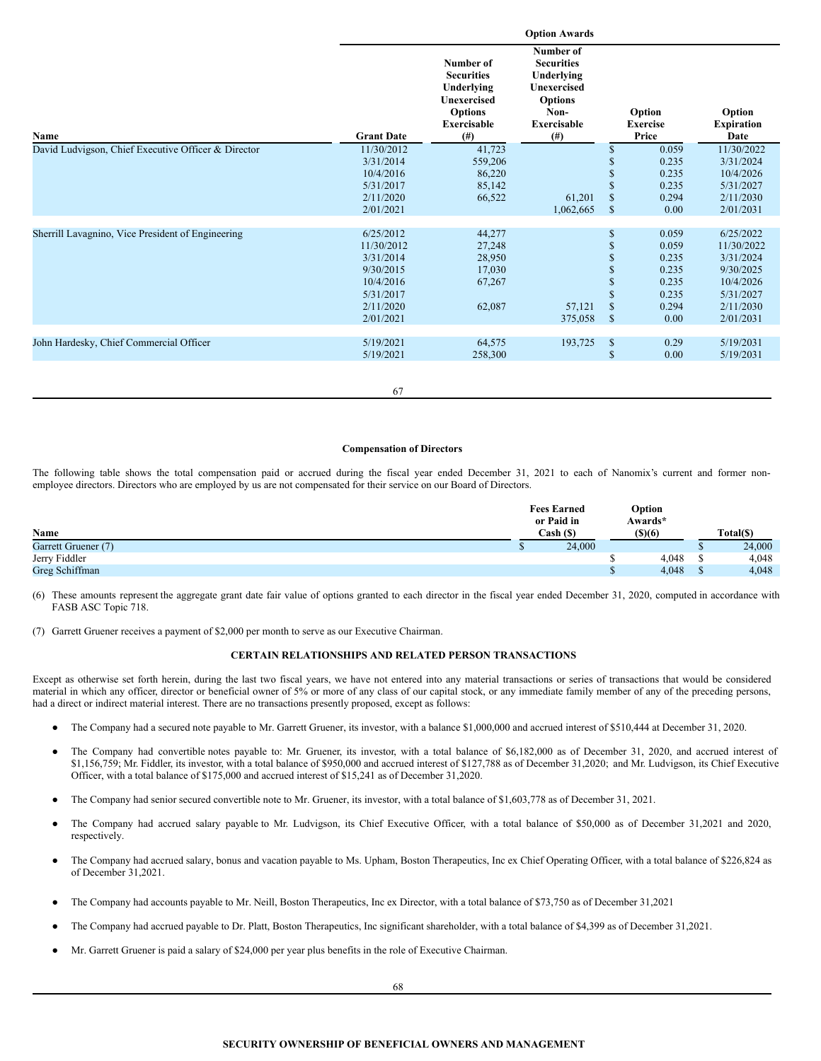| | | Option Awards | | | |
|---|---|---|---|---|---|
| Name | Grant Date | Number of Securities Underlying Unexercised Options Exercisable (#) | Number of Securities Underlying Unexercised Options Non-Exercisable (#) | Option Exercise Price | Option Expiration Date |
| David Ludvigson, Chief Executive Officer & Director | 11/30/2012 | 41,723 | | $ 0.059 | 11/30/2022 |
| | 3/31/2014 | 559,206 | | $ 0.235 | 3/31/2024 |
| | 10/4/2016 | 86,220 | | $ 0.235 | 10/4/2026 |
| | 5/31/2017 | 85,142 | | $ 0.235 | 5/31/2027 |
| | 2/11/2020 | 66,522 | 61,201 | $ 0.294 | 2/11/2030 |
| | 2/01/2021 | | 1,062,665 | $ 0.00 | 2/01/2031 |
| Sherrill Lavagnino, Vice President of Engineering | 6/25/2012 | 44,277 | | $ 0.059 | 6/25/2022 |
| | 11/30/2012 | 27,248 | | $ 0.059 | 11/30/2022 |
| | 3/31/2014 | 28,950 | | $ 0.235 | 3/31/2024 |
| | 9/30/2015 | 17,030 | | $ 0.235 | 9/30/2025 |
| | 10/4/2016 | 67,267 | | $ 0.235 | 10/4/2026 |
| | 5/31/2017 | | | $ 0.235 | 5/31/2027 |
| | 2/11/2020 | 62,087 | 57,121 | $ 0.294 | 2/11/2030 |
| | 2/01/2021 | | 375,058 | $ 0.00 | 2/01/2031 |
| John Hardesky, Chief Commercial Officer | 5/19/2021 | 64,575 | 193,725 | $ 0.29 | 5/19/2031 |
| | 5/19/2021 | 258,300 | | $ 0.00 | 5/19/2031 |

**Compensation of Directors**

The following table shows the total compensation paid or accrued during the fiscal year ended December 31, 2021 to each of Nanomix's current and former non-employee directors. Directors who are employed by us are not compensated for their service on our Board of Directors.

| Name | Fees Earned or Paid in Cash ($) | Option Awards* ($)(6) | Total($) |
|---|---|---|---|
| Garrett Gruener (7) | $ 24,000 | | $ 24,000 |
| Jerry Fiddler | | $ 4,048 | $ 4,048 |
| Greg Schiffman | | $ 4,048 | $ 4,048 |

(6) These amounts represent the aggregate grant date fair value of options granted to each director in the fiscal year ended December 31, 2020, computed in accordance with FASB ASC Topic 718.

(7) Garrett Gruener receives a payment of $2,000 per month to serve as our Executive Chairman.

**CERTAIN RELATIONSHIPS AND RELATED PERSON TRANSACTIONS**

Except as otherwise set forth herein, during the last two fiscal years, we have not entered into any material transactions or series of transactions that would be considered material in which any officer, director or beneficial owner of 5% or more of any class of our capital stock, or any immediate family member of any of the preceding persons, had a direct or indirect material interest. There are no transactions presently proposed, except as follows:

- The Company had a secured note payable to Mr. Garrett Gruener, its investor, with a balance $1,000,000 and accrued interest of $510,444 at December 31, 2020.
- The Company had convertible notes payable to: Mr. Gruener, its investor, with a total balance of $6,182,000 as of December 31, 2020, and accrued interest of $1,156,759; Mr. Fiddler, its investor, with a total balance of $950,000 and accrued interest of $127,788 as of December 31,2020; and Mr. Ludvigson, its Chief Executive Officer, with a total balance of $175,000 and accrued interest of $15,241 as of December 31,2020.
- The Company had senior secured convertible note to Mr. Gruener, its investor, with a total balance of $1,603,778 as of December 31, 2021.
- The Company had accrued salary payable to Mr. Ludvigson, its Chief Executive Officer, with a total balance of $50,000 as of December 31,2021 and 2020, respectively.
- The Company had accrued salary, bonus and vacation payable to Ms. Upham, Boston Therapeutics, Inc ex Chief Operating Officer, with a total balance of $226,824 as of December 31,2021.
- The Company had accounts payable to Mr. Neill, Boston Therapeutics, Inc ex Director, with a total balance of $73,750 as of December 31,2021
- The Company had accrued payable to Dr. Platt, Boston Therapeutics, Inc significant shareholder, with a total balance of $4,399 as of December 31,2021.
- Mr. Garrett Gruener is paid a salary of $24,000 per year plus benefits in the role of Executive Chairman.

**SECURITY OWNERSHIP OF BENEFICIAL OWNERS AND MANAGEMENT**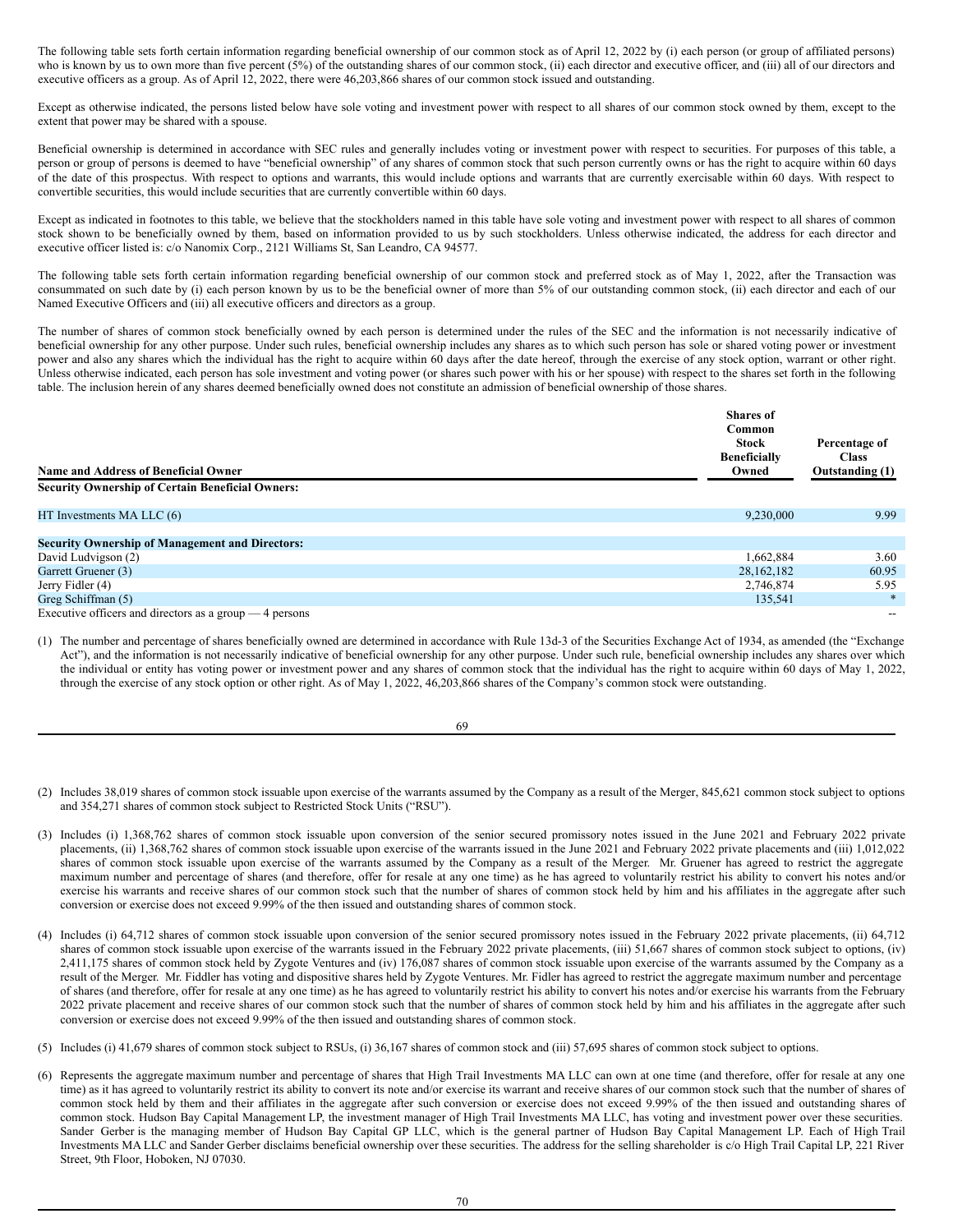The following table sets forth certain information regarding beneficial ownership of our common stock as of April 12, 2022 by (i) each person (or group of affiliated persons) who is known by us to own more than five percent (5%) of the outstanding shares of our common stock, (ii) each director and executive officer, and (iii) all of our directors and executive officers as a group. As of April 12, 2022, there were 46,203,866 shares of our common stock issued and outstanding.

Except as otherwise indicated, the persons listed below have sole voting and investment power with respect to all shares of our common stock owned by them, except to the extent that power may be shared with a spouse.

Beneficial ownership is determined in accordance with SEC rules and generally includes voting or investment power with respect to securities. For purposes of this table, a person or group of persons is deemed to have "beneficial ownership" of any shares of common stock that such person currently owns or has the right to acquire within 60 days of the date of this prospectus. With respect to options and warrants, this would include options and warrants that are currently exercisable within 60 days. With respect to convertible securities, this would include securities that are currently convertible within 60 days.

Except as indicated in footnotes to this table, we believe that the stockholders named in this table have sole voting and investment power with respect to all shares of common stock shown to be beneficially owned by them, based on information provided to us by such stockholders. Unless otherwise indicated, the address for each director and executive officer listed is: c/o Nanomix Corp., 2121 Williams St, San Leandro, CA 94577.

The following table sets forth certain information regarding beneficial ownership of our common stock and preferred stock as of May 1, 2022, after the Transaction was consummated on such date by (i) each person known by us to be the beneficial owner of more than 5% of our outstanding common stock, (ii) each director and each of our Named Executive Officers and (iii) all executive officers and directors as a group.

The number of shares of common stock beneficially owned by each person is determined under the rules of the SEC and the information is not necessarily indicative of beneficial ownership for any other purpose. Under such rules, beneficial ownership includes any shares as to which such person has sole or shared voting power or investment power and also any shares which the individual has the right to acquire within 60 days after the date hereof, through the exercise of any stock option, warrant or other right. Unless otherwise indicated, each person has sole investment and voting power (or shares such power with his or her spouse) with respect to the shares set forth in the following table. The inclusion herein of any shares deemed beneficially owned does not constitute an admission of beneficial ownership of those shares.

| Name and Address of Beneficial Owner | Shares of Common Stock Beneficially Owned | Percentage of Class Outstanding (1) |
|---|---|---|
| **Security Ownership of Certain Beneficial Owners:** | | |
| HT Investments MA LLC (6) | 9,230,000 | 9.99 |
| **Security Ownership of Management and Directors:** | | |
| David Ludvigson (2) | 1,662,884 | 3.60 |
| Garrett Gruener (3) | 28,162,182 | 60.95 |
| Jerry Fidler (4) | 2,746,874 | 5.95 |
| Greg Schiffman (5) | 135,541 | * |
| Executive officers and directors as a group — 4 persons | | -- |

(1) The number and percentage of shares beneficially owned are determined in accordance with Rule 13d-3 of the Securities Exchange Act of 1934, as amended (the "Exchange Act"), and the information is not necessarily indicative of beneficial ownership for any other purpose. Under such rule, beneficial ownership includes any shares over which the individual or entity has voting power or investment power and any shares of common stock that the individual has the right to acquire within 60 days of May 1, 2022, through the exercise of any stock option or other right. As of May 1, 2022, 46,203,866 shares of the Company's common stock were outstanding.

(2) Includes 38,019 shares of common stock issuable upon exercise of the warrants assumed by the Company as a result of the Merger, 845,621 common stock subject to options and 354,271 shares of common stock subject to Restricted Stock Units ("RSU").

(3) Includes (i) 1,368,762 shares of common stock issuable upon conversion of the senior secured promissory notes issued in the June 2021 and February 2022 private placements, (ii) 1,368,762 shares of common stock issuable upon exercise of the warrants issued in the June 2021 and February 2022 private placements and (iii) 1,012,022 shares of common stock issuable upon exercise of the warrants assumed by the Company as a result of the Merger. Mr. Gruener has agreed to restrict the aggregate maximum number and percentage of shares (and therefore, offer for resale at any one time) as he has agreed to voluntarily restrict his ability to convert his notes and/or exercise his warrants and receive shares of our common stock such that the number of shares of common stock held by him and his affiliates in the aggregate after such conversion or exercise does not exceed 9.99% of the then issued and outstanding shares of common stock.

(4) Includes (i) 64,712 shares of common stock issuable upon conversion of the senior secured promissory notes issued in the February 2022 private placements, (ii) 64,712 shares of common stock issuable upon exercise of the warrants issued in the February 2022 private placements, (iii) 51,667 shares of common stock subject to options, (iv) 2,411,175 shares of common stock held by Zygote Ventures and (iv) 176,087 shares of common stock issuable upon exercise of the warrants assumed by the Company as a result of the Merger. Mr. Fiddler has voting and dispositive shares held by Zygote Ventures. Mr. Fidler has agreed to restrict the aggregate maximum number and percentage of shares (and therefore, offer for resale at any one time) as he has agreed to voluntarily restrict his ability to convert his notes and/or exercise his warrants from the February 2022 private placement and receive shares of our common stock such that the number of shares of common stock held by him and his affiliates in the aggregate after such conversion or exercise does not exceed 9.99% of the then issued and outstanding shares of common stock.

(5) Includes (i) 41,679 shares of common stock subject to RSUs, (i) 36,167 shares of common stock and (iii) 57,695 shares of common stock subject to options.

(6) Represents the aggregate maximum number and percentage of shares that High Trail Investments MA LLC can own at one time (and therefore, offer for resale at any one time) as it has agreed to voluntarily restrict its ability to convert its note and/or exercise its warrant and receive shares of our common stock such that the number of shares of common stock held by them and their affiliates in the aggregate after such conversion or exercise does not exceed 9.99% of the then issued and outstanding shares of common stock. Hudson Bay Capital Management LP, the investment manager of High Trail Investments MA LLC, has voting and investment power over these securities. Sander Gerber is the managing member of Hudson Bay Capital GP LLC, which is the general partner of Hudson Bay Capital Management LP. Each of High Trail Investments MA LLC and Sander Gerber disclaims beneficial ownership over these securities. The address for the selling shareholder is c/o High Trail Capital LP, 221 River Street, 9th Floor, Hoboken, NJ 07030.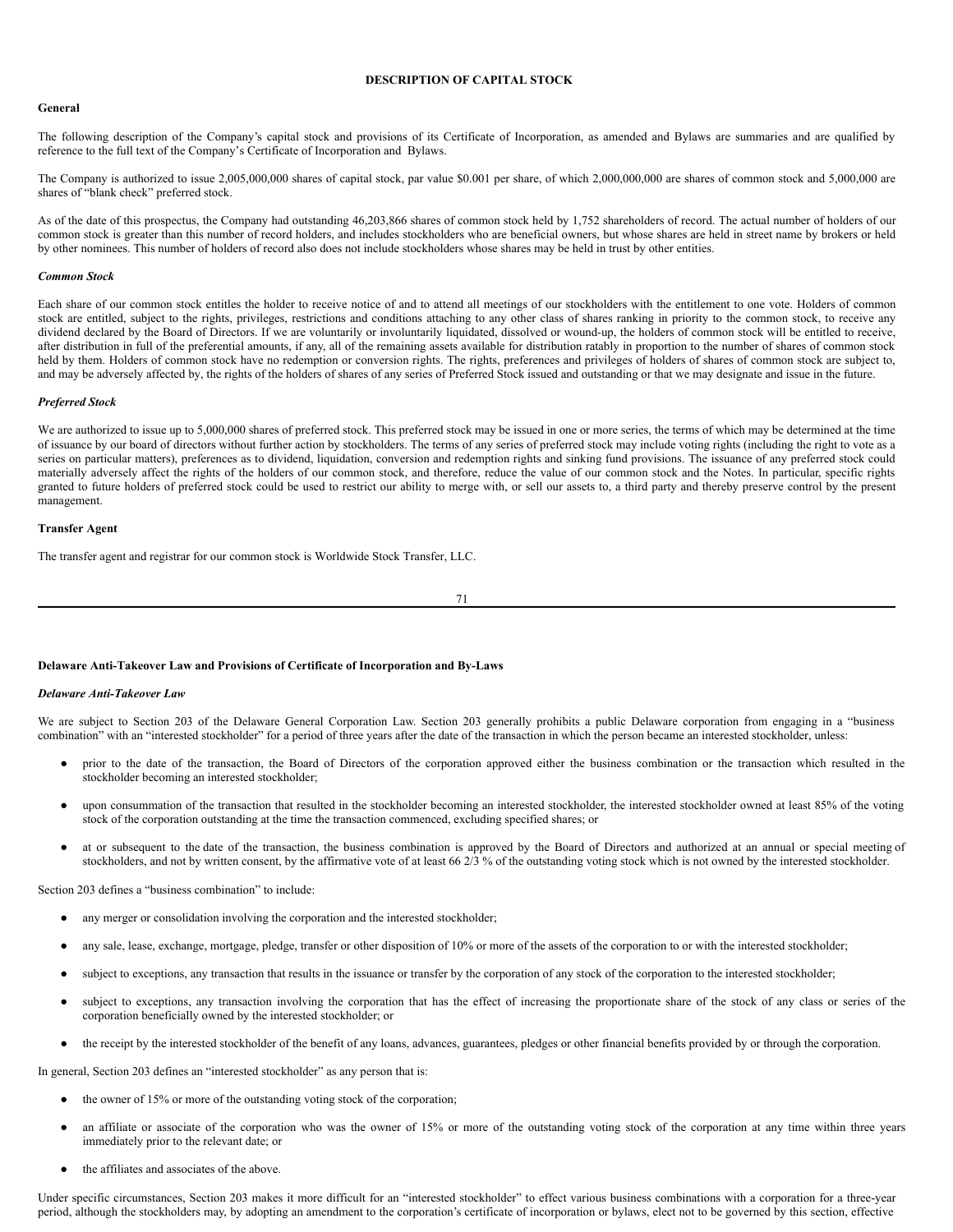# DESCRIPTION OF CAPITAL STOCK

## General

The following description of the Company's capital stock and provisions of its Certificate of Incorporation, as amended and Bylaws are summaries and are qualified by reference to the full text of the Company's Certificate of Incorporation and Bylaws.

The Company is authorized to issue 2,005,000,000 shares of capital stock, par value $0.001 per share, of which 2,000,000,000 are shares of common stock and 5,000,000 are shares of "blank check" preferred stock.

As of the date of this prospectus, the Company had outstanding 46,203,866 shares of common stock held by 1,752 shareholders of record. The actual number of holders of our common stock is greater than this number of record holders, and includes stockholders who are beneficial owners, but whose shares are held in street name by brokers or held by other nominees. This number of holders of record also does not include stockholders whose shares may be held in trust by other entities.

### *Common Stock*

Each share of our common stock entitles the holder to receive notice of and to attend all meetings of our stockholders with the entitlement to one vote. Holders of common stock are entitled, subject to the rights, privileges, restrictions and conditions attaching to any other class of shares ranking in priority to the common stock, to receive any dividend declared by the Board of Directors. If we are voluntarily or involuntarily liquidated, dissolved or wound-up, the holders of common stock will be entitled to receive, after distribution in full of the preferential amounts, if any, all of the remaining assets available for distribution ratably in proportion to the number of shares of common stock held by them. Holders of common stock have no redemption or conversion rights. The rights, preferences and privileges of holders of shares of common stock are subject to, and may be adversely affected by, the rights of the holders of shares of any series of Preferred Stock issued and outstanding or that we may designate and issue in the future.

### *Preferred Stock*

We are authorized to issue up to 5,000,000 shares of preferred stock. This preferred stock may be issued in one or more series, the terms of which may be determined at the time of issuance by our board of directors without further action by stockholders. The terms of any series of preferred stock may include voting rights (including the right to vote as a series on particular matters), preferences as to dividend, liquidation, conversion and redemption rights and sinking fund provisions. The issuance of any preferred stock could materially adversely affect the rights of the holders of our common stock, and therefore, reduce the value of our common stock and the Notes. In particular, specific rights granted to future holders of preferred stock could be used to restrict our ability to merge with, or sell our assets to, a third party and thereby preserve control by the present management.

## Transfer Agent

The transfer agent and registrar for our common stock is Worldwide Stock Transfer, LLC.

## Delaware Anti-Takeover Law and Provisions of Certificate of Incorporation and By-Laws

### *Delaware Anti-Takeover Law*

We are subject to Section 203 of the Delaware General Corporation Law. Section 203 generally prohibits a public Delaware corporation from engaging in a "business combination" with an "interested stockholder" for a period of three years after the date of the transaction in which the person became an interested stockholder, unless:

- prior to the date of the transaction, the Board of Directors of the corporation approved either the business combination or the transaction which resulted in the stockholder becoming an interested stockholder;
- upon consummation of the transaction that resulted in the stockholder becoming an interested stockholder, the interested stockholder owned at least 85% of the voting stock of the corporation outstanding at the time the transaction commenced, excluding specified shares; or
- at or subsequent to the date of the transaction, the business combination is approved by the Board of Directors and authorized at an annual or special meeting of stockholders, and not by written consent, by the affirmative vote of at least 66 2/3 % of the outstanding voting stock which is not owned by the interested stockholder.

Section 203 defines a "business combination" to include:

- any merger or consolidation involving the corporation and the interested stockholder;
- any sale, lease, exchange, mortgage, pledge, transfer or other disposition of 10% or more of the assets of the corporation to or with the interested stockholder;
- subject to exceptions, any transaction that results in the issuance or transfer by the corporation of any stock of the corporation to the interested stockholder;
- subject to exceptions, any transaction involving the corporation that has the effect of increasing the proportionate share of the stock of any class or series of the corporation beneficially owned by the interested stockholder; or
- the receipt by the interested stockholder of the benefit of any loans, advances, guarantees, pledges or other financial benefits provided by or through the corporation.

In general, Section 203 defines an "interested stockholder" as any person that is:

- the owner of 15% or more of the outstanding voting stock of the corporation;
- an affiliate or associate of the corporation who was the owner of 15% or more of the outstanding voting stock of the corporation at any time within three years immediately prior to the relevant date; or
- the affiliates and associates of the above.

Under specific circumstances, Section 203 makes it more difficult for an "interested stockholder" to effect various business combinations with a corporation for a three-year period, although the stockholders may, by adopting an amendment to the corporation's certificate of incorporation or bylaws, elect not to be governed by this section, effective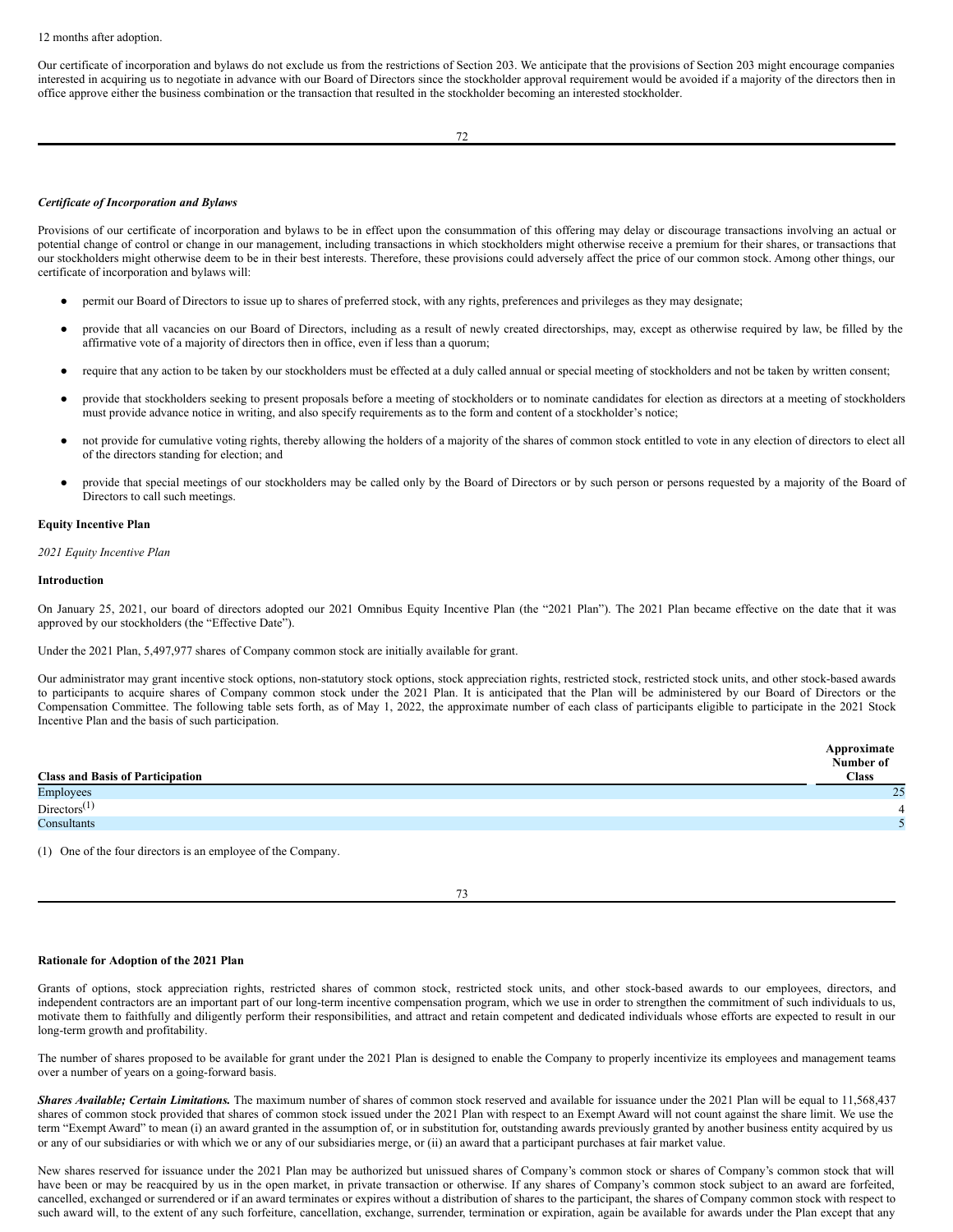12 months after adoption.

Our certificate of incorporation and bylaws do not exclude us from the restrictions of Section 203. We anticipate that the provisions of Section 203 might encourage companies interested in acquiring us to negotiate in advance with our Board of Directors since the stockholder approval requirement would be avoided if a majority of the directors then in office approve either the business combination or the transaction that resulted in the stockholder becoming an interested stockholder.

***Certificate of Incorporation and Bylaws***

Provisions of our certificate of incorporation and bylaws to be in effect upon the consummation of this offering may delay or discourage transactions involving an actual or potential change of control or change in our management, including transactions in which stockholders might otherwise receive a premium for their shares, or transactions that our stockholders might otherwise deem to be in their best interests. Therefore, these provisions could adversely affect the price of our common stock. Among other things, our certificate of incorporation and bylaws will:

- permit our Board of Directors to issue up to shares of preferred stock, with any rights, preferences and privileges as they may designate;
- provide that all vacancies on our Board of Directors, including as a result of newly created directorships, may, except as otherwise required by law, be filled by the affirmative vote of a majority of directors then in office, even if less than a quorum;
- require that any action to be taken by our stockholders must be effected at a duly called annual or special meeting of stockholders and not be taken by written consent;
- provide that stockholders seeking to present proposals before a meeting of stockholders or to nominate candidates for election as directors at a meeting of stockholders must provide advance notice in writing, and also specify requirements as to the form and content of a stockholder's notice;
- not provide for cumulative voting rights, thereby allowing the holders of a majority of the shares of common stock entitled to vote in any election of directors to elect all of the directors standing for election; and
- provide that special meetings of our stockholders may be called only by the Board of Directors or by such person or persons requested by a majority of the Board of Directors to call such meetings.

**Equity Incentive Plan**

*2021 Equity Incentive Plan*

**Introduction**

On January 25, 2021, our board of directors adopted our 2021 Omnibus Equity Incentive Plan (the "2021 Plan"). The 2021 Plan became effective on the date that it was approved by our stockholders (the "Effective Date").

Under the 2021 Plan, 5,497,977 shares of Company common stock are initially available for grant.

Our administrator may grant incentive stock options, non-statutory stock options, stock appreciation rights, restricted stock, restricted stock units, and other stock-based awards to participants to acquire shares of Company common stock under the 2021 Plan. It is anticipated that the Plan will be administered by our Board of Directors or the Compensation Committee. The following table sets forth, as of May 1, 2022, the approximate number of each class of participants eligible to participate in the 2021 Stock Incentive Plan and the basis of such participation.

| Class and Basis of Participation | Approximate Number of Class |
|---|---|
| Employees | 25 |
| Directors[(1)] | 4 |
| Consultants | 5 |

(1) One of the four directors is an employee of the Company.

**Rationale for Adoption of the 2021 Plan**

Grants of options, stock appreciation rights, restricted shares of common stock, restricted stock units, and other stock-based awards to our employees, directors, and independent contractors are an important part of our long-term incentive compensation program, which we use in order to strengthen the commitment of such individuals to us, motivate them to faithfully and diligently perform their responsibilities, and attract and retain competent and dedicated individuals whose efforts are expected to result in our long-term growth and profitability.

The number of shares proposed to be available for grant under the 2021 Plan is designed to enable the Company to properly incentivize its employees and management teams over a number of years on a going-forward basis.

***Shares Available; Certain Limitations.*** The maximum number of shares of common stock reserved and available for issuance under the 2021 Plan will be equal to 11,568,437 shares of common stock provided that shares of common stock issued under the 2021 Plan with respect to an Exempt Award will not count against the share limit. We use the term "Exempt Award" to mean (i) an award granted in the assumption of, or in substitution for, outstanding awards previously granted by another business entity acquired by us or any of our subsidiaries or with which we or any of our subsidiaries merge, or (ii) an award that a participant purchases at fair market value.

New shares reserved for issuance under the 2021 Plan may be authorized but unissued shares of Company's common stock or shares of Company's common stock that will have been or may be reacquired by us in the open market, in private transaction or otherwise. If any shares of Company's common stock subject to an award are forfeited, cancelled, exchanged or surrendered or if an award terminates or expires without a distribution of shares to the participant, the shares of Company common stock with respect to such award will, to the extent of any such forfeiture, cancellation, exchange, surrender, termination or expiration, again be available for awards under the Plan except that any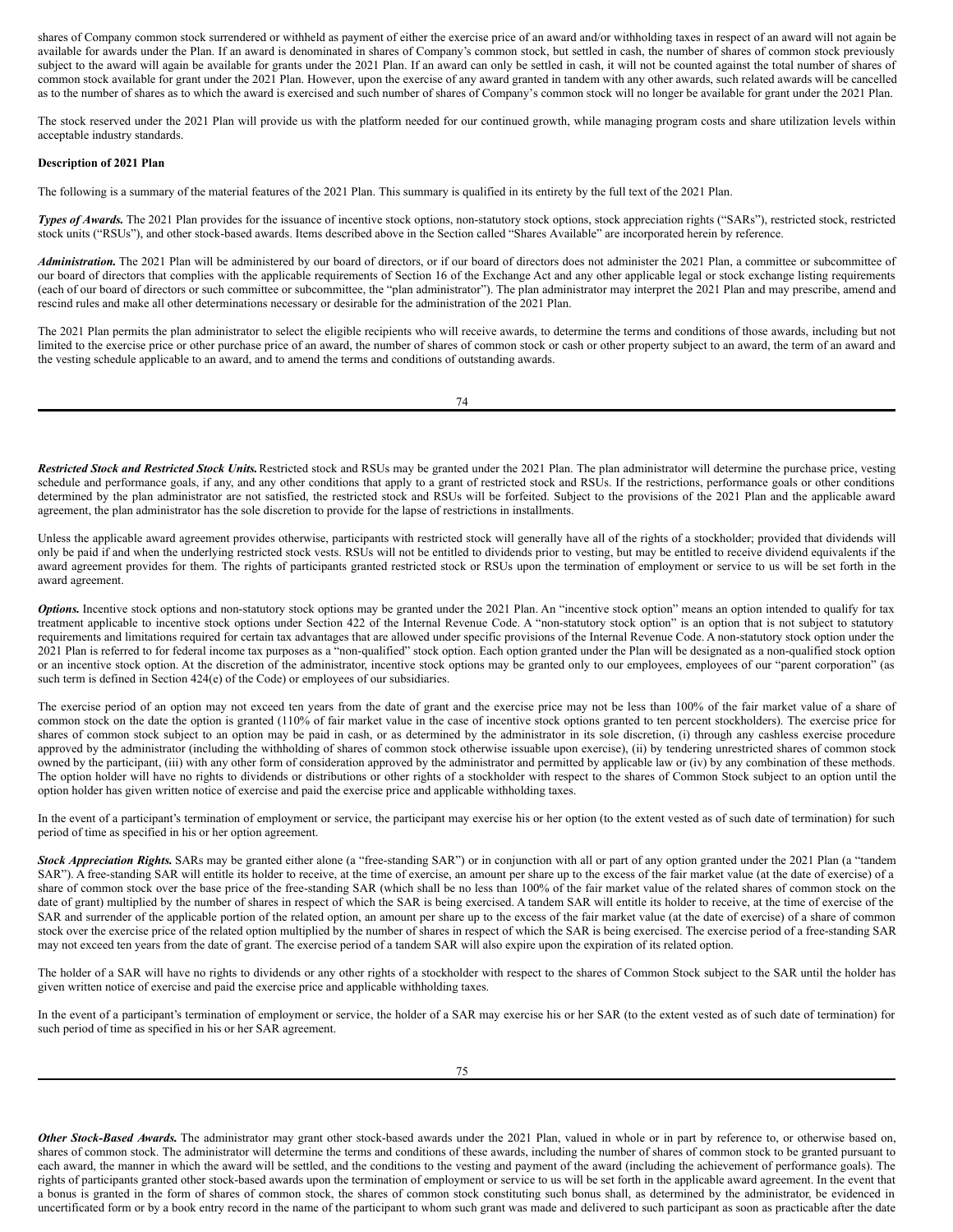shares of Company common stock surrendered or withheld as payment of either the exercise price of an award and/or withholding taxes in respect of an award will not again be available for awards under the Plan. If an award is denominated in shares of Company's common stock, but settled in cash, the number of shares of common stock previously subject to the award will again be available for grants under the 2021 Plan. If an award can only be settled in cash, it will not be counted against the total number of shares of common stock available for grant under the 2021 Plan. However, upon the exercise of any award granted in tandem with any other awards, such related awards will be cancelled as to the number of shares as to which the award is exercised and such number of shares of Company's common stock will no longer be available for grant under the 2021 Plan.

The stock reserved under the 2021 Plan will provide us with the platform needed for our continued growth, while managing program costs and share utilization levels within acceptable industry standards.

**Description of 2021 Plan**

The following is a summary of the material features of the 2021 Plan. This summary is qualified in its entirety by the full text of the 2021 Plan.

***Types of Awards.*** The 2021 Plan provides for the issuance of incentive stock options, non-statutory stock options, stock appreciation rights ("SARs"), restricted stock, restricted stock units ("RSUs"), and other stock-based awards. Items described above in the Section called "Shares Available" are incorporated herein by reference.

***Administration.*** The 2021 Plan will be administered by our board of directors, or if our board of directors does not administer the 2021 Plan, a committee or subcommittee of our board of directors that complies with the applicable requirements of Section 16 of the Exchange Act and any other applicable legal or stock exchange listing requirements (each of our board of directors or such committee or subcommittee, the "plan administrator"). The plan administrator may interpret the 2021 Plan and may prescribe, amend and rescind rules and make all other determinations necessary or desirable for the administration of the 2021 Plan.

The 2021 Plan permits the plan administrator to select the eligible recipients who will receive awards, to determine the terms and conditions of those awards, including but not limited to the exercise price or other purchase price of an award, the number of shares of common stock or cash or other property subject to an award, the term of an award and the vesting schedule applicable to an award, and to amend the terms and conditions of outstanding awards.

***Restricted Stock and Restricted Stock Units.*** Restricted stock and RSUs may be granted under the 2021 Plan. The plan administrator will determine the purchase price, vesting schedule and performance goals, if any, and any other conditions that apply to a grant of restricted stock and RSUs. If the restrictions, performance goals or other conditions determined by the plan administrator are not satisfied, the restricted stock and RSUs will be forfeited. Subject to the provisions of the 2021 Plan and the applicable award agreement, the plan administrator has the sole discretion to provide for the lapse of restrictions in installments.

Unless the applicable award agreement provides otherwise, participants with restricted stock will generally have all of the rights of a stockholder; provided that dividends will only be paid if and when the underlying restricted stock vests. RSUs will not be entitled to dividends prior to vesting, but may be entitled to receive dividend equivalents if the award agreement provides for them. The rights of participants granted restricted stock or RSUs upon the termination of employment or service to us will be set forth in the award agreement.

***Options.*** Incentive stock options and non-statutory stock options may be granted under the 2021 Plan. An "incentive stock option" means an option intended to qualify for tax treatment applicable to incentive stock options under Section 422 of the Internal Revenue Code. A "non-statutory stock option" is an option that is not subject to statutory requirements and limitations required for certain tax advantages that are allowed under specific provisions of the Internal Revenue Code. A non-statutory stock option under the 2021 Plan is referred to for federal income tax purposes as a "non-qualified" stock option. Each option granted under the Plan will be designated as a non-qualified stock option or an incentive stock option. At the discretion of the administrator, incentive stock options may be granted only to our employees, employees of our "parent corporation" (as such term is defined in Section 424(e) of the Code) or employees of our subsidiaries.

The exercise period of an option may not exceed ten years from the date of grant and the exercise price may not be less than 100% of the fair market value of a share of common stock on the date the option is granted (110% of fair market value in the case of incentive stock options granted to ten percent stockholders). The exercise price for shares of common stock subject to an option may be paid in cash, or as determined by the administrator in its sole discretion, (i) through any cashless exercise procedure approved by the administrator (including the withholding of shares of common stock otherwise issuable upon exercise), (ii) by tendering unrestricted shares of common stock owned by the participant, (iii) with any other form of consideration approved by the administrator and permitted by applicable law or (iv) by any combination of these methods. The option holder will have no rights to dividends or distributions or other rights of a stockholder with respect to the shares of Common Stock subject to an option until the option holder has given written notice of exercise and paid the exercise price and applicable withholding taxes.

In the event of a participant's termination of employment or service, the participant may exercise his or her option (to the extent vested as of such date of termination) for such period of time as specified in his or her option agreement.

***Stock Appreciation Rights.*** SARs may be granted either alone (a "free-standing SAR") or in conjunction with all or part of any option granted under the 2021 Plan (a "tandem SAR"). A free-standing SAR will entitle its holder to receive, at the time of exercise, an amount per share up to the excess of the fair market value (at the date of exercise) of a share of common stock over the base price of the free-standing SAR (which shall be no less than 100% of the fair market value of the related shares of common stock on the date of grant) multiplied by the number of shares in respect of which the SAR is being exercised. A tandem SAR will entitle its holder to receive, at the time of exercise of the SAR and surrender of the applicable portion of the related option, an amount per share up to the excess of the fair market value (at the date of exercise) of a share of common stock over the exercise price of the related option multiplied by the number of shares in respect of which the SAR is being exercised. The exercise period of a free-standing SAR may not exceed ten years from the date of grant. The exercise period of a tandem SAR will also expire upon the expiration of its related option.

The holder of a SAR will have no rights to dividends or any other rights of a stockholder with respect to the shares of Common Stock subject to the SAR until the holder has given written notice of exercise and paid the exercise price and applicable withholding taxes.

In the event of a participant's termination of employment or service, the holder of a SAR may exercise his or her SAR (to the extent vested as of such date of termination) for such period of time as specified in his or her SAR agreement.

***Other Stock-Based Awards.*** The administrator may grant other stock-based awards under the 2021 Plan, valued in whole or in part by reference to, or otherwise based on, shares of common stock. The administrator will determine the terms and conditions of these awards, including the number of shares of common stock to be granted pursuant to each award, the manner in which the award will be settled, and the conditions to the vesting and payment of the award (including the achievement of performance goals). The rights of participants granted other stock-based awards upon the termination of employment or service to us will be set forth in the applicable award agreement. In the event that a bonus is granted in the form of shares of common stock, the shares of common stock constituting such bonus shall, as determined by the administrator, be evidenced in uncertificated form or by a book entry record in the name of the participant to whom such grant was made and delivered to such participant as soon as practicable after the date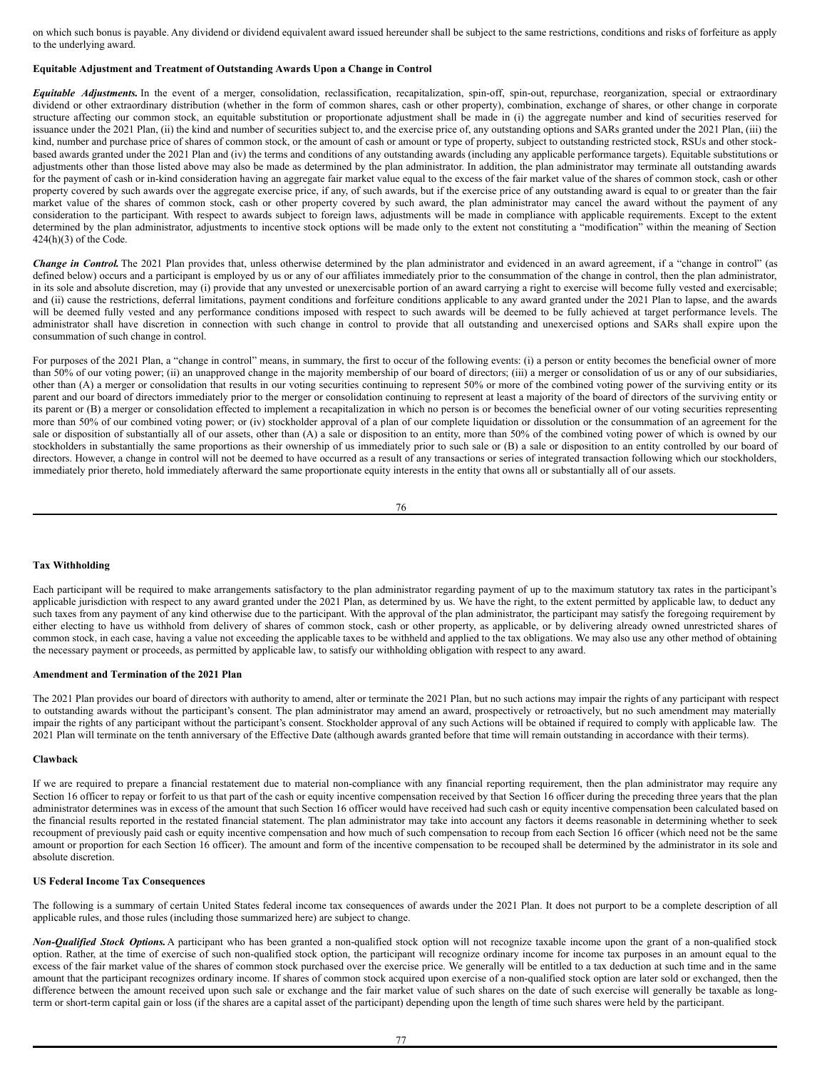on which such bonus is payable. Any dividend or dividend equivalent award issued hereunder shall be subject to the same restrictions, conditions and risks of forfeiture as apply to the underlying award.

**Equitable Adjustment and Treatment of Outstanding Awards Upon a Change in Control**

***Equitable Adjustments.*** In the event of a merger, consolidation, reclassification, recapitalization, spin-off, spin-out, repurchase, reorganization, special or extraordinary dividend or other extraordinary distribution (whether in the form of common shares, cash or other property), combination, exchange of shares, or other change in corporate structure affecting our common stock, an equitable substitution or proportionate adjustment shall be made in (i) the aggregate number and kind of securities reserved for issuance under the 2021 Plan, (ii) the kind and number of securities subject to, and the exercise price of, any outstanding options and SARs granted under the 2021 Plan, (iii) the kind, number and purchase price of shares of common stock, or the amount of cash or amount or type of property, subject to outstanding restricted stock, RSUs and other stock-based awards granted under the 2021 Plan and (iv) the terms and conditions of any outstanding awards (including any applicable performance targets). Equitable substitutions or adjustments other than those listed above may also be made as determined by the plan administrator. In addition, the plan administrator may terminate all outstanding awards for the payment of cash or in-kind consideration having an aggregate fair market value equal to the excess of the fair market value of the shares of common stock, cash or other property covered by such awards over the aggregate exercise price, if any, of such awards, but if the exercise price of any outstanding award is equal to or greater than the fair market value of the shares of common stock, cash or other property covered by such award, the plan administrator may cancel the award without the payment of any consideration to the participant. With respect to awards subject to foreign laws, adjustments will be made in compliance with applicable requirements. Except to the extent determined by the plan administrator, adjustments to incentive stock options will be made only to the extent not constituting a "modification" within the meaning of Section 424(h)(3) of the Code.

***Change in Control.*** The 2021 Plan provides that, unless otherwise determined by the plan administrator and evidenced in an award agreement, if a "change in control" (as defined below) occurs and a participant is employed by us or any of our affiliates immediately prior to the consummation of the change in control, then the plan administrator, in its sole and absolute discretion, may (i) provide that any unvested or unexercisable portion of an award carrying a right to exercise will become fully vested and exercisable; and (ii) cause the restrictions, deferral limitations, payment conditions and forfeiture conditions applicable to any award granted under the 2021 Plan to lapse, and the awards will be deemed fully vested and any performance conditions imposed with respect to such awards will be deemed to be fully achieved at target performance levels. The administrator shall have discretion in connection with such change in control to provide that all outstanding and unexercised options and SARs shall expire upon the consummation of such change in control.

For purposes of the 2021 Plan, a "change in control" means, in summary, the first to occur of the following events: (i) a person or entity becomes the beneficial owner of more than 50% of our voting power; (ii) an unapproved change in the majority membership of our board of directors; (iii) a merger or consolidation of us or any of our subsidiaries, other than (A) a merger or consolidation that results in our voting securities continuing to represent 50% or more of the combined voting power of the surviving entity or its parent and our board of directors immediately prior to the merger or consolidation continuing to represent at least a majority of the board of directors of the surviving entity or its parent or (B) a merger or consolidation effected to implement a recapitalization in which no person is or becomes the beneficial owner of our voting securities representing more than 50% of our combined voting power; or (iv) stockholder approval of a plan of our complete liquidation or dissolution or the consummation of an agreement for the sale or disposition of substantially all of our assets, other than (A) a sale or disposition to an entity, more than 50% of the combined voting power of which is owned by our stockholders in substantially the same proportions as their ownership of us immediately prior to such sale or (B) a sale or disposition to an entity controlled by our board of directors. However, a change in control will not be deemed to have occurred as a result of any transactions or series of integrated transaction following which our stockholders, immediately prior thereto, hold immediately afterward the same proportionate equity interests in the entity that owns all or substantially all of our assets.

**Tax Withholding**

Each participant will be required to make arrangements satisfactory to the plan administrator regarding payment of up to the maximum statutory tax rates in the participant's applicable jurisdiction with respect to any award granted under the 2021 Plan, as determined by us. We have the right, to the extent permitted by applicable law, to deduct any such taxes from any payment of any kind otherwise due to the participant. With the approval of the plan administrator, the participant may satisfy the foregoing requirement by either electing to have us withhold from delivery of shares of common stock, cash or other property, as applicable, or by delivering already owned unrestricted shares of common stock, in each case, having a value not exceeding the applicable taxes to be withheld and applied to the tax obligations. We may also use any other method of obtaining the necessary payment or proceeds, as permitted by applicable law, to satisfy our withholding obligation with respect to any award.

**Amendment and Termination of the 2021 Plan**

The 2021 Plan provides our board of directors with authority to amend, alter or terminate the 2021 Plan, but no such actions may impair the rights of any participant with respect to outstanding awards without the participant's consent. The plan administrator may amend an award, prospectively or retroactively, but no such amendment may materially impair the rights of any participant without the participant's consent. Stockholder approval of any such Actions will be obtained if required to comply with applicable law. The 2021 Plan will terminate on the tenth anniversary of the Effective Date (although awards granted before that time will remain outstanding in accordance with their terms).

**Clawback**

If we are required to prepare a financial restatement due to material non-compliance with any financial reporting requirement, then the plan administrator may require any Section 16 officer to repay or forfeit to us that part of the cash or equity incentive compensation received by that Section 16 officer during the preceding three years that the plan administrator determines was in excess of the amount that such Section 16 officer would have received had such cash or equity incentive compensation been calculated based on the financial results reported in the restated financial statement. The plan administrator may take into account any factors it deems reasonable in determining whether to seek recoupment of previously paid cash or equity incentive compensation and how much of such compensation to recoup from each Section 16 officer (which need not be the same amount or proportion for each Section 16 officer). The amount and form of the incentive compensation to be recouped shall be determined by the administrator in its sole and absolute discretion.

**US Federal Income Tax Consequences**

The following is a summary of certain United States federal income tax consequences of awards under the 2021 Plan. It does not purport to be a complete description of all applicable rules, and those rules (including those summarized here) are subject to change.

***Non-Qualified Stock Options.*** A participant who has been granted a non-qualified stock option will not recognize taxable income upon the grant of a non-qualified stock option. Rather, at the time of exercise of such non-qualified stock option, the participant will recognize ordinary income for income tax purposes in an amount equal to the excess of the fair market value of the shares of common stock purchased over the exercise price. We generally will be entitled to a tax deduction at such time and in the same amount that the participant recognizes ordinary income. If shares of common stock acquired upon exercise of a non-qualified stock option are later sold or exchanged, then the difference between the amount received upon such sale or exchange and the fair market value of such shares on the date of such exercise will generally be taxable as long-term or short-term capital gain or loss (if the shares are a capital asset of the participant) depending upon the length of time such shares were held by the participant.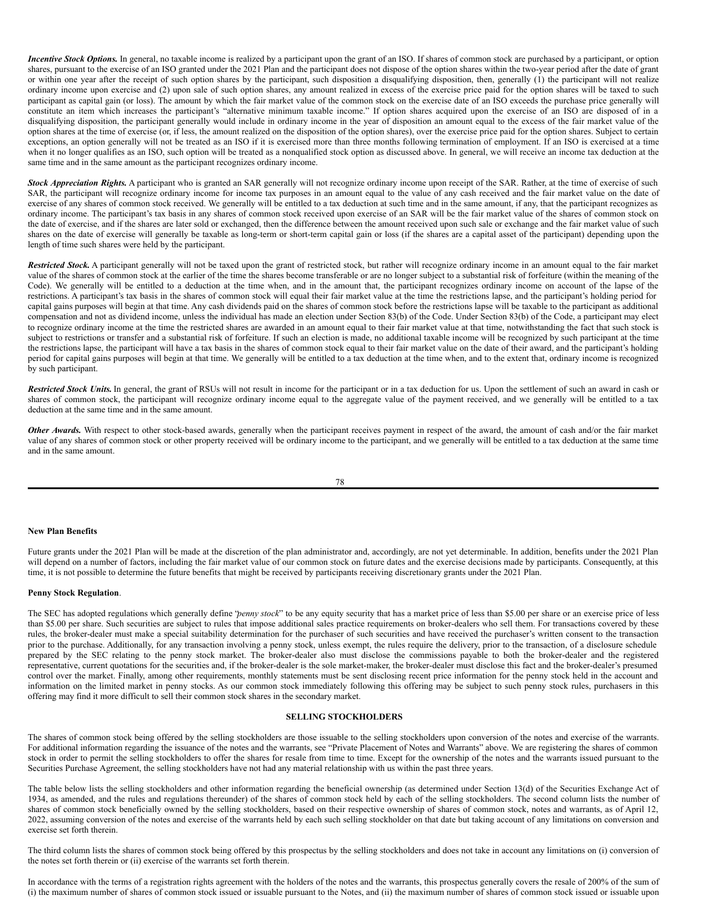***Incentive Stock Options.*** In general, no taxable income is realized by a participant upon the grant of an ISO. If shares of common stock are purchased by a participant, or option shares, pursuant to the exercise of an ISO granted under the 2021 Plan and the participant does not dispose of the option shares within the two-year period after the date of grant or within one year after the receipt of such option shares by the participant, such disposition a disqualifying disposition, then, generally (1) the participant will not realize ordinary income upon exercise and (2) upon sale of such option shares, any amount realized in excess of the exercise price paid for the option shares will be taxed to such participant as capital gain (or loss). The amount by which the fair market value of the common stock on the exercise date of an ISO exceeds the purchase price generally will constitute an item which increases the participant's "alternative minimum taxable income." If option shares acquired upon the exercise of an ISO are disposed of in a disqualifying disposition, the participant generally would include in ordinary income in the year of disposition an amount equal to the excess of the fair market value of the option shares at the time of exercise (or, if less, the amount realized on the disposition of the option shares), over the exercise price paid for the option shares. Subject to certain exceptions, an option generally will not be treated as an ISO if it is exercised more than three months following termination of employment. If an ISO is exercised at a time when it no longer qualifies as an ISO, such option will be treated as a nonqualified stock option as discussed above. In general, we will receive an income tax deduction at the same time and in the same amount as the participant recognizes ordinary income.

***Stock Appreciation Rights.*** A participant who is granted an SAR generally will not recognize ordinary income upon receipt of the SAR. Rather, at the time of exercise of such SAR, the participant will recognize ordinary income for income tax purposes in an amount equal to the value of any cash received and the fair market value on the date of exercise of any shares of common stock received. We generally will be entitled to a tax deduction at such time and in the same amount, if any, that the participant recognizes as ordinary income. The participant's tax basis in any shares of common stock received upon exercise of an SAR will be the fair market value of the shares of common stock on the date of exercise, and if the shares are later sold or exchanged, then the difference between the amount received upon such sale or exchange and the fair market value of such shares on the date of exercise will generally be taxable as long-term or short-term capital gain or loss (if the shares are a capital asset of the participant) depending upon the length of time such shares were held by the participant.

***Restricted Stock.*** A participant generally will not be taxed upon the grant of restricted stock, but rather will recognize ordinary income in an amount equal to the fair market value of the shares of common stock at the earlier of the time the shares become transferable or are no longer subject to a substantial risk of forfeiture (within the meaning of the Code). We generally will be entitled to a deduction at the time when, and in the amount that, the participant recognizes ordinary income on account of the lapse of the restrictions. A participant's tax basis in the shares of common stock will equal their fair market value at the time the restrictions lapse, and the participant's holding period for capital gains purposes will begin at that time. Any cash dividends paid on the shares of common stock before the restrictions lapse will be taxable to the participant as additional compensation and not as dividend income, unless the individual has made an election under Section 83(b) of the Code. Under Section 83(b) of the Code, a participant may elect to recognize ordinary income at the time the restricted shares are awarded in an amount equal to their fair market value at that time, notwithstanding the fact that such stock is subject to restrictions or transfer and a substantial risk of forfeiture. If such an election is made, no additional taxable income will be recognized by such participant at the time the restrictions lapse, the participant will have a tax basis in the shares of common stock equal to their fair market value on the date of their award, and the participant's holding period for capital gains purposes will begin at that time. We generally will be entitled to a tax deduction at the time when, and to the extent that, ordinary income is recognized by such participant.

***Restricted Stock Units.*** In general, the grant of RSUs will not result in income for the participant or in a tax deduction for us. Upon the settlement of such an award in cash or shares of common stock, the participant will recognize ordinary income equal to the aggregate value of the payment received, and we generally will be entitled to a tax deduction at the same time and in the same amount.

***Other Awards.*** With respect to other stock-based awards, generally when the participant receives payment in respect of the award, the amount of cash and/or the fair market value of any shares of common stock or other property received will be ordinary income to the participant, and we generally will be entitled to a tax deduction at the same time and in the same amount.

**New Plan Benefits**

Future grants under the 2021 Plan will be made at the discretion of the plan administrator and, accordingly, are not yet determinable. In addition, benefits under the 2021 Plan will depend on a number of factors, including the fair market value of our common stock on future dates and the exercise decisions made by participants. Consequently, at this time, it is not possible to determine the future benefits that might be received by participants receiving discretionary grants under the 2021 Plan.

**Penny Stock Regulation**.

The SEC has adopted regulations which generally define "*penny stock*" to be any equity security that has a market price of less than $5.00 per share or an exercise price of less than $5.00 per share. Such securities are subject to rules that impose additional sales practice requirements on broker-dealers who sell them. For transactions covered by these rules, the broker-dealer must make a special suitability determination for the purchaser of such securities and have received the purchaser's written consent to the transaction prior to the purchase. Additionally, for any transaction involving a penny stock, unless exempt, the rules require the delivery, prior to the transaction, of a disclosure schedule prepared by the SEC relating to the penny stock market. The broker-dealer also must disclose the commissions payable to both the broker-dealer and the registered representative, current quotations for the securities and, if the broker-dealer is the sole market-maker, the broker-dealer must disclose this fact and the broker-dealer's presumed control over the market. Finally, among other requirements, monthly statements must be sent disclosing recent price information for the penny stock held in the account and information on the limited market in penny stocks. As our common stock immediately following this offering may be subject to such penny stock rules, purchasers in this offering may find it more difficult to sell their common stock shares in the secondary market.

## SELLING STOCKHOLDERS

The shares of common stock being offered by the selling stockholders are those issuable to the selling stockholders upon conversion of the notes and exercise of the warrants. For additional information regarding the issuance of the notes and the warrants, see "Private Placement of Notes and Warrants" above. We are registering the shares of common stock in order to permit the selling stockholders to offer the shares for resale from time to time. Except for the ownership of the notes and the warrants issued pursuant to the Securities Purchase Agreement, the selling stockholders have not had any material relationship with us within the past three years.

The table below lists the selling stockholders and other information regarding the beneficial ownership (as determined under Section 13(d) of the Securities Exchange Act of 1934, as amended, and the rules and regulations thereunder) of the shares of common stock held by each of the selling stockholders. The second column lists the number of shares of common stock beneficially owned by the selling stockholders, based on their respective ownership of shares of common stock, notes and warrants, as of April 12, 2022, assuming conversion of the notes and exercise of the warrants held by each such selling stockholder on that date but taking account of any limitations on conversion and exercise set forth therein.

The third column lists the shares of common stock being offered by this prospectus by the selling stockholders and does not take in account any limitations on (i) conversion of the notes set forth therein or (ii) exercise of the warrants set forth therein.

In accordance with the terms of a registration rights agreement with the holders of the notes and the warrants, this prospectus generally covers the resale of 200% of the sum of (i) the maximum number of shares of common stock issued or issuable pursuant to the Notes, and (ii) the maximum number of shares of common stock issued or issuable upon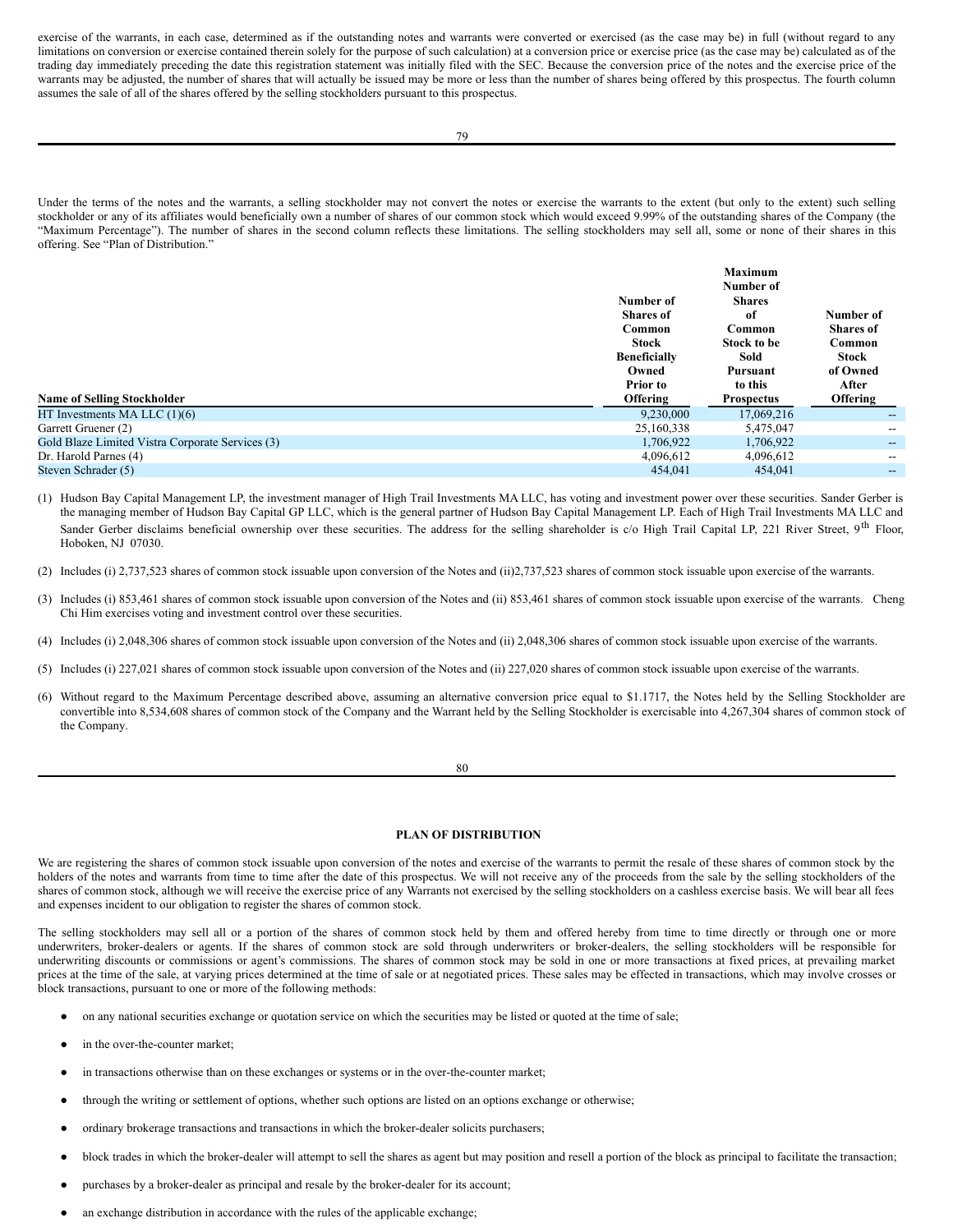exercise of the warrants, in each case, determined as if the outstanding notes and warrants were converted or exercised (as the case may be) in full (without regard to any limitations on conversion or exercise contained therein solely for the purpose of such calculation) at a conversion price or exercise price (as the case may be) calculated as of the trading day immediately preceding the date this registration statement was initially filed with the SEC. Because the conversion price of the notes and the exercise price of the warrants may be adjusted, the number of shares that will actually be issued may be more or less than the number of shares being offered by this prospectus. The fourth column assumes the sale of all of the shares offered by the selling stockholders pursuant to this prospectus.

Under the terms of the notes and the warrants, a selling stockholder may not convert the notes or exercise the warrants to the extent (but only to the extent) such selling stockholder or any of its affiliates would beneficially own a number of shares of our common stock which would exceed 9.99% of the outstanding shares of the Company (the "Maximum Percentage"). The number of shares in the second column reflects these limitations. The selling stockholders may sell all, some or none of their shares in this offering. See "Plan of Distribution."

| Name of Selling Stockholder | Number of Shares of Common Stock Beneficially Owned Prior to Offering | Maximum Number of Shares of Common Stock to be Sold Pursuant to this Prospectus | Number of Shares of Common Stock of Owned After Offering |
|---|---|---|---|
| HT Investments MA LLC (1)(6) | 9,230,000 | 17,069,216 | -- |
| Garrett Gruener (2) | 25,160,338 | 5,475,047 | -- |
| Gold Blaze Limited Vistra Corporate Services (3) | 1,706,922 | 1,706,922 | -- |
| Dr. Harold Parnes (4) | 4,096,612 | 4,096,612 | -- |
| Steven Schrader (5) | 454,041 | 454,041 | -- |

(1) Hudson Bay Capital Management LP, the investment manager of High Trail Investments MA LLC, has voting and investment power over these securities. Sander Gerber is the managing member of Hudson Bay Capital GP LLC, which is the general partner of Hudson Bay Capital Management LP. Each of High Trail Investments MA LLC and Sander Gerber disclaims beneficial ownership over these securities. The address for the selling shareholder is c/o High Trail Capital LP, 221 River Street, 9th Floor, Hoboken, NJ 07030.

(2) Includes (i) 2,737,523 shares of common stock issuable upon conversion of the Notes and (ii)2,737,523 shares of common stock issuable upon exercise of the warrants.

(3) Includes (i) 853,461 shares of common stock issuable upon conversion of the Notes and (ii) 853,461 shares of common stock issuable upon exercise of the warrants. Cheng Chi Him exercises voting and investment control over these securities.

(4) Includes (i) 2,048,306 shares of common stock issuable upon conversion of the Notes and (ii) 2,048,306 shares of common stock issuable upon exercise of the warrants.

(5) Includes (i) 227,021 shares of common stock issuable upon conversion of the Notes and (ii) 227,020 shares of common stock issuable upon exercise of the warrants.

(6) Without regard to the Maximum Percentage described above, assuming an alternative conversion price equal to $1.1717, the Notes held by the Selling Stockholder are convertible into 8,534,608 shares of common stock of the Company and the Warrant held by the Selling Stockholder is exercisable into 4,267,304 shares of common stock of the Company.

## PLAN OF DISTRIBUTION

We are registering the shares of common stock issuable upon conversion of the notes and exercise of the warrants to permit the resale of these shares of common stock by the holders of the notes and warrants from time to time after the date of this prospectus. We will not receive any of the proceeds from the sale by the selling stockholders of the shares of common stock, although we will receive the exercise price of any Warrants not exercised by the selling stockholders on a cashless exercise basis. We will bear all fees and expenses incident to our obligation to register the shares of common stock.

The selling stockholders may sell all or a portion of the shares of common stock held by them and offered hereby from time to time directly or through one or more underwriters, broker-dealers or agents. If the shares of common stock are sold through underwriters or broker-dealers, the selling stockholders will be responsible for underwriting discounts or commissions or agent's commissions. The shares of common stock may be sold in one or more transactions at fixed prices, at prevailing market prices at the time of the sale, at varying prices determined at the time of sale or at negotiated prices. These sales may be effected in transactions, which may involve crosses or block transactions, pursuant to one or more of the following methods:

- on any national securities exchange or quotation service on which the securities may be listed or quoted at the time of sale;
- in the over-the-counter market;
- in transactions otherwise than on these exchanges or systems or in the over-the-counter market;
- through the writing or settlement of options, whether such options are listed on an options exchange or otherwise;
- ordinary brokerage transactions and transactions in which the broker-dealer solicits purchasers;
- block trades in which the broker-dealer will attempt to sell the shares as agent but may position and resell a portion of the block as principal to facilitate the transaction;
- purchases by a broker-dealer as principal and resale by the broker-dealer for its account;
- an exchange distribution in accordance with the rules of the applicable exchange;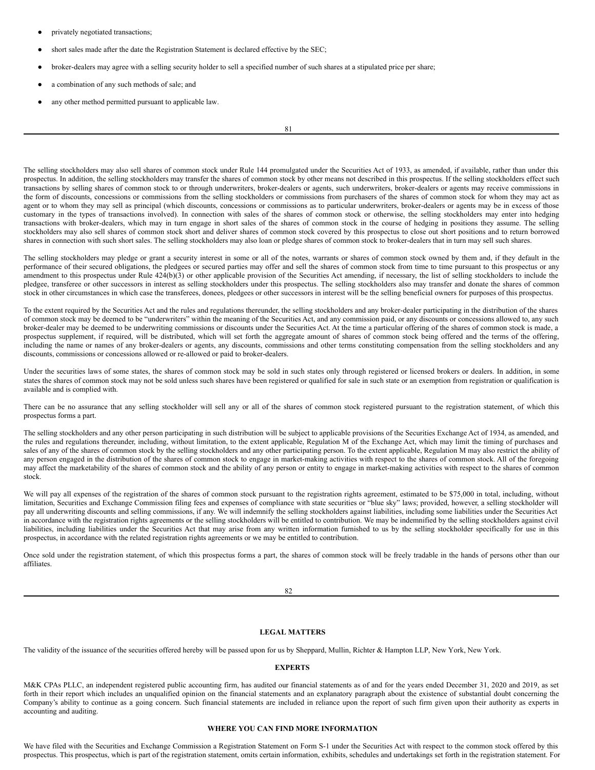- privately negotiated transactions;
- short sales made after the date the Registration Statement is declared effective by the SEC;
- broker-dealers may agree with a selling security holder to sell a specified number of such shares at a stipulated price per share;
- a combination of any such methods of sale; and
- any other method permitted pursuant to applicable law.

The selling stockholders may also sell shares of common stock under Rule 144 promulgated under the Securities Act of 1933, as amended, if available, rather than under this prospectus. In addition, the selling stockholders may transfer the shares of common stock by other means not described in this prospectus. If the selling stockholders effect such transactions by selling shares of common stock to or through underwriters, broker-dealers or agents, such underwriters, broker-dealers or agents may receive commissions in the form of discounts, concessions or commissions from the selling stockholders or commissions from purchasers of the shares of common stock for whom they may act as agent or to whom they may sell as principal (which discounts, concessions or commissions as to particular underwriters, broker-dealers or agents may be in excess of those customary in the types of transactions involved). In connection with sales of the shares of common stock or otherwise, the selling stockholders may enter into hedging transactions with broker-dealers, which may in turn engage in short sales of the shares of common stock in the course of hedging in positions they assume. The selling stockholders may also sell shares of common stock short and deliver shares of common stock covered by this prospectus to close out short positions and to return borrowed shares in connection with such short sales. The selling stockholders may also loan or pledge shares of common stock to broker-dealers that in turn may sell such shares.

The selling stockholders may pledge or grant a security interest in some or all of the notes, warrants or shares of common stock owned by them and, if they default in the performance of their secured obligations, the pledgees or secured parties may offer and sell the shares of common stock from time to time pursuant to this prospectus or any amendment to this prospectus under Rule 424(b)(3) or other applicable provision of the Securities Act amending, if necessary, the list of selling stockholders to include the pledgee, transferee or other successors in interest as selling stockholders under this prospectus. The selling stockholders also may transfer and donate the shares of common stock in other circumstances in which case the transferees, donees, pledgees or other successors in interest will be the selling beneficial owners for purposes of this prospectus.

To the extent required by the Securities Act and the rules and regulations thereunder, the selling stockholders and any broker-dealer participating in the distribution of the shares of common stock may be deemed to be "underwriters" within the meaning of the Securities Act, and any commission paid, or any discounts or concessions allowed to, any such broker-dealer may be deemed to be underwriting commissions or discounts under the Securities Act. At the time a particular offering of the shares of common stock is made, a prospectus supplement, if required, will be distributed, which will set forth the aggregate amount of shares of common stock being offered and the terms of the offering, including the name or names of any broker-dealers or agents, any discounts, commissions and other terms constituting compensation from the selling stockholders and any discounts, commissions or concessions allowed or re-allowed or paid to broker-dealers.

Under the securities laws of some states, the shares of common stock may be sold in such states only through registered or licensed brokers or dealers. In addition, in some states the shares of common stock may not be sold unless such shares have been registered or qualified for sale in such state or an exemption from registration or qualification is available and is complied with.

There can be no assurance that any selling stockholder will sell any or all of the shares of common stock registered pursuant to the registration statement, of which this prospectus forms a part.

The selling stockholders and any other person participating in such distribution will be subject to applicable provisions of the Securities Exchange Act of 1934, as amended, and the rules and regulations thereunder, including, without limitation, to the extent applicable, Regulation M of the Exchange Act, which may limit the timing of purchases and sales of any of the shares of common stock by the selling stockholders and any other participating person. To the extent applicable, Regulation M may also restrict the ability of any person engaged in the distribution of the shares of common stock to engage in market-making activities with respect to the shares of common stock. All of the foregoing may affect the marketability of the shares of common stock and the ability of any person or entity to engage in market-making activities with respect to the shares of common stock.

We will pay all expenses of the registration of the shares of common stock pursuant to the registration rights agreement, estimated to be $75,000 in total, including, without limitation, Securities and Exchange Commission filing fees and expenses of compliance with state securities or "blue sky" laws; provided, however, a selling stockholder will pay all underwriting discounts and selling commissions, if any. We will indemnify the selling stockholders against liabilities, including some liabilities under the Securities Act in accordance with the registration rights agreements or the selling stockholders will be entitled to contribution. We may be indemnified by the selling stockholders against civil liabilities, including liabilities under the Securities Act that may arise from any written information furnished to us by the selling stockholder specifically for use in this prospectus, in accordance with the related registration rights agreements or we may be entitled to contribution.

Once sold under the registration statement, of which this prospectus forms a part, the shares of common stock will be freely tradable in the hands of persons other than our affiliates.

## LEGAL MATTERS

The validity of the issuance of the securities offered hereby will be passed upon for us by Sheppard, Mullin, Richter & Hampton LLP, New York, New York.

## EXPERTS

M&K CPAs PLLC, an independent registered public accounting firm, has audited our financial statements as of and for the years ended December 31, 2020 and 2019, as set forth in their report which includes an unqualified opinion on the financial statements and an explanatory paragraph about the existence of substantial doubt concerning the Company's ability to continue as a going concern. Such financial statements are included in reliance upon the report of such firm given upon their authority as experts in accounting and auditing.

## WHERE YOU CAN FIND MORE INFORMATION

We have filed with the Securities and Exchange Commission a Registration Statement on Form S-1 under the Securities Act with respect to the common stock offered by this prospectus. This prospectus, which is part of the registration statement, omits certain information, exhibits, schedules and undertakings set forth in the registration statement. For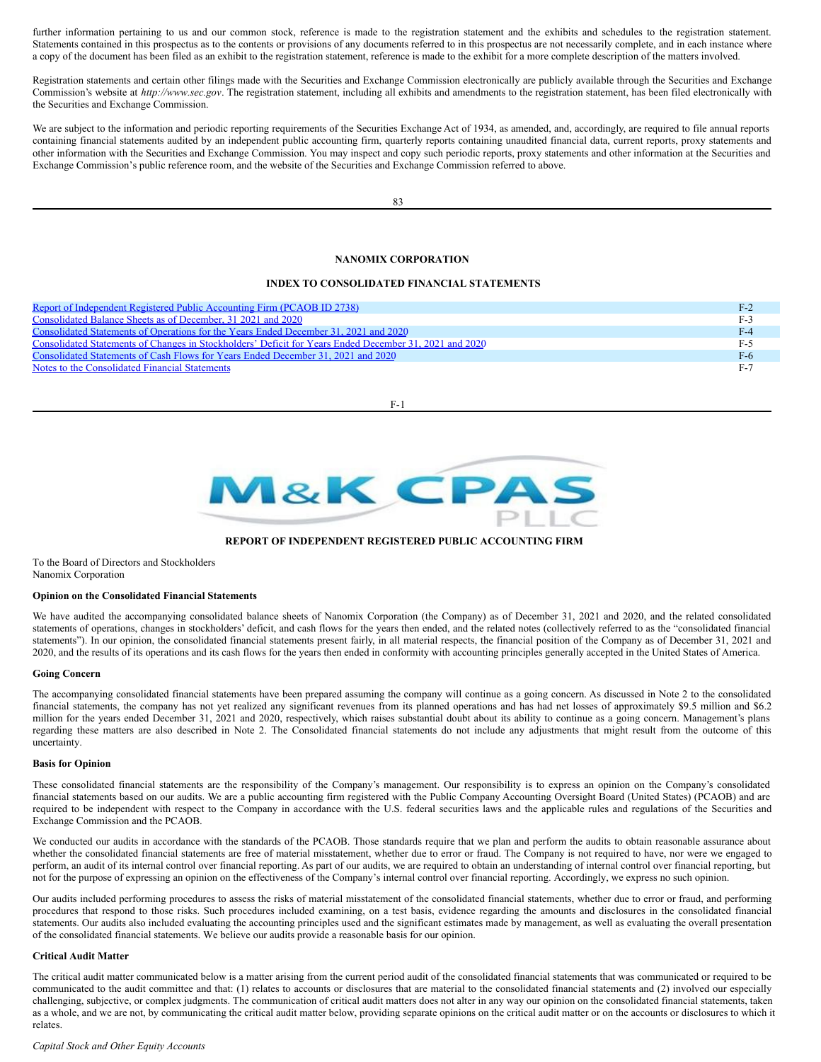further information pertaining to us and our common stock, reference is made to the registration statement and the exhibits and schedules to the registration statement. Statements contained in this prospectus as to the contents or provisions of any documents referred to in this prospectus are not necessarily complete, and in each instance where a copy of the document has been filed as an exhibit to the registration statement, reference is made to the exhibit for a more complete description of the matters involved.

Registration statements and certain other filings made with the Securities and Exchange Commission electronically are publicly available through the Securities and Exchange Commission's website at *http://www.sec.gov*. The registration statement, including all exhibits and amendments to the registration statement, has been filed electronically with the Securities and Exchange Commission.

We are subject to the information and periodic reporting requirements of the Securities Exchange Act of 1934, as amended, and, accordingly, are required to file annual reports containing financial statements audited by an independent public accounting firm, quarterly reports containing unaudited financial data, current reports, proxy statements and other information with the Securities and Exchange Commission. You may inspect and copy such periodic reports, proxy statements and other information at the Securities and Exchange Commission's public reference room, and the website of the Securities and Exchange Commission referred to above.

**NANOMIX CORPORATION**

**INDEX TO CONSOLIDATED FINANCIAL STATEMENTS**

| | |
|---|---|
| Report of Independent Registered Public Accounting Firm (PCAOB ID 2738) | F-2 |
| Consolidated Balance Sheets as of December, 31 2021 and 2020 | F-3 |
| Consolidated Statements of Operations for the Years Ended December 31, 2021 and 2020 | F-4 |
| Consolidated Statements of Changes in Stockholders' Deficit for Years Ended December 31, 2021 and 2020 | F-5 |
| Consolidated Statements of Cash Flows for Years Ended December 31, 2021 and 2020 | F-6 |
| Notes to the Consolidated Financial Statements | F-7 |

M&K CPAS PLLC

**REPORT OF INDEPENDENT REGISTERED PUBLIC ACCOUNTING FIRM**

To the Board of Directors and Stockholders
Nanomix Corporation

**Opinion on the Consolidated Financial Statements**

We have audited the accompanying consolidated balance sheets of Nanomix Corporation (the Company) as of December 31, 2021 and 2020, and the related consolidated statements of operations, changes in stockholders' deficit, and cash flows for the years then ended, and the related notes (collectively referred to as the "consolidated financial statements"). In our opinion, the consolidated financial statements present fairly, in all material respects, the financial position of the Company as of December 31, 2021 and 2020, and the results of its operations and its cash flows for the years then ended in conformity with accounting principles generally accepted in the United States of America.

**Going Concern**

The accompanying consolidated financial statements have been prepared assuming the company will continue as a going concern. As discussed in Note 2 to the consolidated financial statements, the company has not yet realized any significant revenues from its planned operations and has had net losses of approximately $9.5 million and $6.2 million for the years ended December 31, 2021 and 2020, respectively, which raises substantial doubt about its ability to continue as a going concern. Management's plans regarding these matters are also described in Note 2. The Consolidated financial statements do not include any adjustments that might result from the outcome of this uncertainty.

**Basis for Opinion**

These consolidated financial statements are the responsibility of the Company's management. Our responsibility is to express an opinion on the Company's consolidated financial statements based on our audits. We are a public accounting firm registered with the Public Company Accounting Oversight Board (United States) (PCAOB) and are required to be independent with respect to the Company in accordance with the U.S. federal securities laws and the applicable rules and regulations of the Securities and Exchange Commission and the PCAOB.

We conducted our audits in accordance with the standards of the PCAOB. Those standards require that we plan and perform the audits to obtain reasonable assurance about whether the consolidated financial statements are free of material misstatement, whether due to error or fraud. The Company is not required to have, nor were we engaged to perform, an audit of its internal control over financial reporting. As part of our audits, we are required to obtain an understanding of internal control over financial reporting, but not for the purpose of expressing an opinion on the effectiveness of the Company's internal control over financial reporting. Accordingly, we express no such opinion.

Our audits included performing procedures to assess the risks of material misstatement of the consolidated financial statements, whether due to error or fraud, and performing procedures that respond to those risks. Such procedures included examining, on a test basis, evidence regarding the amounts and disclosures in the consolidated financial statements. Our audits also included evaluating the accounting principles used and the significant estimates made by management, as well as evaluating the overall presentation of the consolidated financial statements. We believe our audits provide a reasonable basis for our opinion.

**Critical Audit Matter**

The critical audit matter communicated below is a matter arising from the current period audit of the consolidated financial statements that was communicated or required to be communicated to the audit committee and that: (1) relates to accounts or disclosures that are material to the consolidated financial statements and (2) involved our especially challenging, subjective, or complex judgments. The communication of critical audit matters does not alter in any way our opinion on the consolidated financial statements, taken as a whole, and we are not, by communicating the critical audit matter below, providing separate opinions on the critical audit matter or on the accounts or disclosures to which it relates.

*Capital Stock and Other Equity Accounts*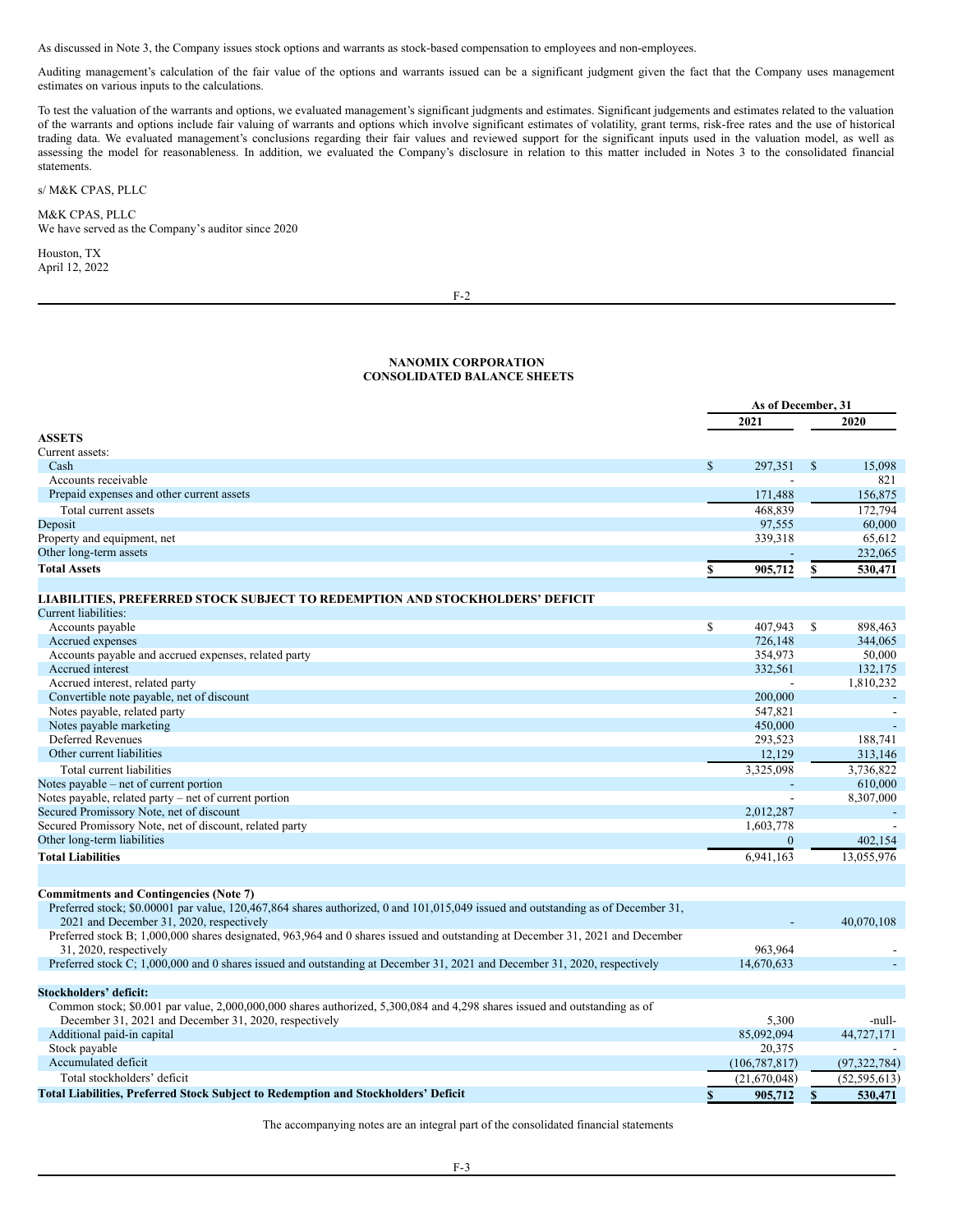As discussed in Note 3, the Company issues stock options and warrants as stock-based compensation to employees and non-employees.

Auditing management's calculation of the fair value of the options and warrants issued can be a significant judgment given the fact that the Company uses management estimates on various inputs to the calculations.

To test the valuation of the warrants and options, we evaluated management's significant judgments and estimates. Significant judgements and estimates related to the valuation of the warrants and options include fair valuing of warrants and options which involve significant estimates of volatility, grant terms, risk-free rates and the use of historical trading data. We evaluated management's conclusions regarding their fair values and reviewed support for the significant inputs used in the valuation model, as well as assessing the model for reasonableness. In addition, we evaluated the Company's disclosure in relation to this matter included in Notes 3 to the consolidated financial statements.

s/ M&K CPAS, PLLC

M&K CPAS, PLLC
We have served as the Company's auditor since 2020

Houston, TX
April 12, 2022

## NANOMIX CORPORATION
## CONSOLIDATED BALANCE SHEETS

| | As of December, 31 | |
|---|---|---|
| | 2021 | 2020 |
| **ASSETS** | | |
| Current assets: | | |
| Cash | $ 297,351 | $ 15,098 |
| Accounts receivable | - | 821 |
| Prepaid expenses and other current assets | 171,488 | 156,875 |
| Total current assets | 468,839 | 172,794 |
| Deposit | 97,555 | 60,000 |
| Property and equipment, net | 339,318 | 65,612 |
| Other long-term assets | - | 232,065 |
| **Total Assets** | **$ 905,712** | **$ 530,471** |
| | | |
| **LIABILITIES, PREFERRED STOCK SUBJECT TO REDEMPTION AND STOCKHOLDERS' DEFICIT** | | |
| Current liabilities: | | |
| Accounts payable | $ 407,943 | $ 898,463 |
| Accrued expenses | 726,148 | 344,065 |
| Accounts payable and accrued expenses, related party | 354,973 | 50,000 |
| Accrued interest | 332,561 | 132,175 |
| Accrued interest, related party | - | 1,810,232 |
| Convertible note payable, net of discount | 200,000 | - |
| Notes payable, related party | 547,821 | - |
| Notes payable marketing | 450,000 | - |
| Deferred Revenues | 293,523 | 188,741 |
| Other current liabilities | 12,129 | 313,146 |
| Total current liabilities | 3,325,098 | 3,736,822 |
| Notes payable – net of current portion | - | 610,000 |
| Notes payable, related party – net of current portion | - | 8,307,000 |
| Secured Promissory Note, net of discount | 2,012,287 | - |
| Secured Promissory Note, net of discount, related party | 1,603,778 | - |
| Other long-term liabilities | 0 | 402,154 |
| **Total Liabilities** | 6,941,163 | 13,055,976 |
| | | |
| **Commitments and Contingencies (Note 7)** | | |
| Preferred stock; $0.00001 par value, 120,467,864 shares authorized, 0 and 101,015,049 issued and outstanding as of December 31, 2021 and December 31, 2020, respectively | - | 40,070,108 |
| Preferred stock B; 1,000,000 shares designated, 963,964 and 0 shares issued and outstanding at December 31, 2021 and December 31, 2020, respectively | 963,964 | - |
| Preferred stock C; 1,000,000 and 0 shares issued and outstanding at December 31, 2021 and December 31, 2020, respectively | 14,670,633 | - |
| | | |
| **Stockholders' deficit:** | | |
| Common stock; $0.001 par value, 2,000,000,000 shares authorized, 5,300,084 and 4,298 shares issued and outstanding as of December 31, 2021 and December 31, 2020, respectively | 5,300 | -null- |
| Additional paid-in capital | 85,092,094 | 44,727,171 |
| Stock payable | 20,375 | - |
| Accumulated deficit | (106,787,817) | (97,322,784) |
| Total stockholders' deficit | (21,670,048) | (52,595,613) |
| **Total Liabilities, Preferred Stock Subject to Redemption and Stockholders' Deficit** | **$ 905,712** | **$ 530,471** |

The accompanying notes are an integral part of the consolidated financial statements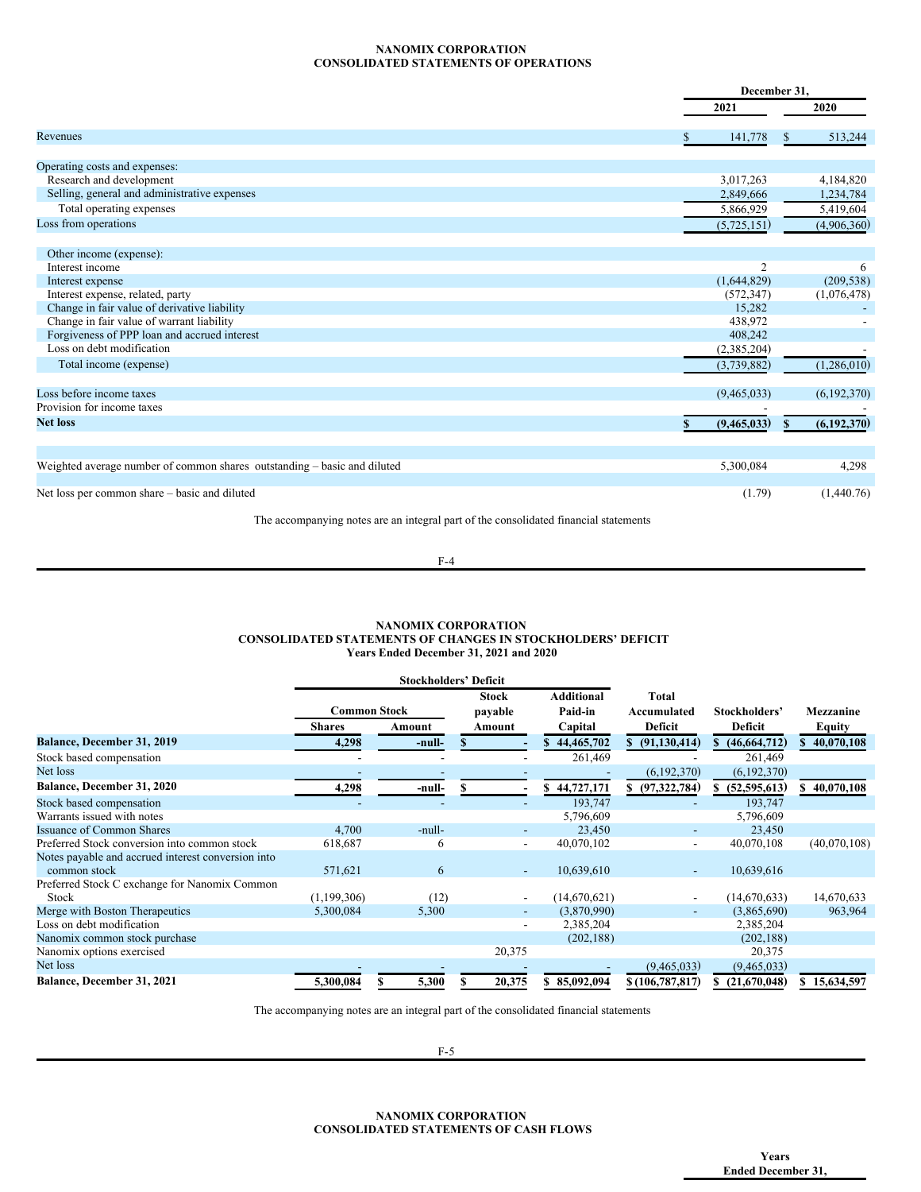# NANOMIX CORPORATION
## CONSOLIDATED STATEMENTS OF OPERATIONS

| | December 31, 2021 | December 31, 2020 |
|---|---|---|
| Revenues | $ 141,778 | $ 513,244 |
| Operating costs and expenses: | | |
| Research and development | 3,017,263 | 4,184,820 |
| Selling, general and administrative expenses | 2,849,666 | 1,234,784 |
| Total operating expenses | 5,866,929 | 5,419,604 |
| Loss from operations | (5,725,151) | (4,906,360) |
| Other income (expense): | | |
| Interest income | 2 | 6 |
| Interest expense | (1,644,829) | (209,538) |
| Interest expense, related, party | (572,347) | (1,076,478) |
| Change in fair value of derivative liability | 15,282 | - |
| Change in fair value of warrant liability | 438,972 | - |
| Forgiveness of PPP loan and accrued interest | 408,242 | |
| Loss on debt modification | (2,385,204) | - |
| Total income (expense) | (3,739,882) | (1,286,010) |
| Loss before income taxes | (9,465,033) | (6,192,370) |
| Provision for income taxes | - | - |
| **Net loss** | **$ (9,465,033)** | **$ (6,192,370)** |
| Weighted average number of common shares outstanding – basic and diluted | 5,300,084 | 4,298 |
| Net loss per common share – basic and diluted | (1.79) | (1,440.76) |

The accompanying notes are an integral part of the consolidated financial statements

# NANOMIX CORPORATION
## CONSOLIDATED STATEMENTS OF CHANGES IN STOCKHOLDERS' DEFICIT
### Years Ended December 31, 2021 and 2020

| | Stockholders' Deficit | | | | | | |
|---|---|---|---|---|---|---|---|
| | Common Stock | | Stock payable | Additional Paid-in | Total Accumulated | Stockholders' | Mezzanine |
| | Shares | Amount | Amount | Capital | Deficit | Deficit | Equity |
| **Balance, December 31, 2019** | **4,298** | **-null-** | **$ -** | **$ 44,465,702** | **$ (91,130,414)** | **$ (46,664,712)** | **$ 40,070,108** |
| Stock based compensation | - | - | - | 261,469 | - | 261,469 | |
| Net loss | - | - | - | - | (6,192,370) | (6,192,370) | |
| **Balance, December 31, 2020** | **4,298** | **-null-** | **$ -** | **$ 44,727,171** | **$ (97,322,784)** | **$ (52,595,613)** | **$ 40,070,108** |
| Stock based compensation | - | - | - | 193,747 | - | 193,747 | |
| Warrants issued with notes | | | | 5,796,609 | | 5,796,609 | |
| Issuance of Common Shares | 4,700 | -null- | - | 23,450 | - | 23,450 | |
| Preferred Stock conversion into common stock | 618,687 | 6 | - | 40,070,102 | - | 40,070,108 | (40,070,108) |
| Notes payable and accrued interest conversion into common stock | 571,621 | 6 | - | 10,639,610 | - | 10,639,616 | |
| Preferred Stock C exchange for Nanomix Common Stock | (1,199,306) | (12) | - | (14,670,621) | - | (14,670,633) | 14,670,633 |
| Merge with Boston Therapeutics | 5,300,084 | 5,300 | - | (3,870,990) | - | (3,865,690) | 963,964 |
| Loss on debt modification | | | - | 2,385,204 | | 2,385,204 | |
| Nanomix common stock purchase | | | | (202,188) | | (202,188) | |
| Nanomix options exercised | | | 20,375 | | | 20,375 | |
| Net loss | - | - | - | - | (9,465,033) | (9,465,033) | |
| **Balance, December 31, 2021** | **5,300,084** | **$ 5,300** | **$ 20,375** | **$ 85,092,094** | **$ (106,787,817)** | **$ (21,670,048)** | **$ 15,634,597** |

The accompanying notes are an integral part of the consolidated financial statements

# NANOMIX CORPORATION
## CONSOLIDATED STATEMENTS OF CASH FLOWS

Years Ended December 31,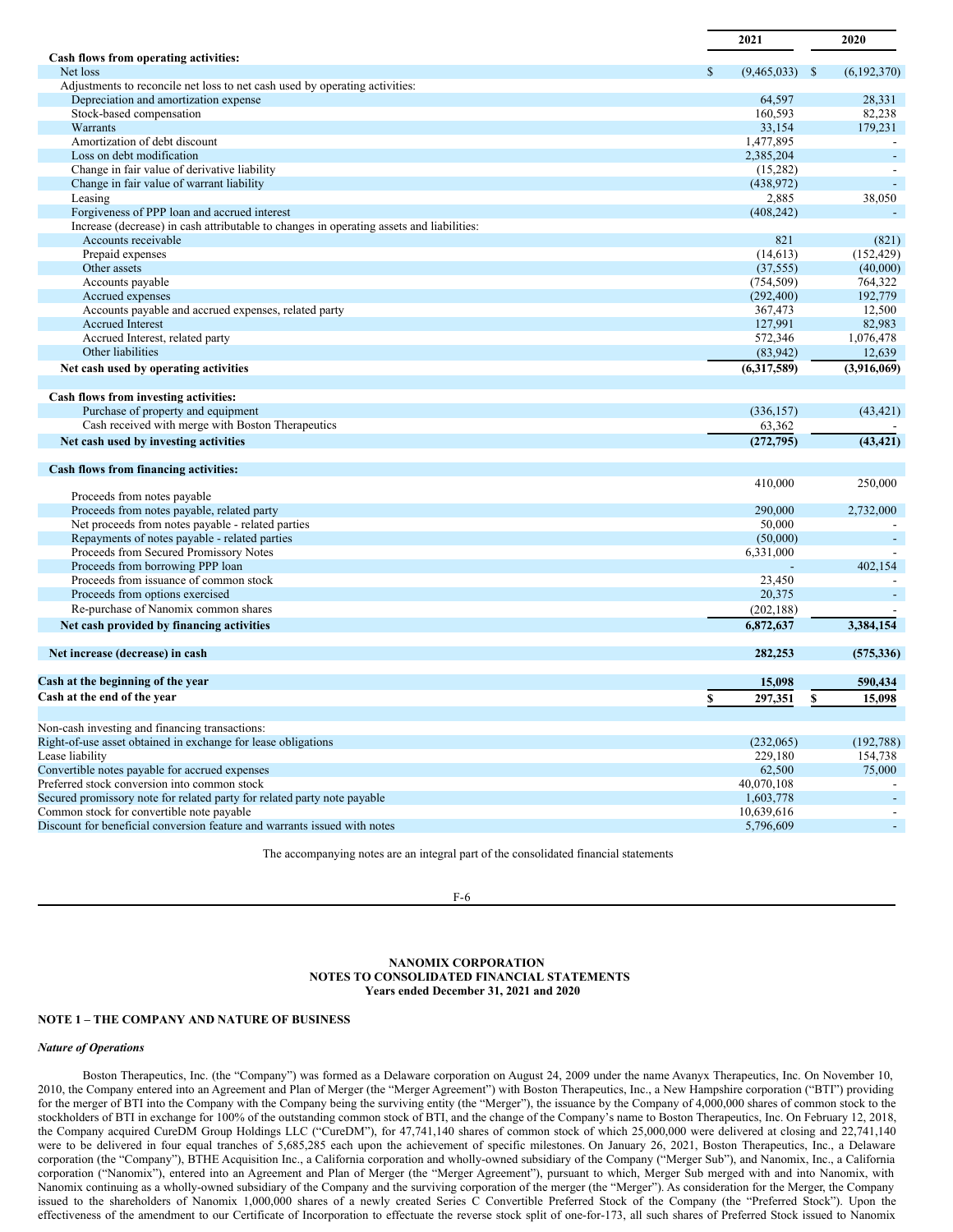| | 2021 | 2020 |
|---|---|---|
| **Cash flows from operating activities:** | | |
| Net loss | $ (9,465,033) | $ (6,192,370) |
| Adjustments to reconcile net loss to net cash used by operating activities: | | |
| Depreciation and amortization expense | 64,597 | 28,331 |
| Stock-based compensation | 160,593 | 82,238 |
| Warrants | 33,154 | 179,231 |
| Amortization of debt discount | 1,477,895 | - |
| Loss on debt modification | 2,385,204 | - |
| Change in fair value of derivative liability | (15,282) | - |
| Change in fair value of warrant liability | (438,972) | - |
| Leasing | 2,885 | 38,050 |
| Forgiveness of PPP loan and accrued interest | (408,242) | - |
| Increase (decrease) in cash attributable to changes in operating assets and liabilities: | | |
| Accounts receivable | 821 | (821) |
| Prepaid expenses | (14,613) | (152,429) |
| Other assets | (37,555) | (40,000) |
| Accounts payable | (754,509) | 764,322 |
| Accrued expenses | (292,400) | 192,779 |
| Accounts payable and accrued expenses, related party | 367,473 | 12,500 |
| Accrued Interest | 127,991 | 82,983 |
| Accrued Interest, related party | 572,346 | 1,076,478 |
| Other liabilities | (83,942) | 12,639 |
| **Net cash used by operating activities** | **(6,317,589)** | **(3,916,069)** |
| | | |
| **Cash flows from investing activities:** | | |
| Purchase of property and equipment | (336,157) | (43,421) |
| Cash received with merge with Boston Therapeutics | 63,362 | - |
| **Net cash used by investing activities** | **(272,795)** | **(43,421)** |
| | | |
| **Cash flows from financing activities:** | | |
| Proceeds from notes payable | 410,000 | 250,000 |
| Proceeds from notes payable, related party | 290,000 | 2,732,000 |
| Net proceeds from notes payable - related parties | 50,000 | - |
| Repayments of notes payable - related parties | (50,000) | - |
| Proceeds from Secured Promissory Notes | 6,331,000 | - |
| Proceeds from borrowing PPP loan | - | 402,154 |
| Proceeds from issuance of common stock | 23,450 | - |
| Proceeds from options exercised | 20,375 | - |
| Re-purchase of Nanomix common shares | (202,188) | - |
| **Net cash provided by financing activities** | **6,872,637** | **3,384,154** |
| | | |
| **Net increase (decrease) in cash** | **282,253** | **(575,336)** |
| | | |
| **Cash at the beginning of the year** | **15,098** | **590,434** |
| **Cash at the end of the year** | **$ 297,351** | **$ 15,098** |
| | | |
| Non-cash investing and financing transactions: | | |
| Right-of-use asset obtained in exchange for lease obligations | (232,065) | (192,788) |
| Lease liability | 229,180 | 154,738 |
| Convertible notes payable for accrued expenses | 62,500 | 75,000 |
| Preferred stock conversion into common stock | 40,070,108 | - |
| Secured promissory note for related party for related party note payable | 1,603,778 | - |
| Common stock for convertible note payable | 10,639,616 | - |
| Discount for beneficial conversion feature and warrants issued with notes | 5,796,609 | - |

The accompanying notes are an integral part of the consolidated financial statements

**NANOMIX CORPORATION**
**NOTES TO CONSOLIDATED FINANCIAL STATEMENTS**
**Years ended December 31, 2021 and 2020**

**NOTE 1 – THE COMPANY AND NATURE OF BUSINESS**

***Nature of Operations***

Boston Therapeutics, Inc. (the "Company") was formed as a Delaware corporation on August 24, 2009 under the name Avanyx Therapeutics, Inc. On November 10, 2010, the Company entered into an Agreement and Plan of Merger (the "Merger Agreement") with Boston Therapeutics, Inc., a New Hampshire corporation ("BTI") providing for the merger of BTI into the Company with the Company being the surviving entity (the "Merger"), the issuance by the Company of 4,000,000 shares of common stock to the stockholders of BTI in exchange for 100% of the outstanding common stock of BTI, and the change of the Company's name to Boston Therapeutics, Inc. On February 12, 2018, the Company acquired CureDM Group Holdings LLC ("CureDM"), for 47,741,140 shares of common stock of which 25,000,000 were delivered at closing and 22,741,140 were to be delivered in four equal tranches of 5,685,285 each upon the achievement of specific milestones. On January 26, 2021, Boston Therapeutics, Inc., a Delaware corporation (the "Company"), BTHE Acquisition Inc., a California corporation and wholly-owned subsidiary of the Company ("Merger Sub"), and Nanomix, Inc., a California corporation ("Nanomix"), entered into an Agreement and Plan of Merger (the "Merger Agreement"), pursuant to which, Merger Sub merged with and into Nanomix, with Nanomix continuing as a wholly-owned subsidiary of the Company and the surviving corporation of the merger (the "Merger"). As consideration for the Merger, the Company issued to the shareholders of Nanomix 1,000,000 shares of a newly created Series C Convertible Preferred Stock of the Company (the "Preferred Stock"). Upon the effectiveness of the amendment to our Certificate of Incorporation to effectuate the reverse stock split of one-for-173, all such shares of Preferred Stock issued to Nanomix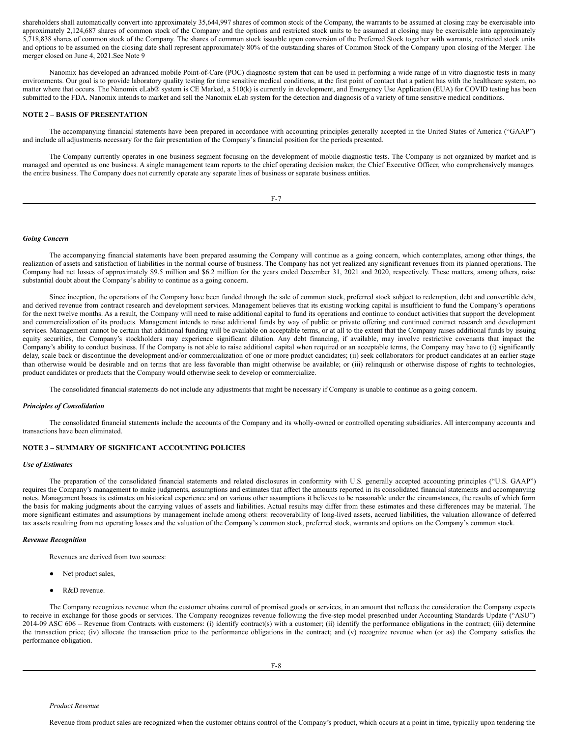shareholders shall automatically convert into approximately 35,644,997 shares of common stock of the Company, the warrants to be assumed at closing may be exercisable into approximately 2,124,687 shares of common stock of the Company and the options and restricted stock units to be assumed at closing may be exercisable into approximately 5,718,838 shares of common stock of the Company. The shares of common stock issuable upon conversion of the Preferred Stock together with warrants, restricted stock units and options to be assumed on the closing date shall represent approximately 80% of the outstanding shares of Common Stock of the Company upon closing of the Merger. The merger closed on June 4, 2021.See Note 9

Nanomix has developed an advanced mobile Point-of-Care (POC) diagnostic system that can be used in performing a wide range of in vitro diagnostic tests in many environments. Our goal is to provide laboratory quality testing for time sensitive medical conditions, at the first point of contact that a patient has with the healthcare system, no matter where that occurs. The Nanomix eLab® system is CE Marked, a 510(k) is currently in development, and Emergency Use Application (EUA) for COVID testing has been submitted to the FDA. Nanomix intends to market and sell the Nanomix eLab system for the detection and diagnosis of a variety of time sensitive medical conditions.

## NOTE 2 – BASIS OF PRESENTATION

The accompanying financial statements have been prepared in accordance with accounting principles generally accepted in the United States of America ("GAAP") and include all adjustments necessary for the fair presentation of the Company's financial position for the periods presented.

The Company currently operates in one business segment focusing on the development of mobile diagnostic tests. The Company is not organized by market and is managed and operated as one business. A single management team reports to the chief operating decision maker, the Chief Executive Officer, who comprehensively manages the entire business. The Company does not currently operate any separate lines of business or separate business entities.

### *Going Concern*

The accompanying financial statements have been prepared assuming the Company will continue as a going concern, which contemplates, among other things, the realization of assets and satisfaction of liabilities in the normal course of business. The Company has not yet realized any significant revenues from its planned operations. The Company had net losses of approximately $9.5 million and $6.2 million for the years ended December 31, 2021 and 2020, respectively. These matters, among others, raise substantial doubt about the Company's ability to continue as a going concern.

Since inception, the operations of the Company have been funded through the sale of common stock, preferred stock subject to redemption, debt and convertible debt, and derived revenue from contract research and development services. Management believes that its existing working capital is insufficient to fund the Company's operations for the next twelve months. As a result, the Company will need to raise additional capital to fund its operations and continue to conduct activities that support the development and commercialization of its products. Management intends to raise additional funds by way of public or private offering and continued contract research and development services. Management cannot be certain that additional funding will be available on acceptable terms, or at all to the extent that the Company raises additional funds by issuing equity securities, the Company's stockholders may experience significant dilution. Any debt financing, if available, may involve restrictive covenants that impact the Company's ability to conduct business. If the Company is not able to raise additional capital when required or an acceptable terms, the Company may have to (i) significantly delay, scale back or discontinue the development and/or commercialization of one or more product candidates; (ii) seek collaborators for product candidates at an earlier stage than otherwise would be desirable and on terms that are less favorable than might otherwise be available; or (iii) relinquish or otherwise dispose of rights to technologies, product candidates or products that the Company would otherwise seek to develop or commercialize.

The consolidated financial statements do not include any adjustments that might be necessary if Company is unable to continue as a going concern.

### *Principles of Consolidation*

The consolidated financial statements include the accounts of the Company and its wholly-owned or controlled operating subsidiaries. All intercompany accounts and transactions have been eliminated.

## NOTE 3 – SUMMARY OF SIGNIFICANT ACCOUNTING POLICIES

### *Use of Estimates*

The preparation of the consolidated financial statements and related disclosures in conformity with U.S. generally accepted accounting principles ("U.S. GAAP") requires the Company's management to make judgments, assumptions and estimates that affect the amounts reported in its consolidated financial statements and accompanying notes. Management bases its estimates on historical experience and on various other assumptions it believes to be reasonable under the circumstances, the results of which form the basis for making judgments about the carrying values of assets and liabilities. Actual results may differ from these estimates and these differences may be material. The more significant estimates and assumptions by management include among others: recoverability of long-lived assets, accrued liabilities, the valuation allowance of deferred tax assets resulting from net operating losses and the valuation of the Company's common stock, preferred stock, warrants and options on the Company's common stock.

### *Revenue Recognition*

Revenues are derived from two sources:

- Net product sales,
- R&D revenue.

The Company recognizes revenue when the customer obtains control of promised goods or services, in an amount that reflects the consideration the Company expects to receive in exchange for those goods or services. The Company recognizes revenue following the five-step model prescribed under Accounting Standards Update ("ASU") 2014-09 ASC 606 – Revenue from Contracts with customers: (i) identify contract(s) with a customer; (ii) identify the performance obligations in the contract; (iii) determine the transaction price; (iv) allocate the transaction price to the performance obligations in the contract; and (v) recognize revenue when (or as) the Company satisfies the performance obligation.

*Product Revenue*

Revenue from product sales are recognized when the customer obtains control of the Company's product, which occurs at a point in time, typically upon tendering the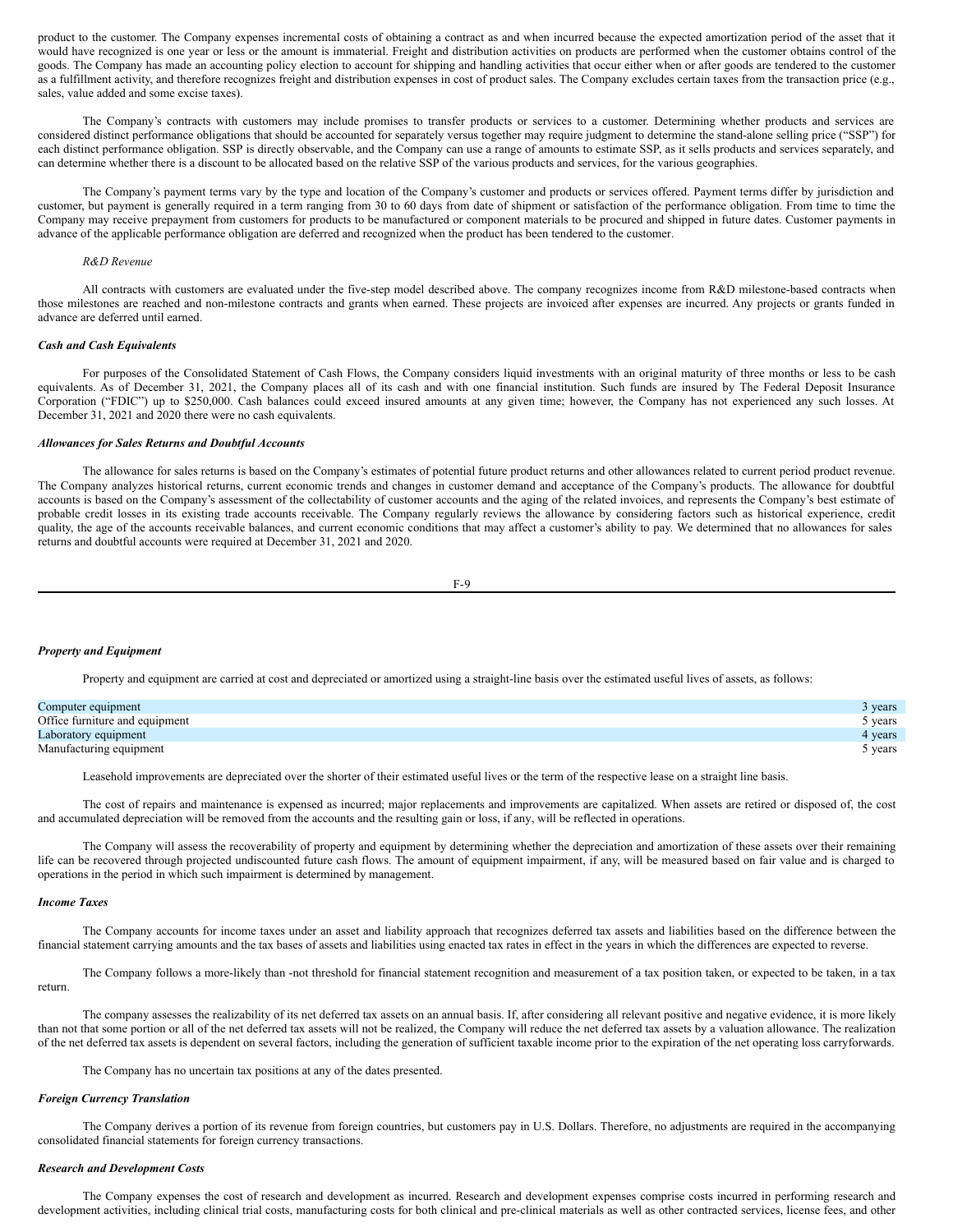product to the customer. The Company expenses incremental costs of obtaining a contract as and when incurred because the expected amortization period of the asset that it would have recognized is one year or less or the amount is immaterial. Freight and distribution activities on products are performed when the customer obtains control of the goods. The Company has made an accounting policy election to account for shipping and handling activities that occur either when or after goods are tendered to the customer as a fulfillment activity, and therefore recognizes freight and distribution expenses in cost of product sales. The Company excludes certain taxes from the transaction price (e.g., sales, value added and some excise taxes).

The Company's contracts with customers may include promises to transfer products or services to a customer. Determining whether products and services are considered distinct performance obligations that should be accounted for separately versus together may require judgment to determine the stand-alone selling price ("SSP") for each distinct performance obligation. SSP is directly observable, and the Company can use a range of amounts to estimate SSP, as it sells products and services separately, and can determine whether there is a discount to be allocated based on the relative SSP of the various products and services, for the various geographies.

The Company's payment terms vary by the type and location of the Company's customer and products or services offered. Payment terms differ by jurisdiction and customer, but payment is generally required in a term ranging from 30 to 60 days from date of shipment or satisfaction of the performance obligation. From time to time the Company may receive prepayment from customers for products to be manufactured or component materials to be procured and shipped in future dates. Customer payments in advance of the applicable performance obligation are deferred and recognized when the product has been tendered to the customer.

*R&D Revenue*

All contracts with customers are evaluated under the five-step model described above. The company recognizes income from R&D milestone-based contracts when those milestones are reached and non-milestone contracts and grants when earned. These projects are invoiced after expenses are incurred. Any projects or grants funded in advance are deferred until earned.

***Cash and Cash Equivalents***

For purposes of the Consolidated Statement of Cash Flows, the Company considers liquid investments with an original maturity of three months or less to be cash equivalents. As of December 31, 2021, the Company places all of its cash and with one financial institution. Such funds are insured by The Federal Deposit Insurance Corporation ("FDIC") up to $250,000. Cash balances could exceed insured amounts at any given time; however, the Company has not experienced any such losses. At December 31, 2021 and 2020 there were no cash equivalents.

***Allowances for Sales Returns and Doubtful Accounts***

The allowance for sales returns is based on the Company's estimates of potential future product returns and other allowances related to current period product revenue. The Company analyzes historical returns, current economic trends and changes in customer demand and acceptance of the Company's products. The allowance for doubtful accounts is based on the Company's assessment of the collectability of customer accounts and the aging of the related invoices, and represents the Company's best estimate of probable credit losses in its existing trade accounts receivable. The Company regularly reviews the allowance by considering factors such as historical experience, credit quality, the age of the accounts receivable balances, and current economic conditions that may affect a customer's ability to pay. We determined that no allowances for sales returns and doubtful accounts were required at December 31, 2021 and 2020.

***Property and Equipment***

Property and equipment are carried at cost and depreciated or amortized using a straight-line basis over the estimated useful lives of assets, as follows:

| | |
|---|---|
| Computer equipment | 3 years |
| Office furniture and equipment | 5 years |
| Laboratory equipment | 4 years |
| Manufacturing equipment | 5 years |

Leasehold improvements are depreciated over the shorter of their estimated useful lives or the term of the respective lease on a straight line basis.

The cost of repairs and maintenance is expensed as incurred; major replacements and improvements are capitalized. When assets are retired or disposed of, the cost and accumulated depreciation will be removed from the accounts and the resulting gain or loss, if any, will be reflected in operations.

The Company will assess the recoverability of property and equipment by determining whether the depreciation and amortization of these assets over their remaining life can be recovered through projected undiscounted future cash flows. The amount of equipment impairment, if any, will be measured based on fair value and is charged to operations in the period in which such impairment is determined by management.

***Income Taxes***

The Company accounts for income taxes under an asset and liability approach that recognizes deferred tax assets and liabilities based on the difference between the financial statement carrying amounts and the tax bases of assets and liabilities using enacted tax rates in effect in the years in which the differences are expected to reverse.

The Company follows a more-likely than -not threshold for financial statement recognition and measurement of a tax position taken, or expected to be taken, in a tax return.

The company assesses the realizability of its net deferred tax assets on an annual basis. If, after considering all relevant positive and negative evidence, it is more likely than not that some portion or all of the net deferred tax assets will not be realized, the Company will reduce the net deferred tax assets by a valuation allowance. The realization of the net deferred tax assets is dependent on several factors, including the generation of sufficient taxable income prior to the expiration of the net operating loss carryforwards.

The Company has no uncertain tax positions at any of the dates presented.

***Foreign Currency Translation***

The Company derives a portion of its revenue from foreign countries, but customers pay in U.S. Dollars. Therefore, no adjustments are required in the accompanying consolidated financial statements for foreign currency transactions.

***Research and Development Costs***

The Company expenses the cost of research and development as incurred. Research and development expenses comprise costs incurred in performing research and development activities, including clinical trial costs, manufacturing costs for both clinical and pre-clinical materials as well as other contracted services, license fees, and other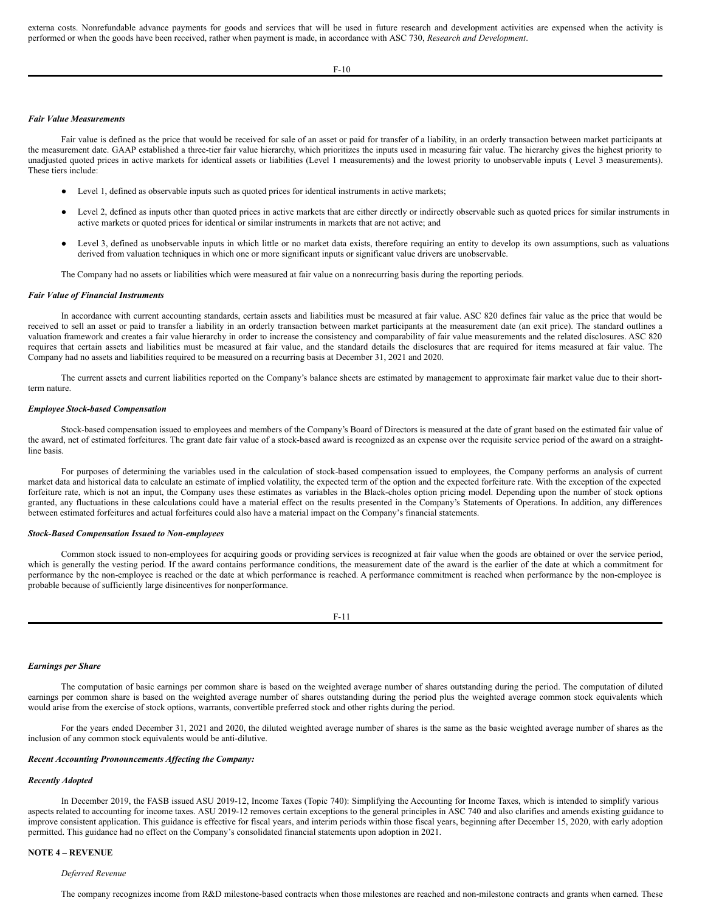externa costs. Nonrefundable advance payments for goods and services that will be used in future research and development activities are expensed when the activity is performed or when the goods have been received, rather when payment is made, in accordance with ASC 730, *Research and Development*.

***Fair Value Measurements***

Fair value is defined as the price that would be received for sale of an asset or paid for transfer of a liability, in an orderly transaction between market participants at the measurement date. GAAP established a three-tier fair value hierarchy, which prioritizes the inputs used in measuring fair value. The hierarchy gives the highest priority to unadjusted quoted prices in active markets for identical assets or liabilities (Level 1 measurements) and the lowest priority to unobservable inputs ( Level 3 measurements). These tiers include:

- Level 1, defined as observable inputs such as quoted prices for identical instruments in active markets;
- Level 2, defined as inputs other than quoted prices in active markets that are either directly or indirectly observable such as quoted prices for similar instruments in active markets or quoted prices for identical or similar instruments in markets that are not active; and
- Level 3, defined as unobservable inputs in which little or no market data exists, therefore requiring an entity to develop its own assumptions, such as valuations derived from valuation techniques in which one or more significant inputs or significant value drivers are unobservable.

The Company had no assets or liabilities which were measured at fair value on a nonrecurring basis during the reporting periods.

***Fair Value of Financial Instruments***

In accordance with current accounting standards, certain assets and liabilities must be measured at fair value. ASC 820 defines fair value as the price that would be received to sell an asset or paid to transfer a liability in an orderly transaction between market participants at the measurement date (an exit price). The standard outlines a valuation framework and creates a fair value hierarchy in order to increase the consistency and comparability of fair value measurements and the related disclosures. ASC 820 requires that certain assets and liabilities must be measured at fair value, and the standard details the disclosures that are required for items measured at fair value. The Company had no assets and liabilities required to be measured on a recurring basis at December 31, 2021 and 2020.

The current assets and current liabilities reported on the Company's balance sheets are estimated by management to approximate fair market value due to their short-term nature.

***Employee Stock-based Compensation***

Stock-based compensation issued to employees and members of the Company's Board of Directors is measured at the date of grant based on the estimated fair value of the award, net of estimated forfeitures. The grant date fair value of a stock-based award is recognized as an expense over the requisite service period of the award on a straight-line basis.

For purposes of determining the variables used in the calculation of stock-based compensation issued to employees, the Company performs an analysis of current market data and historical data to calculate an estimate of implied volatility, the expected term of the option and the expected forfeiture rate. With the exception of the expected forfeiture rate, which is not an input, the Company uses these estimates as variables in the Black-choles option pricing model. Depending upon the number of stock options granted, any fluctuations in these calculations could have a material effect on the results presented in the Company's Statements of Operations. In addition, any differences between estimated forfeitures and actual forfeitures could also have a material impact on the Company's financial statements.

***Stock-Based Compensation Issued to Non-employees***

Common stock issued to non-employees for acquiring goods or providing services is recognized at fair value when the goods are obtained or over the service period, which is generally the vesting period. If the award contains performance conditions, the measurement date of the award is the earlier of the date at which a commitment for performance by the non-employee is reached or the date at which performance is reached. A performance commitment is reached when performance by the non-employee is probable because of sufficiently large disincentives for nonperformance.

***Earnings per Share***

The computation of basic earnings per common share is based on the weighted average number of shares outstanding during the period. The computation of diluted earnings per common share is based on the weighted average number of shares outstanding during the period plus the weighted average common stock equivalents which would arise from the exercise of stock options, warrants, convertible preferred stock and other rights during the period.

For the years ended December 31, 2021 and 2020, the diluted weighted average number of shares is the same as the basic weighted average number of shares as the inclusion of any common stock equivalents would be anti-dilutive.

***Recent Accounting Pronouncements Affecting the Company:***

***Recently Adopted***

In December 2019, the FASB issued ASU 2019-12, Income Taxes (Topic 740): Simplifying the Accounting for Income Taxes, which is intended to simplify various aspects related to accounting for income taxes. ASU 2019-12 removes certain exceptions to the general principles in ASC 740 and also clarifies and amends existing guidance to improve consistent application. This guidance is effective for fiscal years, and interim periods within those fiscal years, beginning after December 15, 2020, with early adoption permitted. This guidance had no effect on the Company's consolidated financial statements upon adoption in 2021.

**NOTE 4 – REVENUE**

*Deferred Revenue*

The company recognizes income from R&D milestone-based contracts when those milestones are reached and non-milestone contracts and grants when earned. These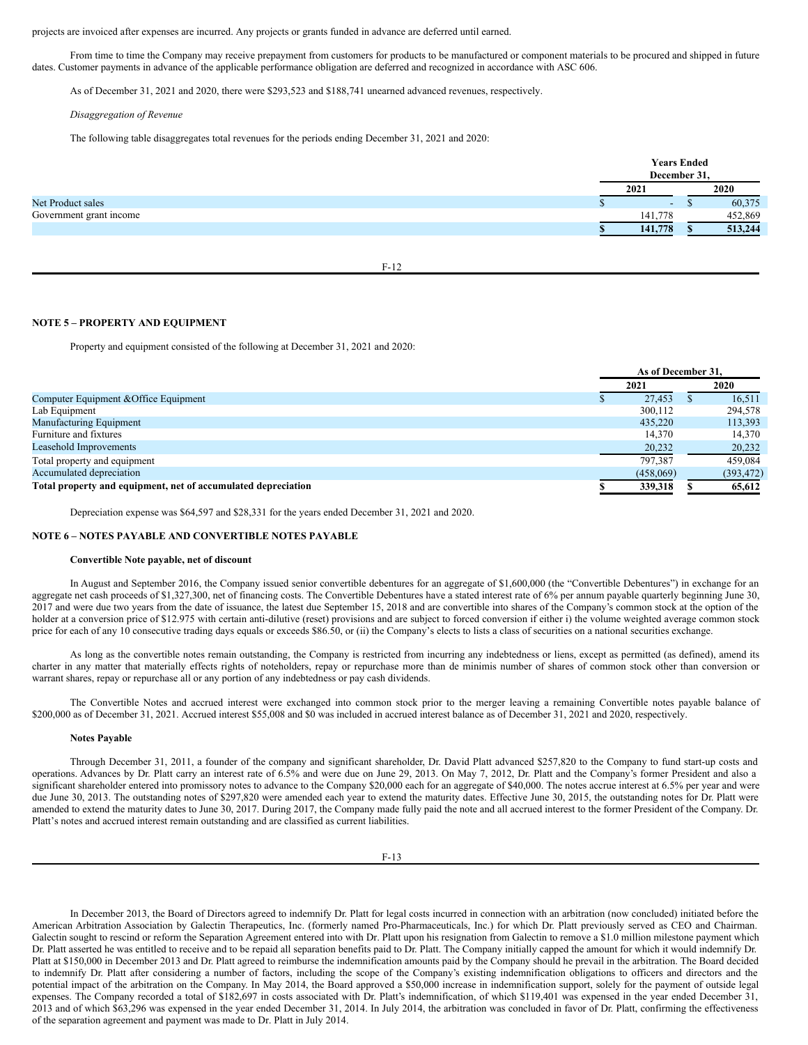projects are invoiced after expenses are incurred. Any projects or grants funded in advance are deferred until earned.

From time to time the Company may receive prepayment from customers for products to be manufactured or component materials to be procured and shipped in future dates. Customer payments in advance of the applicable performance obligation are deferred and recognized in accordance with ASC 606.

As of December 31, 2021 and 2020, there were $293,523 and $188,741 unearned advanced revenues, respectively.

*Disaggregation of Revenue*

The following table disaggregates total revenues for the periods ending December 31, 2021 and 2020:

| | Years Ended December 31, | |
|---|---|---|
| | 2021 | 2020 |
| Net Product sales | $ - | $ 60,375 |
| Government grant income | 141,778 | 452,869 |
| | **$ 141,778** | **$ 513,244** |

**NOTE 5 – PROPERTY AND EQUIPMENT**

Property and equipment consisted of the following at December 31, 2021 and 2020:

| | As of December 31, | |
|---|---|---|
| | 2021 | 2020 |
| Computer Equipment &Office Equipment | $ 27,453 | $ 16,511 |
| Lab Equipment | 300,112 | 294,578 |
| Manufacturing Equipment | 435,220 | 113,393 |
| Furniture and fixtures | 14,370 | 14,370 |
| Leasehold Improvements | 20,232 | 20,232 |
| Total property and equipment | 797,387 | 459,084 |
| Accumulated depreciation | (458,069) | (393,472) |
| **Total property and equipment, net of accumulated depreciation** | **$ 339,318** | **$ 65,612** |

Depreciation expense was $64,597 and $28,331 for the years ended December 31, 2021 and 2020.

**NOTE 6 – NOTES PAYABLE AND CONVERTIBLE NOTES PAYABLE**

**Convertible Note payable, net of discount**

In August and September 2016, the Company issued senior convertible debentures for an aggregate of $1,600,000 (the "Convertible Debentures") in exchange for an aggregate net cash proceeds of $1,327,300, net of financing costs. The Convertible Debentures have a stated interest rate of 6% per annum payable quarterly beginning June 30, 2017 and were due two years from the date of issuance, the latest due September 15, 2018 and are convertible into shares of the Company's common stock at the option of the holder at a conversion price of $12.975 with certain anti-dilutive (reset) provisions and are subject to forced conversion if either i) the volume weighted average common stock price for each of any 10 consecutive trading days equals or exceeds $86.50, or (ii) the Company's elects to lists a class of securities on a national securities exchange.

As long as the convertible notes remain outstanding, the Company is restricted from incurring any indebtedness or liens, except as permitted (as defined), amend its charter in any matter that materially effects rights of noteholders, repay or repurchase more than de minimis number of shares of common stock other than conversion or warrant shares, repay or repurchase all or any portion of any indebtedness or pay cash dividends.

The Convertible Notes and accrued interest were exchanged into common stock prior to the merger leaving a remaining Convertible notes payable balance of $200,000 as of December 31, 2021. Accrued interest $55,008 and $0 was included in accrued interest balance as of December 31, 2021 and 2020, respectively.

**Notes Payable**

Through December 31, 2011, a founder of the company and significant shareholder, Dr. David Platt advanced $257,820 to the Company to fund start-up costs and operations. Advances by Dr. Platt carry an interest rate of 6.5% and were due on June 29, 2013. On May 7, 2012, Dr. Platt and the Company's former President and also a significant shareholder entered into promissory notes to advance to the Company $20,000 each for an aggregate of $40,000. The notes accrue interest at 6.5% per year and were due June 30, 2013. The outstanding notes of $297,820 were amended each year to extend the maturity dates. Effective June 30, 2015, the outstanding notes for Dr. Platt were amended to extend the maturity dates to June 30, 2017. During 2017, the Company made fully paid the note and all accrued interest to the former President of the Company. Dr. Platt's notes and accrued interest remain outstanding and are classified as current liabilities.

In December 2013, the Board of Directors agreed to indemnify Dr. Platt for legal costs incurred in connection with an arbitration (now concluded) initiated before the American Arbitration Association by Galectin Therapeutics, Inc. (formerly named Pro-Pharmaceuticals, Inc.) for which Dr. Platt previously served as CEO and Chairman. Galectin sought to rescind or reform the Separation Agreement entered into with Dr. Platt upon his resignation from Galectin to remove a $1.0 million milestone payment which Dr. Platt asserted he was entitled to receive and to be repaid all separation benefits paid to Dr. Platt. The Company initially capped the amount for which it would indemnify Dr. Platt at $150,000 in December 2013 and Dr. Platt agreed to reimburse the indemnification amounts paid by the Company should he prevail in the arbitration. The Board decided to indemnify Dr. Platt after considering a number of factors, including the scope of the Company's existing indemnification obligations to officers and directors and the potential impact of the arbitration on the Company. In May 2014, the Board approved a $50,000 increase in indemnification support, solely for the payment of outside legal expenses. The Company recorded a total of $182,697 in costs associated with Dr. Platt's indemnification, of which $119,401 was expensed in the year ended December 31, 2013 and of which $63,296 was expensed in the year ended December 31, 2014. In July 2014, the arbitration was concluded in favor of Dr. Platt, confirming the effectiveness of the separation agreement and payment was made to Dr. Platt in July 2014.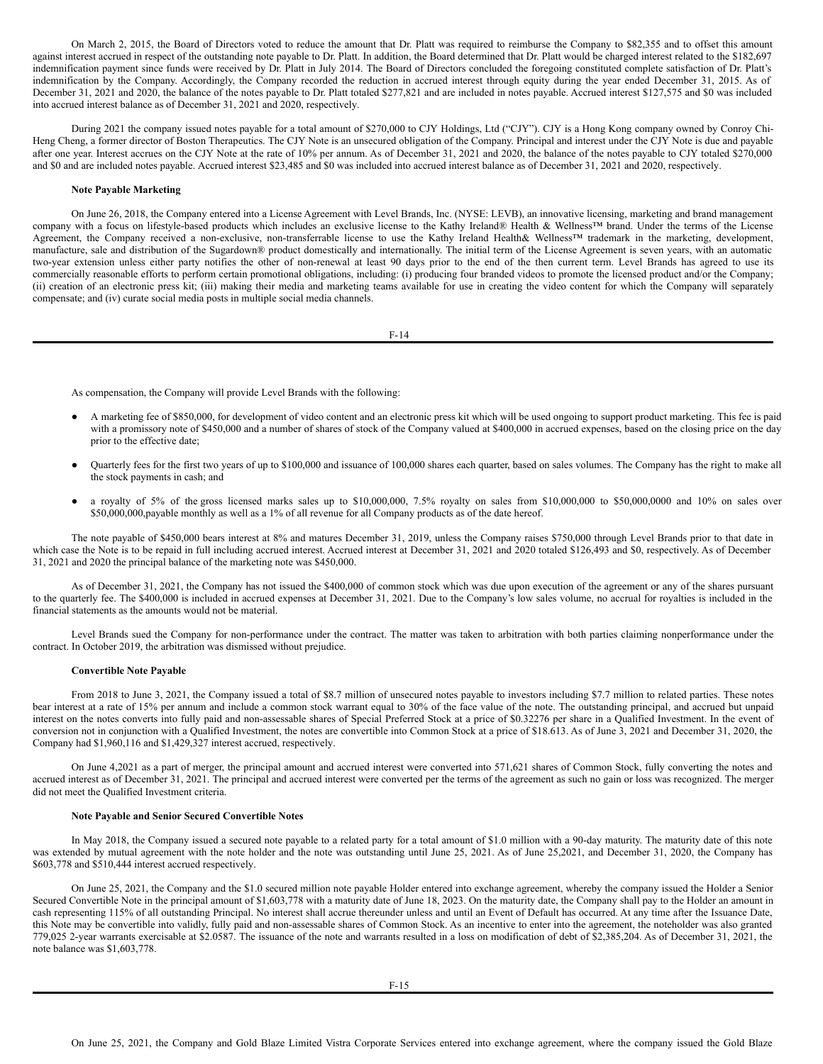On March 2, 2015, the Board of Directors voted to reduce the amount that Dr. Platt was required to reimburse the Company to $82,355 and to offset this amount against interest accrued in respect of the outstanding note payable to Dr. Platt. In addition, the Board determined that Dr. Platt would be charged interest related to the $182,697 indemnification payment since funds were received by Dr. Platt in July 2014. The Board of Directors concluded the foregoing constituted complete satisfaction of Dr. Platt's indemnification by the Company. Accordingly, the Company recorded the reduction in accrued interest through equity during the year ended December 31, 2015. As of December 31, 2021 and 2020, the balance of the notes payable to Dr. Platt totaled $277,821 and are included in notes payable. Accrued interest $127,575 and $0 was included into accrued interest balance as of December 31, 2021 and 2020, respectively.

During 2021 the company issued notes payable for a total amount of $270,000 to CJY Holdings, Ltd ("CJY"). CJY is a Hong Kong company owned by Conroy Chi-Heng Cheng, a former director of Boston Therapeutics. The CJY Note is an unsecured obligation of the Company. Principal and interest under the CJY Note is due and payable after one year. Interest accrues on the CJY Note at the rate of 10% per annum. As of December 31, 2021 and 2020, the balance of the notes payable to CJY totaled $270,000 and $0 and are included notes payable. Accrued interest $23,485 and $0 was included into accrued interest balance as of December 31, 2021 and 2020, respectively.

**Note Payable Marketing**

On June 26, 2018, the Company entered into a License Agreement with Level Brands, Inc. (NYSE: LEVB), an innovative licensing, marketing and brand management company with a focus on lifestyle-based products which includes an exclusive license to the Kathy Ireland® Health & Wellness™ brand. Under the terms of the License Agreement, the Company received a non-exclusive, non-transferrable license to use the Kathy Ireland Health& Wellness™ trademark in the marketing, development, manufacture, sale and distribution of the Sugardown® product domestically and internationally. The initial term of the License Agreement is seven years, with an automatic two-year extension unless either party notifies the other of non-renewal at least 90 days prior to the end of the then current term. Level Brands has agreed to use its commercially reasonable efforts to perform certain promotional obligations, including: (i) producing four branded videos to promote the licensed product and/or the Company; (ii) creation of an electronic press kit; (iii) making their media and marketing teams available for use in creating the video content for which the Company will separately compensate; and (iv) curate social media posts in multiple social media channels.

As compensation, the Company will provide Level Brands with the following:

- A marketing fee of $850,000, for development of video content and an electronic press kit which will be used ongoing to support product marketing. This fee is paid with a promissory note of $450,000 and a number of shares of stock of the Company valued at $400,000 in accrued expenses, based on the closing price on the day prior to the effective date;
- Quarterly fees for the first two years of up to $100,000 and issuance of 100,000 shares each quarter, based on sales volumes. The Company has the right to make all the stock payments in cash; and
- a royalty of 5% of the gross licensed marks sales up to $10,000,000, 7.5% royalty on sales from $10,000,000 to $50,000,0000 and 10% on sales over $50,000,000,payable monthly as well as a 1% of all revenue for all Company products as of the date hereof.

The note payable of $450,000 bears interest at 8% and matures December 31, 2019, unless the Company raises $750,000 through Level Brands prior to that date in which case the Note is to be repaid in full including accrued interest. Accrued interest at December 31, 2021 and 2020 totaled $126,493 and $0, respectively. As of December 31, 2021 and 2020 the principal balance of the marketing note was $450,000.

As of December 31, 2021, the Company has not issued the $400,000 of common stock which was due upon execution of the agreement or any of the shares pursuant to the quarterly fee. The $400,000 is included in accrued expenses at December 31, 2021. Due to the Company's low sales volume, no accrual for royalties is included in the financial statements as the amounts would not be material.

Level Brands sued the Company for non-performance under the contract. The matter was taken to arbitration with both parties claiming nonperformance under the contract. In October 2019, the arbitration was dismissed without prejudice.

**Convertible Note Payable**

From 2018 to June 3, 2021, the Company issued a total of $8.7 million of unsecured notes payable to investors including $7.7 million to related parties. These notes bear interest at a rate of 15% per annum and include a common stock warrant equal to 30% of the face value of the note. The outstanding principal, and accrued but unpaid interest on the notes converts into fully paid and non-assessable shares of Special Preferred Stock at a price of $0.32276 per share in a Qualified Investment. In the event of conversion not in conjunction with a Qualified Investment, the notes are convertible into Common Stock at a price of $18.613. As of June 3, 2021 and December 31, 2020, the Company had $1,960,116 and $1,429,327 interest accrued, respectively.

On June 4,2021 as a part of merger, the principal amount and accrued interest were converted into 571,621 shares of Common Stock, fully converting the notes and accrued interest as of December 31, 2021. The principal and accrued interest were converted per the terms of the agreement as such no gain or loss was recognized. The merger did not meet the Qualified Investment criteria.

**Note Payable and Senior Secured Convertible Notes**

In May 2018, the Company issued a secured note payable to a related party for a total amount of $1.0 million with a 90-day maturity. The maturity date of this note was extended by mutual agreement with the note holder and the note was outstanding until June 25, 2021. As of June 25,2021, and December 31, 2020, the Company has $603,778 and $510,444 interest accrued respectively.

On June 25, 2021, the Company and the $1.0 secured million note payable Holder entered into exchange agreement, whereby the company issued the Holder a Senior Secured Convertible Note in the principal amount of $1,603,778 with a maturity date of June 18, 2023. On the maturity date, the Company shall pay to the Holder an amount in cash representing 115% of all outstanding Principal. No interest shall accrue thereunder unless and until an Event of Default has occurred. At any time after the Issuance Date, this Note may be convertible into validly, fully paid and non-assessable shares of Common Stock. As an incentive to enter into the agreement, the noteholder was also granted 779,025 2-year warrants exercisable at $2.0587. The issuance of the note and warrants resulted in a loss on modification of debt of $2,385,204. As of December 31, 2021, the note balance was $1,603,778.

On June 25, 2021, the Company and Gold Blaze Limited Vistra Corporate Services entered into exchange agreement, where the company issued the Gold Blaze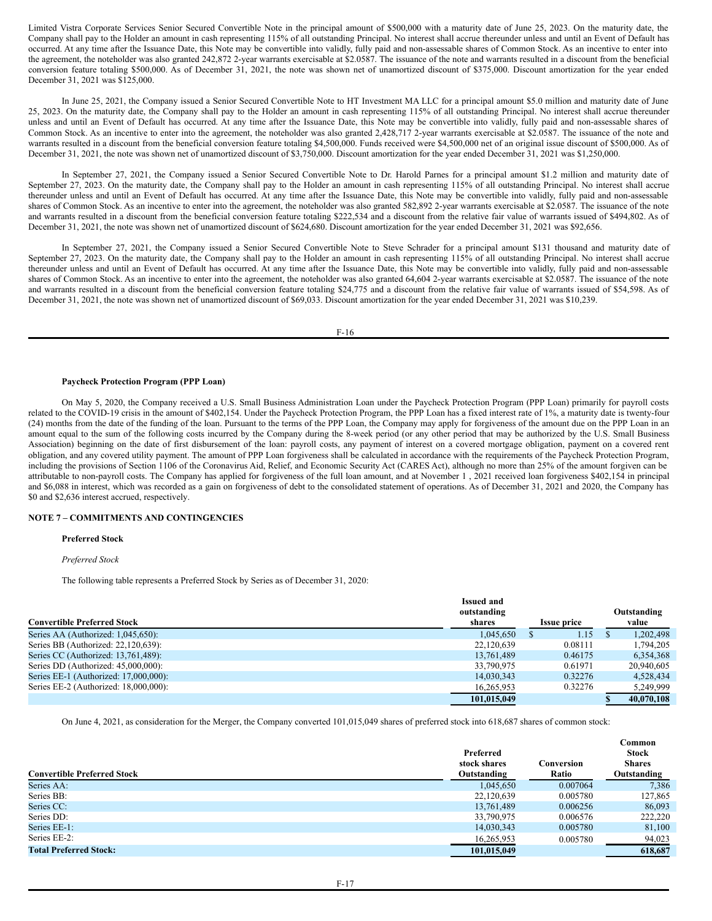Limited Vistra Corporate Services Senior Secured Convertible Note in the principal amount of $500,000 with a maturity date of June 25, 2023. On the maturity date, the Company shall pay to the Holder an amount in cash representing 115% of all outstanding Principal. No interest shall accrue thereunder unless and until an Event of Default has occurred. At any time after the Issuance Date, this Note may be convertible into validly, fully paid and non-assessable shares of Common Stock. As an incentive to enter into the agreement, the noteholder was also granted 242,872 2-year warrants exercisable at $2.0587. The issuance of the note and warrants resulted in a discount from the beneficial conversion feature totaling $500,000. As of December 31, 2021, the note was shown net of unamortized discount of $375,000. Discount amortization for the year ended December 31, 2021 was $125,000.

In June 25, 2021, the Company issued a Senior Secured Convertible Note to HT Investment MA LLC for a principal amount $5.0 million and maturity date of June 25, 2023. On the maturity date, the Company shall pay to the Holder an amount in cash representing 115% of all outstanding Principal. No interest shall accrue thereunder unless and until an Event of Default has occurred. At any time after the Issuance Date, this Note may be convertible into validly, fully paid and non-assessable shares of Common Stock. As an incentive to enter into the agreement, the noteholder was also granted 2,428,717 2-year warrants exercisable at $2.0587. The issuance of the note and warrants resulted in a discount from the beneficial conversion feature totaling $4,500,000. Funds received were $4,500,000 net of an original issue discount of $500,000. As of December 31, 2021, the note was shown net of unamortized discount of $3,750,000. Discount amortization for the year ended December 31, 2021 was $1,250,000.

In September 27, 2021, the Company issued a Senior Secured Convertible Note to Dr. Harold Parnes for a principal amount $1.2 million and maturity date of September 27, 2023. On the maturity date, the Company shall pay to the Holder an amount in cash representing 115% of all outstanding Principal. No interest shall accrue thereunder unless and until an Event of Default has occurred. At any time after the Issuance Date, this Note may be convertible into validly, fully paid and non-assessable shares of Common Stock. As an incentive to enter into the agreement, the noteholder was also granted 582,892 2-year warrants exercisable at $2.0587. The issuance of the note and warrants resulted in a discount from the beneficial conversion feature totaling $222,534 and a discount from the relative fair value of warrants issued of $494,802. As of December 31, 2021, the note was shown net of unamortized discount of $624,680. Discount amortization for the year ended December 31, 2021 was $92,656.

In September 27, 2021, the Company issued a Senior Secured Convertible Note to Steve Schrader for a principal amount $131 thousand and maturity date of September 27, 2023. On the maturity date, the Company shall pay to the Holder an amount in cash representing 115% of all outstanding Principal. No interest shall accrue thereunder unless and until an Event of Default has occurred. At any time after the Issuance Date, this Note may be convertible into validly, fully paid and non-assessable shares of Common Stock. As an incentive to enter into the agreement, the noteholder was also granted 64,604 2-year warrants exercisable at $2.0587. The issuance of the note and warrants resulted in a discount from the beneficial conversion feature totaling $24,775 and a discount from the relative fair value of warrants issued of $54,598. As of December 31, 2021, the note was shown net of unamortized discount of $69,033. Discount amortization for the year ended December 31, 2021 was $10,239.

**Paycheck Protection Program (PPP Loan)**

On May 5, 2020, the Company received a U.S. Small Business Administration Loan under the Paycheck Protection Program (PPP Loan) primarily for payroll costs related to the COVID-19 crisis in the amount of $402,154. Under the Paycheck Protection Program, the PPP Loan has a fixed interest rate of 1%, a maturity date is twenty-four (24) months from the date of the funding of the loan. Pursuant to the terms of the PPP Loan, the Company may apply for forgiveness of the amount due on the PPP Loan in an amount equal to the sum of the following costs incurred by the Company during the 8-week period (or any other period that may be authorized by the U.S. Small Business Association) beginning on the date of first disbursement of the loan: payroll costs, any payment of interest on a covered mortgage obligation, payment on a covered rent obligation, and any covered utility payment. The amount of PPP Loan forgiveness shall be calculated in accordance with the requirements of the Paycheck Protection Program, including the provisions of Section 1106 of the Coronavirus Aid, Relief, and Economic Security Act (CARES Act), although no more than 25% of the amount forgiven can be attributable to non-payroll costs. The Company has applied for forgiveness of the full loan amount, and at November 1 , 2021 received loan forgiveness $402,154 in principal and $6,088 in interest, which was recorded as a gain on forgiveness of debt to the consolidated statement of operations. As of December 31, 2021 and 2020, the Company has $0 and $2,636 interest accrued, respectively.

## NOTE 7 – COMMITMENTS AND CONTINGENCIES

**Preferred Stock**

*Preferred Stock*

The following table represents a Preferred Stock by Series as of December 31, 2020:

| Convertible Preferred Stock | Issued and outstanding shares | Issue price | Outstanding value |
|---|---|---|---|
| Series AA (Authorized: 1,045,650): | 1,045,650 | $ 1.15 | $ 1,202,498 |
| Series BB (Authorized: 22,120,639): | 22,120,639 | 0.08111 | 1,794,205 |
| Series CC (Authorized: 13,761,489): | 13,761,489 | 0.46175 | 6,354,368 |
| Series DD (Authorized: 45,000,000): | 33,790,975 | 0.61971 | 20,940,605 |
| Series EE-1 (Authorized: 17,000,000): | 14,030,343 | 0.32276 | 4,528,434 |
| Series EE-2 (Authorized: 18,000,000): | 16,265,953 | 0.32276 | 5,249,999 |
| | **101,015,049** | | **$ 40,070,108** |

On June 4, 2021, as consideration for the Merger, the Company converted 101,015,049 shares of preferred stock into 618,687 shares of common stock:

| Convertible Preferred Stock | Preferred stock shares Outstanding | Conversion Ratio | Common Stock Shares Outstanding |
|---|---|---|---|
| Series AA: | 1,045,650 | 0.007064 | 7,386 |
| Series BB: | 22,120,639 | 0.005780 | 127,865 |
| Series CC: | 13,761,489 | 0.006256 | 86,093 |
| Series DD: | 33,790,975 | 0.006576 | 222,220 |
| Series EE-1: | 14,030,343 | 0.005780 | 81,100 |
| Series EE-2: | 16,265,953 | 0.005780 | 94,023 |
| **Total Preferred Stock:** | **101,015,049** | | **618,687** |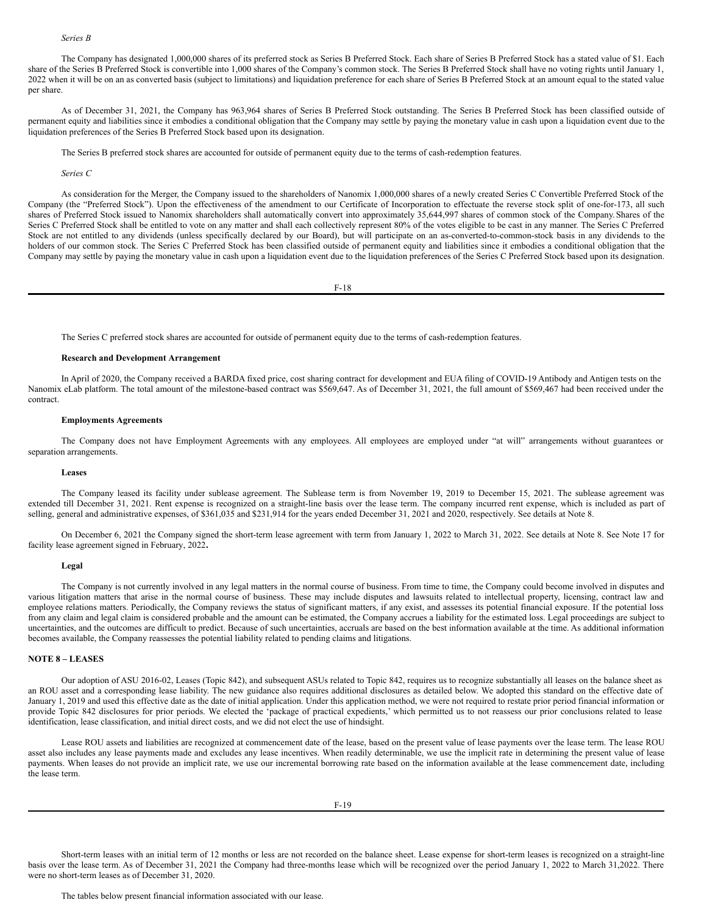*Series B*

The Company has designated 1,000,000 shares of its preferred stock as Series B Preferred Stock. Each share of Series B Preferred Stock has a stated value of $1. Each share of the Series B Preferred Stock is convertible into 1,000 shares of the Company's common stock. The Series B Preferred Stock shall have no voting rights until January 1, 2022 when it will be on an as converted basis (subject to limitations) and liquidation preference for each share of Series B Preferred Stock at an amount equal to the stated value per share.

As of December 31, 2021, the Company has 963,964 shares of Series B Preferred Stock outstanding. The Series B Preferred Stock has been classified outside of permanent equity and liabilities since it embodies a conditional obligation that the Company may settle by paying the monetary value in cash upon a liquidation event due to the liquidation preferences of the Series B Preferred Stock based upon its designation.

The Series B preferred stock shares are accounted for outside of permanent equity due to the terms of cash-redemption features.

*Series C*

As consideration for the Merger, the Company issued to the shareholders of Nanomix 1,000,000 shares of a newly created Series C Convertible Preferred Stock of the Company (the "Preferred Stock"). Upon the effectiveness of the amendment to our Certificate of Incorporation to effectuate the reverse stock split of one-for-173, all such shares of Preferred Stock issued to Nanomix shareholders shall automatically convert into approximately 35,644,997 shares of common stock of the Company. Shares of the Series C Preferred Stock shall be entitled to vote on any matter and shall each collectively represent 80% of the votes eligible to be cast in any manner. The Series C Preferred Stock are not entitled to any dividends (unless specifically declared by our Board), but will participate on an as-converted-to-common-stock basis in any dividends to the holders of our common stock. The Series C Preferred Stock has been classified outside of permanent equity and liabilities since it embodies a conditional obligation that the Company may settle by paying the monetary value in cash upon a liquidation event due to the liquidation preferences of the Series C Preferred Stock based upon its designation.

The Series C preferred stock shares are accounted for outside of permanent equity due to the terms of cash-redemption features.

**Research and Development Arrangement**

In April of 2020, the Company received a BARDA fixed price, cost sharing contract for development and EUA filing of COVID-19 Antibody and Antigen tests on the Nanomix eLab platform. The total amount of the milestone-based contract was $569,647. As of December 31, 2021, the full amount of $569,467 had been received under the contract.

**Employments Agreements**

The Company does not have Employment Agreements with any employees. All employees are employed under "at will" arrangements without guarantees or separation arrangements.

**Leases**

The Company leased its facility under sublease agreement. The Sublease term is from November 19, 2019 to December 15, 2021. The sublease agreement was extended till December 31, 2021. Rent expense is recognized on a straight-line basis over the lease term. The company incurred rent expense, which is included as part of selling, general and administrative expenses, of $361,035 and $231,914 for the years ended December 31, 2021 and 2020, respectively. See details at Note 8.

On December 6, 2021 the Company signed the short-term lease agreement with term from January 1, 2022 to March 31, 2022. See details at Note 8. See Note 17 for facility lease agreement signed in February, 2022**.**

**Legal**

The Company is not currently involved in any legal matters in the normal course of business. From time to time, the Company could become involved in disputes and various litigation matters that arise in the normal course of business. These may include disputes and lawsuits related to intellectual property, licensing, contract law and employee relations matters. Periodically, the Company reviews the status of significant matters, if any exist, and assesses its potential financial exposure. If the potential loss from any claim and legal claim is considered probable and the amount can be estimated, the Company accrues a liability for the estimated loss. Legal proceedings are subject to uncertainties, and the outcomes are difficult to predict. Because of such uncertainties, accruals are based on the best information available at the time. As additional information becomes available, the Company reassesses the potential liability related to pending claims and litigations.

**NOTE 8 – LEASES**

Our adoption of ASU 2016-02, Leases (Topic 842), and subsequent ASUs related to Topic 842, requires us to recognize substantially all leases on the balance sheet as an ROU asset and a corresponding lease liability. The new guidance also requires additional disclosures as detailed below. We adopted this standard on the effective date of January 1, 2019 and used this effective date as the date of initial application. Under this application method, we were not required to restate prior period financial information or provide Topic 842 disclosures for prior periods. We elected the 'package of practical expedients,' which permitted us to not reassess our prior conclusions related to lease identification, lease classification, and initial direct costs, and we did not elect the use of hindsight.

Lease ROU assets and liabilities are recognized at commencement date of the lease, based on the present value of lease payments over the lease term. The lease ROU asset also includes any lease payments made and excludes any lease incentives. When readily determinable, we use the implicit rate in determining the present value of lease payments. When leases do not provide an implicit rate, we use our incremental borrowing rate based on the information available at the lease commencement date, including the lease term.

Short-term leases with an initial term of 12 months or less are not recorded on the balance sheet. Lease expense for short-term leases is recognized on a straight-line basis over the lease term. As of December 31, 2021 the Company had three-months lease which will be recognized over the period January 1, 2022 to March 31,2022. There were no short-term leases as of December 31, 2020.

The tables below present financial information associated with our lease.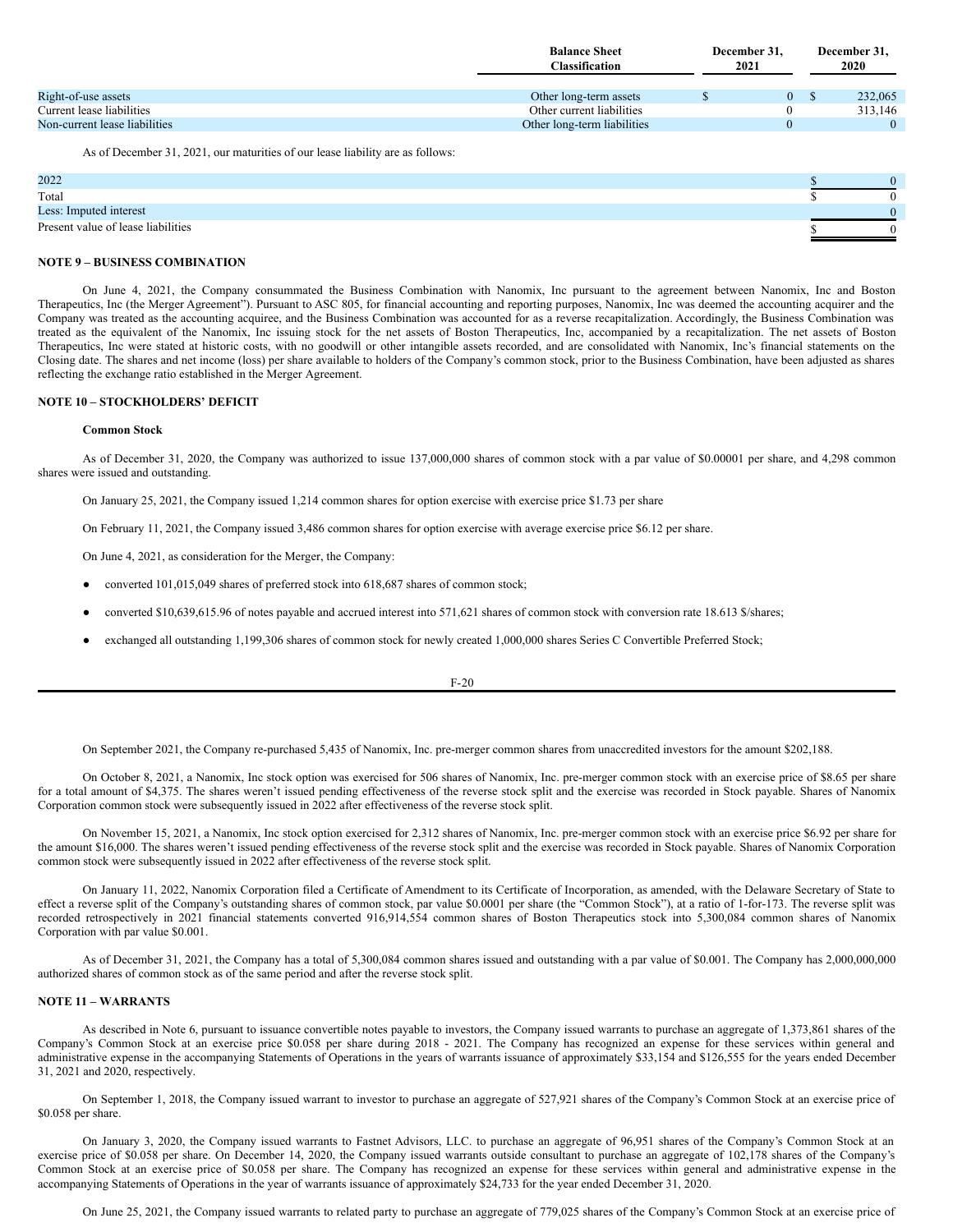| | Balance Sheet Classification | December 31, 2021 | December 31, 2020 |
|---|---|---|---|
| Right-of-use assets | Other long-term assets | $ 0 | $ 232,065 |
| Current lease liabilities | Other current liabilities | 0 | 313,146 |
| Non-current lease liabilities | Other long-term liabilities | 0 | 0 |

As of December 31, 2021, our maturities of our lease liability are as follows:

| | |
|---|---|
| 2022 | $ 0 |
| Total | $ 0 |
| Less: Imputed interest | 0 |
| Present value of lease liabilities | $ 0 |

**NOTE 9 – BUSINESS COMBINATION**

On June 4, 2021, the Company consummated the Business Combination with Nanomix, Inc pursuant to the agreement between Nanomix, Inc and Boston Therapeutics, Inc (the Merger Agreement"). Pursuant to ASC 805, for financial accounting and reporting purposes, Nanomix, Inc was deemed the accounting acquirer and the Company was treated as the accounting acquiree, and the Business Combination was accounted for as a reverse recapitalization. Accordingly, the Business Combination was treated as the equivalent of the Nanomix, Inc issuing stock for the net assets of Boston Therapeutics, Inc, accompanied by a recapitalization. The net assets of Boston Therapeutics, Inc were stated at historic costs, with no goodwill or other intangible assets recorded, and are consolidated with Nanomix, Inc's financial statements on the Closing date. The shares and net income (loss) per share available to holders of the Company's common stock, prior to the Business Combination, have been adjusted as shares reflecting the exchange ratio established in the Merger Agreement.

**NOTE 10 – STOCKHOLDERS' DEFICIT**

**Common Stock**

As of December 31, 2020, the Company was authorized to issue 137,000,000 shares of common stock with a par value of $0.00001 per share, and 4,298 common shares were issued and outstanding.

On January 25, 2021, the Company issued 1,214 common shares for option exercise with exercise price $1.73 per share

On February 11, 2021, the Company issued 3,486 common shares for option exercise with average exercise price $6.12 per share.

On June 4, 2021, as consideration for the Merger, the Company:

- converted 101,015,049 shares of preferred stock into 618,687 shares of common stock;
- converted $10,639,615.96 of notes payable and accrued interest into 571,621 shares of common stock with conversion rate 18.613 $/shares;
- exchanged all outstanding 1,199,306 shares of common stock for newly created 1,000,000 shares Series C Convertible Preferred Stock;

On September 2021, the Company re-purchased 5,435 of Nanomix, Inc. pre-merger common shares from unaccredited investors for the amount $202,188.

On October 8, 2021, a Nanomix, Inc stock option was exercised for 506 shares of Nanomix, Inc. pre-merger common stock with an exercise price of $8.65 per share for a total amount of $4,375. The shares weren't issued pending effectiveness of the reverse stock split and the exercise was recorded in Stock payable. Shares of Nanomix Corporation common stock were subsequently issued in 2022 after effectiveness of the reverse stock split.

On November 15, 2021, a Nanomix, Inc stock option exercised for 2,312 shares of Nanomix, Inc. pre-merger common stock with an exercise price $6.92 per share for the amount $16,000. The shares weren't issued pending effectiveness of the reverse stock split and the exercise was recorded in Stock payable. Shares of Nanomix Corporation common stock were subsequently issued in 2022 after effectiveness of the reverse stock split.

On January 11, 2022, Nanomix Corporation filed a Certificate of Amendment to its Certificate of Incorporation, as amended, with the Delaware Secretary of State to effect a reverse split of the Company's outstanding shares of common stock, par value $0.0001 per share (the "Common Stock"), at a ratio of 1-for-173. The reverse split was recorded retrospectively in 2021 financial statements converted 916,914,554 common shares of Boston Therapeutics stock into 5,300,084 common shares of Nanomix Corporation with par value $0.001.

As of December 31, 2021, the Company has a total of 5,300,084 common shares issued and outstanding with a par value of $0.001. The Company has 2,000,000,000 authorized shares of common stock as of the same period and after the reverse stock split.

**NOTE 11 – WARRANTS**

As described in Note 6, pursuant to issuance convertible notes payable to investors, the Company issued warrants to purchase an aggregate of 1,373,861 shares of the Company's Common Stock at an exercise price $0.058 per share during 2018 - 2021. The Company has recognized an expense for these services within general and administrative expense in the accompanying Statements of Operations in the years of warrants issuance of approximately $33,154 and $126,555 for the years ended December 31, 2021 and 2020, respectively.

On September 1, 2018, the Company issued warrant to investor to purchase an aggregate of 527,921 shares of the Company's Common Stock at an exercise price of $0.058 per share.

On January 3, 2020, the Company issued warrants to Fastnet Advisors, LLC. to purchase an aggregate of 96,951 shares of the Company's Common Stock at an exercise price of $0.058 per share. On December 14, 2020, the Company issued warrants outside consultant to purchase an aggregate of 102,178 shares of the Company's Common Stock at an exercise price of $0.058 per share. The Company has recognized an expense for these services within general and administrative expense in the accompanying Statements of Operations in the year of warrants issuance of approximately $24,733 for the year ended December 31, 2020.

On June 25, 2021, the Company issued warrants to related party to purchase an aggregate of 779,025 shares of the Company's Common Stock at an exercise price of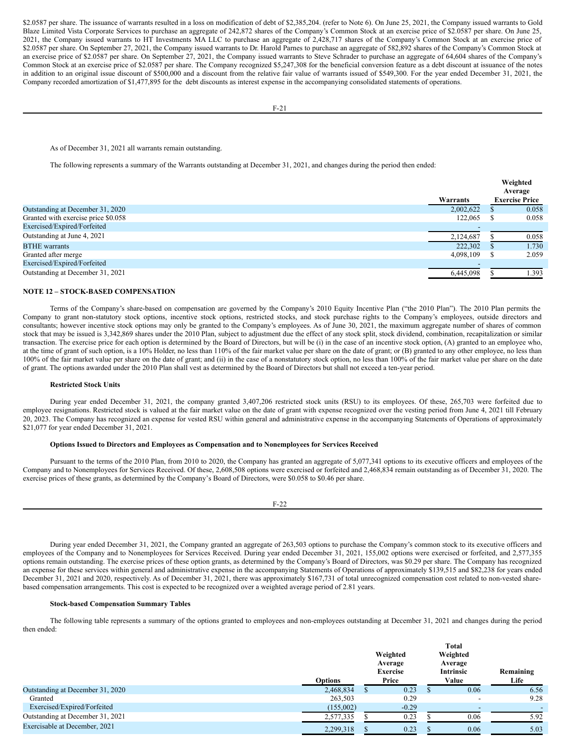$2.0587 per share. The issuance of warrants resulted in a loss on modification of debt of $2,385,204. (refer to Note 6). On June 25, 2021, the Company issued warrants to Gold Blaze Limited Vista Corporate Services to purchase an aggregate of 242,872 shares of the Company's Common Stock at an exercise price of $2.0587 per share. On June 25, 2021, the Company issued warrants to HT Investments MA LLC to purchase an aggregate of 2,428,717 shares of the Company's Common Stock at an exercise price of $2.0587 per share. On September 27, 2021, the Company issued warrants to Dr. Harold Parnes to purchase an aggregate of 582,892 shares of the Company's Common Stock at an exercise price of $2.0587 per share. On September 27, 2021, the Company issued warrants to Steve Schrader to purchase an aggregate of 64,604 shares of the Company's Common Stock at an exercise price of $2.0587 per share. The Company recognized $5,247,308 for the beneficial conversion feature as a debt discount at issuance of the notes in addition to an original issue discount of $500,000 and a discount from the relative fair value of warrants issued of $549,300. For the year ended December 31, 2021, the Company recorded amortization of $1,477,895 for the debt discounts as interest expense in the accompanying consolidated statements of operations.

As of December 31, 2021 all warrants remain outstanding.

The following represents a summary of the Warrants outstanding at December 31, 2021, and changes during the period then ended:

| | Warrants | Weighted Average Exercise Price |
|---|---|---|
| Outstanding at December 31, 2020 | 2,002,622 | $ 0.058 |
| Granted with exercise price $0.058 | 122,065 | $ 0.058 |
| Exercised/Expired/Forfeited | - | |
| Outstanding at June 4, 2021 | 2,124,687 | $ 0.058 |
| BTHE warrants | 222,302 | $ 1.730 |
| Granted after merge | 4,098,109 | $ 2.059 |
| Exercised/Expired/Forfeited | - | |
| Outstanding at December 31, 2021 | 6,445,098 | $ 1.393 |

## NOTE 12 – STOCK-BASED COMPENSATION

Terms of the Company's share-based on compensation are governed by the Company's 2010 Equity Incentive Plan ("the 2010 Plan"). The 2010 Plan permits the Company to grant non-statutory stock options, incentive stock options, restricted stocks, and stock purchase rights to the Company's employees, outside directors and consultants; however incentive stock options may only be granted to the Company's employees. As of June 30, 2021, the maximum aggregate number of shares of common stock that may be issue is 3,342,869 shares under the 2010 Plan, subject to adjustment due the effect of any stock split, stock dividend, combination, recapitalization or similar transaction. The exercise price for each option is determined by the Board of Directors, but will be (i) in the case of an incentive stock option, (A) granted to an employee who, at the time of grant of such option, is a 10% Holder, no less than 110% of the fair market value per share on the date of grant; or (B) granted to any other employee, no less than 100% of the fair market value per share on the date of grant; and (ii) in the case of a nonstatutory stock option, no less than 100% of the fair market value per share on the date of grant. The options awarded under the 2010 Plan shall vest as determined by the Board of Directors but shall not exceed a ten-year period.

### Restricted Stock Units

During year ended December 31, 2021, the company granted 3,407,206 restricted stock units (RSU) to its employees. Of these, 265,703 were forfeited due to employee resignations. Restricted stock is valued at the fair market value on the date of grant with expense recognized over the vesting period from June 4, 2021 till February 20, 2023. The Company has recognized an expense for vested RSU within general and administrative expense in the accompanying Statements of Operations of approximately $21,077 for year ended December 31, 2021.

### Options Issued to Directors and Employees as Compensation and to Nonemployees for Services Received

Pursuant to the terms of the 2010 Plan, from 2010 to 2020, the Company has granted an aggregate of 5,077,341 options to its executive officers and employees of the Company and to Nonemployees for Services Received. Of these, 2,608,508 options were exercised or forfeited and 2,468,834 remain outstanding as of December 31, 2020. The exercise prices of these grants, as determined by the Company's Board of Directors, were $0.058 to $0.46 per share.

During year ended December 31, 2021, the Company granted an aggregate of 263,503 options to purchase the Company's common stock to its executive officers and employees of the Company and to Nonemployees for Services Received. During year ended December 31, 2021, 155,002 options were exercised or forfeited, and 2,577,355 options remain outstanding. The exercise prices of these option grants, as determined by the Company's Board of Directors, was $0.29 per share. The Company has recognized an expense for these services within general and administrative expense in the accompanying Statements of Operations of approximately $139,515 and $82,238 for years ended December 31, 2021 and 2020, respectively. As of December 31, 2021, there was approximately $167,731 of total unrecognized compensation cost related to non-vested share-based compensation arrangements. This cost is expected to be recognized over a weighted average period of 2.81 years.

### Stock-based Compensation Summary Tables

The following table represents a summary of the options granted to employees and non-employees outstanding at December 31, 2021 and changes during the period then ended:

| | Options | Weighted Average Exercise Price | Total Weighted Average Intrinsic Value | Remaining Life |
|---|---|---|---|---|
| Outstanding at December 31, 2020 | 2,468,834 | $ 0.23 | $ 0.06 | 6.56 |
| Granted | 263,503 | 0.29 | - | 9.28 |
| Exercised/Expired/Forfeited | (155,002) | -0.29 | - | - |
| Outstanding at December 31, 2021 | 2,577,335 | $ 0.23 | $ 0.06 | 5.92 |
| Exercisable at December, 2021 | 2,299,318 | $ 0.23 | $ 0.06 | 5.03 |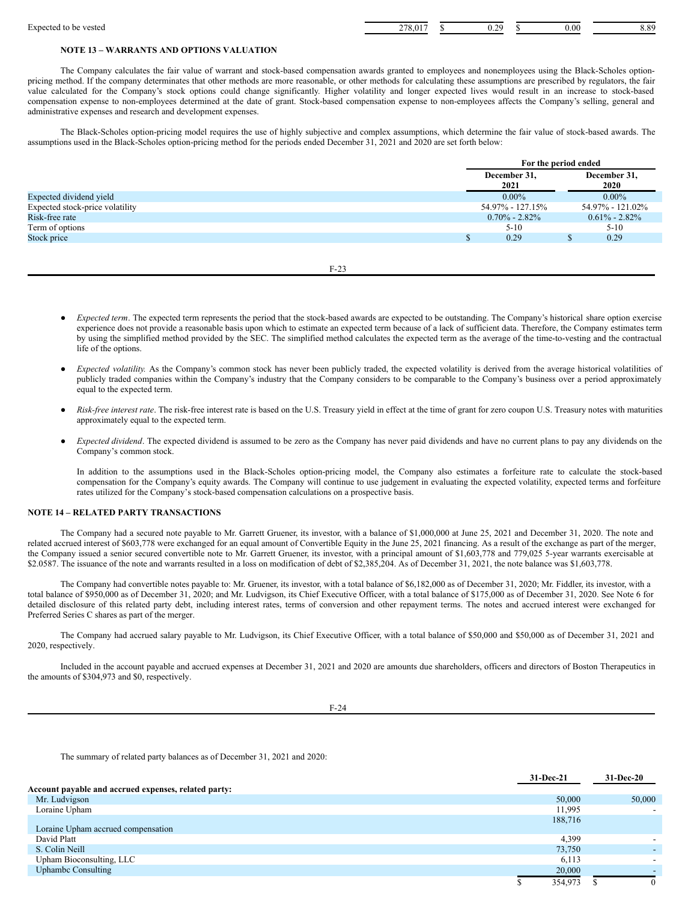| Expected to be vested | 278,017 | $ | 0.29 | $ | 0.00 | 8.89 |
|---|---|---|---|---|---|---|

**NOTE 13 – WARRANTS AND OPTIONS VALUATION**

The Company calculates the fair value of warrant and stock-based compensation awards granted to employees and nonemployees using the Black-Scholes option-pricing method. If the company determinates that other methods are more reasonable, or other methods for calculating these assumptions are prescribed by regulators, the fair value calculated for the Company's stock options could change significantly. Higher volatility and longer expected lives would result in an increase to stock-based compensation expense to non-employees determined at the date of grant. Stock-based compensation expense to non-employees affects the Company's selling, general and administrative expenses and research and development expenses.

The Black-Scholes option-pricing model requires the use of highly subjective and complex assumptions, which determine the fair value of stock-based awards. The assumptions used in the Black-Scholes option-pricing method for the periods ended December 31, 2021 and 2020 are set forth below:

| | For the period ended | |
|---|---|---|
| | December 31, 2021 | December 31, 2020 |
| Expected dividend yield | 0.00% | 0.00% |
| Expected stock-price volatility | 54.97% - 127.15% | 54.97% - 121.02% |
| Risk-free rate | 0.70% - 2.82% | 0.61% - 2.82% |
| Term of options | 5-10 | 5-10 |
| Stock price | $ 0.29 | $ 0.29 |

- *Expected term*. The expected term represents the period that the stock-based awards are expected to be outstanding. The Company's historical share option exercise experience does not provide a reasonable basis upon which to estimate an expected term because of a lack of sufficient data. Therefore, the Company estimates term by using the simplified method provided by the SEC. The simplified method calculates the expected term as the average of the time-to-vesting and the contractual life of the options.

- *Expected volatility.* As the Company's common stock has never been publicly traded, the expected volatility is derived from the average historical volatilities of publicly traded companies within the Company's industry that the Company considers to be comparable to the Company's business over a period approximately equal to the expected term.

- *Risk-free interest rate*. The risk-free interest rate is based on the U.S. Treasury yield in effect at the time of grant for zero coupon U.S. Treasury notes with maturities approximately equal to the expected term.

- *Expected dividend*. The expected dividend is assumed to be zero as the Company has never paid dividends and have no current plans to pay any dividends on the Company's common stock.

In addition to the assumptions used in the Black-Scholes option-pricing model, the Company also estimates a forfeiture rate to calculate the stock-based compensation for the Company's equity awards. The Company will continue to use judgement in evaluating the expected volatility, expected terms and forfeiture rates utilized for the Company's stock-based compensation calculations on a prospective basis.

**NOTE 14 – RELATED PARTY TRANSACTIONS**

The Company had a secured note payable to Mr. Garrett Gruener, its investor, with a balance of $1,000,000 at June 25, 2021 and December 31, 2020. The note and related accrued interest of $603,778 were exchanged for an equal amount of Convertible Equity in the June 25, 2021 financing. As a result of the exchange as part of the merger, the Company issued a senior secured convertible note to Mr. Garrett Gruener, its investor, with a principal amount of $1,603,778 and 779,025 5-year warrants exercisable at $2.0587. The issuance of the note and warrants resulted in a loss on modification of debt of $2,385,204. As of December 31, 2021, the note balance was $1,603,778.

The Company had convertible notes payable to: Mr. Gruener, its investor, with a total balance of $6,182,000 as of December 31, 2020; Mr. Fiddler, its investor, with a total balance of $950,000 as of December 31, 2020; and Mr. Ludvigson, its Chief Executive Officer, with a total balance of $175,000 as of December 31, 2020. See Note 6 for detailed disclosure of this related party debt, including interest rates, terms of conversion and other repayment terms. The notes and accrued interest were exchanged for Preferred Series C shares as part of the merger.

The Company had accrued salary payable to Mr. Ludvigson, its Chief Executive Officer, with a total balance of $50,000 and $50,000 as of December 31, 2021 and 2020, respectively.

Included in the account payable and accrued expenses at December 31, 2021 and 2020 are amounts due shareholders, officers and directors of Boston Therapeutics in the amounts of $304,973 and $0, respectively.

The summary of related party balances as of December 31, 2021 and 2020:

| | 31-Dec-21 | 31-Dec-20 |
|---|---|---|
| **Account payable and accrued expenses, related party:** | | |
| Mr. Ludvigson | 50,000 | 50,000 |
| Loraine Upham | 11,995 | - |
| Loraine Upham accrued compensation | 188,716 | |
| David Platt | 4,399 | - |
| S. Colin Neill | 73,750 | - |
| Upham Bioconsulting, LLC | 6,113 | - |
| Uphambc Consulting | 20,000 | - |
| | $ 354,973 | $ 0 |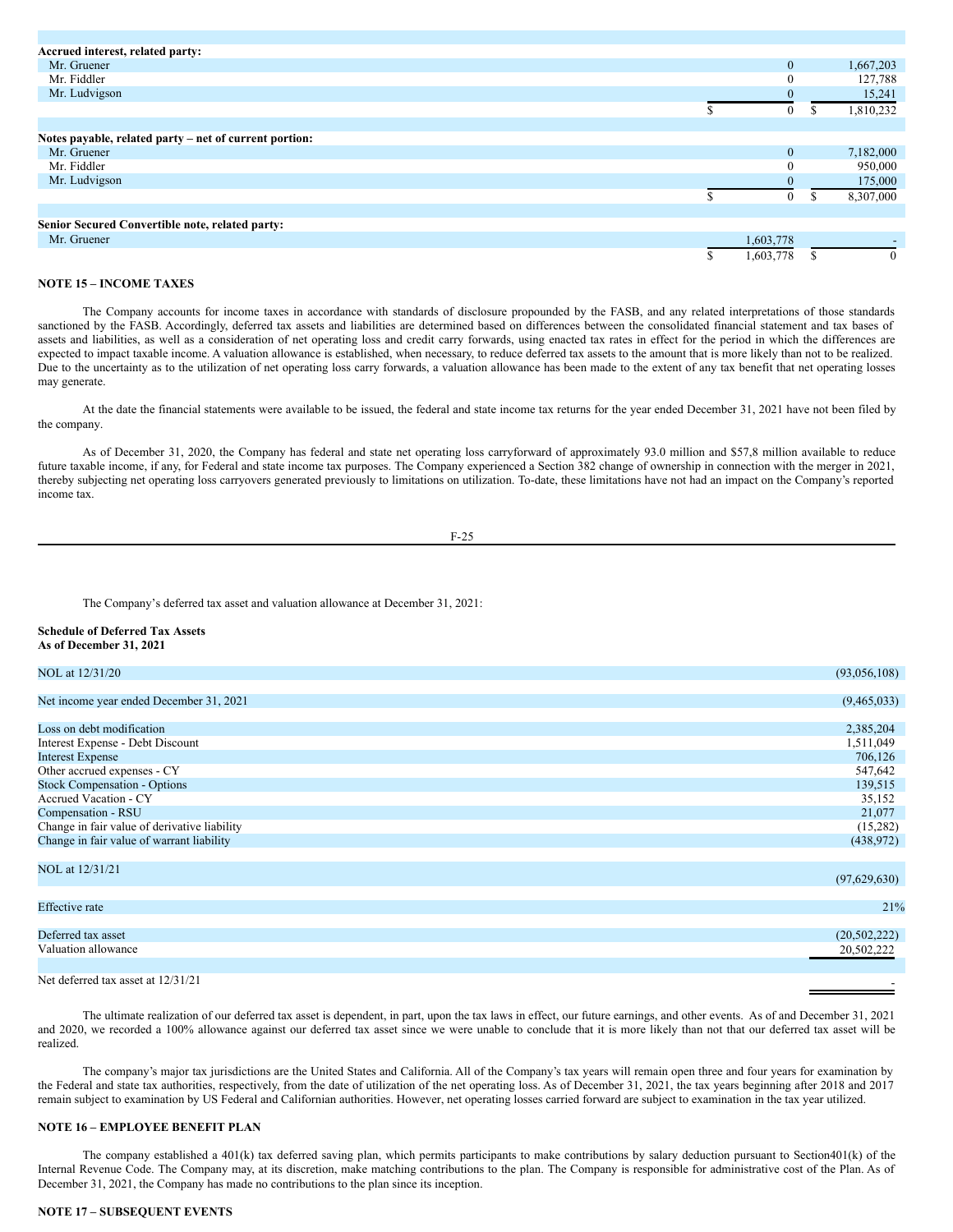| | | |
|---|---|---|
| **Accrued interest, related party:** | | |
| Mr. Gruener | 0 | 1,667,203 |
| Mr. Fiddler | 0 | 127,788 |
| Mr. Ludvigson | 0 | 15,241 |
| | $ 0 | $ 1,810,232 |
| | | |
| **Notes payable, related party – net of current portion:** | | |
| Mr. Gruener | 0 | 7,182,000 |
| Mr. Fiddler | 0 | 950,000 |
| Mr. Ludvigson | 0 | 175,000 |
| | $ 0 | $ 8,307,000 |
| | | |
| **Senior Secured Convertible note, related party:** | | |
| Mr. Gruener | 1,603,778 | - |
| | $ 1,603,778 | $ 0 |

**NOTE 15 – INCOME TAXES**

The Company accounts for income taxes in accordance with standards of disclosure propounded by the FASB, and any related interpretations of those standards sanctioned by the FASB. Accordingly, deferred tax assets and liabilities are determined based on differences between the consolidated financial statement and tax bases of assets and liabilities, as well as a consideration of net operating loss and credit carry forwards, using enacted tax rates in effect for the period in which the differences are expected to impact taxable income. A valuation allowance is established, when necessary, to reduce deferred tax assets to the amount that is more likely than not to be realized. Due to the uncertainty as to the utilization of net operating loss carry forwards, a valuation allowance has been made to the extent of any tax benefit that net operating losses may generate.

At the date the financial statements were available to be issued, the federal and state income tax returns for the year ended December 31, 2021 have not been filed by the company.

As of December 31, 2020, the Company has federal and state net operating loss carryforward of approximately 93.0 million and $57,8 million available to reduce future taxable income, if any, for Federal and state income tax purposes. The Company experienced a Section 382 change of ownership in connection with the merger in 2021, thereby subjecting net operating loss carryovers generated previously to limitations on utilization. To-date, these limitations have not had an impact on the Company's reported income tax.

The Company's deferred tax asset and valuation allowance at December 31, 2021:

**Schedule of Deferred Tax Assets**
**As of December 31, 2021**

| | |
|---|---|
| NOL at 12/31/20 | (93,056,108) |
| | |
| Net income year ended December 31, 2021 | (9,465,033) |
| | |
| Loss on debt modification | 2,385,204 |
| Interest Expense - Debt Discount | 1,511,049 |
| Interest Expense | 706,126 |
| Other accrued expenses - CY | 547,642 |
| Stock Compensation - Options | 139,515 |
| Accrued Vacation - CY | 35,152 |
| Compensation - RSU | 21,077 |
| Change in fair value of derivative liability | (15,282) |
| Change in fair value of warrant liability | (438,972) |
| | |
| NOL at 12/31/21 | (97,629,630) |
| | |
| Effective rate | 21% |
| | |
| Deferred tax asset | (20,502,222) |
| Valuation allowance | 20,502,222 |
| | |
| Net deferred tax asset at 12/31/21 | - |

The ultimate realization of our deferred tax asset is dependent, in part, upon the tax laws in effect, our future earnings, and other events. As of and December 31, 2021 and 2020, we recorded a 100% allowance against our deferred tax asset since we were unable to conclude that it is more likely than not that our deferred tax asset will be realized.

The company's major tax jurisdictions are the United States and California. All of the Company's tax years will remain open three and four years for examination by the Federal and state tax authorities, respectively, from the date of utilization of the net operating loss. As of December 31, 2021, the tax years beginning after 2018 and 2017 remain subject to examination by US Federal and Californian authorities. However, net operating losses carried forward are subject to examination in the tax year utilized.

**NOTE 16 – EMPLOYEE BENEFIT PLAN**

The company established a 401(k) tax deferred saving plan, which permits participants to make contributions by salary deduction pursuant to Section401(k) of the Internal Revenue Code. The Company may, at its discretion, make matching contributions to the plan. The Company is responsible for administrative cost of the Plan. As of December 31, 2021, the Company has made no contributions to the plan since its inception.

**NOTE 17 – SUBSEQUENT EVENTS**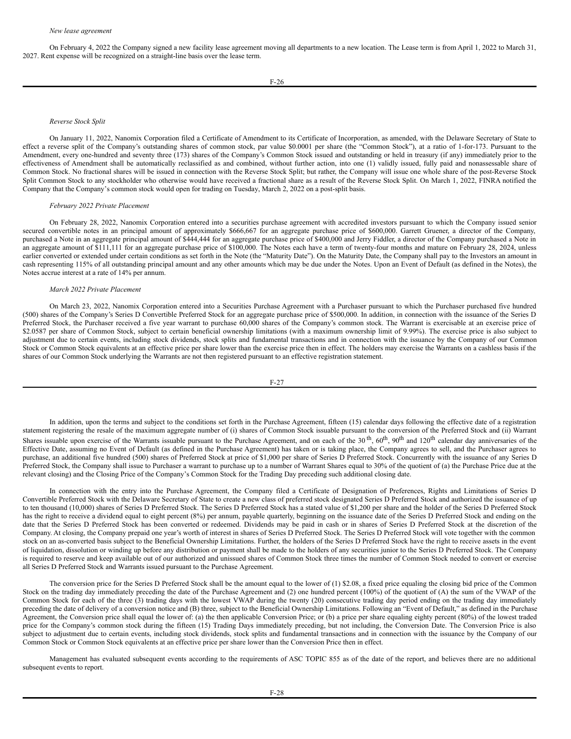*New lease agreement*

On February 4, 2022 the Company signed a new facility lease agreement moving all departments to a new location. The Lease term is from April 1, 2022 to March 31, 2027. Rent expense will be recognized on a straight-line basis over the lease term.

*Reverse Stock Split*

On January 11, 2022, Nanomix Corporation filed a Certificate of Amendment to its Certificate of Incorporation, as amended, with the Delaware Secretary of State to effect a reverse split of the Company's outstanding shares of common stock, par value $0.0001 per share (the "Common Stock"), at a ratio of 1-for-173. Pursuant to the Amendment, every one-hundred and seventy three (173) shares of the Company's Common Stock issued and outstanding or held in treasury (if any) immediately prior to the effectiveness of Amendment shall be automatically reclassified as and combined, without further action, into one (1) validly issued, fully paid and nonassessable share of Common Stock. No fractional shares will be issued in connection with the Reverse Stock Split; but rather, the Company will issue one whole share of the post-Reverse Stock Split Common Stock to any stockholder who otherwise would have received a fractional share as a result of the Reverse Stock Split. On March 1, 2022, FINRA notified the Company that the Company's common stock would open for trading on Tuesday, March 2, 2022 on a post-split basis.

*February 2022 Private Placement*

On February 28, 2022, Nanomix Corporation entered into a securities purchase agreement with accredited investors pursuant to which the Company issued senior secured convertible notes in an principal amount of approximately $666,667 for an aggregate purchase price of $600,000. Garrett Gruener, a director of the Company, purchased a Note in an aggregate principal amount of $444,444 for an aggregate purchase price of $400,000 and Jerry Fiddler, a director of the Company purchased a Note in an aggregate amount of $111,111 for an aggregate purchase price of $100,000. The Notes each have a term of twenty-four months and mature on February 28, 2024, unless earlier converted or extended under certain conditions as set forth in the Note (the "Maturity Date"). On the Maturity Date, the Company shall pay to the Investors an amount in cash representing 115% of all outstanding principal amount and any other amounts which may be due under the Notes. Upon an Event of Default (as defined in the Notes), the Notes accrue interest at a rate of 14% per annum.

*March 2022 Private Placement*

On March 23, 2022, Nanomix Corporation entered into a Securities Purchase Agreement with a Purchaser pursuant to which the Purchaser purchased five hundred (500) shares of the Company's Series D Convertible Preferred Stock for an aggregate purchase price of $500,000. In addition, in connection with the issuance of the Series D Preferred Stock, the Purchaser received a five year warrant to purchase 60,000 shares of the Company's common stock. The Warrant is exercisable at an exercise price of $2.0587 per share of Common Stock, subject to certain beneficial ownership limitations (with a maximum ownership limit of 9.99%). The exercise price is also subject to adjustment due to certain events, including stock dividends, stock splits and fundamental transactions and in connection with the issuance by the Company of our Common Stock or Common Stock equivalents at an effective price per share lower than the exercise price then in effect. The holders may exercise the Warrants on a cashless basis if the shares of our Common Stock underlying the Warrants are not then registered pursuant to an effective registration statement.

In addition, upon the terms and subject to the conditions set forth in the Purchase Agreement, fifteen (15) calendar days following the effective date of a registration statement registering the resale of the maximum aggregate number of (i) shares of Common Stock issuable pursuant to the conversion of the Preferred Stock and (ii) Warrant Shares issuable upon exercise of the Warrants issuable pursuant to the Purchase Agreement, and on each of the 30th, 60th, 90th and 120th calendar day anniversaries of the Effective Date, assuming no Event of Default (as defined in the Purchase Agreement) has taken or is taking place, the Company agrees to sell, and the Purchaser agrees to purchase, an additional five hundred (500) shares of Preferred Stock at price of $1,000 per share of Series D Preferred Stock. Concurrently with the issuance of any Series D Preferred Stock, the Company shall issue to Purchaser a warrant to purchase up to a number of Warrant Shares equal to 30% of the quotient of (a) the Purchase Price due at the relevant closing) and the Closing Price of the Company's Common Stock for the Trading Day preceding such additional closing date.

In connection with the entry into the Purchase Agreement, the Company filed a Certificate of Designation of Preferences, Rights and Limitations of Series D Convertible Preferred Stock with the Delaware Secretary of State to create a new class of preferred stock designated Series D Preferred Stock and authorized the issuance of up to ten thousand (10,000) shares of Series D Preferred Stock. The Series D Preferred Stock has a stated value of $1,200 per share and the holder of the Series D Preferred Stock has the right to receive a dividend equal to eight percent (8%) per annum, payable quarterly, beginning on the issuance date of the Series D Preferred Stock and ending on the date that the Series D Preferred Stock has been converted or redeemed. Dividends may be paid in cash or in shares of Series D Preferred Stock at the discretion of the Company. At closing, the Company prepaid one year's worth of interest in shares of Series D Preferred Stock. The Series D Preferred Stock will vote together with the common stock on an as-converted basis subject to the Beneficial Ownership Limitations. Further, the holders of the Series D Preferred Stock have the right to receive assets in the event of liquidation, dissolution or winding up before any distribution or payment shall be made to the holders of any securities junior to the Series D Preferred Stock. The Company is required to reserve and keep available out of our authorized and unissued shares of Common Stock three times the number of Common Stock needed to convert or exercise all Series D Preferred Stock and Warrants issued pursuant to the Purchase Agreement.

The conversion price for the Series D Preferred Stock shall be the amount equal to the lower of (1) $2.08, a fixed price equaling the closing bid price of the Common Stock on the trading day immediately preceding the date of the Purchase Agreement and (2) one hundred percent (100%) of the quotient of (A) the sum of the VWAP of the Common Stock for each of the three (3) trading days with the lowest VWAP during the twenty (20) consecutive trading day period ending on the trading day immediately preceding the date of delivery of a conversion notice and (B) three, subject to the Beneficial Ownership Limitations. Following an "Event of Default," as defined in the Purchase Agreement, the Conversion price shall equal the lower of: (a) the then applicable Conversion Price; or (b) a price per share equaling eighty percent (80%) of the lowest traded price for the Company's common stock during the fifteen (15) Trading Days immediately preceding, but not including, the Conversion Date. The Conversion Price is also subject to adjustment due to certain events, including stock dividends, stock splits and fundamental transactions and in connection with the issuance by the Company of our Common Stock or Common Stock equivalents at an effective price per share lower than the Conversion Price then in effect.

Management has evaluated subsequent events according to the requirements of ASC TOPIC 855 as of the date of the report, and believes there are no additional subsequent events to report.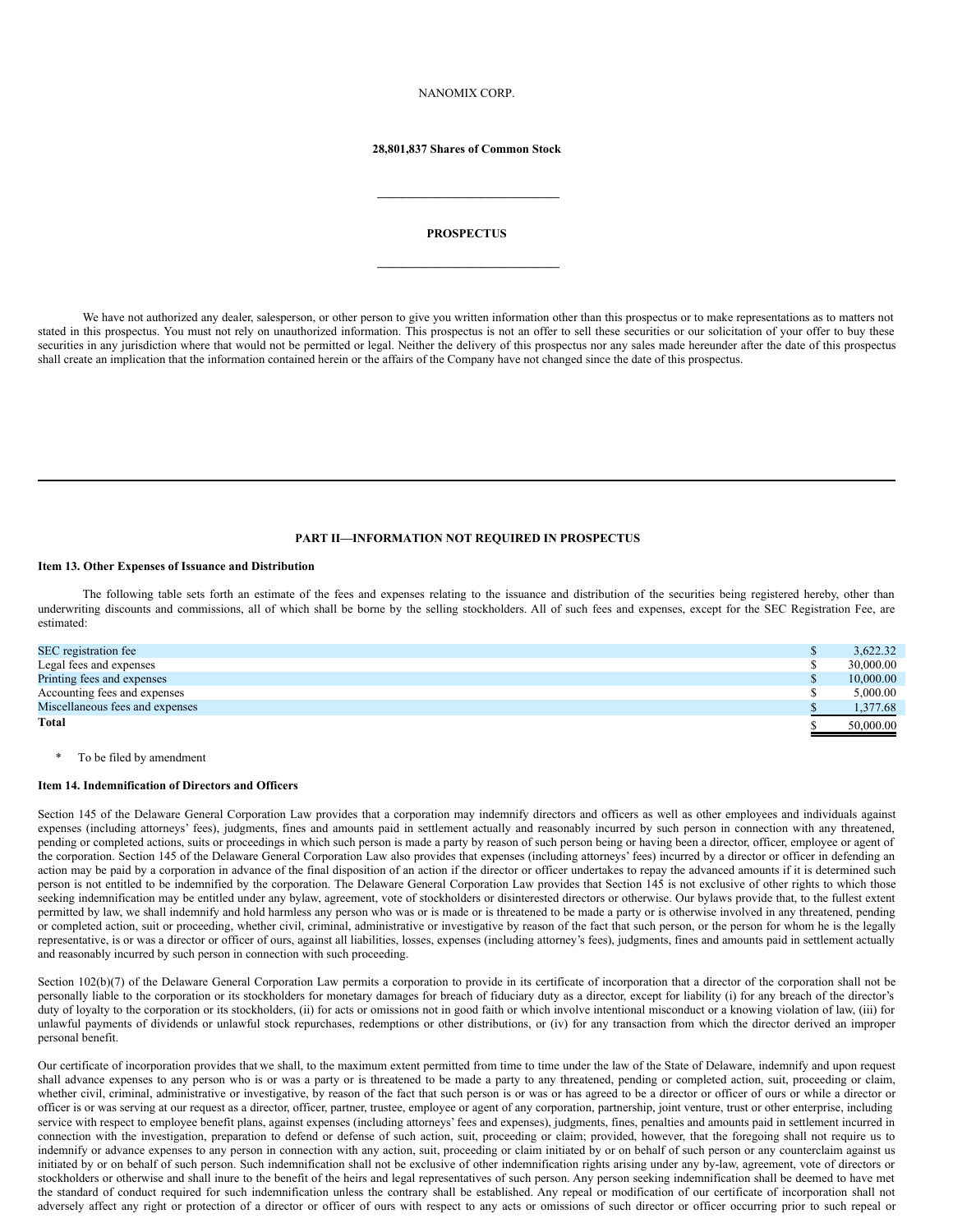NANOMIX CORP.

**28,801,837 Shares of Common Stock**

______________________________

**PROSPECTUS**

______________________________

We have not authorized any dealer, salesperson, or other person to give you written information other than this prospectus or to make representations as to matters not stated in this prospectus. You must not rely on unauthorized information. This prospectus is not an offer to sell these securities or our solicitation of your offer to buy these securities in any jurisdiction where that would not be permitted or legal. Neither the delivery of this prospectus nor any sales made hereunder after the date of this prospectus shall create an implication that the information contained herein or the affairs of the Company have not changed since the date of this prospectus.

---

**PART II—INFORMATION NOT REQUIRED IN PROSPECTUS**

**Item 13. Other Expenses of Issuance and Distribution**

The following table sets forth an estimate of the fees and expenses relating to the issuance and distribution of the securities being registered hereby, other than underwriting discounts and commissions, all of which shall be borne by the selling stockholders. All of such fees and expenses, except for the SEC Registration Fee, are estimated:

| | |
|---|---|
| SEC registration fee | $ 3,622.32 |
| Legal fees and expenses | $ 30,000.00 |
| Printing fees and expenses | $ 10,000.00 |
| Accounting fees and expenses | $ 5,000.00 |
| Miscellaneous fees and expenses | $ 1,377.68 |
| **Total** | $ 50,000.00 |

\* To be filed by amendment

**Item 14. Indemnification of Directors and Officers**

Section 145 of the Delaware General Corporation Law provides that a corporation may indemnify directors and officers as well as other employees and individuals against expenses (including attorneys' fees), judgments, fines and amounts paid in settlement actually and reasonably incurred by such person in connection with any threatened, pending or completed actions, suits or proceedings in which such person is made a party by reason of such person being or having been a director, officer, employee or agent of the corporation. Section 145 of the Delaware General Corporation Law also provides that expenses (including attorneys' fees) incurred by a director or officer in defending an action may be paid by a corporation in advance of the final disposition of an action if the director or officer undertakes to repay the advanced amounts if it is determined such person is not entitled to be indemnified by the corporation. The Delaware General Corporation Law provides that Section 145 is not exclusive of other rights to which those seeking indemnification may be entitled under any bylaw, agreement, vote of stockholders or disinterested directors or otherwise. Our bylaws provide that, to the fullest extent permitted by law, we shall indemnify and hold harmless any person who was or is made or is threatened to be made a party or is otherwise involved in any threatened, pending or completed action, suit or proceeding, whether civil, criminal, administrative or investigative by reason of the fact that such person, or the person for whom he is the legally representative, is or was a director or officer of ours, against all liabilities, losses, expenses (including attorney's fees), judgments, fines and amounts paid in settlement actually and reasonably incurred by such person in connection with such proceeding.

Section 102(b)(7) of the Delaware General Corporation Law permits a corporation to provide in its certificate of incorporation that a director of the corporation shall not be personally liable to the corporation or its stockholders for monetary damages for breach of fiduciary duty as a director, except for liability (i) for any breach of the director's duty of loyalty to the corporation or its stockholders, (ii) for acts or omissions not in good faith or which involve intentional misconduct or a knowing violation of law, (iii) for unlawful payments of dividends or unlawful stock repurchases, redemptions or other distributions, or (iv) for any transaction from which the director derived an improper personal benefit.

Our certificate of incorporation provides that we shall, to the maximum extent permitted from time to time under the law of the State of Delaware, indemnify and upon request shall advance expenses to any person who is or was a party or is threatened to be made a party to any threatened, pending or completed action, suit, proceeding or claim, whether civil, criminal, administrative or investigative, by reason of the fact that such person is or was or has agreed to be a director or officer of ours or while a director or officer is or was serving at our request as a director, officer, partner, trustee, employee or agent of any corporation, partnership, joint venture, trust or other enterprise, including service with respect to employee benefit plans, against expenses (including attorneys' fees and expenses), judgments, fines, penalties and amounts paid in settlement incurred in connection with the investigation, preparation to defend or defense of such action, suit, proceeding or claim; provided, however, that the foregoing shall not require us to indemnify or advance expenses to any person in connection with any action, suit, proceeding or claim initiated by or on behalf of such person or any counterclaim against us initiated by or on behalf of such person. Such indemnification shall not be exclusive of other indemnification rights arising under any by-law, agreement, vote of directors or stockholders or otherwise and shall inure to the benefit of the heirs and legal representatives of such person. Any person seeking indemnification shall be deemed to have met the standard of conduct required for such indemnification unless the contrary shall be established. Any repeal or modification of our certificate of incorporation shall not adversely affect any right or protection of a director or officer of ours with respect to any acts or omissions of such director or officer occurring prior to such repeal or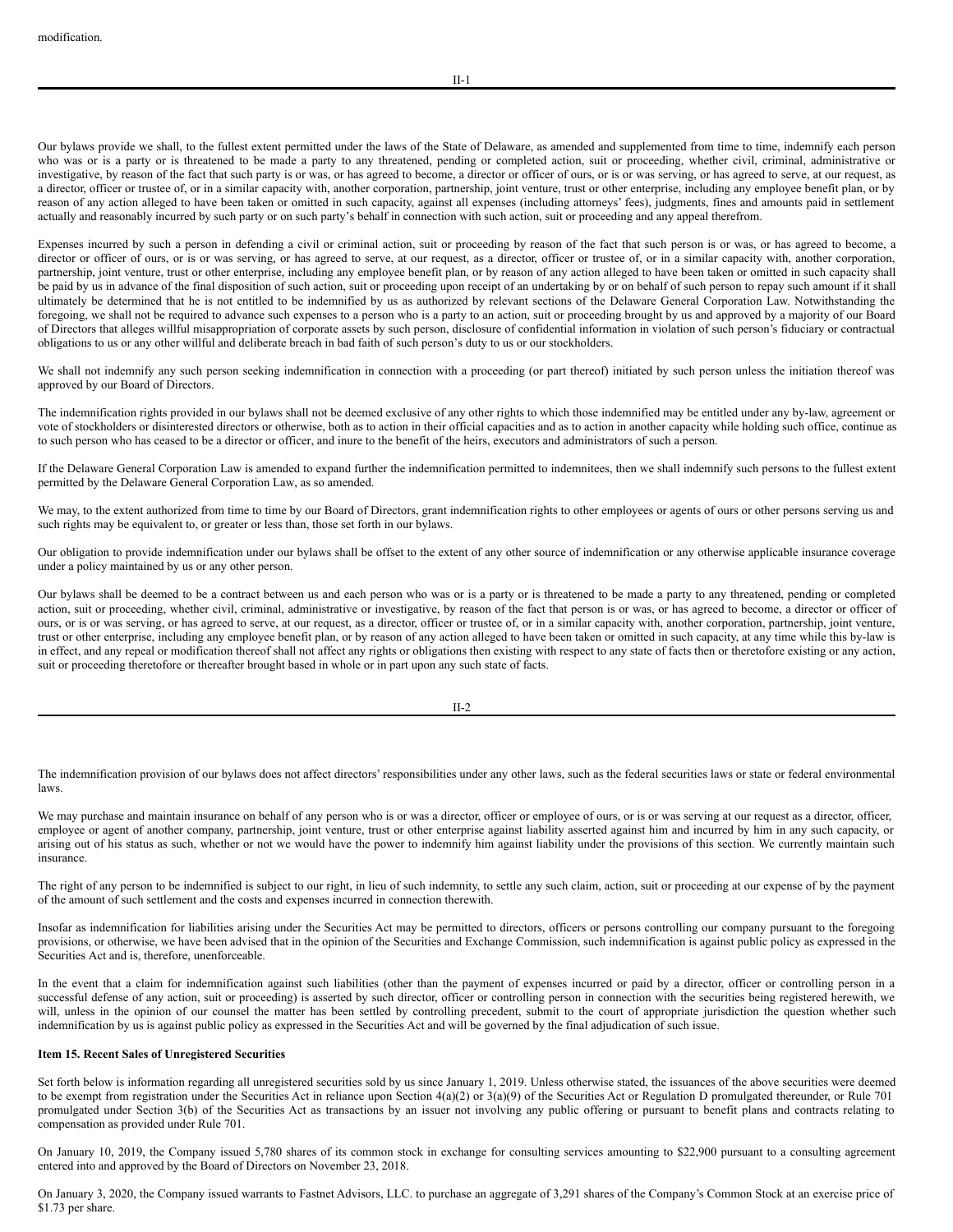modification.

Our bylaws provide we shall, to the fullest extent permitted under the laws of the State of Delaware, as amended and supplemented from time to time, indemnify each person who was or is a party or is threatened to be made a party to any threatened, pending or completed action, suit or proceeding, whether civil, criminal, administrative or investigative, by reason of the fact that such party is or was, or has agreed to become, a director or officer of ours, or is or was serving, or has agreed to serve, at our request, as a director, officer or trustee of, or in a similar capacity with, another corporation, partnership, joint venture, trust or other enterprise, including any employee benefit plan, or by reason of any action alleged to have been taken or omitted in such capacity, against all expenses (including attorneys' fees), judgments, fines and amounts paid in settlement actually and reasonably incurred by such party or on such party's behalf in connection with such action, suit or proceeding and any appeal therefrom.

Expenses incurred by such a person in defending a civil or criminal action, suit or proceeding by reason of the fact that such person is or was, or has agreed to become, a director or officer of ours, or is or was serving, or has agreed to serve, at our request, as a director, officer or trustee of, or in a similar capacity with, another corporation, partnership, joint venture, trust or other enterprise, including any employee benefit plan, or by reason of any action alleged to have been taken or omitted in such capacity shall be paid by us in advance of the final disposition of such action, suit or proceeding upon receipt of an undertaking by or on behalf of such person to repay such amount if it shall ultimately be determined that he is not entitled to be indemnified by us as authorized by relevant sections of the Delaware General Corporation Law. Notwithstanding the foregoing, we shall not be required to advance such expenses to a person who is a party to an action, suit or proceeding brought by us and approved by a majority of our Board of Directors that alleges willful misappropriation of corporate assets by such person, disclosure of confidential information in violation of such person's fiduciary or contractual obligations to us or any other willful and deliberate breach in bad faith of such person's duty to us or our stockholders.

We shall not indemnify any such person seeking indemnification in connection with a proceeding (or part thereof) initiated by such person unless the initiation thereof was approved by our Board of Directors.

The indemnification rights provided in our bylaws shall not be deemed exclusive of any other rights to which those indemnified may be entitled under any by-law, agreement or vote of stockholders or disinterested directors or otherwise, both as to action in their official capacities and as to action in another capacity while holding such office, continue as to such person who has ceased to be a director or officer, and inure to the benefit of the heirs, executors and administrators of such a person.

If the Delaware General Corporation Law is amended to expand further the indemnification permitted to indemnitees, then we shall indemnify such persons to the fullest extent permitted by the Delaware General Corporation Law, as so amended.

We may, to the extent authorized from time to time by our Board of Directors, grant indemnification rights to other employees or agents of ours or other persons serving us and such rights may be equivalent to, or greater or less than, those set forth in our bylaws.

Our obligation to provide indemnification under our bylaws shall be offset to the extent of any other source of indemnification or any otherwise applicable insurance coverage under a policy maintained by us or any other person.

Our bylaws shall be deemed to be a contract between us and each person who was or is a party or is threatened to be made a party to any threatened, pending or completed action, suit or proceeding, whether civil, criminal, administrative or investigative, by reason of the fact that person is or was, or has agreed to become, a director or officer of ours, or is or was serving, or has agreed to serve, at our request, as a director, officer or trustee of, or in a similar capacity with, another corporation, partnership, joint venture, trust or other enterprise, including any employee benefit plan, or by reason of any action alleged to have been taken or omitted in such capacity, at any time while this by-law is in effect, and any repeal or modification thereof shall not affect any rights or obligations then existing with respect to any state of facts then or theretofore existing or any action, suit or proceeding theretofore or thereafter brought based in whole or in part upon any such state of facts.

The indemnification provision of our bylaws does not affect directors' responsibilities under any other laws, such as the federal securities laws or state or federal environmental laws.

We may purchase and maintain insurance on behalf of any person who is or was a director, officer or employee of ours, or is or was serving at our request as a director, officer, employee or agent of another company, partnership, joint venture, trust or other enterprise against liability asserted against him and incurred by him in any such capacity, or arising out of his status as such, whether or not we would have the power to indemnify him against liability under the provisions of this section. We currently maintain such insurance.

The right of any person to be indemnified is subject to our right, in lieu of such indemnity, to settle any such claim, action, suit or proceeding at our expense of by the payment of the amount of such settlement and the costs and expenses incurred in connection therewith.

Insofar as indemnification for liabilities arising under the Securities Act may be permitted to directors, officers or persons controlling our company pursuant to the foregoing provisions, or otherwise, we have been advised that in the opinion of the Securities and Exchange Commission, such indemnification is against public policy as expressed in the Securities Act and is, therefore, unenforceable.

In the event that a claim for indemnification against such liabilities (other than the payment of expenses incurred or paid by a director, officer or controlling person in a successful defense of any action, suit or proceeding) is asserted by such director, officer or controlling person in connection with the securities being registered herewith, we will, unless in the opinion of our counsel the matter has been settled by controlling precedent, submit to the court of appropriate jurisdiction the question whether such indemnification by us is against public policy as expressed in the Securities Act and will be governed by the final adjudication of such issue.

**Item 15. Recent Sales of Unregistered Securities**

Set forth below is information regarding all unregistered securities sold by us since January 1, 2019. Unless otherwise stated, the issuances of the above securities were deemed to be exempt from registration under the Securities Act in reliance upon Section 4(a)(2) or 3(a)(9) of the Securities Act or Regulation D promulgated thereunder, or Rule 701 promulgated under Section 3(b) of the Securities Act as transactions by an issuer not involving any public offering or pursuant to benefit plans and contracts relating to compensation as provided under Rule 701.

On January 10, 2019, the Company issued 5,780 shares of its common stock in exchange for consulting services amounting to $22,900 pursuant to a consulting agreement entered into and approved by the Board of Directors on November 23, 2018.

On January 3, 2020, the Company issued warrants to Fastnet Advisors, LLC. to purchase an aggregate of 3,291 shares of the Company's Common Stock at an exercise price of $1.73 per share.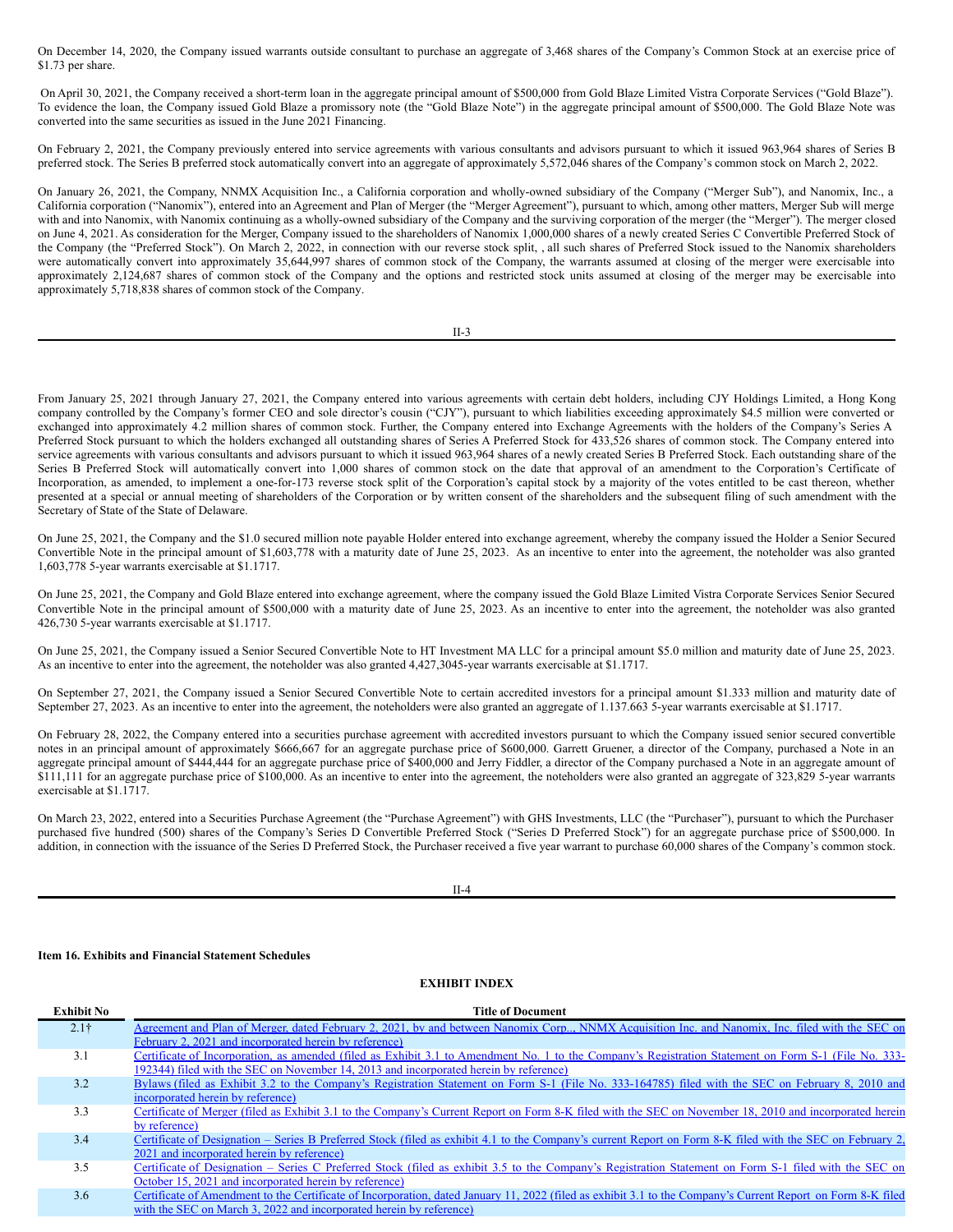On December 14, 2020, the Company issued warrants outside consultant to purchase an aggregate of 3,468 shares of the Company's Common Stock at an exercise price of $1.73 per share.

On April 30, 2021, the Company received a short-term loan in the aggregate principal amount of $500,000 from Gold Blaze Limited Vistra Corporate Services ("Gold Blaze"). To evidence the loan, the Company issued Gold Blaze a promissory note (the "Gold Blaze Note") in the aggregate principal amount of $500,000. The Gold Blaze Note was converted into the same securities as issued in the June 2021 Financing.

On February 2, 2021, the Company previously entered into service agreements with various consultants and advisors pursuant to which it issued 963,964 shares of Series B preferred stock. The Series B preferred stock automatically convert into an aggregate of approximately 5,572,046 shares of the Company's common stock on March 2, 2022.

On January 26, 2021, the Company, NNMX Acquisition Inc., a California corporation and wholly-owned subsidiary of the Company ("Merger Sub"), and Nanomix, Inc., a California corporation ("Nanomix"), entered into an Agreement and Plan of Merger (the "Merger Agreement"), pursuant to which, among other matters, Merger Sub will merge with and into Nanomix, with Nanomix continuing as a wholly-owned subsidiary of the Company and the surviving corporation of the merger (the "Merger"). The merger closed on June 4, 2021. As consideration for the Merger, Company issued to the shareholders of Nanomix 1,000,000 shares of a newly created Series C Convertible Preferred Stock of the Company (the "Preferred Stock"). On March 2, 2022, in connection with our reverse stock split, , all such shares of Preferred Stock issued to the Nanomix shareholders were automatically convert into approximately 35,644,997 shares of common stock of the Company, the warrants assumed at closing of the merger were exercisable into approximately 2,124,687 shares of common stock of the Company and the options and restricted stock units assumed at closing of the merger may be exercisable into approximately 5,718,838 shares of common stock of the Company.

From January 25, 2021 through January 27, 2021, the Company entered into various agreements with certain debt holders, including CJY Holdings Limited, a Hong Kong company controlled by the Company's former CEO and sole director's cousin ("CJY"), pursuant to which liabilities exceeding approximately $4.5 million were converted or exchanged into approximately 4.2 million shares of common stock. Further, the Company entered into Exchange Agreements with the holders of the Company's Series A Preferred Stock pursuant to which the holders exchanged all outstanding shares of Series A Preferred Stock for 433,526 shares of common stock. The Company entered into service agreements with various consultants and advisors pursuant to which it issued 963,964 shares of a newly created Series B Preferred Stock. Each outstanding share of the Series B Preferred Stock will automatically convert into 1,000 shares of common stock on the date that approval of an amendment to the Corporation's Certificate of Incorporation, as amended, to implement a one-for-173 reverse stock split of the Corporation's capital stock by a majority of the votes entitled to be cast thereon, whether presented at a special or annual meeting of shareholders of the Corporation or by written consent of the shareholders and the subsequent filing of such amendment with the Secretary of State of the State of Delaware.

On June 25, 2021, the Company and the $1.0 secured million note payable Holder entered into exchange agreement, whereby the company issued the Holder a Senior Secured Convertible Note in the principal amount of $1,603,778 with a maturity date of June 25, 2023. As an incentive to enter into the agreement, the noteholder was also granted 1,603,778 5-year warrants exercisable at $1.1717.

On June 25, 2021, the Company and Gold Blaze entered into exchange agreement, where the company issued the Gold Blaze Limited Vistra Corporate Services Senior Secured Convertible Note in the principal amount of $500,000 with a maturity date of June 25, 2023. As an incentive to enter into the agreement, the noteholder was also granted 426,730 5-year warrants exercisable at $1.1717.

On June 25, 2021, the Company issued a Senior Secured Convertible Note to HT Investment MA LLC for a principal amount $5.0 million and maturity date of June 25, 2023. As an incentive to enter into the agreement, the noteholder was also granted 4,427,3045-year warrants exercisable at $1.1717.

On September 27, 2021, the Company issued a Senior Secured Convertible Note to certain accredited investors for a principal amount $1.333 million and maturity date of September 27, 2023. As an incentive to enter into the agreement, the noteholders were also granted an aggregate of 1.137.663 5-year warrants exercisable at $1.1717.

On February 28, 2022, the Company entered into a securities purchase agreement with accredited investors pursuant to which the Company issued senior secured convertible notes in an principal amount of approximately $666,667 for an aggregate purchase price of $600,000. Garrett Gruener, a director of the Company, purchased a Note in an aggregate principal amount of $444,444 for an aggregate purchase price of $400,000 and Jerry Fiddler, a director of the Company purchased a Note in an aggregate amount of $111,111 for an aggregate purchase price of $100,000. As an incentive to enter into the agreement, the noteholders were also granted an aggregate of 323,829 5-year warrants exercisable at $1.1717.

On March 23, 2022, entered into a Securities Purchase Agreement (the "Purchase Agreement") with GHS Investments, LLC (the "Purchaser"), pursuant to which the Purchaser purchased five hundred (500) shares of the Company's Series D Convertible Preferred Stock ("Series D Preferred Stock") for an aggregate purchase price of $500,000. In addition, in connection with the issuance of the Series D Preferred Stock, the Purchaser received a five year warrant to purchase 60,000 shares of the Company's common stock.

**Item 16. Exhibits and Financial Statement Schedules**

**EXHIBIT INDEX**

| Exhibit No | Title of Document |
|---|---|
| 2.1† | Agreement and Plan of Merger, dated February 2, 2021, by and between Nanomix Corp., NNMX Acquisition Inc. and Nanomix, Inc. filed with the SEC on February 2, 2021 and incorporated herein by reference) |
| 3.1 | Certificate of Incorporation, as amended (filed as Exhibit 3.1 to Amendment No. 1 to the Company's Registration Statement on Form S-1 (File No. 333-192344) filed with the SEC on November 14, 2013 and incorporated herein by reference) |
| 3.2 | Bylaws (filed as Exhibit 3.2 to the Company's Registration Statement on Form S-1 (File No. 333-164785) filed with the SEC on February 8, 2010 and incorporated herein by reference) |
| 3.3 | Certificate of Merger (filed as Exhibit 3.1 to the Company's Current Report on Form 8-K filed with the SEC on November 18, 2010 and incorporated herein by reference) |
| 3.4 | Certificate of Designation – Series B Preferred Stock (filed as exhibit 4.1 to the Company's current Report on Form 8-K filed with the SEC on February 2, 2021 and incorporated herein by reference) |
| 3.5 | Certificate of Designation – Series C Preferred Stock (filed as exhibit 3.5 to the Company's Registration Statement on Form S-1 filed with the SEC on October 15, 2021 and incorporated herein by reference) |
| 3.6 | Certificate of Amendment to the Certificate of Incorporation, dated January 11, 2022 (filed as exhibit 3.1 to the Company's Current Report on Form 8-K filed with the SEC on March 3, 2022 and incorporated herein by reference) |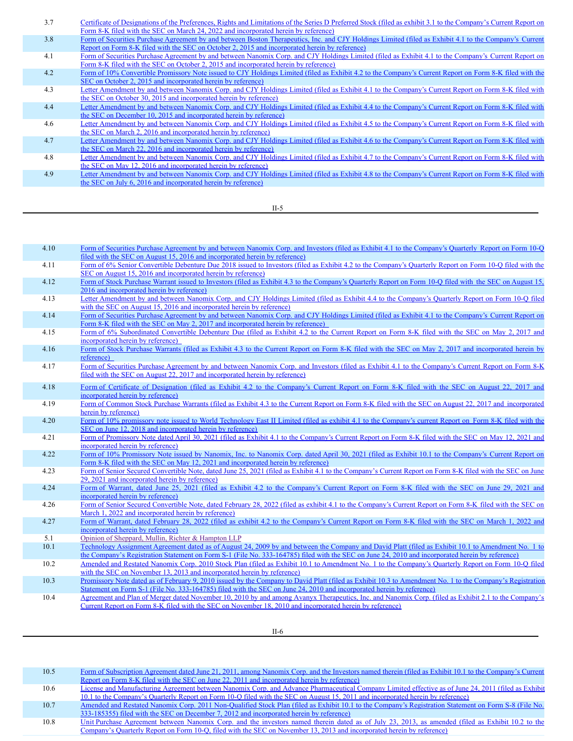| | |
|---|---|
| 3.7 | Certificate of Designations of the Preferences, Rights and Limitations of the Series D Preferred Stock (filed as exhibit 3.1 to the Company's Current Report on Form 8-K filed with the SEC on March 24, 2022 and incorporated herein by reference) |
| 3.8 | Form of Securities Purchase Agreement by and between Boston Therapeutics, Inc. and CJY Holdings Limited (filed as Exhibit 4.1 to the Company's Current Report on Form 8-K filed with the SEC on October 2, 2015 and incorporated herein by reference) |
| 4.1 | Form of Securities Purchase Agreement by and between Nanomix Corp. and CJY Holdings Limited (filed as Exhibit 4.1 to the Company's Current Report on Form 8-K filed with the SEC on October 2, 2015 and incorporated herein by reference) |
| 4.2 | Form of 10% Convertible Promissory Note issued to CJY Holdings Limited (filed as Exhibit 4.2 to the Company's Current Report on Form 8-K filed with the SEC on October 2, 2015 and incorporated herein by reference) |
| 4.3 | Letter Amendment by and between Nanomix Corp. and CJY Holdings Limited (filed as Exhibit 4.1 to the Company's Current Report on Form 8-K filed with the SEC on October 30, 2015 and incorporated herein by reference) |
| 4.4 | Letter Amendment by and between Nanomix Corp. and CJY Holdings Limited (filed as Exhibit 4.4 to the Company's Current Report on Form 8-K filed with the SEC on December 10, 2015 and incorporated herein by reference) |
| 4.6 | Letter Amendment by and between Nanomix Corp. and CJY Holdings Limited (filed as Exhibit 4.5 to the Company's Current Report on Form 8-K filed with the SEC on March 2, 2016 and incorporated herein by reference) |
| 4.7 | Letter Amendment by and between Nanomix Corp. and CJY Holdings Limited (filed as Exhibit 4.6 to the Company's Current Report on Form 8-K filed with the SEC on March 22, 2016 and incorporated herein by reference) |
| 4.8 | Letter Amendment by and between Nanomix Corp. and CJY Holdings Limited (filed as Exhibit 4.7 to the Company's Current Report on Form 8-K filed with the SEC on May 12, 2016 and incorporated herein by reference) |
| 4.9 | Letter Amendment by and between Nanomix Corp. and CJY Holdings Limited (filed as Exhibit 4.8 to the Company's Current Report on Form 8-K filed with the SEC on July 6, 2016 and incorporated herein by reference) |
| 4.10 | Form of Securities Purchase Agreement by and between Nanomix Corp. and Investors (filed as Exhibit 4.1 to the Company's Quarterly Report on Form 10-Q filed with the SEC on August 15, 2016 and incorporated herein by reference) |
| 4.11 | Form of 6% Senior Convertible Debenture Due 2018 issued to Investors (filed as Exhibit 4.2 to the Company's Quarterly Report on Form 10-Q filed with the SEC on August 15, 2016 and incorporated herein by reference) |
| 4.12 | Form of Stock Purchase Warrant issued to Investors (filed as Exhibit 4.3 to the Company's Quarterly Report on Form 10-Q filed with the SEC on August 15, 2016 and incorporated herein by reference) |
| 4.13 | Letter Amendment by and between Nanomix Corp. and CJY Holdings Limited (filed as Exhibit 4.4 to the Company's Quarterly Report on Form 10-Q filed with the SEC on August 15, 2016 and incorporated herein by reference) |
| 4.14 | Form of Securities Purchase Agreement by and between Nanomix Corp. and CJY Holdings Limited (filed as Exhibit 4.1 to the Company's Current Report on Form 8-K filed with the SEC on May 2, 2017 and incorporated herein by reference) |
| 4.15 | Form of 6% Subordinated Convertible Debenture Due (filed as Exhibit 4.2 to the Current Report on Form 8-K filed with the SEC on May 2, 2017 and incorporated herein by reference) |
| 4.16 | Form of Stock Purchase Warrants (filed as Exhibit 4.3 to the Current Report on Form 8-K filed with the SEC on May 2, 2017 and incorporated herein by reference) |
| 4.17 | Form of Securities Purchase Agreement by and between Nanomix Corp. and Investors (filed as Exhibit 4.1 to the Company's Current Report on Form 8-K filed with the SEC on August 22, 2017 and incorporated herein by reference) |
| 4.18 | Form of Certificate of Designation (filed as Exhibit 4.2 to the Company's Current Report on Form 8-K filed with the SEC on August 22, 2017 and incorporated herein by reference) |
| 4.19 | Form of Common Stock Purchase Warrants (filed as Exhibit 4.3 to the Current Report on Form 8-K filed with the SEC on August 22, 2017 and incorporated herein by reference) |
| 4.20 | Form of 10% promissory note issued to World Technology East II Limited (filed as exhibit 4.1 to the Company's current Report on Form 8-K filed with the SEC on June 12, 2018 and incorporated herein by reference) |
| 4.21 | Form of Promissory Note dated April 30, 2021 (filed as Exhibit 4.1 to the Company's Current Report on Form 8-K filed with the SEC on May 12, 2021 and incorporated herein by reference) |
| 4.22 | Form of 10% Promissory Note issued by Nanomix, Inc. to Nanomix Corp. dated April 30, 2021 (filed as Exhibit 10.1 to the Company's Current Report on Form 8-K filed with the SEC on May 12, 2021 and incorporated herein by reference) |
| 4.23 | Form of Senior Secured Convertible Note, dated June 25, 2021 (filed as Exhibit 4.1 to the Company's Current Report on Form 8-K filed with the SEC on June 29, 2021 and incorporated herein by reference) |
| 4.24 | Form of Warrant, dated June 25, 2021 (filed as Exhibit 4.2 to the Company's Current Report on Form 8-K filed with the SEC on June 29, 2021 and incorporated herein by reference) |
| 4.26 | Form of Senior Secured Convertible Note, dated February 28, 2022 (filed as exhibit 4.1 to the Company's Current Report on Form 8-K filed with the SEC on March 1, 2022 and incorporated herein by reference) |
| 4.27 | Form of Warrant, dated February 28, 2022 (filed as exhibit 4.2 to the Company's Current Report on Form 8-K filed with the SEC on March 1, 2022 and incorporated herein by reference) |
| 5.1 | Opinion of Sheppard, Mullin, Richter & Hampton LLP |
| 10.1 | Technology Assignment Agreement dated as of August 24, 2009 by and between the Company and David Platt (filed as Exhibit 10.1 to Amendment No. 1 to the Company's Registration Statement on Form S-1 (File No. 333-164785) filed with the SEC on June 24, 2010 and incorporated herein by reference) |
| 10.2 | Amended and Restated Nanomix Corp. 2010 Stock Plan (filed as Exhibit 10.1 to Amendment No. 1 to the Company's Quarterly Report on Form 10-Q filed with the SEC on November 13, 2013 and incorporated herein by reference) |
| 10.3 | Promissory Note dated as of February 9, 2010 issued by the Company to David Platt (filed as Exhibit 10.3 to Amendment No. 1 to the Company's Registration Statement on Form S-1 (File No. 333-164785) filed with the SEC on June 24, 2010 and incorporated herein by reference) |
| 10.4 | Agreement and Plan of Merger dated November 10, 2010 by and among Avanyx Therapeutics, Inc. and Nanomix Corp. (filed as Exhibit 2.1 to the Company's Current Report on Form 8-K filed with the SEC on November 18, 2010 and incorporated herein by reference) |
| 10.5 | Form of Subscription Agreement dated June 21, 2011, among Nanomix Corp. and the Investors named therein (filed as Exhibit 10.1 to the Company's Current Report on Form 8-K filed with the SEC on June 22, 2011 and incorporated herein by reference) |
| 10.6 | License and Manufacturing Agreement between Nanomix Corp. and Advance Pharmaceutical Company Limited effective as of June 24, 2011 (filed as Exhibit 10.1 to the Company's Quarterly Report on Form 10-Q filed with the SEC on August 15, 2011 and incorporated herein by reference) |
| 10.7 | Amended and Restated Nanomix Corp. 2011 Non-Qualified Stock Plan (filed as Exhibit 10.1 to the Company's Registration Statement on Form S-8 (File No. 333-185355) filed with the SEC on December 7, 2012 and incorporated herein by reference) |
| 10.8 | Unit Purchase Agreement between Nanomix Corp. and the investors named therein dated as of July 23, 2013, as amended (filed as Exhibit 10.2 to the Company's Quarterly Report on Form 10-Q, filed with the SEC on November 13, 2013 and incorporated herein by reference) |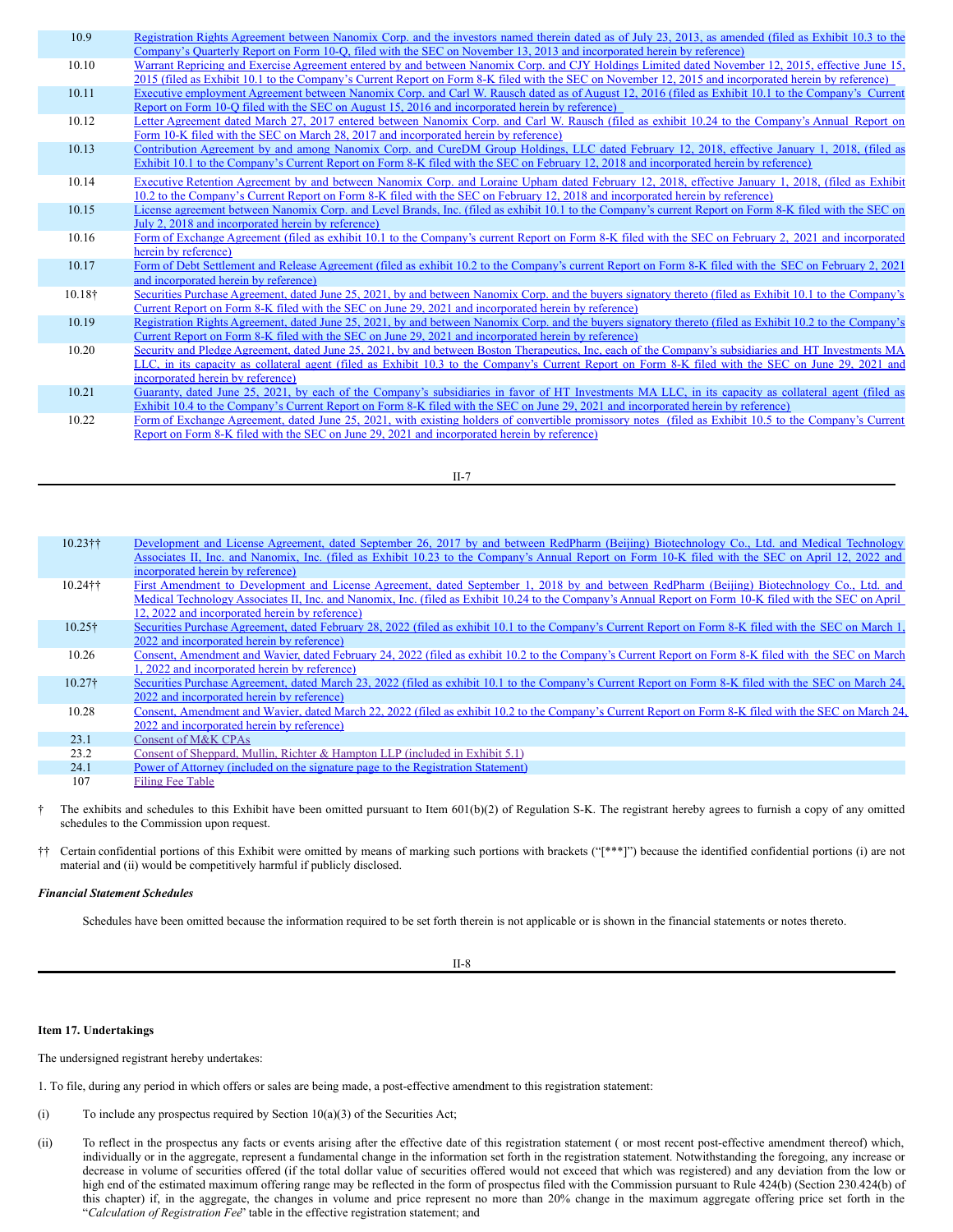| | |
|---|---|
| 10.9 | Registration Rights Agreement between Nanomix Corp. and the investors named therein dated as of July 23, 2013, as amended (filed as Exhibit 10.3 to the Company's Quarterly Report on Form 10-Q, filed with the SEC on November 13, 2013 and incorporated herein by reference) |
| 10.10 | Warrant Repricing and Exercise Agreement entered by and between Nanomix Corp. and CJY Holdings Limited dated November 12, 2015, effective June 15, 2015 (filed as Exhibit 10.1 to the Company's Current Report on Form 8-K filed with the SEC on November 12, 2015 and incorporated herein by reference) |
| 10.11 | Executive employment Agreement between Nanomix Corp. and Carl W. Rausch dated as of August 12, 2016 (filed as Exhibit 10.1 to the Company's Current Report on Form 10-Q filed with the SEC on August 15, 2016 and incorporated herein by reference) |
| 10.12 | Letter Agreement dated March 27, 2017 entered between Nanomix Corp. and Carl W. Rausch (filed as exhibit 10.24 to the Company's Annual Report on Form 10-K filed with the SEC on March 28, 2017 and incorporated herein by reference) |
| 10.13 | Contribution Agreement by and among Nanomix Corp. and CureDM Group Holdings, LLC dated February 12, 2018, effective January 1, 2018, (filed as Exhibit 10.1 to the Company's Current Report on Form 8-K filed with the SEC on February 12, 2018 and incorporated herein by reference) |
| 10.14 | Executive Retention Agreement by and between Nanomix Corp. and Loraine Upham dated February 12, 2018, effective January 1, 2018, (filed as Exhibit 10.2 to the Company's Current Report on Form 8-K filed with the SEC on February 12, 2018 and incorporated herein by reference) |
| 10.15 | License agreement between Nanomix Corp. and Level Brands, Inc. (filed as exhibit 10.1 to the Company's current Report on Form 8-K filed with the SEC on July 2, 2018 and incorporated herein by reference) |
| 10.16 | Form of Exchange Agreement (filed as exhibit 10.1 to the Company's current Report on Form 8-K filed with the SEC on February 2, 2021 and incorporated herein by reference) |
| 10.17 | Form of Debt Settlement and Release Agreement (filed as exhibit 10.2 to the Company's current Report on Form 8-K filed with the SEC on February 2, 2021 and incorporated herein by reference) |
| 10.18† | Securities Purchase Agreement, dated June 25, 2021, by and between Nanomix Corp. and the buyers signatory thereto (filed as Exhibit 10.1 to the Company's Current Report on Form 8-K filed with the SEC on June 29, 2021 and incorporated herein by reference) |
| 10.19 | Registration Rights Agreement, dated June 25, 2021, by and between Nanomix Corp. and the buyers signatory thereto (filed as Exhibit 10.2 to the Company's Current Report on Form 8-K filed with the SEC on June 29, 2021 and incorporated herein by reference) |
| 10.20 | Security and Pledge Agreement, dated June 25, 2021, by and between Boston Therapeutics, Inc. each of the Company's subsidiaries and HT Investments MA LLC, in its capacity as collateral agent (filed as Exhibit 10.3 to the Company's Current Report on Form 8-K filed with the SEC on June 29, 2021 and incorporated herein by reference) |
| 10.21 | Guaranty, dated June 25, 2021, by each of the Company's subsidiaries in favor of HT Investments MA LLC, in its capacity as collateral agent (filed as Exhibit 10.4 to the Company's Current Report on Form 8-K filed with the SEC on June 29, 2021 and incorporated herein by reference) |
| 10.22 | Form of Exchange Agreement, dated June 25, 2021, with existing holders of convertible promissory notes (filed as Exhibit 10.5 to the Company's Current Report on Form 8-K filed with the SEC on June 29, 2021 and incorporated herein by reference) |
| 10.23†† | Development and License Agreement, dated September 26, 2017 by and between RedPharm (Beijing) Biotechnology Co., Ltd. and Medical Technology Associates II, Inc. and Nanomix, Inc. (filed as Exhibit 10.23 to the Company's Annual Report on Form 10-K filed with the SEC on April 12, 2022 and incorporated herein by reference) |
| 10.24†† | First Amendment to Development and License Agreement, dated September 1, 2018 by and between RedPharm (Beijing) Biotechnology Co., Ltd. and Medical Technology Associates II, Inc. and Nanomix, Inc. (filed as Exhibit 10.24 to the Company's Annual Report on Form 10-K filed with the SEC on April 12, 2022 and incorporated herein by reference) |
| 10.25† | Securities Purchase Agreement, dated February 28, 2022 (filed as exhibit 10.1 to the Company's Current Report on Form 8-K filed with the SEC on March 1, 2022 and incorporated herein by reference) |
| 10.26 | Consent, Amendment and Wavier, dated February 24, 2022 (filed as exhibit 10.2 to the Company's Current Report on Form 8-K filed with the SEC on March 1, 2022 and incorporated herein by reference) |
| 10.27† | Securities Purchase Agreement, dated March 23, 2022 (filed as exhibit 10.1 to the Company's Current Report on Form 8-K filed with the SEC on March 24, 2022 and incorporated herein by reference) |
| 10.28 | Consent, Amendment and Wavier, dated March 22, 2022 (filed as exhibit 10.2 to the Company's Current Report on Form 8-K filed with the SEC on March 24, 2022 and incorporated herein by reference) |
| 23.1 | Consent of M&K CPAs |
| 23.2 | Consent of Sheppard, Mullin, Richter & Hampton LLP (included in Exhibit 5.1) |
| 24.1 | Power of Attorney (included on the signature page to the Registration Statement) |
| 107 | Filing Fee Table |

† The exhibits and schedules to this Exhibit have been omitted pursuant to Item 601(b)(2) of Regulation S-K. The registrant hereby agrees to furnish a copy of any omitted schedules to the Commission upon request.

†† Certain confidential portions of this Exhibit were omitted by means of marking such portions with brackets ("[***]") because the identified confidential portions (i) are not material and (ii) would be competitively harmful if publicly disclosed.

***Financial Statement Schedules***

Schedules have been omitted because the information required to be set forth therein is not applicable or is shown in the financial statements or notes thereto.

**Item 17. Undertakings**

The undersigned registrant hereby undertakes:

1. To file, during any period in which offers or sales are being made, a post-effective amendment to this registration statement:

(i) To include any prospectus required by Section 10(a)(3) of the Securities Act;

(ii) To reflect in the prospectus any facts or events arising after the effective date of this registration statement ( or most recent post-effective amendment thereof) which, individually or in the aggregate, represent a fundamental change in the information set forth in the registration statement. Notwithstanding the foregoing, any increase or decrease in volume of securities offered (if the total dollar value of securities offered would not exceed that which was registered) and any deviation from the low or high end of the estimated maximum offering range may be reflected in the form of prospectus filed with the Commission pursuant to Rule 424(b) (Section 230.424(b) of this chapter) if, in the aggregate, the changes in volume and price represent no more than 20% change in the maximum aggregate offering price set forth in the "*Calculation of Registration Fee*" table in the effective registration statement; and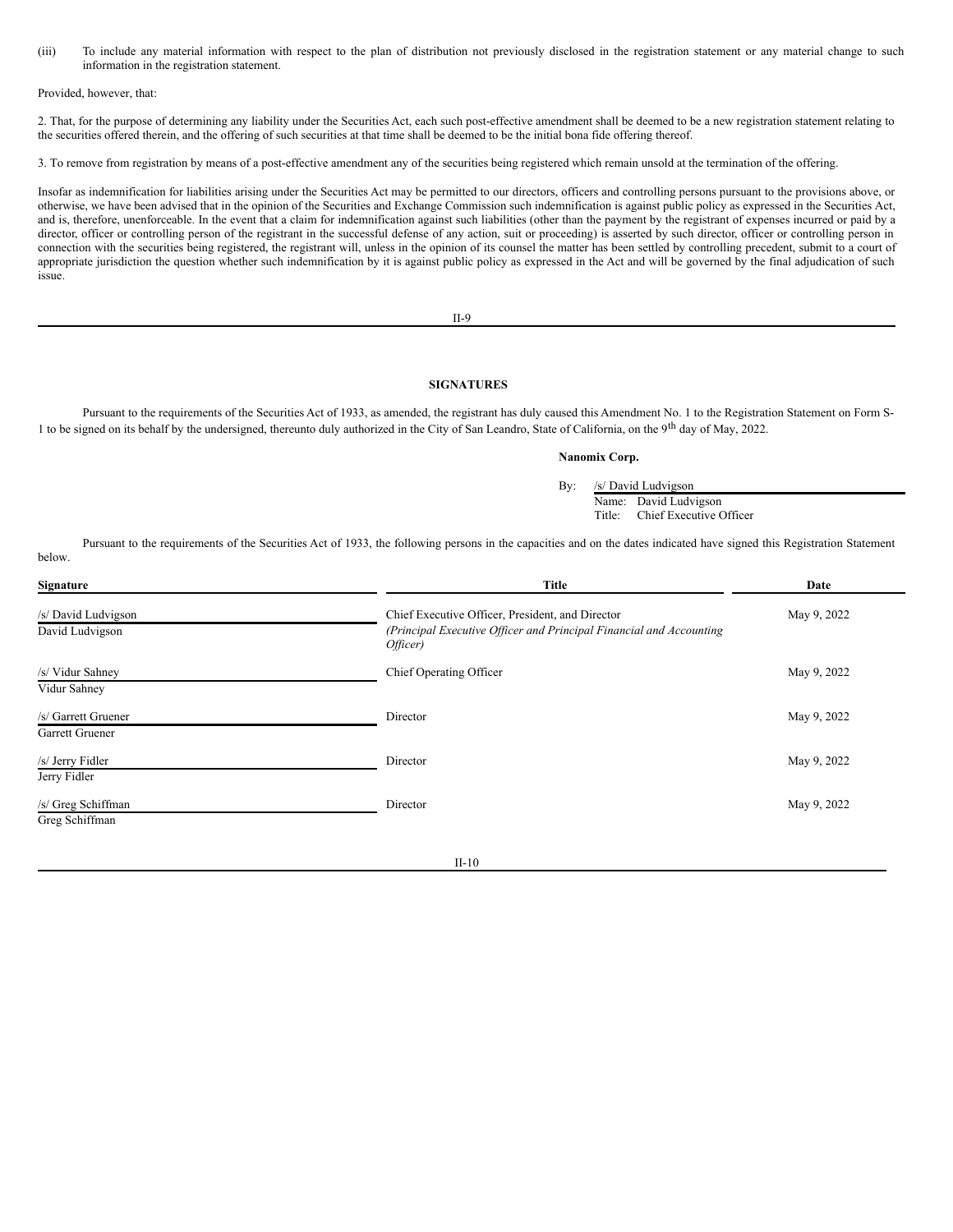(iii) To include any material information with respect to the plan of distribution not previously disclosed in the registration statement or any material change to such information in the registration statement.

Provided, however, that:

2. That, for the purpose of determining any liability under the Securities Act, each such post-effective amendment shall be deemed to be a new registration statement relating to the securities offered therein, and the offering of such securities at that time shall be deemed to be the initial bona fide offering thereof.

3. To remove from registration by means of a post-effective amendment any of the securities being registered which remain unsold at the termination of the offering.

Insofar as indemnification for liabilities arising under the Securities Act may be permitted to our directors, officers and controlling persons pursuant to the provisions above, or otherwise, we have been advised that in the opinion of the Securities and Exchange Commission such indemnification is against public policy as expressed in the Securities Act, and is, therefore, unenforceable. In the event that a claim for indemnification against such liabilities (other than the payment by the registrant of expenses incurred or paid by a director, officer or controlling person of the registrant in the successful defense of any action, suit or proceeding) is asserted by such director, officer or controlling person in connection with the securities being registered, the registrant will, unless in the opinion of its counsel the matter has been settled by controlling precedent, submit to a court of appropriate jurisdiction the question whether such indemnification by it is against public policy as expressed in the Act and will be governed by the final adjudication of such issue.

## SIGNATURES

Pursuant to the requirements of the Securities Act of 1933, as amended, the registrant has duly caused this Amendment No. 1 to the Registration Statement on Form S-1 to be signed on its behalf by the undersigned, thereunto duly authorized in the City of San Leandro, State of California, on the 9th day of May, 2022.

**Nanomix Corp.**

By: /s/ David Ludvigson
Name: David Ludvigson
Title: Chief Executive Officer

Pursuant to the requirements of the Securities Act of 1933, the following persons in the capacities and on the dates indicated have signed this Registration Statement below.

| Signature | Title | Date |
|---|---|---|
| /s/ David Ludvigson<br>David Ludvigson | Chief Executive Officer, President, and Director<br>*(Principal Executive Officer and Principal Financial and Accounting Officer)* | May 9, 2022 |
| /s/ Vidur Sahney<br>Vidur Sahney | Chief Operating Officer | May 9, 2022 |
| /s/ Garrett Gruener<br>Garrett Gruener | Director | May 9, 2022 |
| /s/ Jerry Fidler<br>Jerry Fidler | Director | May 9, 2022 |
| /s/ Greg Schiffman<br>Greg Schiffman | Director | May 9, 2022 |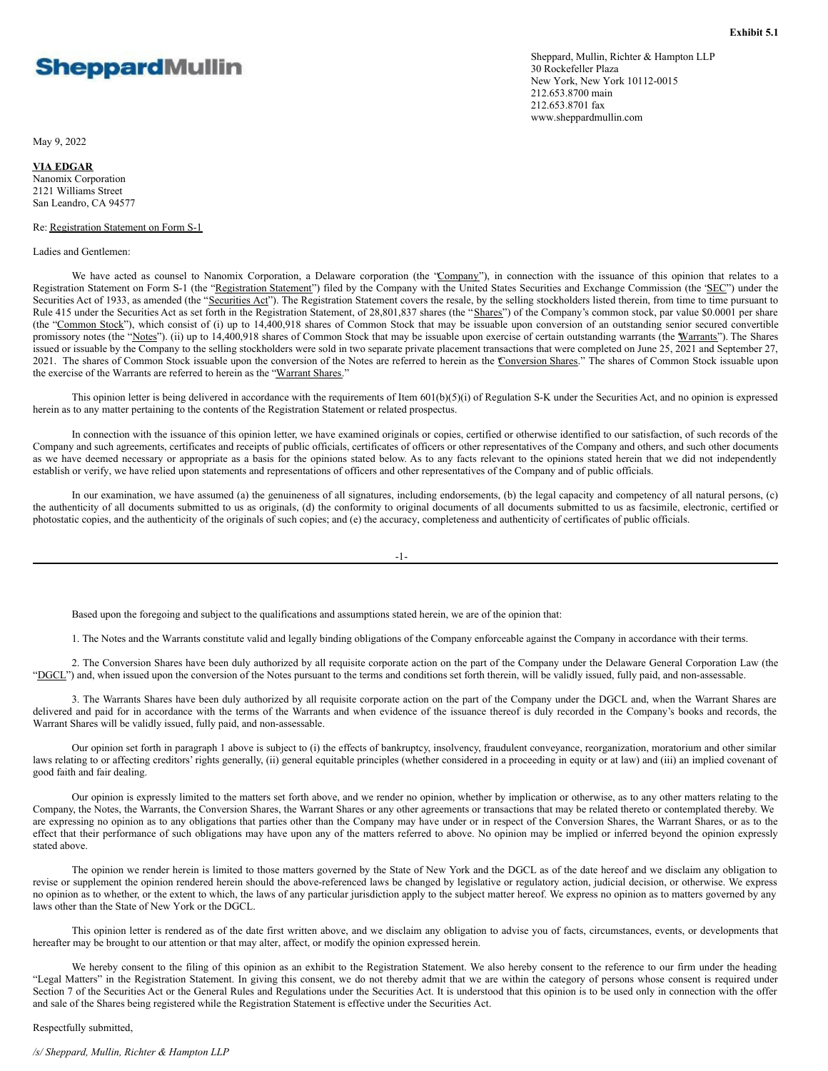**Exhibit 5.1**

**SheppardMullin**

Sheppard, Mullin, Richter & Hampton LLP
30 Rockefeller Plaza
New York, New York 10112-0015
212.653.8700 main
212.653.8701 fax
www.sheppardmullin.com

May 9, 2022

**VIA EDGAR**
Nanomix Corporation
2121 Williams Street
San Leandro, CA 94577

Re: Registration Statement on Form S-1

Ladies and Gentlemen:

We have acted as counsel to Nanomix Corporation, a Delaware corporation (the "Company"), in connection with the issuance of this opinion that relates to a Registration Statement on Form S-1 (the "Registration Statement") filed by the Company with the United States Securities and Exchange Commission (the "SEC") under the Securities Act of 1933, as amended (the "Securities Act"). The Registration Statement covers the resale, by the selling stockholders listed therein, from time to time pursuant to Rule 415 under the Securities Act as set forth in the Registration Statement, of 28,801,837 shares (the "Shares") of the Company's common stock, par value $0.0001 per share (the "Common Stock"), which consist of (i) up to 14,400,918 shares of Common Stock that may be issuable upon conversion of an outstanding senior secured convertible promissory notes (the "Notes"). (ii) up to 14,400,918 shares of Common Stock that may be issuable upon exercise of certain outstanding warrants (the "Warrants"). The Shares issued or issuable by the Company to the selling stockholders were sold in two separate private placement transactions that were completed on June 25, 2021 and September 27, 2021. The shares of Common Stock issuable upon the conversion of the Notes are referred to herein as the "Conversion Shares." The shares of Common Stock issuable upon the exercise of the Warrants are referred to herein as the "Warrant Shares."

This opinion letter is being delivered in accordance with the requirements of Item 601(b)(5)(i) of Regulation S-K under the Securities Act, and no opinion is expressed herein as to any matter pertaining to the contents of the Registration Statement or related prospectus.

In connection with the issuance of this opinion letter, we have examined originals or copies, certified or otherwise identified to our satisfaction, of such records of the Company and such agreements, certificates and receipts of public officials, certificates of officers or other representatives of the Company and others, and such other documents as we have deemed necessary or appropriate as a basis for the opinions stated below. As to any facts relevant to the opinions stated herein that we did not independently establish or verify, we have relied upon statements and representations of officers and other representatives of the Company and of public officials.

In our examination, we have assumed (a) the genuineness of all signatures, including endorsements, (b) the legal capacity and competency of all natural persons, (c) the authenticity of all documents submitted to us as originals, (d) the conformity to original documents of all documents submitted to us as facsimile, electronic, certified or photostatic copies, and the authenticity of the originals of such copies; and (e) the accuracy, completeness and authenticity of certificates of public officials.

Based upon the foregoing and subject to the qualifications and assumptions stated herein, we are of the opinion that:

1. The Notes and the Warrants constitute valid and legally binding obligations of the Company enforceable against the Company in accordance with their terms.

2. The Conversion Shares have been duly authorized by all requisite corporate action on the part of the Company under the Delaware General Corporation Law (the "DGCL") and, when issued upon the conversion of the Notes pursuant to the terms and conditions set forth therein, will be validly issued, fully paid, and non-assessable.

3. The Warrants Shares have been duly authorized by all requisite corporate action on the part of the Company under the DGCL and, when the Warrant Shares are delivered and paid for in accordance with the terms of the Warrants and when evidence of the issuance thereof is duly recorded in the Company's books and records, the Warrant Shares will be validly issued, fully paid, and non-assessable.

Our opinion set forth in paragraph 1 above is subject to (i) the effects of bankruptcy, insolvency, fraudulent conveyance, reorganization, moratorium and other similar laws relating to or affecting creditors' rights generally, (ii) general equitable principles (whether considered in a proceeding in equity or at law) and (iii) an implied covenant of good faith and fair dealing.

Our opinion is expressly limited to the matters set forth above, and we render no opinion, whether by implication or otherwise, as to any other matters relating to the Company, the Notes, the Warrants, the Conversion Shares, the Warrant Shares or any other agreements or transactions that may be related thereto or contemplated thereby. We are expressing no opinion as to any obligations that parties other than the Company may have under or in respect of the Conversion Shares, the Warrant Shares, or as to the effect that their performance of such obligations may have upon any of the matters referred to above. No opinion may be implied or inferred beyond the opinion expressly stated above.

The opinion we render herein is limited to those matters governed by the State of New York and the DGCL as of the date hereof and we disclaim any obligation to revise or supplement the opinion rendered herein should the above-referenced laws be changed by legislative or regulatory action, judicial decision, or otherwise. We express no opinion as to whether, or the extent to which, the laws of any particular jurisdiction apply to the subject matter hereof. We express no opinion as to matters governed by any laws other than the State of New York or the DGCL.

This opinion letter is rendered as of the date first written above, and we disclaim any obligation to advise you of facts, circumstances, events, or developments that hereafter may be brought to our attention or that may alter, affect, or modify the opinion expressed herein.

We hereby consent to the filing of this opinion as an exhibit to the Registration Statement. We also hereby consent to the reference to our firm under the heading "Legal Matters" in the Registration Statement. In giving this consent, we do not thereby admit that we are within the category of persons whose consent is required under Section 7 of the Securities Act or the General Rules and Regulations under the Securities Act. It is understood that this opinion is to be used only in connection with the offer and sale of the Shares being registered while the Registration Statement is effective under the Securities Act.

Respectfully submitted,

*/s/ Sheppard, Mullin, Richter & Hampton LLP*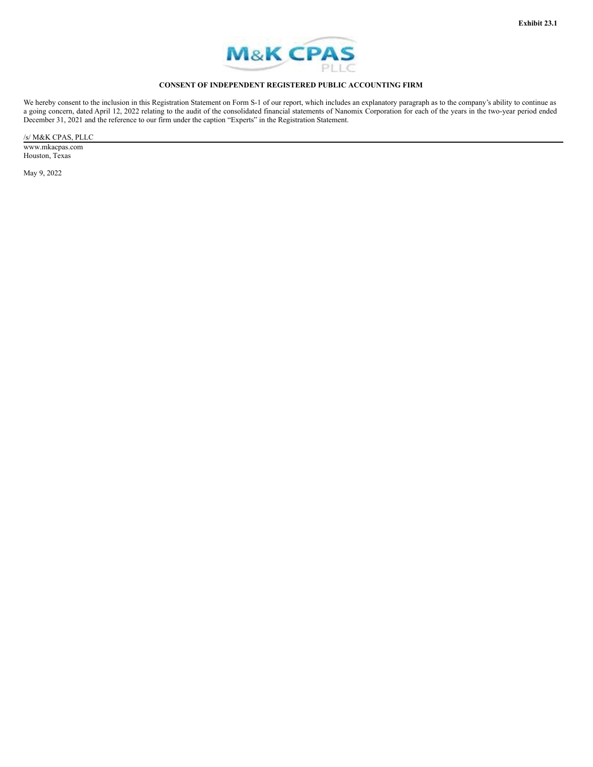**Exhibit 23.1**

M&K CPAS PLLC

**CONSENT OF INDEPENDENT REGISTERED PUBLIC ACCOUNTING FIRM**

We hereby consent to the inclusion in this Registration Statement on Form S-1 of our report, which includes an explanatory paragraph as to the company's ability to continue as a going concern, dated April 12, 2022 relating to the audit of the consolidated financial statements of Nanomix Corporation for each of the years in the two-year period ended December 31, 2021 and the reference to our firm under the caption "Experts" in the Registration Statement.

/s/ M&K CPAS, PLLC

www.mkacpas.com
Houston, Texas

May 9, 2022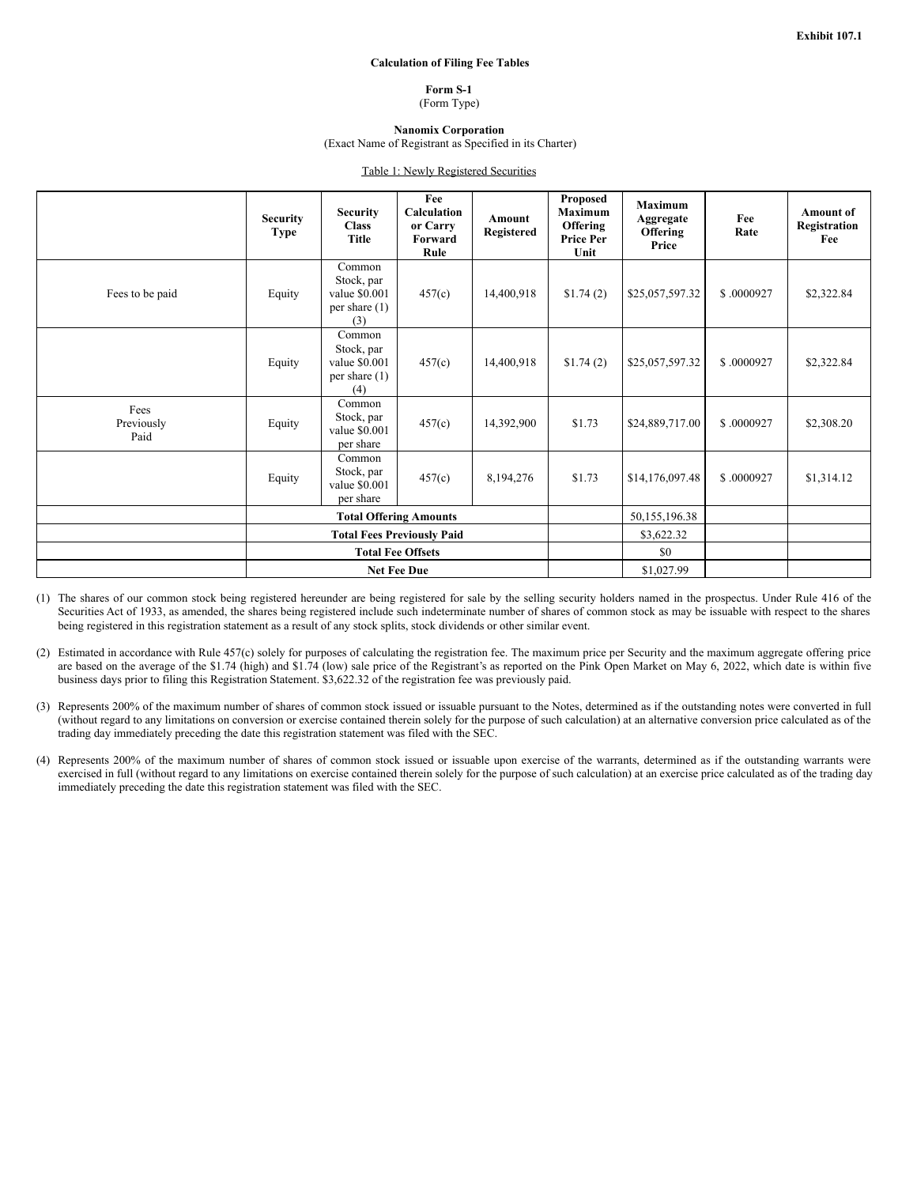**Exhibit 107.1**

**Calculation of Filing Fee Tables**

**Form S-1**
(Form Type)

**Nanomix Corporation**
(Exact Name of Registrant as Specified in its Charter)

Table 1: Newly Registered Securities

| | Security Type | Security Class Title | Fee Calculation or Carry Forward Rule | Amount Registered | Proposed Maximum Offering Price Per Unit | Maximum Aggregate Offering Price | Fee Rate | Amount of Registration Fee |
|---|---|---|---|---|---|---|---|---|
| Fees to be paid | Equity | Common Stock, par value $0.001 per share (1) (3) | 457(c) | 14,400,918 | $1.74 (2) | $25,057,597.32 | $ .0000927 | $2,322.84 |
| | Equity | Common Stock, par value $0.001 per share (1) (4) | 457(c) | 14,400,918 | $1.74 (2) | $25,057,597.32 | $ .0000927 | $2,322.84 |
| Fees Previously Paid | Equity | Common Stock, par value $0.001 per share | 457(c) | 14,392,900 | $1.73 | $24,889,717.00 | $ .0000927 | $2,308.20 |
| | Equity | Common Stock, par value $0.001 per share | 457(c) | 8,194,276 | $1.73 | $14,176,097.48 | $ .0000927 | $1,314.12 |
| | Total Offering Amounts | | | | | 50,155,196.38 | | |
| | Total Fees Previously Paid | | | | | $3,622.32 | | |
| | Total Fee Offsets | | | | | $0 | | |
| | Net Fee Due | | | | | $1,027.99 | | |

(1) The shares of our common stock being registered hereunder are being registered for sale by the selling security holders named in the prospectus. Under Rule 416 of the Securities Act of 1933, as amended, the shares being registered include such indeterminate number of shares of common stock as may be issuable with respect to the shares being registered in this registration statement as a result of any stock splits, stock dividends or other similar event.

(2) Estimated in accordance with Rule 457(c) solely for purposes of calculating the registration fee. The maximum price per Security and the maximum aggregate offering price are based on the average of the $1.74 (high) and $1.74 (low) sale price of the Registrant's as reported on the Pink Open Market on May 6, 2022, which date is within five business days prior to filing this Registration Statement. $3,622.32 of the registration fee was previously paid.

(3) Represents 200% of the maximum number of shares of common stock issued or issuable pursuant to the Notes, determined as if the outstanding notes were converted in full (without regard to any limitations on conversion or exercise contained therein solely for the purpose of such calculation) at an alternative conversion price calculated as of the trading day immediately preceding the date this registration statement was filed with the SEC.

(4) Represents 200% of the maximum number of shares of common stock issued or issuable upon exercise of the warrants, determined as if the outstanding warrants were exercised in full (without regard to any limitations on exercise contained therein solely for the purpose of such calculation) at an exercise price calculated as of the trading day immediately preceding the date this registration statement was filed with the SEC.